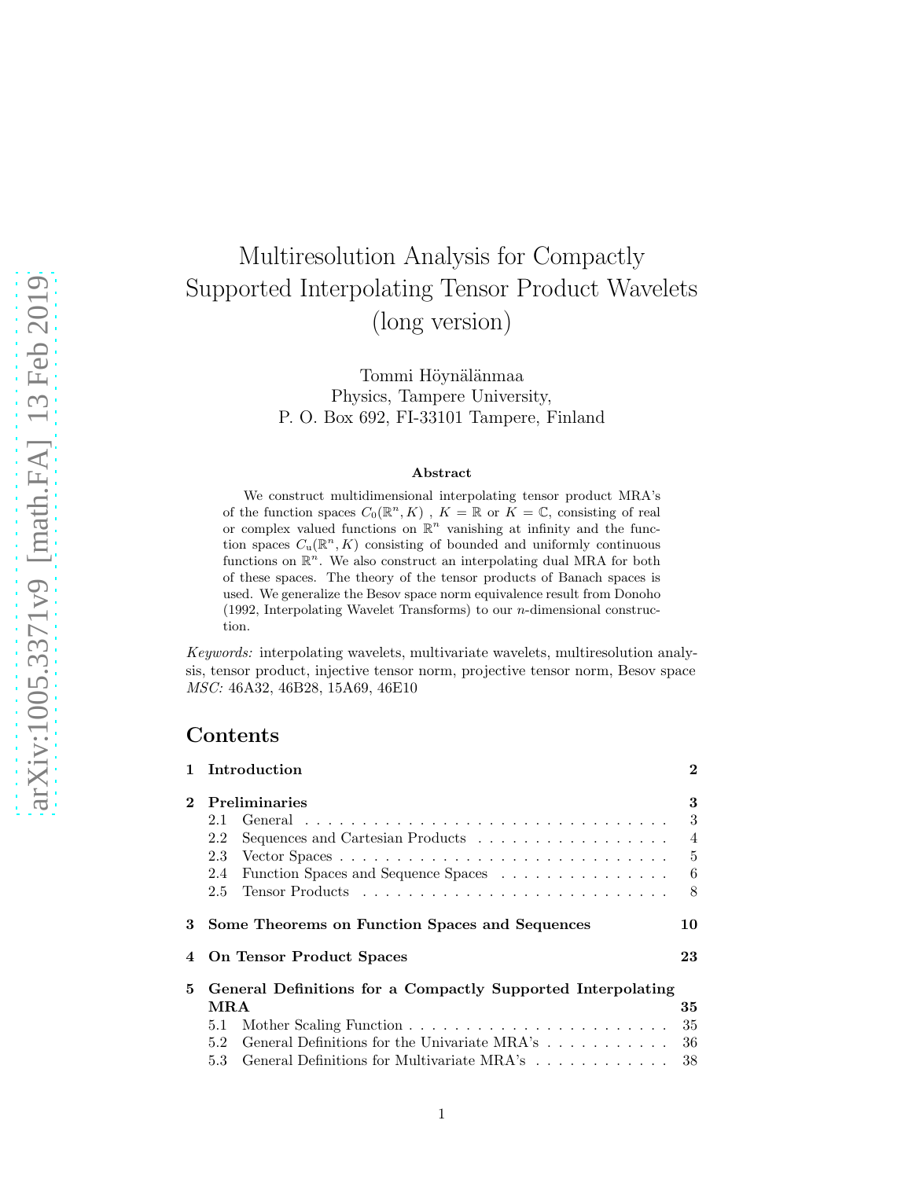# Multiresolution Analysis for Compactly Supported Interpolating Tensor Product Wavelets (long version)

Tommi Höynälänmaa
Physics, Tampere University,
P. O. Box 692, FI-33101 Tampere, Finland

### Abstract

We construct multidimensional interpolating tensor product MRA's of the function spaces $C_0(\mathbb{R}^n, K)$ , $K = \mathbb{R}$ or $K = \mathbb{C}$, consisting of real or complex valued functions on $\mathbb{R}^n$ vanishing at infinity and the function spaces $C_\mathrm{u}(\mathbb{R}^n, K)$ consisting of bounded and uniformly continuous functions on $\mathbb{R}^n$. We also construct an interpolating dual MRA for both of these spaces. The theory of the tensor products of Banach spaces is used. We generalize the Besov space norm equivalence result from Donoho (1992, Interpolating Wavelet Transforms) to our $n$-dimensional construction.

*Keywords:* interpolating wavelets, multivariate wavelets, multiresolution analysis, tensor product, injective tensor norm, projective tensor norm, Besov space
*MSC:* 46A32, 46B28, 15A69, 46E10

## Contents

- **1 Introduction** — **2**
- **2 Preliminaries** — **3**
  - 2.1 General — 3
  - 2.2 Sequences and Cartesian Products — 4
  - 2.3 Vector Spaces — 5
  - 2.4 Function Spaces and Sequence Spaces — 6
  - 2.5 Tensor Products — 8
- **3 Some Theorems on Function Spaces and Sequences** — **10**
- **4 On Tensor Product Spaces** — **23**
- **5 General Definitions for a Compactly Supported Interpolating MRA** — **35**
  - 5.1 Mother Scaling Function — 35
  - 5.2 General Definitions for the Univariate MRA's — 36
  - 5.3 General Definitions for Multivariate MRA's — 38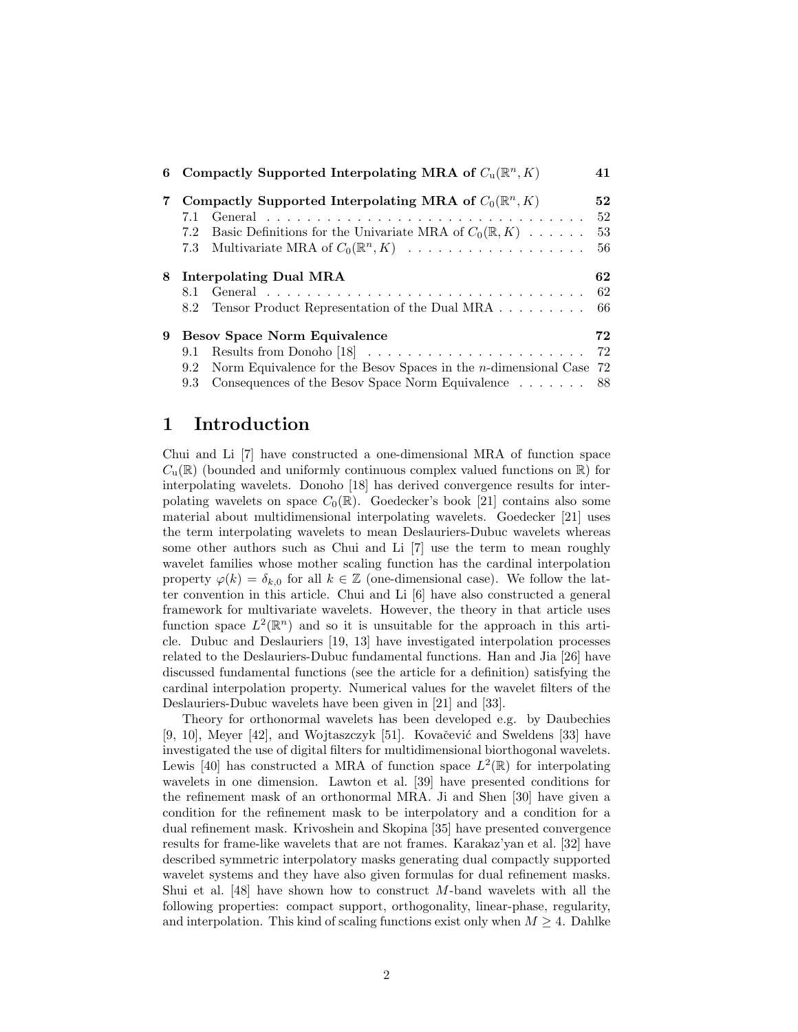| | | |
|---|---|---|
| **6** | **Compactly Supported Interpolating MRA of $C_{\mathrm{u}}(\mathbb{R}^n, K)$** | **41** |
| **7** | **Compactly Supported Interpolating MRA of $C_0(\mathbb{R}^n, K)$** | **52** |
| | 7.1 General | 52 |
| | 7.2 Basic Definitions for the Univariate MRA of $C_0(\mathbb{R}, K)$ | 53 |
| | 7.3 Multivariate MRA of $C_0(\mathbb{R}^n, K)$ | 56 |
| **8** | **Interpolating Dual MRA** | **62** |
| | 8.1 General | 62 |
| | 8.2 Tensor Product Representation of the Dual MRA | 66 |
| **9** | **Besov Space Norm Equivalence** | **72** |
| | 9.1 Results from Donoho [18] | 72 |
| | 9.2 Norm Equivalence for the Besov Spaces in the $n$-dimensional Case | 72 |
| | 9.3 Consequences of the Besov Space Norm Equivalence | 88 |

# 1 Introduction

Chui and Li [7] have constructed a one-dimensional MRA of function space $C_{\mathrm{u}}(\mathbb{R})$ (bounded and uniformly continuous complex valued functions on $\mathbb{R}$) for interpolating wavelets. Donoho [18] has derived convergence results for interpolating wavelets on space $C_0(\mathbb{R})$. Goedecker's book [21] contains also some material about multidimensional interpolating wavelets. Goedecker [21] uses the term interpolating wavelets to mean Deslauriers-Dubuc wavelets whereas some other authors such as Chui and Li [7] use the term to mean roughly wavelet families whose mother scaling function has the cardinal interpolation property $\varphi(k) = \delta_{k,0}$ for all $k \in \mathbb{Z}$ (one-dimensional case). We follow the latter convention in this article. Chui and Li [6] have also constructed a general framework for multivariate wavelets. However, the theory in that article uses function space $L^2(\mathbb{R}^n)$ and so it is unsuitable for the approach in this article. Dubuc and Deslauriers [19, 13] have investigated interpolation processes related to the Deslauriers-Dubuc fundamental functions. Han and Jia [26] have discussed fundamental functions (see the article for a definition) satisfying the cardinal interpolation property. Numerical values for the wavelet filters of the Deslauriers-Dubuc wavelets have been given in [21] and [33].

Theory for orthonormal wavelets has been developed e.g. by Daubechies [9, 10], Meyer [42], and Wojtaszczyk [51]. Kovačević and Sweldens [33] have investigated the use of digital filters for multidimensional biorthogonal wavelets. Lewis [40] has constructed a MRA of function space $L^2(\mathbb{R})$ for interpolating wavelets in one dimension. Lawton et al. [39] have presented conditions for the refinement mask of an orthonormal MRA. Ji and Shen [30] have given a condition for the refinement mask to be interpolatory and a condition for a dual refinement mask. Krivoshein and Skopina [35] have presented convergence results for frame-like wavelets that are not frames. Karakaz'yan et al. [32] have described symmetric interpolatory masks generating dual compactly supported wavelet systems and they have also given formulas for dual refinement masks. Shui et al. [48] have shown how to construct $M$-band wavelets with all the following properties: compact support, orthogonality, linear-phase, regularity, and interpolation. This kind of scaling functions exist only when $M \geq 4$. Dahlke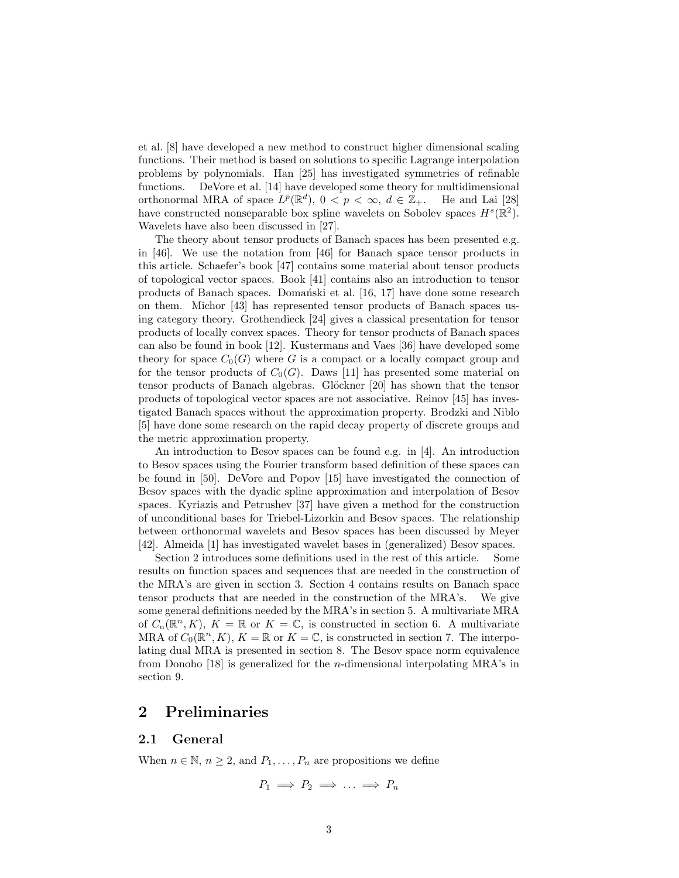et al. [8] have developed a new method to construct higher dimensional scaling functions. Their method is based on solutions to specific Lagrange interpolation problems by polynomials. Han [25] has investigated symmetries of refinable functions. DeVore et al. [14] have developed some theory for multidimensional orthonormal MRA of space $L^p(\mathbb{R}^d)$, $0 < p < \infty$, $d \in \mathbb{Z}_+$. He and Lai [28] have constructed nonseparable box spline wavelets on Sobolev spaces $H^s(\mathbb{R}^2)$. Wavelets have also been discussed in [27].

The theory about tensor products of Banach spaces has been presented e.g. in [46]. We use the notation from [46] for Banach space tensor products in this article. Schaefer's book [47] contains some material about tensor products of topological vector spaces. Book [41] contains also an introduction to tensor products of Banach spaces. Domański et al. [16, 17] have done some research on them. Michor [43] has represented tensor products of Banach spaces using category theory. Grothendieck [24] gives a classical presentation for tensor products of locally convex spaces. Theory for tensor products of Banach spaces can also be found in book [12]. Kustermans and Vaes [36] have developed some theory for space $C_0(G)$ where $G$ is a compact or a locally compact group and for the tensor products of $C_0(G)$. Daws [11] has presented some material on tensor products of Banach algebras. Glöckner [20] has shown that the tensor products of topological vector spaces are not associative. Reinov [45] has investigated Banach spaces without the approximation property. Brodzki and Niblo [5] have done some research on the rapid decay property of discrete groups and the metric approximation property.

An introduction to Besov spaces can be found e.g. in [4]. An introduction to Besov spaces using the Fourier transform based definition of these spaces can be found in [50]. DeVore and Popov [15] have investigated the connection of Besov spaces with the dyadic spline approximation and interpolation of Besov spaces. Kyriazis and Petrushev [37] have given a method for the construction of unconditional bases for Triebel-Lizorkin and Besov spaces. The relationship between orthonormal wavelets and Besov spaces has been discussed by Meyer [42]. Almeida [1] has investigated wavelet bases in (generalized) Besov spaces.

Section 2 introduces some definitions used in the rest of this article. Some results on function spaces and sequences that are needed in the construction of the MRA's are given in section 3. Section 4 contains results on Banach space tensor products that are needed in the construction of the MRA's. We give some general definitions needed by the MRA's in section 5. A multivariate MRA of $C_{\mathrm{u}}(\mathbb{R}^n, K)$, $K = \mathbb{R}$ or $K = \mathbb{C}$, is constructed in section 6. A multivariate MRA of $C_0(\mathbb{R}^n, K)$, $K = \mathbb{R}$ or $K = \mathbb{C}$, is constructed in section 7. The interpolating dual MRA is presented in section 8. The Besov space norm equivalence from Donoho [18] is generalized for the $n$-dimensional interpolating MRA's in section 9.

# 2 Preliminaries

## 2.1 General

When $n \in \mathbb{N}$, $n \geq 2$, and $P_1, \ldots, P_n$ are propositions we define

$$P_1 \implies P_2 \implies \ldots \implies P_n$$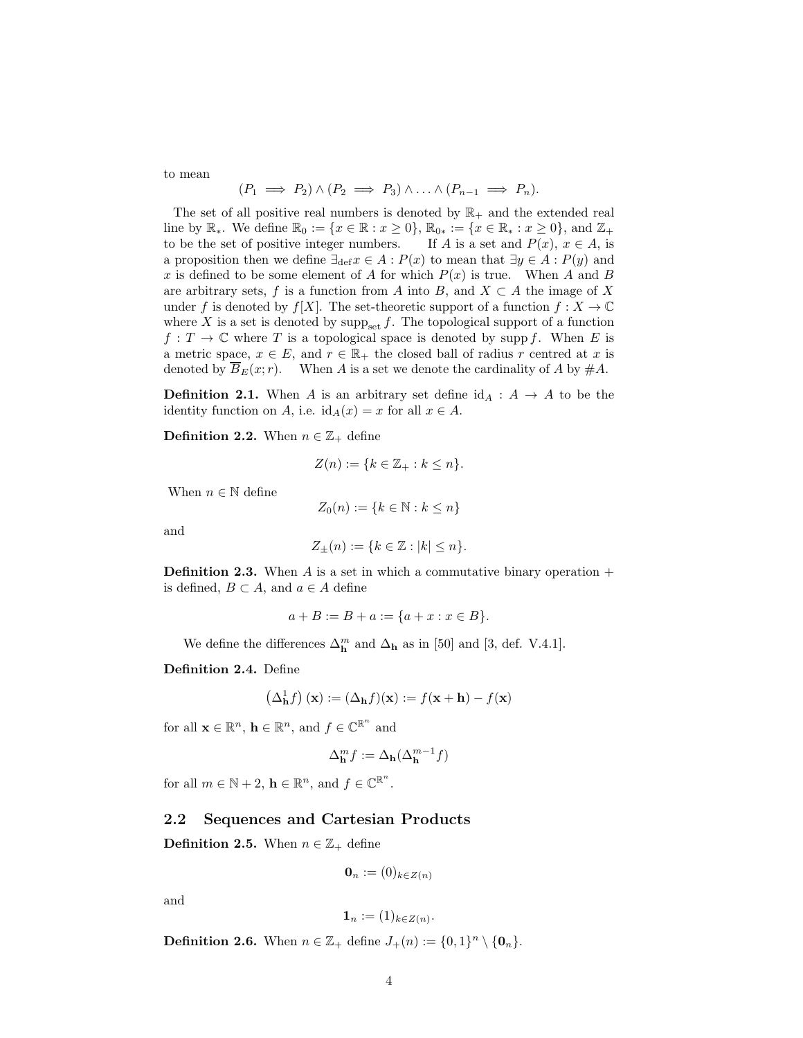to mean

$$(P_1 \implies P_2) \wedge (P_2 \implies P_3) \wedge \ldots \wedge (P_{n-1} \implies P_n).$$

The set of all positive real numbers is denoted by $\mathbb{R}_+$ and the extended real line by $\mathbb{R}_*$. We define $\mathbb{R}_0 := \{x \in \mathbb{R} : x \geq 0\}$, $\mathbb{R}_{0*} := \{x \in \mathbb{R}_* : x \geq 0\}$, and $\mathbb{Z}_+$ to be the set of positive integer numbers. If $A$ is a set and $P(x)$, $x \in A$, is a proposition then we define $\exists_{\text{def}} x \in A : P(x)$ to mean that $\exists y \in A : P(y)$ and $x$ is defined to be some element of $A$ for which $P(x)$ is true. When $A$ and $B$ are arbitrary sets, $f$ is a function from $A$ into $B$, and $X \subset A$ the image of $X$ under $f$ is denoted by $f[X]$. The set-theoretic support of a function $f : X \to \mathbb{C}$ where $X$ is a set is denoted by $\operatorname{supp}_{\text{set}} f$. The topological support of a function $f : T \to \mathbb{C}$ where $T$ is a topological space is denoted by $\operatorname{supp} f$. When $E$ is a metric space, $x \in E$, and $r \in \mathbb{R}_+$ the closed ball of radius $r$ centred at $x$ is denoted by $\overline{B}_E(x; r)$. When $A$ is a set we denote the cardinality of $A$ by $\#A$.

**Definition 2.1.** When $A$ is an arbitrary set define $\mathrm{id}_A : A \to A$ to be the identity function on $A$, i.e. $\mathrm{id}_A(x) = x$ for all $x \in A$.

**Definition 2.2.** When $n \in \mathbb{Z}_+$ define

$$Z(n) := \{k \in \mathbb{Z}_+ : k \leq n\}.$$

When $n \in \mathbb{N}$ define

$$Z_0(n) := \{k \in \mathbb{N} : k \leq n\}$$

and

$$Z_\pm(n) := \{k \in \mathbb{Z} : |k| \leq n\}.$$

**Definition 2.3.** When $A$ is a set in which a commutative binary operation $+$ is defined, $B \subset A$, and $a \in A$ define

$$a + B := B + a := \{a + x : x \in B\}.$$

We define the differences $\Delta_{\mathbf{h}}^m$ and $\Delta_{\mathbf{h}}$ as in [50] and [3, def. V.4.1].

**Definition 2.4.** Define

$$\left(\Delta_{\mathbf{h}}^1 f\right)(\mathbf{x}) := (\Delta_{\mathbf{h}} f)(\mathbf{x}) := f(\mathbf{x} + \mathbf{h}) - f(\mathbf{x})$$

for all $\mathbf{x} \in \mathbb{R}^n$, $\mathbf{h} \in \mathbb{R}^n$, and $f \in \mathbb{C}^{\mathbb{R}^n}$ and

$$\Delta_{\mathbf{h}}^m f := \Delta_{\mathbf{h}}(\Delta_{\mathbf{h}}^{m-1} f)$$

for all $m \in \mathbb{N} + 2$, $\mathbf{h} \in \mathbb{R}^n$, and $f \in \mathbb{C}^{\mathbb{R}^n}$.

## 2.2 Sequences and Cartesian Products

**Definition 2.5.** When $n \in \mathbb{Z}_+$ define

$$\mathbf{0}_n := (0)_{k \in Z(n)}$$

and

$$\mathbf{1}_n := (1)_{k \in Z(n)}.$$

**Definition 2.6.** When $n \in \mathbb{Z}_+$ define $J_+(n) := \{0, 1\}^n \setminus \{\mathbf{0}_n\}$.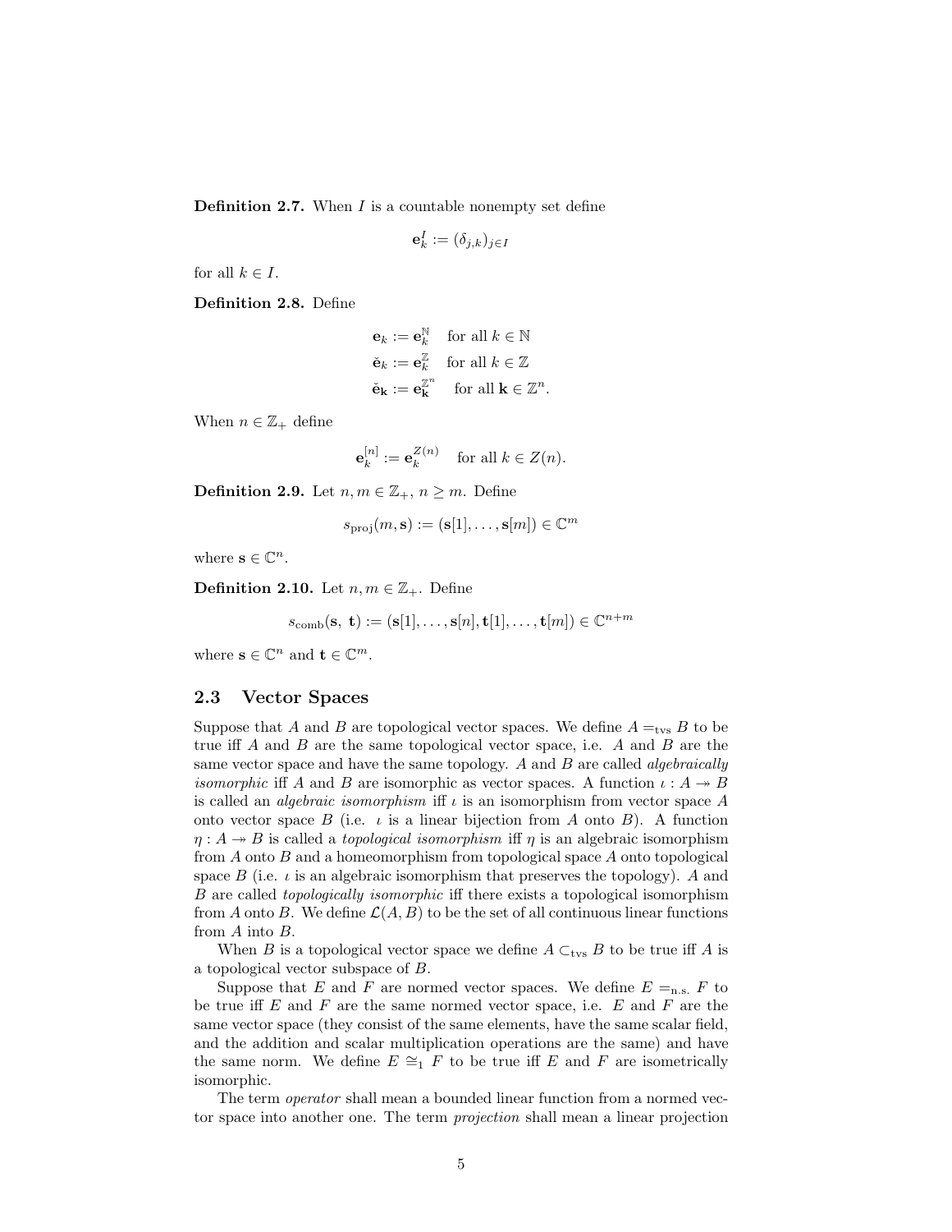**Definition 2.7.** When $I$ is a countable nonempty set define

$$\mathbf{e}_k^I := (\delta_{j,k})_{j \in I}$$

for all $k \in I$.

**Definition 2.8.** Define

$$\mathbf{e}_k := \mathbf{e}_k^{\mathbb{N}} \quad \text{for all } k \in \mathbb{N}$$
$$\check{\mathbf{e}}_k := \mathbf{e}_k^{\mathbb{Z}} \quad \text{for all } k \in \mathbb{Z}$$
$$\check{\mathbf{e}}_{\mathbf{k}} := \mathbf{e}_{\mathbf{k}}^{\mathbb{Z}^n} \quad \text{for all } \mathbf{k} \in \mathbb{Z}^n.$$

When $n \in \mathbb{Z}_+$ define

$$\mathbf{e}_k^{[n]} := \mathbf{e}_k^{Z(n)} \quad \text{for all } k \in Z(n).$$

**Definition 2.9.** Let $n, m \in \mathbb{Z}_+$, $n \geq m$. Define

$$s_{\mathrm{proj}}(m, \mathbf{s}) := (\mathbf{s}[1], \ldots, \mathbf{s}[m]) \in \mathbb{C}^m$$

where $\mathbf{s} \in \mathbb{C}^n$.

**Definition 2.10.** Let $n, m \in \mathbb{Z}_+$. Define

$$s_{\mathrm{comb}}(\mathbf{s},\ \mathbf{t}) := (\mathbf{s}[1], \ldots, \mathbf{s}[n], \mathbf{t}[1], \ldots, \mathbf{t}[m]) \in \mathbb{C}^{n+m}$$

where $\mathbf{s} \in \mathbb{C}^n$ and $\mathbf{t} \in \mathbb{C}^m$.

## 2.3 Vector Spaces

Suppose that $A$ and $B$ are topological vector spaces. We define $A =_{\mathrm{tvs}} B$ to be true iff $A$ and $B$ are the same topological vector space, i.e. $A$ and $B$ are the same vector space and have the same topology. $A$ and $B$ are called *algebraically isomorphic* iff $A$ and $B$ are isomorphic as vector spaces. A function $\iota : A \twoheadrightarrow B$ is called an *algebraic isomorphism* iff $\iota$ is an isomorphism from vector space $A$ onto vector space $B$ (i.e. $\iota$ is a linear bijection from $A$ onto $B$). A function $\eta : A \twoheadrightarrow B$ is called a *topological isomorphism* iff $\eta$ is an algebraic isomorphism from $A$ onto $B$ and a homeomorphism from topological space $A$ onto topological space $B$ (i.e. $\iota$ is an algebraic isomorphism that preserves the topology). $A$ and $B$ are called *topologically isomorphic* iff there exists a topological isomorphism from $A$ onto $B$. We define $\mathcal{L}(A, B)$ to be the set of all continuous linear functions from $A$ into $B$.

When $B$ is a topological vector space we define $A \subset_{\mathrm{tvs}} B$ to be true iff $A$ is a topological vector subspace of $B$.

Suppose that $E$ and $F$ are normed vector spaces. We define $E =_{\mathrm{n.s.}} F$ to be true iff $E$ and $F$ are the same normed vector space, i.e. $E$ and $F$ are the same vector space (they consist of the same elements, have the same scalar field, and the addition and scalar multiplication operations are the same) and have the same norm. We define $E \cong_1 F$ to be true iff $E$ and $F$ are isometrically isomorphic.

The term *operator* shall mean a bounded linear function from a normed vector space into another one. The term *projection* shall mean a linear projection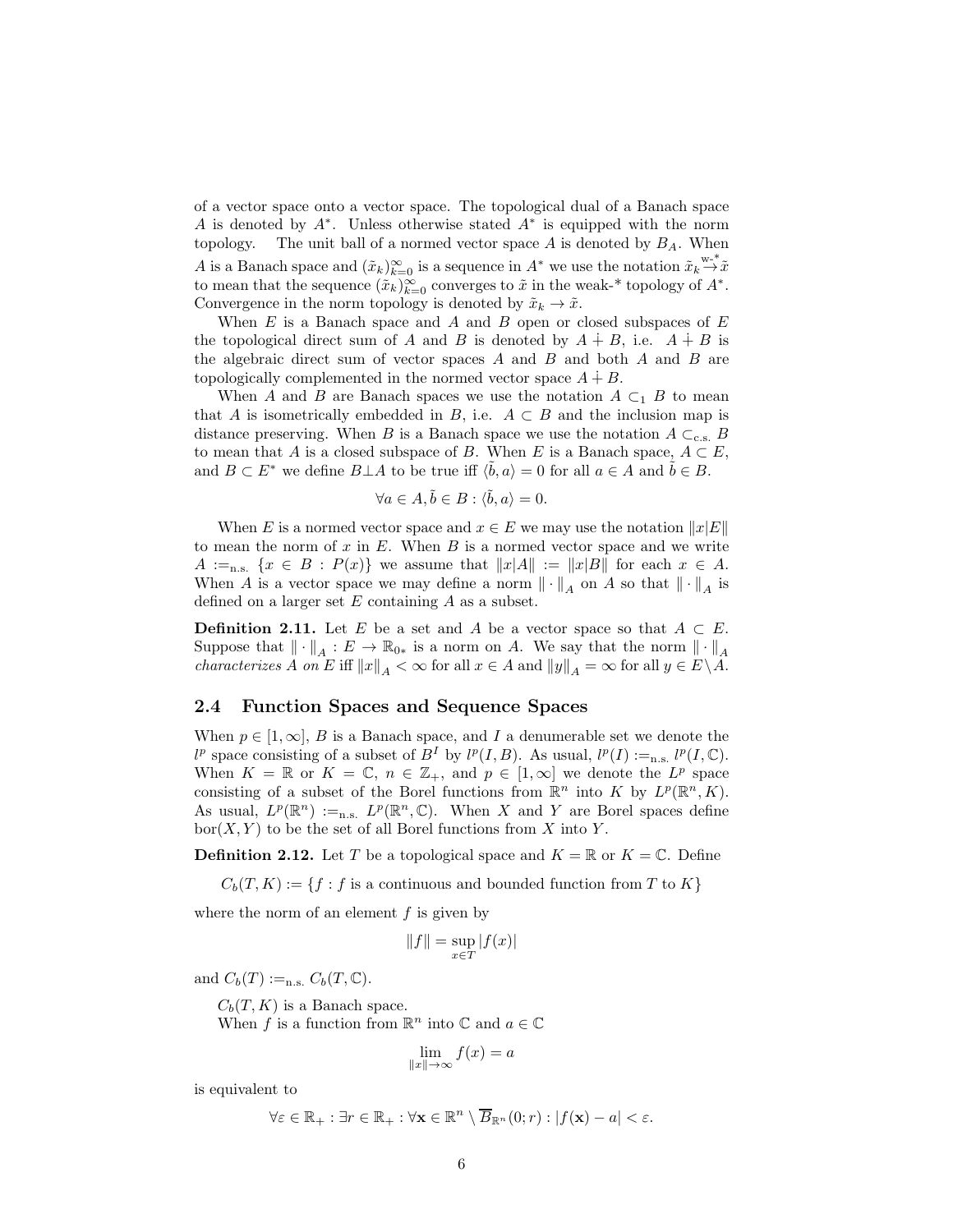of a vector space onto a vector space. The topological dual of a Banach space $A$ is denoted by $A^*$. Unless otherwise stated $A^*$ is equipped with the norm topology. The unit ball of a normed vector space $A$ is denoted by $B_A$. When $A$ is a Banach space and $(\tilde{x}_k)_{k=0}^{\infty}$ is a sequence in $A^*$ we use the notation $\tilde{x}_k \overset{\text{w-*}}{\to} \tilde{x}$ to mean that the sequence $(\tilde{x}_k)_{k=0}^{\infty}$ converges to $\tilde{x}$ in the weak-* topology of $A^*$. Convergence in the norm topology is denoted by $\tilde{x}_k \to \tilde{x}$.

When $E$ is a Banach space and $A$ and $B$ open or closed subspaces of $E$ the topological direct sum of $A$ and $B$ is denoted by $A \dotplus B$, i.e. $A \dotplus B$ is the algebraic direct sum of vector spaces $A$ and $B$ and both $A$ and $B$ are topologically complemented in the normed vector space $A \dotplus B$.

When $A$ and $B$ are Banach spaces we use the notation $A \subset_1 B$ to mean that $A$ is isometrically embedded in $B$, i.e. $A \subset B$ and the inclusion map is distance preserving. When $B$ is a Banach space we use the notation $A \subset_{\text{c.s.}} B$ to mean that $A$ is a closed subspace of $B$. When $E$ is a Banach space, $A \subset E$, and $B \subset E^*$ we define $B \perp A$ to be true iff $\langle \tilde{b}, a \rangle = 0$ for all $a \in A$ and $\tilde{b} \in B$.

$$\forall a \in A, \tilde{b} \in B : \langle \tilde{b}, a \rangle = 0.$$

When $E$ is a normed vector space and $x \in E$ we may use the notation $\|x|E\|$ to mean the norm of $x$ in $E$. When $B$ is a normed vector space and we write $A :=_{\text{n.s.}} \{x \in B : P(x)\}$ we assume that $\|x|A\| := \|x|B\|$ for each $x \in A$. When $A$ is a vector space we may define a norm $\|\cdot\|_A$ on $A$ so that $\|\cdot\|_A$ is defined on a larger set $E$ containing $A$ as a subset.

**Definition 2.11.** Let $E$ be a set and $A$ be a vector space so that $A \subset E$. Suppose that $\|\cdot\|_A : E \to \mathbb{R}_{0*}$ is a norm on $A$. We say that the norm $\|\cdot\|_A$ *characterizes $A$ on $E$* iff $\|x\|_A < \infty$ for all $x \in A$ and $\|y\|_A = \infty$ for all $y \in E \setminus A$.

## 2.4 Function Spaces and Sequence Spaces

When $p \in [1, \infty]$, $B$ is a Banach space, and $I$ a denumerable set we denote the $l^p$ space consisting of a subset of $B^I$ by $l^p(I, B)$. As usual, $l^p(I) :=_{\text{n.s.}} l^p(I, \mathbb{C})$. When $K = \mathbb{R}$ or $K = \mathbb{C}$, $n \in \mathbb{Z}_+$, and $p \in [1, \infty]$ we denote the $L^p$ space consisting of a subset of the Borel functions from $\mathbb{R}^n$ into $K$ by $L^p(\mathbb{R}^n, K)$. As usual, $L^p(\mathbb{R}^n) :=_{\text{n.s.}} L^p(\mathbb{R}^n, \mathbb{C})$. When $X$ and $Y$ are Borel spaces define $\text{bor}(X, Y)$ to be the set of all Borel functions from $X$ into $Y$.

**Definition 2.12.** Let $T$ be a topological space and $K = \mathbb{R}$ or $K = \mathbb{C}$. Define

$$C_b(T, K) := \{f : f \text{ is a continuous and bounded function from } T \text{ to } K\}$$

where the norm of an element $f$ is given by

$$\|f\| = \sup_{x \in T} |f(x)|$$

and $C_b(T) :=_{\text{n.s.}} C_b(T, \mathbb{C})$.

$C_b(T, K)$ is a Banach space.

When $f$ is a function from $\mathbb{R}^n$ into $\mathbb{C}$ and $a \in \mathbb{C}$

$$\lim_{\|x\| \to \infty} f(x) = a$$

is equivalent to

$$\forall \varepsilon \in \mathbb{R}_+ : \exists r \in \mathbb{R}_+ : \forall \mathbf{x} \in \mathbb{R}^n \setminus \overline{B}_{\mathbb{R}^n}(0; r) : |f(\mathbf{x}) - a| < \varepsilon.$$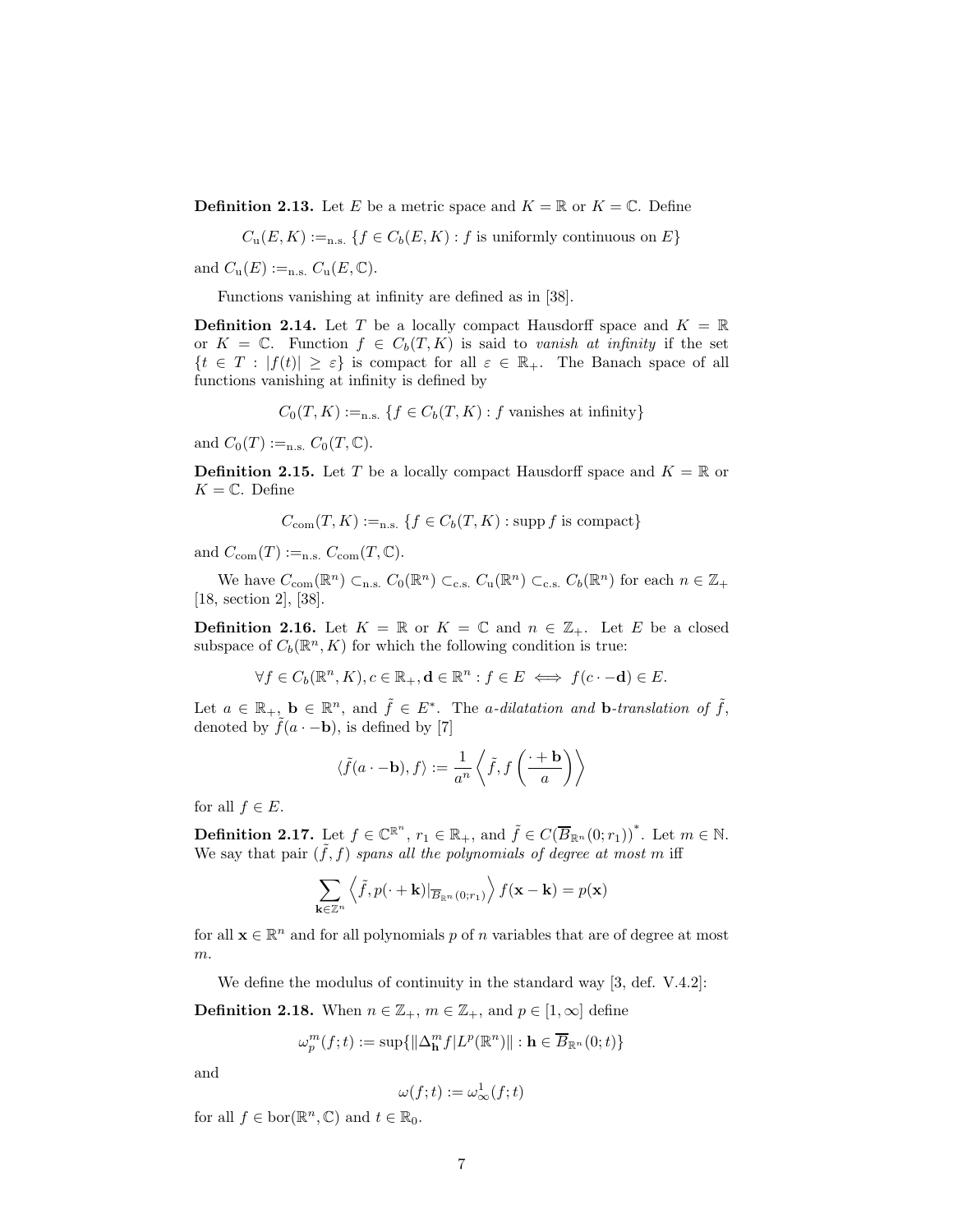**Definition 2.13.** Let $E$ be a metric space and $K = \mathbb{R}$ or $K = \mathbb{C}$. Define

$$C_{\mathrm{u}}(E, K) :=_{\text{n.s.}} \{f \in C_b(E, K) : f \text{ is uniformly continuous on } E\}$$

and $C_{\mathrm{u}}(E) :=_{\text{n.s.}} C_{\mathrm{u}}(E, \mathbb{C})$.

Functions vanishing at infinity are defined as in [38].

**Definition 2.14.** Let $T$ be a locally compact Hausdorff space and $K = \mathbb{R}$ or $K = \mathbb{C}$. Function $f \in C_b(T, K)$ is said to *vanish at infinity* if the set $\{t \in T : |f(t)| \geq \varepsilon\}$ is compact for all $\varepsilon \in \mathbb{R}_+$. The Banach space of all functions vanishing at infinity is defined by

$$C_0(T, K) :=_{\text{n.s.}} \{f \in C_b(T, K) : f \text{ vanishes at infinity}\}$$

and $C_0(T) :=_{\text{n.s.}} C_0(T, \mathbb{C})$.

**Definition 2.15.** Let $T$ be a locally compact Hausdorff space and $K = \mathbb{R}$ or $K = \mathbb{C}$. Define

$$C_{\mathrm{com}}(T, K) :=_{\text{n.s.}} \{f \in C_b(T, K) : \operatorname{supp} f \text{ is compact}\}$$

and $C_{\mathrm{com}}(T) :=_{\text{n.s.}} C_{\mathrm{com}}(T, \mathbb{C})$.

We have $C_{\mathrm{com}}(\mathbb{R}^n) \subset_{\text{n.s.}} C_0(\mathbb{R}^n) \subset_{\text{c.s.}} C_{\mathrm{u}}(\mathbb{R}^n) \subset_{\text{c.s.}} C_b(\mathbb{R}^n)$ for each $n \in \mathbb{Z}_+$ [18, section 2], [38].

**Definition 2.16.** Let $K = \mathbb{R}$ or $K = \mathbb{C}$ and $n \in \mathbb{Z}_+$. Let $E$ be a closed subspace of $C_b(\mathbb{R}^n, K)$ for which the following condition is true:

$$\forall f \in C_b(\mathbb{R}^n, K), c \in \mathbb{R}_+, \mathbf{d} \in \mathbb{R}^n : f \in E \iff f(c \cdot -\mathbf{d}) \in E.$$

Let $a \in \mathbb{R}_+$, $\mathbf{b} \in \mathbb{R}^n$, and $\tilde{f} \in E^*$. The *$a$-dilatation and $\mathbf{b}$-translation of $\tilde{f}$*, denoted by $\tilde{f}(a \cdot -\mathbf{b})$, is defined by [7]

$$\langle \tilde{f}(a \cdot -\mathbf{b}), f \rangle := \frac{1}{a^n} \left\langle \tilde{f}, f\left(\frac{\cdot + \mathbf{b}}{a}\right) \right\rangle$$

for all $f \in E$.

**Definition 2.17.** Let $f \in \mathbb{C}^{\mathbb{R}^n}$, $r_1 \in \mathbb{R}_+$, and $\tilde{f} \in C(\overline{B}_{\mathbb{R}^n}(0; r_1))^*$. Let $m \in \mathbb{N}$. We say that pair $(\tilde{f}, f)$ *spans all the polynomials of degree at most $m$* iff

$$\sum_{\mathbf{k} \in \mathbb{Z}^n} \left\langle \tilde{f}, p(\cdot + \mathbf{k})|_{\overline{B}_{\mathbb{R}^n}(0; r_1)} \right\rangle f(\mathbf{x} - \mathbf{k}) = p(\mathbf{x})$$

for all $\mathbf{x} \in \mathbb{R}^n$ and for all polynomials $p$ of $n$ variables that are of degree at most $m$.

We define the modulus of continuity in the standard way [3, def. V.4.2]:

**Definition 2.18.** When $n \in \mathbb{Z}_+$, $m \in \mathbb{Z}_+$, and $p \in [1, \infty]$ define

$$\omega_p^m(f; t) := \sup\{\|\Delta_{\mathbf{h}}^m f | L^p(\mathbb{R}^n)\| : \mathbf{h} \in \overline{B}_{\mathbb{R}^n}(0; t)\}$$

and

$$\omega(f; t) := \omega_\infty^1(f; t)$$

for all $f \in \operatorname{bor}(\mathbb{R}^n, \mathbb{C})$ and $t \in \mathbb{R}_0$.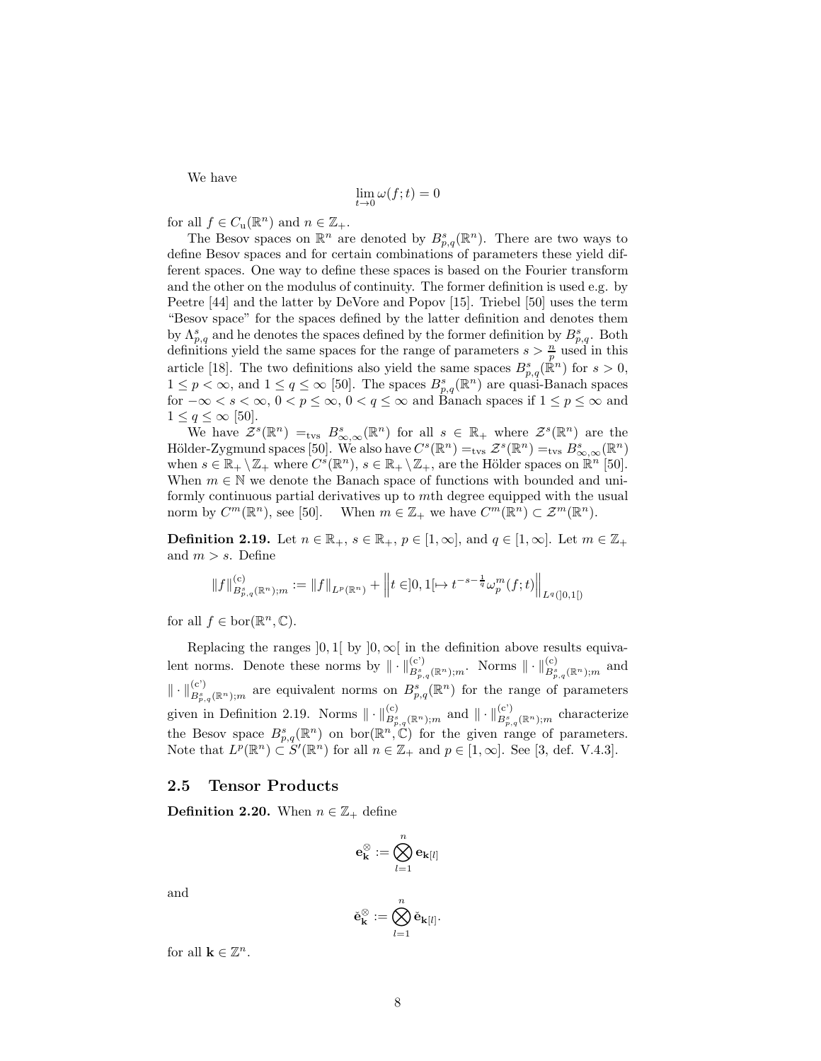We have

$$\lim_{t \to 0} \omega(f;t) = 0$$

for all $f \in C_{\mathrm{u}}(\mathbb{R}^n)$ and $n \in \mathbb{Z}_+$.

The Besov spaces on $\mathbb{R}^n$ are denoted by $B^s_{p,q}(\mathbb{R}^n)$. There are two ways to define Besov spaces and for certain combinations of parameters these yield different spaces. One way to define these spaces is based on the Fourier transform and the other on the modulus of continuity. The former definition is used e.g. by Peetre [44] and the latter by DeVore and Popov [15]. Triebel [50] uses the term "Besov space" for the spaces defined by the latter definition and denotes them by $\Lambda^s_{p,q}$ and he denotes the spaces defined by the former definition by $B^s_{p,q}$. Both definitions yield the same spaces for the range of parameters $s > \frac{n}{p}$ used in this article [18]. The two definitions also yield the same spaces $B^s_{p,q}(\mathbb{R}^n)$ for $s > 0$, $1 \leq p < \infty$, and $1 \leq q \leq \infty$ [50]. The spaces $B^s_{p,q}(\mathbb{R}^n)$ are quasi-Banach spaces for $-\infty < s < \infty$, $0 < p \leq \infty$, $0 < q \leq \infty$ and Banach spaces if $1 \leq p \leq \infty$ and $1 \leq q \leq \infty$ [50].

We have $\mathcal{Z}^s(\mathbb{R}^n) =_{\mathrm{tvs}} B^s_{\infty,\infty}(\mathbb{R}^n)$ for all $s \in \mathbb{R}_+$ where $\mathcal{Z}^s(\mathbb{R}^n)$ are the Hölder-Zygmund spaces [50]. We also have $C^s(\mathbb{R}^n) =_{\mathrm{tvs}} \mathcal{Z}^s(\mathbb{R}^n) =_{\mathrm{tvs}} B^s_{\infty,\infty}(\mathbb{R}^n)$ when $s \in \mathbb{R}_+ \setminus \mathbb{Z}_+$ where $C^s(\mathbb{R}^n)$, $s \in \mathbb{R}_+ \setminus \mathbb{Z}_+$, are the Hölder spaces on $\mathbb{R}^n$ [50]. When $m \in \mathbb{N}$ we denote the Banach space of functions with bounded and uniformly continuous partial derivatives up to $m$th degree equipped with the usual norm by $C^m(\mathbb{R}^n)$, see [50]. When $m \in \mathbb{Z}_+$ we have $C^m(\mathbb{R}^n) \subset \mathcal{Z}^m(\mathbb{R}^n)$.

**Definition 2.19.** Let $n \in \mathbb{R}_+$, $s \in \mathbb{R}_+$, $p \in [1,\infty]$, and $q \in [1,\infty]$. Let $m \in \mathbb{Z}_+$ and $m > s$. Define

$$\|f\|^{(\mathrm{c})}_{B^s_{p,q}(\mathbb{R}^n);m} := \|f\|_{L^p(\mathbb{R}^n)} + \left\| t \in ]0,1[ \mapsto t^{-s-\frac{1}{q}} \omega^m_p(f;t) \right\|_{L^q(]0,1[)}$$

for all $f \in \mathrm{bor}(\mathbb{R}^n, \mathbb{C})$.

Replacing the ranges $]0,1[$ by $]0,\infty[$ in the definition above results equivalent norms. Denote these norms by $\| \cdot \|^{(\mathrm{c'})}_{B^s_{p,q}(\mathbb{R}^n);m}$. Norms $\| \cdot \|^{(\mathrm{c})}_{B^s_{p,q}(\mathbb{R}^n);m}$ and $\| \cdot \|^{(\mathrm{c'})}_{B^s_{p,q}(\mathbb{R}^n);m}$ are equivalent norms on $B^s_{p,q}(\mathbb{R}^n)$ for the range of parameters given in Definition 2.19. Norms $\| \cdot \|^{(\mathrm{c})}_{B^s_{p,q}(\mathbb{R}^n);m}$ and $\| \cdot \|^{(\mathrm{c'})}_{B^s_{p,q}(\mathbb{R}^n);m}$ characterize the Besov space $B^s_{p,q}(\mathbb{R}^n)$ on $\mathrm{bor}(\mathbb{R}^n, \mathbb{C})$ for the given range of parameters. Note that $L^p(\mathbb{R}^n) \subset S'(\mathbb{R}^n)$ for all $n \in \mathbb{Z}_+$ and $p \in [1,\infty]$. See [3, def. V.4.3].

## 2.5 Tensor Products

**Definition 2.20.** When $n \in \mathbb{Z}_+$ define

$$\mathbf{e}^{\otimes}_{\mathbf{k}} := \bigotimes_{l=1}^{n} \mathbf{e}_{\mathbf{k}[l]}$$

and

$$\check{\mathbf{e}}^{\otimes}_{\mathbf{k}} := \bigotimes_{l=1}^{n} \check{\mathbf{e}}_{\mathbf{k}[l]}.$$

for all $\mathbf{k} \in \mathbb{Z}^n$.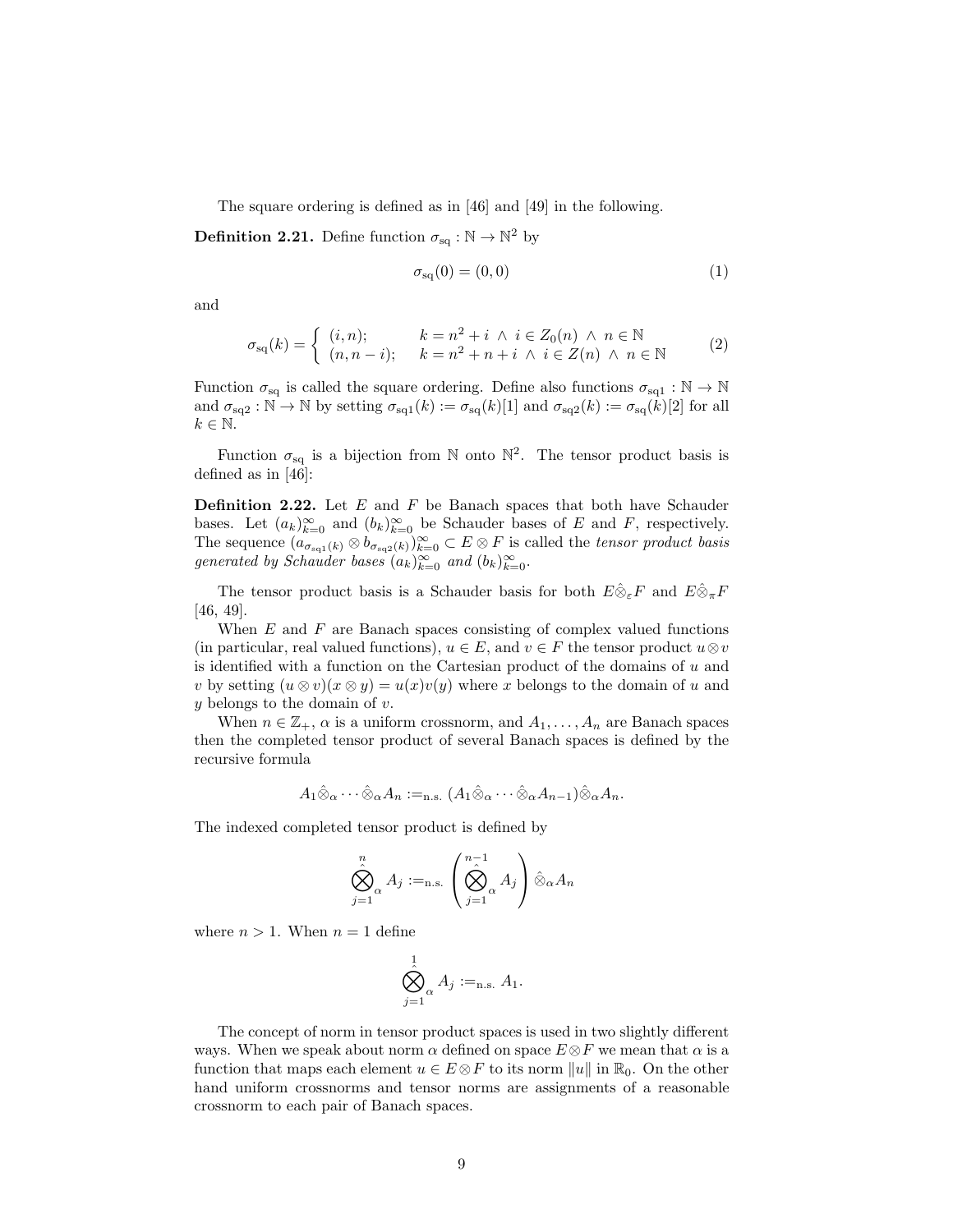The square ordering is defined as in [46] and [49] in the following.

**Definition 2.21.** Define function $\sigma_{\mathrm{sq}} : \mathbb{N} \to \mathbb{N}^2$ by

$$\sigma_{\mathrm{sq}}(0) = (0, 0) \tag{1}$$

and

$$\sigma_{\mathrm{sq}}(k) = \begin{cases} (i, n); & k = n^2 + i \ \wedge \ i \in Z_0(n) \ \wedge \ n \in \mathbb{N} \\ (n, n-i); & k = n^2 + n + i \ \wedge \ i \in Z(n) \ \wedge \ n \in \mathbb{N} \end{cases} \tag{2}$$

Function $\sigma_{\mathrm{sq}}$ is called the square ordering. Define also functions $\sigma_{\mathrm{sq1}} : \mathbb{N} \to \mathbb{N}$ and $\sigma_{\mathrm{sq2}} : \mathbb{N} \to \mathbb{N}$ by setting $\sigma_{\mathrm{sq1}}(k) := \sigma_{\mathrm{sq}}(k)[1]$ and $\sigma_{\mathrm{sq2}}(k) := \sigma_{\mathrm{sq}}(k)[2]$ for all $k \in \mathbb{N}$.

Function $\sigma_{\mathrm{sq}}$ is a bijection from $\mathbb{N}$ onto $\mathbb{N}^2$. The tensor product basis is defined as in [46]:

**Definition 2.22.** Let $E$ and $F$ be Banach spaces that both have Schauder bases. Let $(a_k)_{k=0}^{\infty}$ and $(b_k)_{k=0}^{\infty}$ be Schauder bases of $E$ and $F$, respectively. The sequence $(a_{\sigma_{\mathrm{sq1}}(k)} \otimes b_{\sigma_{\mathrm{sq2}}(k)})_{k=0}^{\infty} \subset E \otimes F$ is called the *tensor product basis generated by Schauder bases* $(a_k)_{k=0}^{\infty}$ *and* $(b_k)_{k=0}^{\infty}$.

The tensor product basis is a Schauder basis for both $E\hat{\otimes}_{\varepsilon}F$ and $E\hat{\otimes}_{\pi}F$ [46, 49].

When $E$ and $F$ are Banach spaces consisting of complex valued functions (in particular, real valued functions), $u \in E$, and $v \in F$ the tensor product $u \otimes v$ is identified with a function on the Cartesian product of the domains of $u$ and $v$ by setting $(u \otimes v)(x \otimes y) = u(x)v(y)$ where $x$ belongs to the domain of $u$ and $y$ belongs to the domain of $v$.

When $n \in \mathbb{Z}_+$, $\alpha$ is a uniform crossnorm, and $A_1, \ldots, A_n$ are Banach spaces then the completed tensor product of several Banach spaces is defined by the recursive formula

$$A_1 \hat{\otimes}_{\alpha} \cdots \hat{\otimes}_{\alpha} A_n :=_{\text{n.s.}} (A_1 \hat{\otimes}_{\alpha} \cdots \hat{\otimes}_{\alpha} A_{n-1}) \hat{\otimes}_{\alpha} A_n.$$

The indexed completed tensor product is defined by

$$\hat{\bigotimes_{j=1}^{n}}{}_{\alpha} A_j :=_{\text{n.s.}} \left( \hat{\bigotimes_{j=1}^{n-1}}{}_{\alpha} A_j \right) \hat{\otimes}_{\alpha} A_n$$

where $n > 1$. When $n = 1$ define

$$\hat{\bigotimes_{j=1}^{1}}{}_{\alpha} A_j :=_{\text{n.s.}} A_1.$$

The concept of norm in tensor product spaces is used in two slightly different ways. When we speak about norm $\alpha$ defined on space $E \otimes F$ we mean that $\alpha$ is a function that maps each element $u \in E \otimes F$ to its norm $\|u\|$ in $\mathbb{R}_0$. On the other hand uniform crossnorms and tensor norms are assignments of a reasonable crossnorm to each pair of Banach spaces.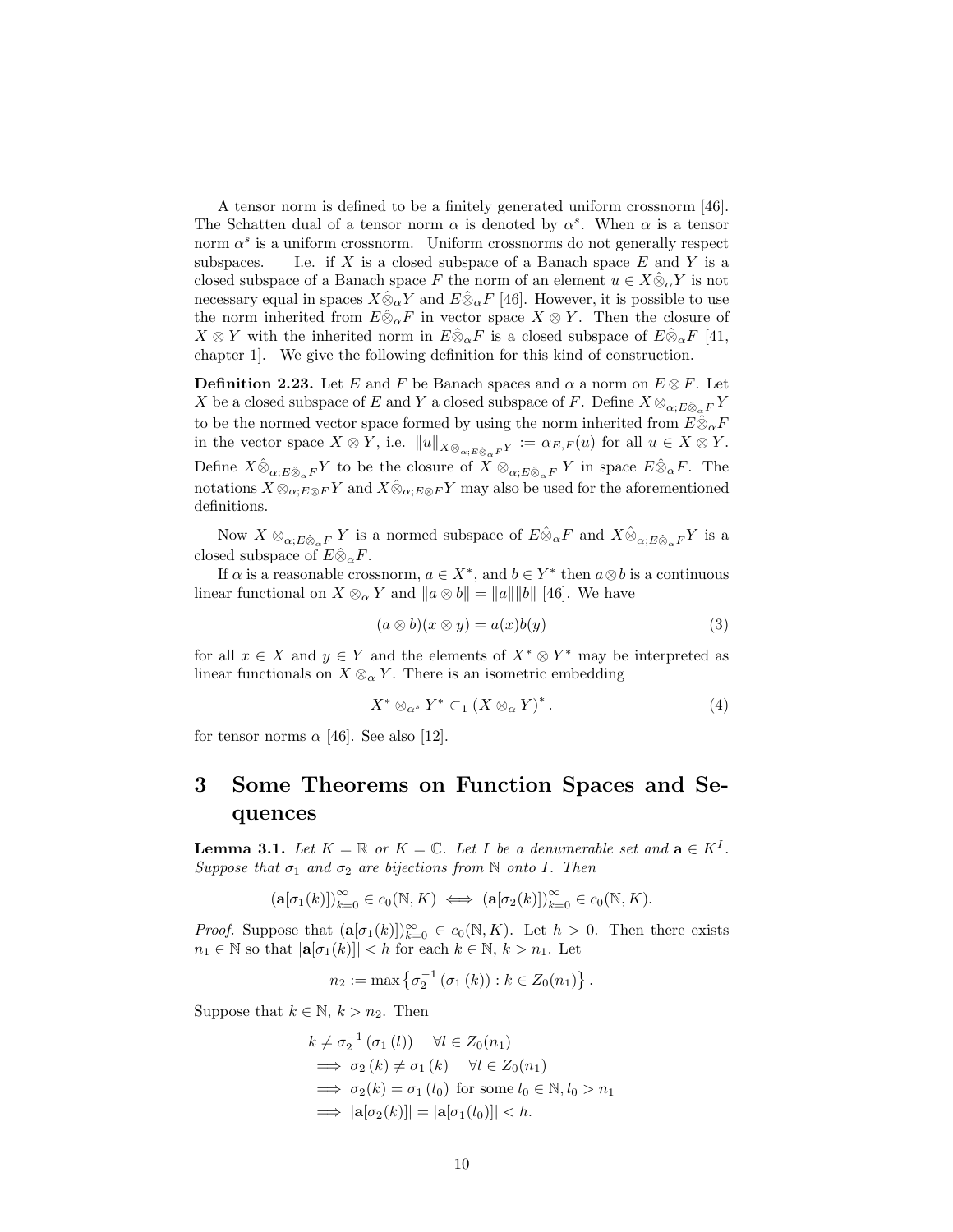A tensor norm is defined to be a finitely generated uniform crossnorm [46]. The Schatten dual of a tensor norm $\alpha$ is denoted by $\alpha^s$. When $\alpha$ is a tensor norm $\alpha^s$ is a uniform crossnorm. Uniform crossnorms do not generally respect subspaces. I.e. if $X$ is a closed subspace of a Banach space $E$ and $Y$ is a closed subspace of a Banach space $F$ the norm of an element $u \in X \hat{\otimes}_\alpha Y$ is not necessary equal in spaces $X \hat{\otimes}_\alpha Y$ and $E \hat{\otimes}_\alpha F$ [46]. However, it is possible to use the norm inherited from $E \hat{\otimes}_\alpha F$ in vector space $X \otimes Y$. Then the closure of $X \otimes Y$ with the inherited norm in $E \hat{\otimes}_\alpha F$ is a closed subspace of $E \hat{\otimes}_\alpha F$ [41, chapter 1]. We give the following definition for this kind of construction.

**Definition 2.23.** Let $E$ and $F$ be Banach spaces and $\alpha$ a norm on $E \otimes F$. Let $X$ be a closed subspace of $E$ and $Y$ a closed subspace of $F$. Define $X \otimes_{\alpha; E \hat{\otimes}_\alpha F} Y$ to be the normed vector space formed by using the norm inherited from $E \hat{\otimes}_\alpha F$ in the vector space $X \otimes Y$, i.e. $\|u\|_{X \otimes_{\alpha; E \hat{\otimes}_\alpha F} Y} := \alpha_{E,F}(u)$ for all $u \in X \otimes Y$. Define $X \hat{\otimes}_{\alpha; E \hat{\otimes}_\alpha F} Y$ to be the closure of $X \otimes_{\alpha; E \hat{\otimes}_\alpha F} Y$ in space $E \hat{\otimes}_\alpha F$. The notations $X \otimes_{\alpha; E \otimes F} Y$ and $X \hat{\otimes}_{\alpha; E \otimes F} Y$ may also be used for the aforementioned definitions.

Now $X \otimes_{\alpha; E \hat{\otimes}_\alpha F} Y$ is a normed subspace of $E \hat{\otimes}_\alpha F$ and $X \hat{\otimes}_{\alpha; E \hat{\otimes}_\alpha F} Y$ is a closed subspace of $E \hat{\otimes}_\alpha F$.

If $\alpha$ is a reasonable crossnorm, $a \in X^*$, and $b \in Y^*$ then $a \otimes b$ is a continuous linear functional on $X \otimes_\alpha Y$ and $\|a \otimes b\| = \|a\| \|b\|$ [46]. We have

$$(a \otimes b)(x \otimes y) = a(x) b(y) \tag{3}$$

for all $x \in X$ and $y \in Y$ and the elements of $X^* \otimes Y^*$ may be interpreted as linear functionals on $X \otimes_\alpha Y$. There is an isometric embedding

$$X^* \otimes_{\alpha^s} Y^* \subset_1 (X \otimes_\alpha Y)^* . \tag{4}$$

for tensor norms $\alpha$ [46]. See also [12].

# 3 Some Theorems on Function Spaces and Sequences

**Lemma 3.1.** *Let $K = \mathbb{R}$ or $K = \mathbb{C}$. Let $I$ be a denumerable set and $\mathbf{a} \in K^I$. Suppose that $\sigma_1$ and $\sigma_2$ are bijections from $\mathbb{N}$ onto $I$. Then*

$$(\mathbf{a}[\sigma_1(k)])_{k=0}^\infty \in c_0(\mathbb{N}, K) \iff (\mathbf{a}[\sigma_2(k)])_{k=0}^\infty \in c_0(\mathbb{N}, K).$$

*Proof.* Suppose that $(\mathbf{a}[\sigma_1(k)])_{k=0}^\infty \in c_0(\mathbb{N}, K)$. Let $h > 0$. Then there exists $n_1 \in \mathbb{N}$ so that $|\mathbf{a}[\sigma_1(k)]| < h$ for each $k \in \mathbb{N}$, $k > n_1$. Let

$$n_2 := \max \left\{ \sigma_2^{-1}\left(\sigma_1\left(k\right)\right) : k \in Z_0(n_1) \right\}.$$

Suppose that $k \in \mathbb{N}$, $k > n_2$. Then

$$\begin{aligned}
& k \neq \sigma_2^{-1}\left(\sigma_1\left(l\right)\right) \quad \forall l \in Z_0(n_1) \\
\implies & \sigma_2\left(k\right) \neq \sigma_1\left(k\right) \quad \forall l \in Z_0(n_1) \\
\implies & \sigma_2(k) = \sigma_1\left(l_0\right) \text{ for some } l_0 \in \mathbb{N}, l_0 > n_1 \\
\implies & |\mathbf{a}[\sigma_2(k)]| = |\mathbf{a}[\sigma_1(l_0)]| < h.
\end{aligned}$$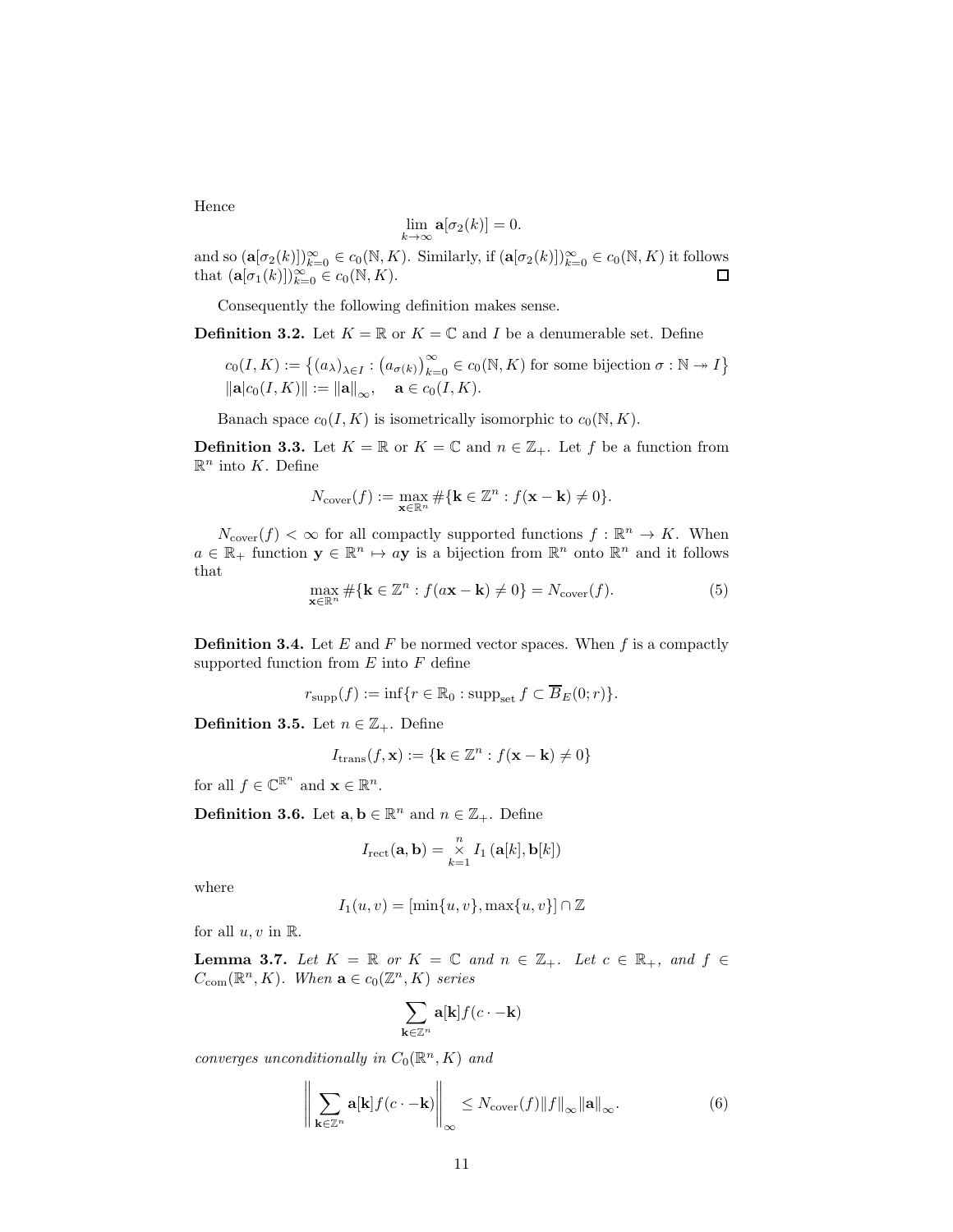Hence

$$\lim_{k\to\infty} \mathbf{a}[\sigma_2(k)] = 0.$$

and so $(\mathbf{a}[\sigma_2(k)])_{k=0}^{\infty} \in c_0(\mathbb{N}, K)$. Similarly, if $(\mathbf{a}[\sigma_2(k)])_{k=0}^{\infty} \in c_0(\mathbb{N}, K)$ it follows that $(\mathbf{a}[\sigma_1(k)])_{k=0}^{\infty} \in c_0(\mathbb{N}, K)$. □

Consequently the following definition makes sense.

**Definition 3.2.** Let $K = \mathbb{R}$ or $K = \mathbb{C}$ and $I$ be a denumerable set. Define

$$c_0(I, K) := \left\{(a_\lambda)_{\lambda\in I} : \left(a_{\sigma(k)}\right)_{k=0}^{\infty} \in c_0(\mathbb{N}, K) \text{ for some bijection } \sigma : \mathbb{N} \twoheadrightarrow I\right\}$$
$$\|\mathbf{a}|c_0(I, K)\| := \|\mathbf{a}\|_\infty, \quad \mathbf{a} \in c_0(I, K).$$

Banach space $c_0(I, K)$ is isometrically isomorphic to $c_0(\mathbb{N}, K)$.

**Definition 3.3.** Let $K = \mathbb{R}$ or $K = \mathbb{C}$ and $n \in \mathbb{Z}_+$. Let $f$ be a function from $\mathbb{R}^n$ into $K$. Define

$$N_{\text{cover}}(f) := \max_{\mathbf{x}\in\mathbb{R}^n} \#\{\mathbf{k} \in \mathbb{Z}^n : f(\mathbf{x} - \mathbf{k}) \neq 0\}.$$

$N_{\text{cover}}(f) < \infty$ for all compactly supported functions $f : \mathbb{R}^n \to K$. When $a \in \mathbb{R}_+$ function $\mathbf{y} \in \mathbb{R}^n \mapsto a\mathbf{y}$ is a bijection from $\mathbb{R}^n$ onto $\mathbb{R}^n$ and it follows that

$$\max_{\mathbf{x}\in\mathbb{R}^n} \#\{\mathbf{k} \in \mathbb{Z}^n : f(a\mathbf{x} - \mathbf{k}) \neq 0\} = N_{\text{cover}}(f). \tag{5}$$

**Definition 3.4.** Let $E$ and $F$ be normed vector spaces. When $f$ is a compactly supported function from $E$ into $F$ define

$$r_{\text{supp}}(f) := \inf\{r \in \mathbb{R}_0 : \operatorname{supp}_{\text{set}} f \subset \overline{B}_E(0; r)\}.$$

**Definition 3.5.** Let $n \in \mathbb{Z}_+$. Define

$$I_{\text{trans}}(f, \mathbf{x}) := \{\mathbf{k} \in \mathbb{Z}^n : f(\mathbf{x} - \mathbf{k}) \neq 0\}$$

for all $f \in \mathbb{C}^{\mathbb{R}^n}$ and $\mathbf{x} \in \mathbb{R}^n$.

**Definition 3.6.** Let $\mathbf{a}, \mathbf{b} \in \mathbb{R}^n$ and $n \in \mathbb{Z}_+$. Define

$$I_{\text{rect}}(\mathbf{a}, \mathbf{b}) = \bigtimes_{k=1}^{n} I_1\left(\mathbf{a}[k], \mathbf{b}[k]\right)$$

where

$$I_1(u, v) = [\min\{u, v\}, \max\{u, v\}] \cap \mathbb{Z}$$

for all $u, v$ in $\mathbb{R}$.

**Lemma 3.7.** *Let $K = \mathbb{R}$ or $K = \mathbb{C}$ and $n \in \mathbb{Z}_+$. Let $c \in \mathbb{R}_+$, and $f \in C_{\text{com}}(\mathbb{R}^n, K)$. When $\mathbf{a} \in c_0(\mathbb{Z}^n, K)$ series*

$$\sum_{\mathbf{k}\in\mathbb{Z}^n} \mathbf{a}[\mathbf{k}] f(c \cdot -\mathbf{k})$$

*converges unconditionally in $C_0(\mathbb{R}^n, K)$ and*

$$\left\| \sum_{\mathbf{k}\in\mathbb{Z}^n} \mathbf{a}[\mathbf{k}] f(c \cdot -\mathbf{k}) \right\|_\infty \leq N_{\text{cover}}(f) \|f\|_\infty \|\mathbf{a}\|_\infty. \tag{6}$$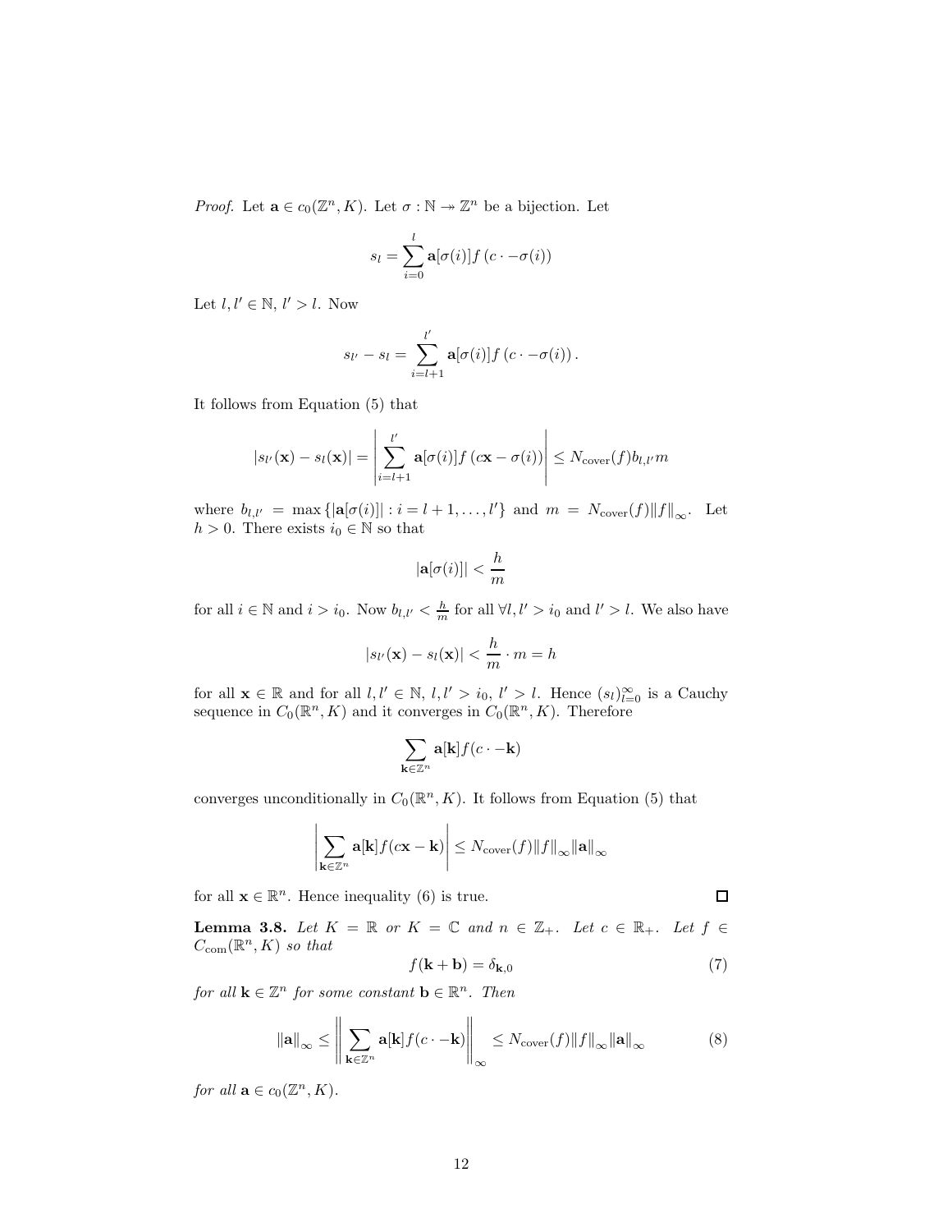*Proof.* Let $\mathbf{a} \in c_0(\mathbb{Z}^n, K)$. Let $\sigma : \mathbb{N} \twoheadrightarrow \mathbb{Z}^n$ be a bijection. Let

$$s_l = \sum_{i=0}^{l} \mathbf{a}[\sigma(i)] f\left(c \cdot -\sigma(i)\right)$$

Let $l, l' \in \mathbb{N}$, $l' > l$. Now

$$s_{l'} - s_l = \sum_{i=l+1}^{l'} \mathbf{a}[\sigma(i)] f\left(c \cdot -\sigma(i)\right).$$

It follows from Equation (5) that

$$|s_{l'}(\mathbf{x}) - s_l(\mathbf{x})| = \left| \sum_{i=l+1}^{l'} \mathbf{a}[\sigma(i)] f\left(c\mathbf{x} - \sigma(i)\right) \right| \leq N_{\mathrm{cover}}(f) b_{l,l'} m$$

where $b_{l,l'} = \max\left\{|\mathbf{a}[\sigma(i)]| : i = l+1, \ldots, l'\right\}$ and $m = N_{\mathrm{cover}}(f)\|f\|_\infty$. Let $h > 0$. There exists $i_0 \in \mathbb{N}$ so that

$$|\mathbf{a}[\sigma(i)]| < \frac{h}{m}$$

for all $i \in \mathbb{N}$ and $i > i_0$. Now $b_{l,l'} < \frac{h}{m}$ for all $\forall l, l' > i_0$ and $l' > l$. We also have

$$|s_{l'}(\mathbf{x}) - s_l(\mathbf{x})| < \frac{h}{m} \cdot m = h$$

for all $\mathbf{x} \in \mathbb{R}$ and for all $l, l' \in \mathbb{N}$, $l, l' > i_0$, $l' > l$. Hence $(s_l)_{l=0}^{\infty}$ is a Cauchy sequence in $C_0(\mathbb{R}^n, K)$ and it converges in $C_0(\mathbb{R}^n, K)$. Therefore

$$\sum_{\mathbf{k} \in \mathbb{Z}^n} \mathbf{a}[\mathbf{k}] f(c \cdot -\mathbf{k})$$

converges unconditionally in $C_0(\mathbb{R}^n, K)$. It follows from Equation (5) that

$$\left| \sum_{\mathbf{k} \in \mathbb{Z}^n} \mathbf{a}[\mathbf{k}] f(c\mathbf{x} - \mathbf{k}) \right| \leq N_{\mathrm{cover}}(f) \|f\|_\infty \|\mathbf{a}\|_\infty$$

for all $\mathbf{x} \in \mathbb{R}^n$. Hence inequality (6) is true. ◻

**Lemma 3.8.** *Let $K = \mathbb{R}$ or $K = \mathbb{C}$ and $n \in \mathbb{Z}_+$. Let $c \in \mathbb{R}_+$. Let $f \in C_{\mathrm{com}}(\mathbb{R}^n, K)$ so that*

$$f(\mathbf{k} + \mathbf{b}) = \delta_{\mathbf{k},0} \tag{7}$$

*for all $\mathbf{k} \in \mathbb{Z}^n$ for some constant $\mathbf{b} \in \mathbb{R}^n$. Then*

$$\|\mathbf{a}\|_\infty \leq \left\| \sum_{\mathbf{k} \in \mathbb{Z}^n} \mathbf{a}[\mathbf{k}] f(c \cdot -\mathbf{k}) \right\|_\infty \leq N_{\mathrm{cover}}(f) \|f\|_\infty \|\mathbf{a}\|_\infty \tag{8}$$

*for all $\mathbf{a} \in c_0(\mathbb{Z}^n, K)$.*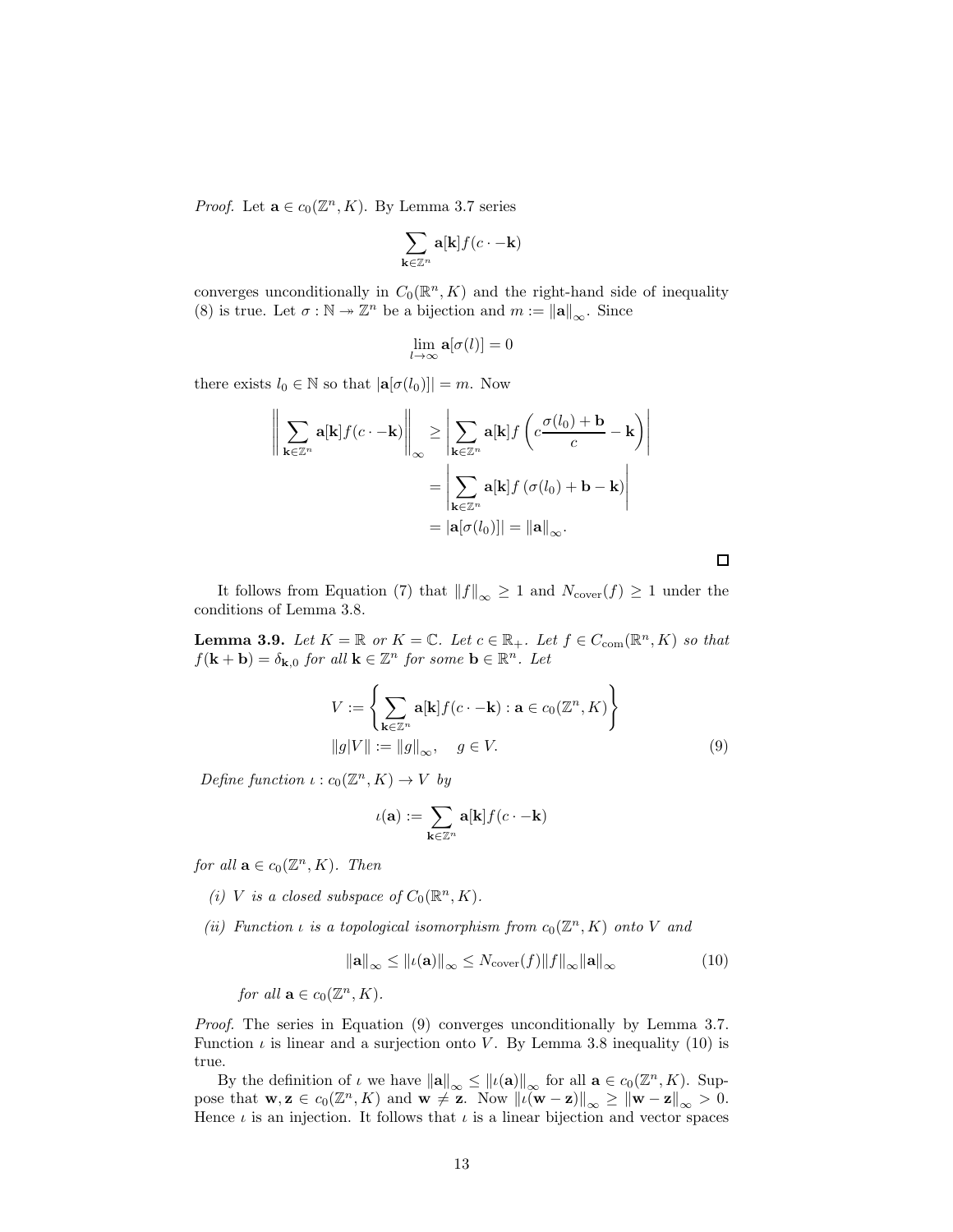*Proof.* Let $\mathbf{a} \in c_0(\mathbb{Z}^n, K)$. By Lemma 3.7 series

$$\sum_{\mathbf{k} \in \mathbb{Z}^n} \mathbf{a}[\mathbf{k}] f(c \cdot - \mathbf{k})$$

converges unconditionally in $C_0(\mathbb{R}^n, K)$ and the right-hand side of inequality (8) is true. Let $\sigma : \mathbb{N} \twoheadrightarrow \mathbb{Z}^n$ be a bijection and $m := \|\mathbf{a}\|_\infty$. Since

$$\lim_{l \to \infty} \mathbf{a}[\sigma(l)] = 0$$

there exists $l_0 \in \mathbb{N}$ so that $|\mathbf{a}[\sigma(l_0)]| = m$. Now

$$\begin{aligned}
\left\| \sum_{\mathbf{k} \in \mathbb{Z}^n} \mathbf{a}[\mathbf{k}] f(c \cdot - \mathbf{k}) \right\|_\infty &\geq \left| \sum_{\mathbf{k} \in \mathbb{Z}^n} \mathbf{a}[\mathbf{k}] f\left( c \frac{\sigma(l_0) + \mathbf{b}}{c} - \mathbf{k} \right) \right| \\
&= \left| \sum_{\mathbf{k} \in \mathbb{Z}^n} \mathbf{a}[\mathbf{k}] f\left( \sigma(l_0) + \mathbf{b} - \mathbf{k} \right) \right| \\
&= |\mathbf{a}[\sigma(l_0)]| = \|\mathbf{a}\|_\infty .
\end{aligned}$$

□

It follows from Equation (7) that $\|f\|_\infty \geq 1$ and $N_{\mathrm{cover}}(f) \geq 1$ under the conditions of Lemma 3.8.

**Lemma 3.9.** *Let $K = \mathbb{R}$ or $K = \mathbb{C}$. Let $c \in \mathbb{R}_+$. Let $f \in C_{\mathrm{com}}(\mathbb{R}^n, K)$ so that $f(\mathbf{k} + \mathbf{b}) = \delta_{\mathbf{k},0}$ for all $\mathbf{k} \in \mathbb{Z}^n$ for some $\mathbf{b} \in \mathbb{R}^n$. Let*

$$\begin{aligned}
V &:= \left\{ \sum_{\mathbf{k} \in \mathbb{Z}^n} \mathbf{a}[\mathbf{k}] f(c \cdot - \mathbf{k}) : \mathbf{a} \in c_0(\mathbb{Z}^n, K) \right\} \\
\|g|V\| &:= \|g\|_\infty, \quad g \in V.
\end{aligned} \tag{9}$$

*Define function $\iota : c_0(\mathbb{Z}^n, K) \to V$ by*

$$\iota(\mathbf{a}) := \sum_{\mathbf{k} \in \mathbb{Z}^n} \mathbf{a}[\mathbf{k}] f(c \cdot - \mathbf{k})$$

*for all $\mathbf{a} \in c_0(\mathbb{Z}^n, K)$. Then*

*(i) $V$ is a closed subspace of $C_0(\mathbb{R}^n, K)$.*

*(ii) Function $\iota$ is a topological isomorphism from $c_0(\mathbb{Z}^n, K)$ onto $V$ and*

$$\|\mathbf{a}\|_\infty \leq \|\iota(\mathbf{a})\|_\infty \leq N_{\mathrm{cover}}(f) \|f\|_\infty \|\mathbf{a}\|_\infty \tag{10}$$

*for all $\mathbf{a} \in c_0(\mathbb{Z}^n, K)$.*

*Proof.* The series in Equation (9) converges unconditionally by Lemma 3.7. Function $\iota$ is linear and a surjection onto $V$. By Lemma 3.8 inequality (10) is true.

By the definition of $\iota$ we have $\|\mathbf{a}\|_\infty \leq \|\iota(\mathbf{a})\|_\infty$ for all $\mathbf{a} \in c_0(\mathbb{Z}^n, K)$. Suppose that $\mathbf{w}, \mathbf{z} \in c_0(\mathbb{Z}^n, K)$ and $\mathbf{w} \neq \mathbf{z}$. Now $\|\iota(\mathbf{w} - \mathbf{z})\|_\infty \geq \|\mathbf{w} - \mathbf{z}\|_\infty > 0$. Hence $\iota$ is an injection. It follows that $\iota$ is a linear bijection and vector spaces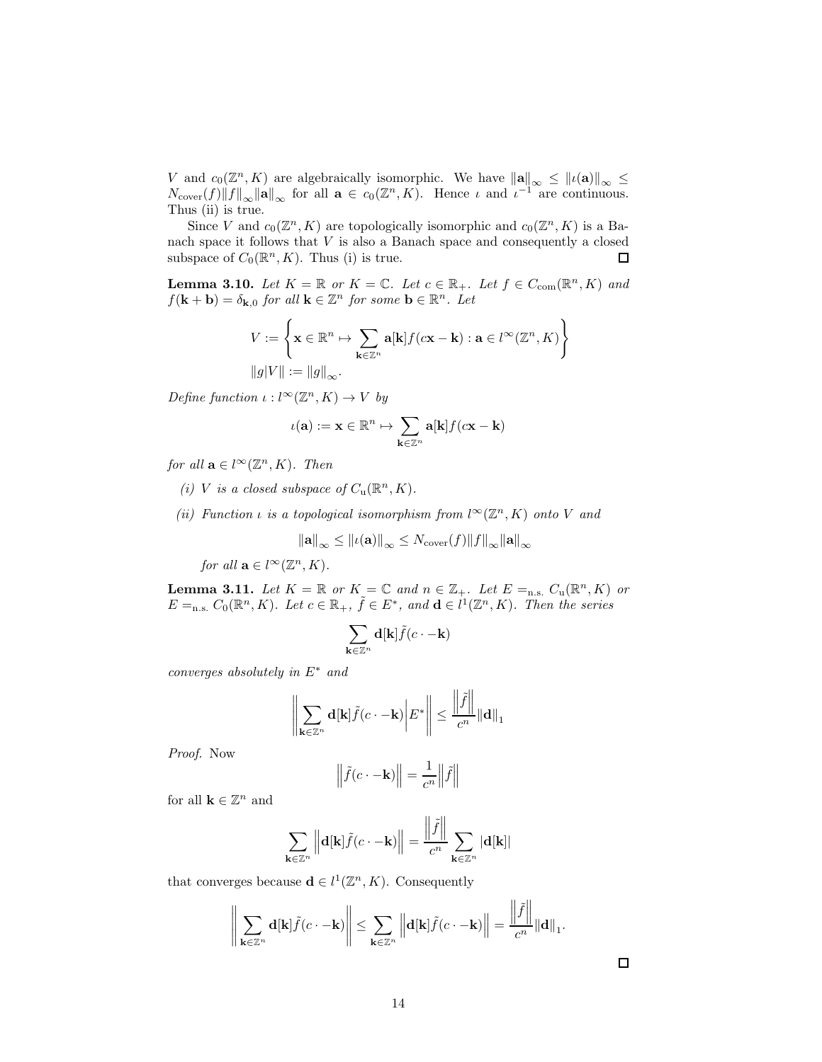$V$ and $c_0(\mathbb{Z}^n, K)$ are algebraically isomorphic. We have $\|\mathbf{a}\|_\infty \leq \|\iota(\mathbf{a})\|_\infty \leq N_{\text{cover}}(f)\|f\|_\infty \|\mathbf{a}\|_\infty$ for all $\mathbf{a} \in c_0(\mathbb{Z}^n, K)$. Hence $\iota$ and $\iota^{-1}$ are continuous. Thus (ii) is true.

Since $V$ and $c_0(\mathbb{Z}^n, K)$ are topologically isomorphic and $c_0(\mathbb{Z}^n, K)$ is a Banach space it follows that $V$ is also a Banach space and consequently a closed subspace of $C_0(\mathbb{R}^n, K)$. Thus (i) is true. ∎

**Lemma 3.10.** *Let $K = \mathbb{R}$ or $K = \mathbb{C}$. Let $c \in \mathbb{R}_+$. Let $f \in C_{\text{com}}(\mathbb{R}^n, K)$ and $f(\mathbf{k} + \mathbf{b}) = \delta_{\mathbf{k},0}$ for all $\mathbf{k} \in \mathbb{Z}^n$ for some $\mathbf{b} \in \mathbb{R}^n$. Let*

$$V := \left\{ \mathbf{x} \in \mathbb{R}^n \mapsto \sum_{\mathbf{k} \in \mathbb{Z}^n} \mathbf{a}[\mathbf{k}] f(c\mathbf{x} - \mathbf{k}) : \mathbf{a} \in l^\infty(\mathbb{Z}^n, K) \right\}$$
$$\|g|V\| := \|g\|_\infty .$$

*Define function $\iota : l^\infty(\mathbb{Z}^n, K) \to V$ by*

$$\iota(\mathbf{a}) := \mathbf{x} \in \mathbb{R}^n \mapsto \sum_{\mathbf{k} \in \mathbb{Z}^n} \mathbf{a}[\mathbf{k}] f(c\mathbf{x} - \mathbf{k})$$

*for all $\mathbf{a} \in l^\infty(\mathbb{Z}^n, K)$. Then*

*(i) $V$ is a closed subspace of $C_{\text{u}}(\mathbb{R}^n, K)$.*

*(ii) Function $\iota$ is a topological isomorphism from $l^\infty(\mathbb{Z}^n, K)$ onto $V$ and*

$$\|\mathbf{a}\|_\infty \leq \|\iota(\mathbf{a})\|_\infty \leq N_{\text{cover}}(f)\|f\|_\infty \|\mathbf{a}\|_\infty$$

*for all $\mathbf{a} \in l^\infty(\mathbb{Z}^n, K)$.*

**Lemma 3.11.** *Let $K = \mathbb{R}$ or $K = \mathbb{C}$ and $n \in \mathbb{Z}_+$. Let $E =_{\text{n.s.}} C_{\text{u}}(\mathbb{R}^n, K)$ or $E =_{\text{n.s.}} C_0(\mathbb{R}^n, K)$. Let $c \in \mathbb{R}_+$, $\tilde{f} \in E^*$, and $\mathbf{d} \in l^1(\mathbb{Z}^n, K)$. Then the series*

$$\sum_{\mathbf{k} \in \mathbb{Z}^n} \mathbf{d}[\mathbf{k}] \tilde{f}(c \cdot - \mathbf{k})$$

*converges absolutely in $E^*$ and*

$$\left\| \sum_{\mathbf{k} \in \mathbb{Z}^n} \mathbf{d}[\mathbf{k}] \tilde{f}(c \cdot - \mathbf{k}) \middle| E^* \right\| \leq \frac{\left\|\tilde{f}\right\|}{c^n} \|\mathbf{d}\|_1$$

*Proof.* Now

$$\left\|\tilde{f}(c \cdot - \mathbf{k})\right\| = \frac{1}{c^n} \left\|\tilde{f}\right\|$$

for all $\mathbf{k} \in \mathbb{Z}^n$ and

$$\sum_{\mathbf{k} \in \mathbb{Z}^n} \left\| \mathbf{d}[\mathbf{k}] \tilde{f}(c \cdot - \mathbf{k}) \right\| = \frac{\left\|\tilde{f}\right\|}{c^n} \sum_{\mathbf{k} \in \mathbb{Z}^n} |\mathbf{d}[\mathbf{k}]|$$

that converges because $\mathbf{d} \in l^1(\mathbb{Z}^n, K)$. Consequently

$$\left\| \sum_{\mathbf{k} \in \mathbb{Z}^n} \mathbf{d}[\mathbf{k}] \tilde{f}(c \cdot - \mathbf{k}) \right\| \leq \sum_{\mathbf{k} \in \mathbb{Z}^n} \left\| \mathbf{d}[\mathbf{k}] \tilde{f}(c \cdot - \mathbf{k}) \right\| = \frac{\left\|\tilde{f}\right\|}{c^n} \|\mathbf{d}\|_1 .$$

∎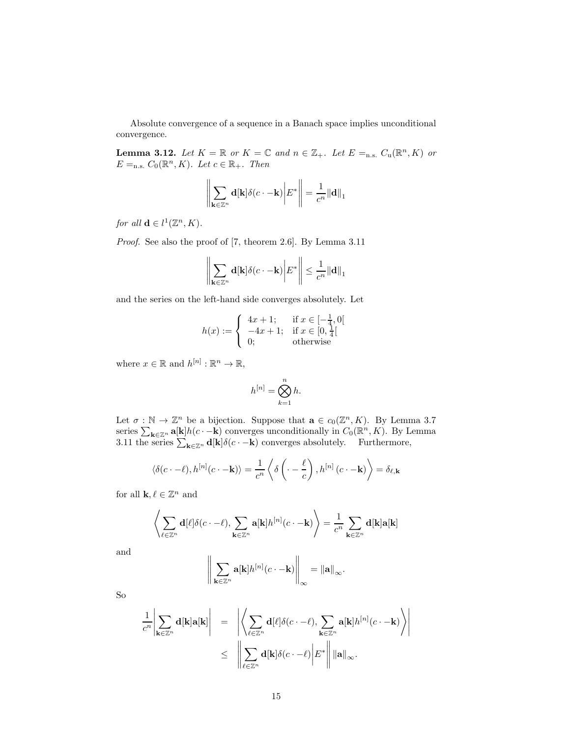Absolute convergence of a sequence in a Banach space implies unconditional convergence.

**Lemma 3.12.** *Let $K = \mathbb{R}$ or $K = \mathbb{C}$ and $n \in \mathbb{Z}_+$. Let $E =_{\mathrm{n.s.}} C_{\mathrm{u}}(\mathbb{R}^n, K)$ or $E =_{\mathrm{n.s.}} C_0(\mathbb{R}^n, K)$. Let $c \in \mathbb{R}_+$. Then*

$$\left\| \sum_{\mathbf{k} \in \mathbb{Z}^n} \mathbf{d}[\mathbf{k}] \delta(c \cdot - \mathbf{k}) \middle| E^* \right\| = \frac{1}{c^n} \|\mathbf{d}\|_1$$

*for all $\mathbf{d} \in l^1(\mathbb{Z}^n, K)$.*

*Proof.* See also the proof of [7, theorem 2.6]. By Lemma 3.11

$$\left\| \sum_{\mathbf{k} \in \mathbb{Z}^n} \mathbf{d}[\mathbf{k}] \delta(c \cdot - \mathbf{k}) \middle| E^* \right\| \leq \frac{1}{c^n} \|\mathbf{d}\|_1$$

and the series on the left-hand side converges absolutely. Let

$$h(x) := \begin{cases} 4x + 1; & \text{if } x \in [-\frac{1}{4}, 0[ \\ -4x + 1; & \text{if } x \in [0, \frac{1}{4}[ \\ 0; & \text{otherwise} \end{cases}$$

where $x \in \mathbb{R}$ and $h^{[n]} : \mathbb{R}^n \to \mathbb{R}$,

$$h^{[n]} = \bigotimes_{k=1}^{n} h.$$

Let $\sigma : \mathbb{N} \to \mathbb{Z}^n$ be a bijection. Suppose that $\mathbf{a} \in c_0(\mathbb{Z}^n, K)$. By Lemma 3.7 series $\sum_{\mathbf{k} \in \mathbb{Z}^n} \mathbf{a}[\mathbf{k}] h(c \cdot - \mathbf{k})$ converges unconditionally in $C_0(\mathbb{R}^n, K)$. By Lemma 3.11 the series $\sum_{\mathbf{k} \in \mathbb{Z}^n} \mathbf{d}[\mathbf{k}] \delta(c \cdot - \mathbf{k})$ converges absolutely. Furthermore,

$$\langle \delta(c \cdot - \ell), h^{[n]}(c \cdot - \mathbf{k}) \rangle = \frac{1}{c^n} \left\langle \delta\left(\cdot - \frac{\ell}{c}\right), h^{[n]}\left(c \cdot - \mathbf{k}\right) \right\rangle = \delta_{\ell, \mathbf{k}}$$

for all $\mathbf{k}, \ell \in \mathbb{Z}^n$ and

$$\left\langle \sum_{\ell \in \mathbb{Z}^n} \mathbf{d}[\ell] \delta(c \cdot - \ell), \sum_{\mathbf{k} \in \mathbb{Z}^n} \mathbf{a}[\mathbf{k}] h^{[n]}(c \cdot - \mathbf{k}) \right\rangle = \frac{1}{c^n} \sum_{\mathbf{k} \in \mathbb{Z}^n} \mathbf{d}[\mathbf{k}] \mathbf{a}[\mathbf{k}]$$

and

$$\left\| \sum_{\mathbf{k} \in \mathbb{Z}^n} \mathbf{a}[\mathbf{k}] h^{[n]}(c \cdot - \mathbf{k}) \right\|_\infty = \|\mathbf{a}\|_\infty.$$

So

$$\begin{aligned} \frac{1}{c^n} \left| \sum_{\mathbf{k} \in \mathbb{Z}^n} \mathbf{d}[\mathbf{k}] \mathbf{a}[\mathbf{k}] \right| &= \left| \left\langle \sum_{\ell \in \mathbb{Z}^n} \mathbf{d}[\ell] \delta(c \cdot - \ell), \sum_{\mathbf{k} \in \mathbb{Z}^n} \mathbf{a}[\mathbf{k}] h^{[n]}(c \cdot - \mathbf{k}) \right\rangle \right| \\ &\leq \left\| \sum_{\ell \in \mathbb{Z}^n} \mathbf{d}[\mathbf{k}] \delta(c \cdot - \ell) \middle| E^* \right\| \|\mathbf{a}\|_\infty. \end{aligned}$$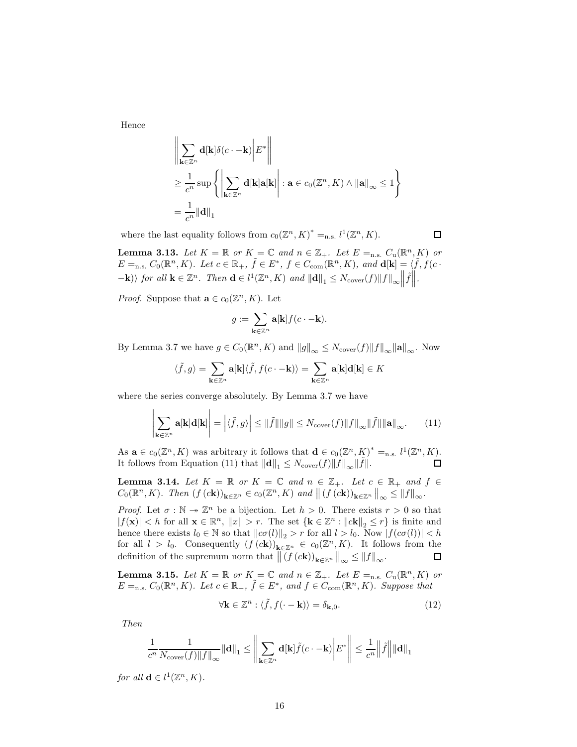Hence

$$
\begin{aligned}
&\left\| \sum_{\mathbf{k}\in\mathbb{Z}^n} \mathbf{d}[\mathbf{k}]\delta(c\cdot-\mathbf{k}) \middle| E^* \right\| \\
&\geq \frac{1}{c^n} \sup\left\{ \left| \sum_{\mathbf{k}\in\mathbb{Z}^n} \mathbf{d}[\mathbf{k}]\mathbf{a}[\mathbf{k}] \right| : \mathbf{a}\in c_0(\mathbb{Z}^n, K) \wedge \|\mathbf{a}\|_\infty \leq 1 \right\} \\
&= \frac{1}{c^n}\|\mathbf{d}\|_1
\end{aligned}
$$

where the last equality follows from $c_0(\mathbb{Z}^n, K)^* =_{\text{n.s.}} l^1(\mathbb{Z}^n, K)$. $\square$

**Lemma 3.13.** *Let $K = \mathbb{R}$ or $K = \mathbb{C}$ and $n \in \mathbb{Z}_+$. Let $E =_{\text{n.s.}} C_{\text{u}}(\mathbb{R}^n, K)$ or $E =_{\text{n.s.}} C_0(\mathbb{R}^n, K)$. Let $c \in \mathbb{R}_+$, $\tilde{f} \in E^*$, $f \in C_{\text{com}}(\mathbb{R}^n, K)$, and $\mathbf{d}[\mathbf{k}] = \langle \tilde{f}, f(c\cdot -\mathbf{k})\rangle$ for all $\mathbf{k} \in \mathbb{Z}^n$. Then $\mathbf{d} \in l^1(\mathbb{Z}^n, K)$ and $\|\mathbf{d}\|_1 \leq N_{\text{cover}}(f)\|f\|_\infty \left\|\tilde{f}\right\|$.*

*Proof.* Suppose that $\mathbf{a} \in c_0(\mathbb{Z}^n, K)$. Let

$$
g := \sum_{\mathbf{k}\in\mathbb{Z}^n} \mathbf{a}[\mathbf{k}] f(c\cdot -\mathbf{k}).
$$

By Lemma 3.7 we have $g \in C_0(\mathbb{R}^n, K)$ and $\|g\|_\infty \leq N_{\text{cover}}(f)\|f\|_\infty \|\mathbf{a}\|_\infty$. Now

$$
\langle \tilde{f}, g\rangle = \sum_{\mathbf{k}\in\mathbb{Z}^n} \mathbf{a}[\mathbf{k}]\langle \tilde{f}, f(c\cdot -\mathbf{k})\rangle = \sum_{\mathbf{k}\in\mathbb{Z}^n} \mathbf{a}[\mathbf{k}]\mathbf{d}[\mathbf{k}] \in K
$$

where the series converge absolutely. By Lemma 3.7 we have

$$
\left| \sum_{\mathbf{k}\in\mathbb{Z}^n} \mathbf{a}[\mathbf{k}]\mathbf{d}[\mathbf{k}] \right| = \left| \langle \tilde{f}, g\rangle \right| \leq \|\tilde{f}\|\|g\| \leq N_{\text{cover}}(f)\|f\|_\infty \|\tilde{f}\|\|\mathbf{a}\|_\infty. \tag{11}
$$

As $\mathbf{a} \in c_0(\mathbb{Z}^n, K)$ was arbitrary it follows that $\mathbf{d} \in c_0(\mathbb{Z}^n, K)^* =_{\text{n.s.}} l^1(\mathbb{Z}^n, K)$. It follows from Equation (11) that $\|\mathbf{d}\|_1 \leq N_{\text{cover}}(f)\|f\|_\infty \|\tilde{f}\|$. $\square$

**Lemma 3.14.** *Let $K = \mathbb{R}$ or $K = \mathbb{C}$ and $n \in \mathbb{Z}_+$. Let $c \in \mathbb{R}_+$ and $f \in C_0(\mathbb{R}^n, K)$. Then $(f(c\mathbf{k}))_{\mathbf{k}\in\mathbb{Z}^n} \in c_0(\mathbb{Z}^n, K)$ and $\left\| (f(c\mathbf{k}))_{\mathbf{k}\in\mathbb{Z}^n} \right\|_\infty \leq \|f\|_\infty$.*

*Proof.* Let $\sigma : \mathbb{N} \twoheadrightarrow \mathbb{Z}^n$ be a bijection. Let $h > 0$. There exists $r > 0$ so that $|f(\mathbf{x})| < h$ for all $\mathbf{x} \in \mathbb{R}^n$, $\|x\| > r$. The set $\{\mathbf{k} \in \mathbb{Z}^n : \|c\mathbf{k}\|_2 \leq r\}$ is finite and hence there exists $l_0 \in \mathbb{N}$ so that $\|c\sigma(l)\|_2 > r$ for all $l > l_0$. Now $|f(c\sigma(l))| < h$ for all $l > l_0$. Consequently $(f(c\mathbf{k}))_{\mathbf{k}\in\mathbb{Z}^n} \in c_0(\mathbb{Z}^n, K)$. It follows from the definition of the supremum norm that $\left\| (f(c\mathbf{k}))_{\mathbf{k}\in\mathbb{Z}^n} \right\|_\infty \leq \|f\|_\infty$. $\square$

**Lemma 3.15.** *Let $K = \mathbb{R}$ or $K = \mathbb{C}$ and $n \in \mathbb{Z}_+$. Let $E =_{\text{n.s.}} C_{\text{u}}(\mathbb{R}^n, K)$ or $E =_{\text{n.s.}} C_0(\mathbb{R}^n, K)$. Let $c \in \mathbb{R}_+$, $\tilde{f} \in E^*$, and $f \in C_{\text{com}}(\mathbb{R}^n, K)$. Suppose that*

$$
\forall \mathbf{k} \in \mathbb{Z}^n : \langle \tilde{f}, f(\cdot - \mathbf{k})\rangle = \delta_{\mathbf{k},0}. \tag{12}
$$

*Then*

$$
\frac{1}{c^n}\frac{1}{N_{\text{cover}}(f)\|f\|_\infty}\|\mathbf{d}\|_1 \leq \left\| \sum_{\mathbf{k}\in\mathbb{Z}^n} \mathbf{d}[\mathbf{k}]\tilde{f}(c\cdot -\mathbf{k}) \middle| E^* \right\| \leq \frac{1}{c^n}\left\|\tilde{f}\right\|\|\mathbf{d}\|_1
$$

*for all $\mathbf{d} \in l^1(\mathbb{Z}^n, K)$.*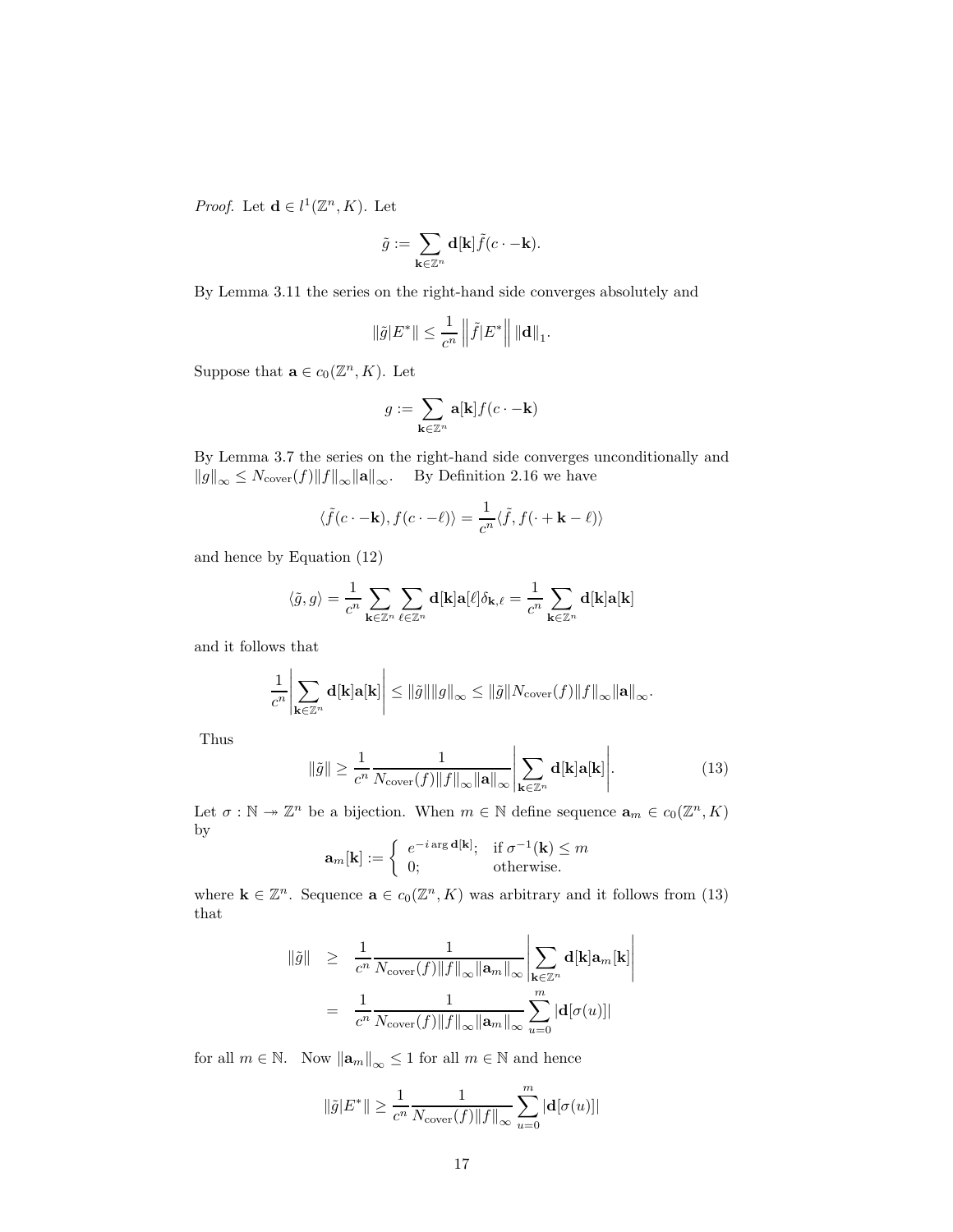*Proof.* Let $\mathbf{d} \in l^1(\mathbb{Z}^n, K)$. Let

$$\tilde{g} := \sum_{\mathbf{k} \in \mathbb{Z}^n} \mathbf{d}[\mathbf{k}] \tilde{f}(c \cdot -\mathbf{k}).$$

By Lemma 3.11 the series on the right-hand side converges absolutely and

$$\|\tilde{g}|E^*\| \le \frac{1}{c^n} \left\| \tilde{f}|E^* \right\| \|\mathbf{d}\|_1.$$

Suppose that $\mathbf{a} \in c_0(\mathbb{Z}^n, K)$. Let

$$g := \sum_{\mathbf{k} \in \mathbb{Z}^n} \mathbf{a}[\mathbf{k}] f(c \cdot -\mathbf{k})$$

By Lemma 3.7 the series on the right-hand side converges unconditionally and $\|g\|_\infty \le N_{\mathrm{cover}}(f) \|f\|_\infty \|\mathbf{a}\|_\infty$. By Definition 2.16 we have

$$\langle \tilde{f}(c \cdot -\mathbf{k}), f(c \cdot -\ell) \rangle = \frac{1}{c^n} \langle \tilde{f}, f(\cdot + \mathbf{k} - \ell) \rangle$$

and hence by Equation (12)

$$\langle \tilde{g}, g \rangle = \frac{1}{c^n} \sum_{\mathbf{k} \in \mathbb{Z}^n} \sum_{\ell \in \mathbb{Z}^n} \mathbf{d}[\mathbf{k}] \mathbf{a}[\ell] \delta_{\mathbf{k},\ell} = \frac{1}{c^n} \sum_{\mathbf{k} \in \mathbb{Z}^n} \mathbf{d}[\mathbf{k}] \mathbf{a}[\mathbf{k}]$$

and it follows that

$$\frac{1}{c^n} \left| \sum_{\mathbf{k} \in \mathbb{Z}^n} \mathbf{d}[\mathbf{k}] \mathbf{a}[\mathbf{k}] \right| \le \|\tilde{g}\| \|g\|_\infty \le \|\tilde{g}\| N_{\mathrm{cover}}(f) \|f\|_\infty \|\mathbf{a}\|_\infty.$$

Thus

$$\|\tilde{g}\| \ge \frac{1}{c^n} \frac{1}{N_{\mathrm{cover}}(f) \|f\|_\infty \|\mathbf{a}\|_\infty} \left| \sum_{\mathbf{k} \in \mathbb{Z}^n} \mathbf{d}[\mathbf{k}] \mathbf{a}[\mathbf{k}] \right|. \tag{13}$$

Let $\sigma : \mathbb{N} \twoheadrightarrow \mathbb{Z}^n$ be a bijection. When $m \in \mathbb{N}$ define sequence $\mathbf{a}_m \in c_0(\mathbb{Z}^n, K)$ by

$$\mathbf{a}_m[\mathbf{k}] := \begin{cases} e^{-i \arg \mathbf{d}[\mathbf{k}]}; & \text{if } \sigma^{-1}(\mathbf{k}) \le m \\ 0; & \text{otherwise.} \end{cases}$$

where $\mathbf{k} \in \mathbb{Z}^n$. Sequence $\mathbf{a} \in c_0(\mathbb{Z}^n, K)$ was arbitrary and it follows from (13) that

$$\begin{aligned} \|\tilde{g}\| &\ge \frac{1}{c^n} \frac{1}{N_{\mathrm{cover}}(f) \|f\|_\infty \|\mathbf{a}_m\|_\infty} \left| \sum_{\mathbf{k} \in \mathbb{Z}^n} \mathbf{d}[\mathbf{k}] \mathbf{a}_m[\mathbf{k}] \right| \\ &= \frac{1}{c^n} \frac{1}{N_{\mathrm{cover}}(f) \|f\|_\infty \|\mathbf{a}_m\|_\infty} \sum_{u=0}^{m} |\mathbf{d}[\sigma(u)]| \end{aligned}$$

for all $m \in \mathbb{N}$. Now $\|\mathbf{a}_m\|_\infty \le 1$ for all $m \in \mathbb{N}$ and hence

$$\|\tilde{g}|E^*\| \ge \frac{1}{c^n} \frac{1}{N_{\mathrm{cover}}(f) \|f\|_\infty} \sum_{u=0}^{m} |\mathbf{d}[\sigma(u)]|$$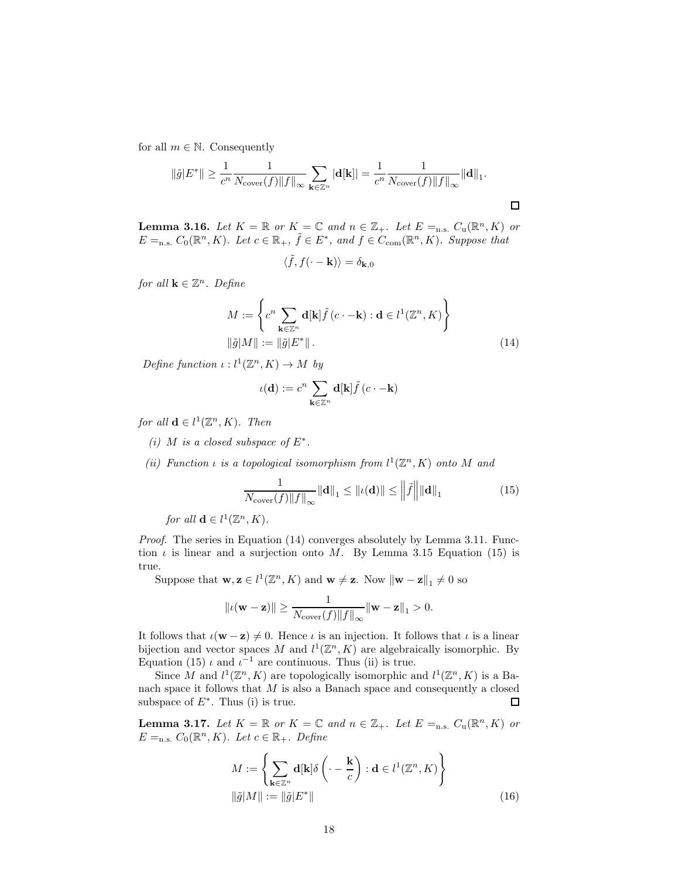for all $m \in \mathbb{N}$. Consequently

$$\|\tilde{g}|E^*\| \geq \frac{1}{c^n} \frac{1}{N_{\mathrm{cover}}(f) \|f\|_\infty} \sum_{\mathbf{k} \in \mathbb{Z}^n} |\mathbf{d}[\mathbf{k}]| = \frac{1}{c^n} \frac{1}{N_{\mathrm{cover}}(f) \|f\|_\infty} \|\mathbf{d}\|_1.$$

□

**Lemma 3.16.** *Let $K = \mathbb{R}$ or $K = \mathbb{C}$ and $n \in \mathbb{Z}_+$. Let $E =_{\text{n.s.}} C_{\mathrm{u}}(\mathbb{R}^n, K)$ or $E =_{\text{n.s.}} C_0(\mathbb{R}^n, K)$. Let $c \in \mathbb{R}_+$, $\tilde{f} \in E^*$, and $f \in C_{\mathrm{com}}(\mathbb{R}^n, K)$. Suppose that*

$$\langle \tilde{f}, f(\cdot - \mathbf{k}) \rangle = \delta_{\mathbf{k},0}$$

*for all $\mathbf{k} \in \mathbb{Z}^n$. Define*

$$M := \left\{ c^n \sum_{\mathbf{k} \in \mathbb{Z}^n} \mathbf{d}[\mathbf{k}] \tilde{f}\left(c \cdot - \mathbf{k}\right) : \mathbf{d} \in l^1(\mathbb{Z}^n, K) \right\}$$
$$\|\tilde{g}|M\| := \|\tilde{g}|E^*\|. \tag{14}$$

*Define function $\iota : l^1(\mathbb{Z}^n, K) \to M$ by*

$$\iota(\mathbf{d}) := c^n \sum_{\mathbf{k} \in \mathbb{Z}^n} \mathbf{d}[\mathbf{k}] \tilde{f}\left(c \cdot - \mathbf{k}\right)$$

*for all $\mathbf{d} \in l^1(\mathbb{Z}^n, K)$. Then*

*(i) $M$ is a closed subspace of $E^*$.*

*(ii) Function $\iota$ is a topological isomorphism from $l^1(\mathbb{Z}^n, K)$ onto $M$ and*

$$\frac{1}{N_{\mathrm{cover}}(f) \|f\|_\infty} \|\mathbf{d}\|_1 \leq \|\iota(\mathbf{d})\| \leq \left\|\tilde{f}\right\| \|\mathbf{d}\|_1 \tag{15}$$

*for all $\mathbf{d} \in l^1(\mathbb{Z}^n, K)$.*

*Proof.* The series in Equation (14) converges absolutely by Lemma 3.11. Function $\iota$ is linear and a surjection onto $M$. By Lemma 3.15 Equation (15) is true.

Suppose that $\mathbf{w}, \mathbf{z} \in l^1(\mathbb{Z}^n, K)$ and $\mathbf{w} \neq \mathbf{z}$. Now $\|\mathbf{w} - \mathbf{z}\|_1 \neq 0$ so

$$\|\iota(\mathbf{w} - \mathbf{z})\| \geq \frac{1}{N_{\mathrm{cover}}(f) \|f\|_\infty} \|\mathbf{w} - \mathbf{z}\|_1 > 0.$$

It follows that $\iota(\mathbf{w} - \mathbf{z}) \neq 0$. Hence $\iota$ is an injection. It follows that $\iota$ is a linear bijection and vector spaces $M$ and $l^1(\mathbb{Z}^n, K)$ are algebraically isomorphic. By Equation (15) $\iota$ and $\iota^{-1}$ are continuous. Thus (ii) is true.

Since $M$ and $l^1(\mathbb{Z}^n, K)$ are topologically isomorphic and $l^1(\mathbb{Z}^n, K)$ is a Banach space it follows that $M$ is also a Banach space and consequently a closed subspace of $E^*$. Thus (i) is true. □

**Lemma 3.17.** *Let $K = \mathbb{R}$ or $K = \mathbb{C}$ and $n \in \mathbb{Z}_+$. Let $E =_{\text{n.s.}} C_{\mathrm{u}}(\mathbb{R}^n, K)$ or $E =_{\text{n.s.}} C_0(\mathbb{R}^n, K)$. Let $c \in \mathbb{R}_+$. Define*

$$M := \left\{ \sum_{\mathbf{k} \in \mathbb{Z}^n} \mathbf{d}[\mathbf{k}] \delta\left(\cdot - \frac{\mathbf{k}}{c}\right) : \mathbf{d} \in l^1(\mathbb{Z}^n, K) \right\}$$
$$\|\tilde{g}|M\| := \|\tilde{g}|E^*\| \tag{16}$$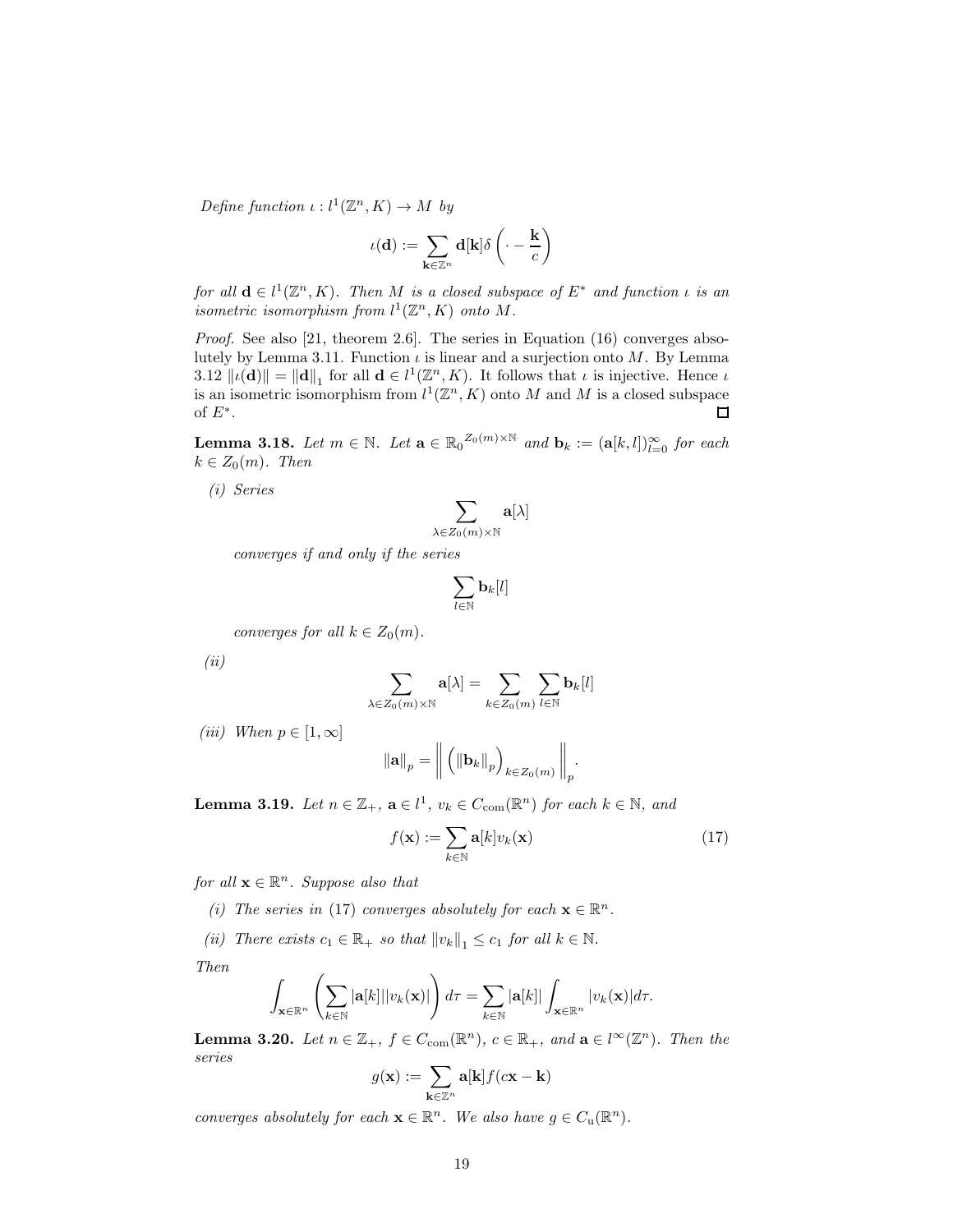*Define function* $\iota : l^1(\mathbb{Z}^n, K) \to M$ *by*

$$\iota(\mathbf{d}) := \sum_{\mathbf{k} \in \mathbb{Z}^n} \mathbf{d}[\mathbf{k}] \delta\left(\cdot - \frac{\mathbf{k}}{c}\right)$$

*for all* $\mathbf{d} \in l^1(\mathbb{Z}^n, K)$*. Then* $M$ *is a closed subspace of* $E^*$ *and function* $\iota$ *is an isometric isomorphism from* $l^1(\mathbb{Z}^n, K)$ *onto* $M$*.*

*Proof.* See also [21, theorem 2.6]. The series in Equation (16) converges absolutely by Lemma 3.11. Function $\iota$ is linear and a surjection onto $M$. By Lemma 3.12 $\|\iota(\mathbf{d})\| = \|\mathbf{d}\|_1$ for all $\mathbf{d} \in l^1(\mathbb{Z}^n, K)$. It follows that $\iota$ is injective. Hence $\iota$ is an isometric isomorphism from $l^1(\mathbb{Z}^n, K)$ onto $M$ and $M$ is a closed subspace of $E^*$. □

**Lemma 3.18.** *Let* $m \in \mathbb{N}$*. Let* $\mathbf{a} \in {\mathbb{R}_0}^{Z_0(m) \times \mathbb{N}}$ *and* $\mathbf{b}_k := (\mathbf{a}[k, l])_{l=0}^{\infty}$ *for each* $k \in Z_0(m)$*. Then*

*(i) Series*

$$\sum_{\lambda \in Z_0(m) \times \mathbb{N}} \mathbf{a}[\lambda]$$

*converges if and only if the series*

$$\sum_{l \in \mathbb{N}} \mathbf{b}_k[l]$$

*converges for all* $k \in Z_0(m)$*.*

*(ii)*

$$\sum_{\lambda \in Z_0(m) \times \mathbb{N}} \mathbf{a}[\lambda] = \sum_{k \in Z_0(m)} \sum_{l \in \mathbb{N}} \mathbf{b}_k[l]$$

*(iii) When* $p \in [1, \infty]$

$$\|\mathbf{a}\|_p = \left\| \left( \|\mathbf{b}_k\|_p \right)_{k \in Z_0(m)} \right\|_p.$$

**Lemma 3.19.** *Let* $n \in \mathbb{Z}_+$*,* $\mathbf{a} \in l^1$*,* $v_k \in C_{\mathrm{com}}(\mathbb{R}^n)$ *for each* $k \in \mathbb{N}$*, and*

$$f(\mathbf{x}) := \sum_{k \in \mathbb{N}} \mathbf{a}[k] v_k(\mathbf{x}) \tag{17}$$

*for all* $\mathbf{x} \in \mathbb{R}^n$*. Suppose also that*

*(i) The series in* (17) *converges absolutely for each* $\mathbf{x} \in \mathbb{R}^n$*.*

*(ii) There exists* $c_1 \in \mathbb{R}_+$ *so that* $\|v_k\|_1 \leq c_1$ *for all* $k \in \mathbb{N}$*.*

*Then*

$$\int_{\mathbf{x} \in \mathbb{R}^n} \left( \sum_{k \in \mathbb{N}} |\mathbf{a}[k]| |v_k(\mathbf{x})| \right) d\tau = \sum_{k \in \mathbb{N}} |\mathbf{a}[k]| \int_{\mathbf{x} \in \mathbb{R}^n} |v_k(\mathbf{x})| d\tau.$$

**Lemma 3.20.** *Let* $n \in \mathbb{Z}_+$*,* $f \in C_{\mathrm{com}}(\mathbb{R}^n)$*,* $c \in \mathbb{R}_+$*, and* $\mathbf{a} \in l^\infty(\mathbb{Z}^n)$*. Then the series*

$$g(\mathbf{x}) := \sum_{\mathbf{k} \in \mathbb{Z}^n} \mathbf{a}[\mathbf{k}] f(c\mathbf{x} - \mathbf{k})$$

*converges absolutely for each* $\mathbf{x} \in \mathbb{R}^n$*. We also have* $g \in C_{\mathrm{u}}(\mathbb{R}^n)$*.*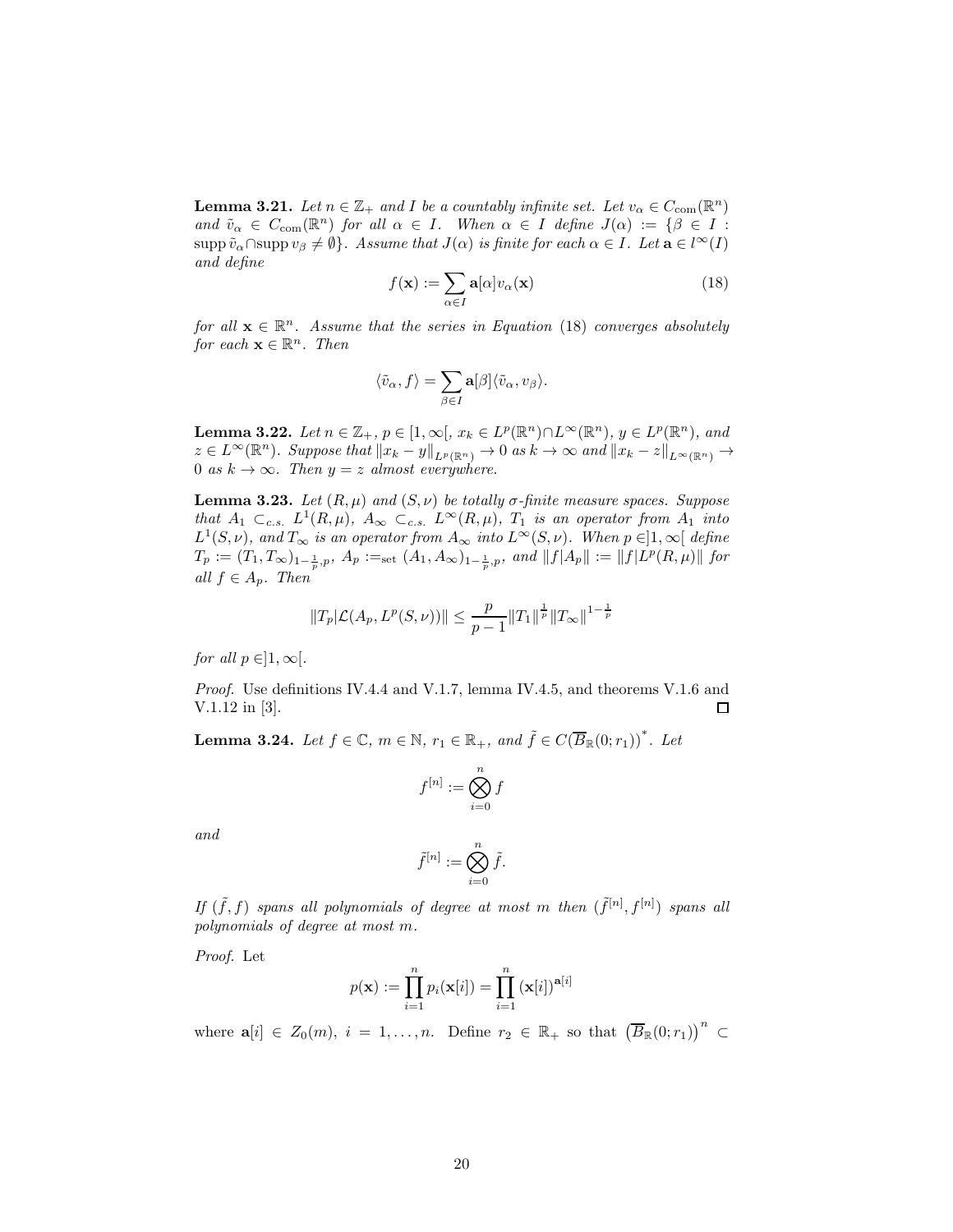**Lemma 3.21.** *Let $n \in \mathbb{Z}_+$ and $I$ be a countably infinite set. Let $v_\alpha \in C_{\mathrm{com}}(\mathbb{R}^n)$ and $\tilde{v}_\alpha \in C_{\mathrm{com}}(\mathbb{R}^n)$ for all $\alpha \in I$. When $\alpha \in I$ define $J(\alpha) := \{\beta \in I : \operatorname{supp} \tilde{v}_\alpha \cap \operatorname{supp} v_\beta \neq \emptyset\}$. Assume that $J(\alpha)$ is finite for each $\alpha \in I$. Let $\mathbf{a} \in l^\infty(I)$ and define*

$$f(\mathbf{x}) := \sum_{\alpha \in I} \mathbf{a}[\alpha] v_\alpha(\mathbf{x}) \tag{18}$$

*for all $\mathbf{x} \in \mathbb{R}^n$. Assume that the series in Equation (18) converges absolutely for each $\mathbf{x} \in \mathbb{R}^n$. Then*

$$\langle \tilde{v}_\alpha, f \rangle = \sum_{\beta \in I} \mathbf{a}[\beta] \langle \tilde{v}_\alpha, v_\beta \rangle.$$

**Lemma 3.22.** *Let $n \in \mathbb{Z}_+$, $p \in [1, \infty[$, $x_k \in L^p(\mathbb{R}^n) \cap L^\infty(\mathbb{R}^n)$, $y \in L^p(\mathbb{R}^n)$, and $z \in L^\infty(\mathbb{R}^n)$. Suppose that $\|x_k - y\|_{L^p(\mathbb{R}^n)} \to 0$ as $k \to \infty$ and $\|x_k - z\|_{L^\infty(\mathbb{R}^n)} \to 0$ as $k \to \infty$. Then $y = z$ almost everywhere.*

**Lemma 3.23.** *Let $(R, \mu)$ and $(S, \nu)$ be totally $\sigma$-finite measure spaces. Suppose that $A_1 \subset_{c.s.} L^1(R, \mu)$, $A_\infty \subset_{c.s.} L^\infty(R, \mu)$, $T_1$ is an operator from $A_1$ into $L^1(S, \nu)$, and $T_\infty$ is an operator from $A_\infty$ into $L^\infty(S, \nu)$. When $p \in ]1, \infty[$ define $T_p := (T_1, T_\infty)_{1-\frac{1}{p},p}$, $A_p :=_{\mathrm{set}} (A_1, A_\infty)_{1-\frac{1}{p},p}$, and $\|f|A_p\| := \|f|L^p(R, \mu)\|$ for all $f \in A_p$. Then*

$$\|T_p|\mathcal{L}(A_p, L^p(S, \nu))\| \leq \frac{p}{p-1} \|T_1\|^{\frac{1}{p}} \|T_\infty\|^{1-\frac{1}{p}}$$

*for all $p \in ]1, \infty[$.*

*Proof.* Use definitions IV.4.4 and V.1.7, lemma IV.4.5, and theorems V.1.6 and V.1.12 in [3]. □

**Lemma 3.24.** *Let $f \in \mathbb{C}$, $m \in \mathbb{N}$, $r_1 \in \mathbb{R}_+$, and $\tilde{f} \in C(\overline{B}_{\mathbb{R}}(0; r_1))^*$. Let*

$$f^{[n]} := \bigotimes_{i=0}^{n} f$$

*and*

$$\tilde{f}^{[n]} := \bigotimes_{i=0}^{n} \tilde{f}.$$

*If $(\tilde{f}, f)$ spans all polynomials of degree at most $m$ then $(\tilde{f}^{[n]}, f^{[n]})$ spans all polynomials of degree at most $m$.*

*Proof.* Let

$$p(\mathbf{x}) := \prod_{i=1}^{n} p_i(\mathbf{x}[i]) = \prod_{i=1}^{n} (\mathbf{x}[i])^{\mathbf{a}[i]}$$

where $\mathbf{a}[i] \in Z_0(m)$, $i = 1, \ldots, n$. Define $r_2 \in \mathbb{R}_+$ so that $\left(\overline{B}_{\mathbb{R}}(0; r_1)\right)^n \subset$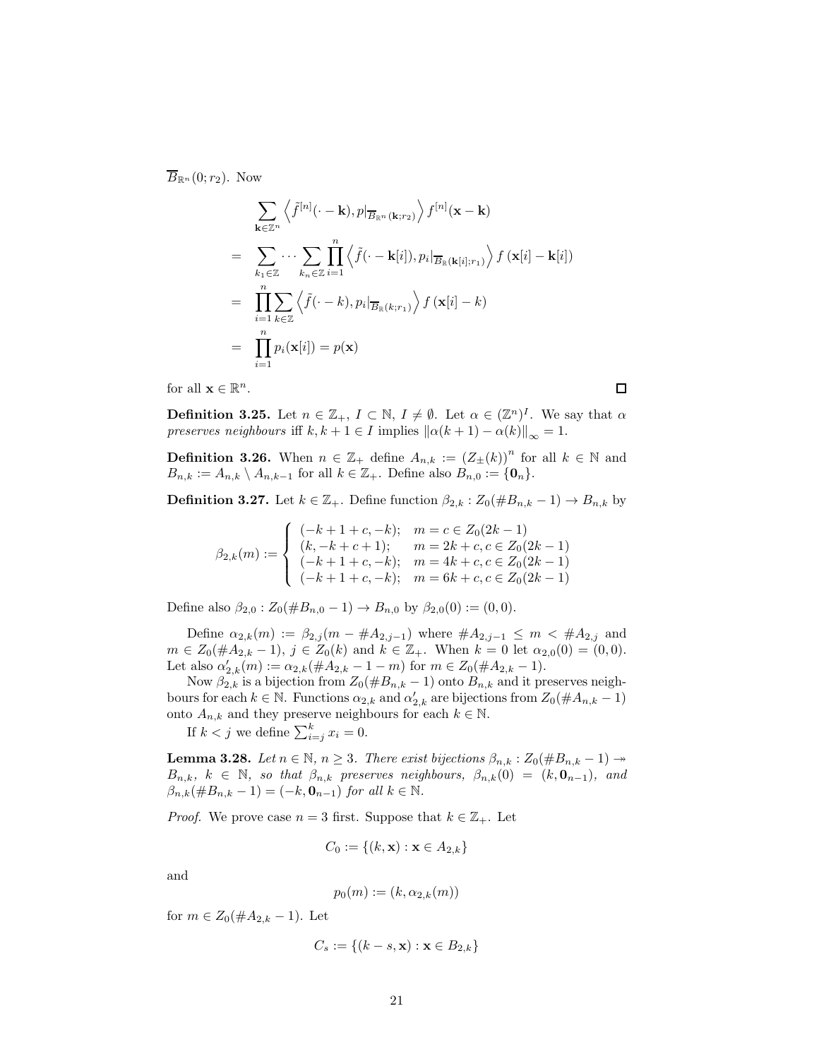$\overline{B}_{\mathbb{R}^n}(0; r_2)$. Now

$$
\begin{aligned}
& \sum_{\mathbf{k} \in \mathbb{Z}^n} \left\langle \tilde{f}^{[n]}(\cdot - \mathbf{k}), p|_{\overline{B}_{\mathbb{R}^n}(\mathbf{k}; r_2)} \right\rangle f^{[n]}(\mathbf{x} - \mathbf{k}) \\
= \quad & \sum_{k_1 \in \mathbb{Z}} \cdots \sum_{k_n \in \mathbb{Z}} \prod_{i=1}^{n} \left\langle \tilde{f}(\cdot - \mathbf{k}[i]), p_i|_{\overline{B}_{\mathbb{R}}(\mathbf{k}[i]; r_1)} \right\rangle f\left(\mathbf{x}[i] - \mathbf{k}[i]\right) \\
= \quad & \prod_{i=1}^{n} \sum_{k \in \mathbb{Z}} \left\langle \tilde{f}(\cdot - k), p_i|_{\overline{B}_{\mathbb{R}}(k; r_1)} \right\rangle f\left(\mathbf{x}[i] - k\right) \\
= \quad & \prod_{i=1}^{n} p_i(\mathbf{x}[i]) = p(\mathbf{x})
\end{aligned}
$$

for all $\mathbf{x} \in \mathbb{R}^n$. □

**Definition 3.25.** Let $n \in \mathbb{Z}_+$, $I \subset \mathbb{N}$, $I \neq \emptyset$. Let $\alpha \in (\mathbb{Z}^n)^I$. We say that $\alpha$ *preserves neighbours* iff $k, k+1 \in I$ implies $\left\|\alpha(k+1) - \alpha(k)\right\|_\infty = 1$.

**Definition 3.26.** When $n \in \mathbb{Z}_+$ define $A_{n,k} := \left(Z_\pm(k)\right)^n$ for all $k \in \mathbb{N}$ and $B_{n,k} := A_{n,k} \setminus A_{n,k-1}$ for all $k \in \mathbb{Z}_+$. Define also $B_{n,0} := \{\mathbf{0}_n\}$.

**Definition 3.27.** Let $k \in \mathbb{Z}_+$. Define function $\beta_{2,k} : Z_0(\#B_{n,k} - 1) \to B_{n,k}$ by

$$
\beta_{2,k}(m) := \left\{
\begin{array}{ll}
(-k+1+c, -k); & m = c \in Z_0(2k-1) \\
(k, -k+c+1); & m = 2k + c, c \in Z_0(2k-1) \\
(-k+1+c, -k); & m = 4k + c, c \in Z_0(2k-1) \\
(-k+1+c, -k); & m = 6k + c, c \in Z_0(2k-1)
\end{array}
\right.
$$

Define also $\beta_{2,0} : Z_0(\#B_{n,0} - 1) \to B_{n,0}$ by $\beta_{2,0}(0) := (0, 0)$.

Define $\alpha_{2,k}(m) := \beta_{2,j}(m - \#A_{2,j-1})$ where $\#A_{2,j-1} \leq m < \#A_{2,j}$ and $m \in Z_0(\#A_{2,k} - 1)$, $j \in Z_0(k)$ and $k \in \mathbb{Z}_+$. When $k = 0$ let $\alpha_{2,0}(0) = (0, 0)$. Let also $\alpha'_{2,k}(m) := \alpha_{2,k}(\#A_{2,k} - 1 - m)$ for $m \in Z_0(\#A_{2,k} - 1)$.

Now $\beta_{2,k}$ is a bijection from $Z_0(\#B_{n,k} - 1)$ onto $B_{n,k}$ and it preserves neighbours for each $k \in \mathbb{N}$. Functions $\alpha_{2,k}$ and $\alpha'_{2,k}$ are bijections from $Z_0(\#A_{n,k} - 1)$ onto $A_{n,k}$ and they preserve neighbours for each $k \in \mathbb{N}$.

If $k < j$ we define $\sum_{i=j}^{k} x_i = 0$.

**Lemma 3.28.** *Let $n \in \mathbb{N}$, $n \geq 3$. There exist bijections $\beta_{n,k} : Z_0(\#B_{n,k} - 1) \twoheadrightarrow B_{n,k}$, $k \in \mathbb{N}$, so that $\beta_{n,k}$ preserves neighbours, $\beta_{n,k}(0) = (k, \mathbf{0}_{n-1})$, and $\beta_{n,k}(\#B_{n,k} - 1) = (-k, \mathbf{0}_{n-1})$ for all $k \in \mathbb{N}$.*

*Proof.* We prove case $n = 3$ first. Suppose that $k \in \mathbb{Z}_+$. Let

$$C_0 := \{(k, \mathbf{x}) : \mathbf{x} \in A_{2,k}\}$$

and

$$p_0(m) := (k, \alpha_{2,k}(m))$$

for $m \in Z_0(\#A_{2,k} - 1)$. Let

$$C_s := \{(k - s, \mathbf{x}) : \mathbf{x} \in B_{2,k}\}$$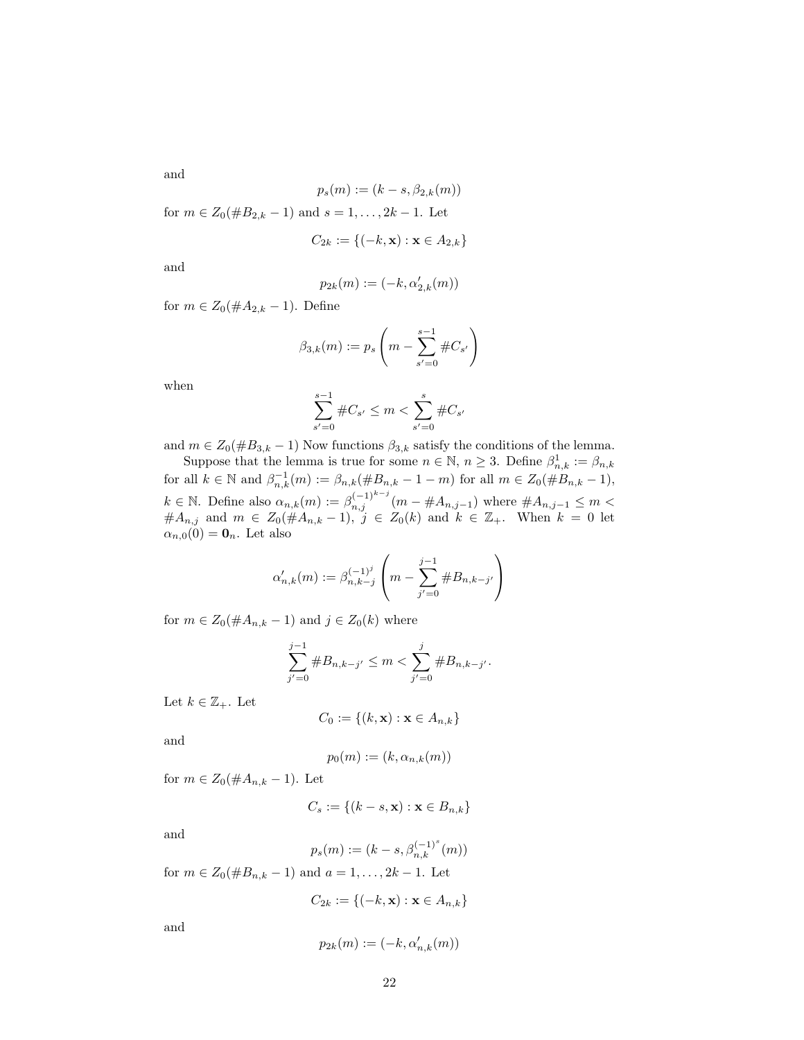and

$$p_s(m) := (k - s, \beta_{2,k}(m))$$

for $m \in Z_0(\#B_{2,k} - 1)$ and $s = 1, \dots, 2k-1$. Let

$$C_{2k} := \{(-k, \mathbf{x}) : \mathbf{x} \in A_{2,k}\}$$

and

$$p_{2k}(m) := (-k, \alpha'_{2,k}(m))$$

for $m \in Z_0(\#A_{2,k} - 1)$. Define

$$\beta_{3,k}(m) := p_s\left(m - \sum_{s'=0}^{s-1} \#C_{s'}\right)$$

when

$$\sum_{s'=0}^{s-1} \#C_{s'} \leq m < \sum_{s'=0}^{s} \#C_{s'}$$

and $m \in Z_0(\#B_{3,k} - 1)$ Now functions $\beta_{3,k}$ satisfy the conditions of the lemma.

Suppose that the lemma is true for some $n \in \mathbb{N}$, $n \geq 3$. Define $\beta^1_{n,k} := \beta_{n,k}$ for all $k \in \mathbb{N}$ and $\beta^{-1}_{n,k}(m) := \beta_{n,k}(\#B_{n,k} - 1 - m)$ for all $m \in Z_0(\#B_{n,k} - 1)$, $k \in \mathbb{N}$. Define also $\alpha_{n,k}(m) := \beta^{(-1)^{k-j}}_{n,j}(m - \#A_{n,j-1})$ where $\#A_{n,j-1} \leq m < \#A_{n,j}$ and $m \in Z_0(\#A_{n,k} - 1)$, $j \in Z_0(k)$ and $k \in \mathbb{Z}_+$. When $k = 0$ let $\alpha_{n,0}(0) = \mathbf{0}_n$. Let also

$$\alpha'_{n,k}(m) := \beta^{(-1)^j}_{n,k-j}\left(m - \sum_{j'=0}^{j-1} \#B_{n,k-j'}\right)$$

for $m \in Z_0(\#A_{n,k} - 1)$ and $j \in Z_0(k)$ where

$$\sum_{j'=0}^{j-1} \#B_{n,k-j'} \leq m < \sum_{j'=0}^{j} \#B_{n,k-j'}.$$

Let $k \in \mathbb{Z}_+$. Let

$$C_0 := \{(k, \mathbf{x}) : \mathbf{x} \in A_{n,k}\}$$

and

$$p_0(m) := (k, \alpha_{n,k}(m))$$

for $m \in Z_0(\#A_{n,k} - 1)$. Let

$$C_s := \{(k - s, \mathbf{x}) : \mathbf{x} \in B_{n,k}\}$$

and

$$p_s(m) := (k - s, \beta^{(-1)^s}_{n,k}(m))$$

for $m \in Z_0(\#B_{n,k} - 1)$ and $a = 1, \dots, 2k-1$. Let

$$C_{2k} := \{(-k, \mathbf{x}) : \mathbf{x} \in A_{n,k}\}$$

and

$$p_{2k}(m) := (-k, \alpha'_{n,k}(m))$$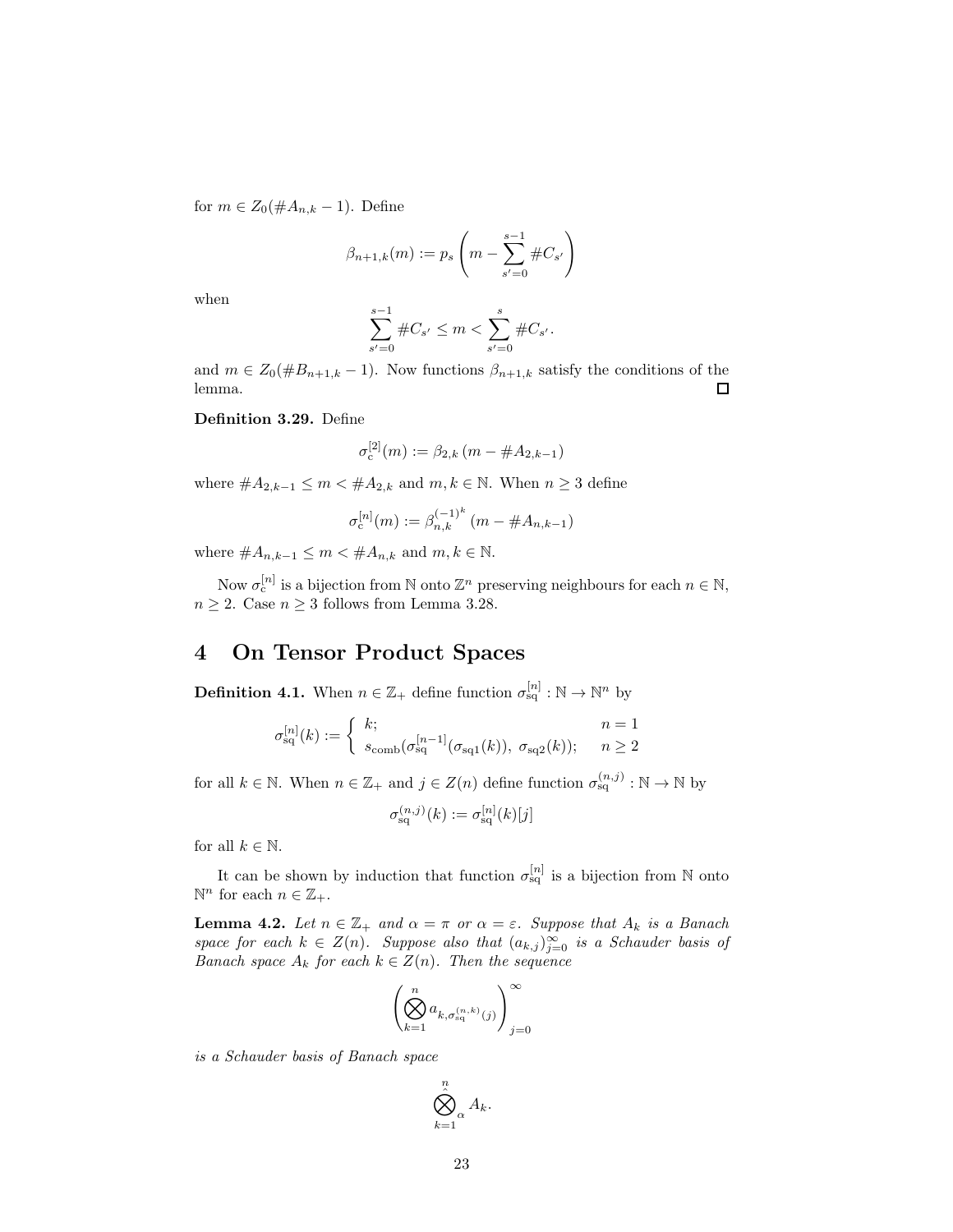for $m \in Z_0(\#A_{n,k} - 1)$. Define

$$\beta_{n+1,k}(m) := p_s \left( m - \sum_{s'=0}^{s-1} \#C_{s'} \right)$$

when

$$\sum_{s'=0}^{s-1} \#C_{s'} \leq m < \sum_{s'=0}^{s} \#C_{s'}.$$

and $m \in Z_0(\#B_{n+1,k} - 1)$. Now functions $\beta_{n+1,k}$ satisfy the conditions of the lemma. □

**Definition 3.29.** Define

$$\sigma_{\mathrm{c}}^{[2]}(m) := \beta_{2,k}\left(m - \#A_{2,k-1}\right)$$

where $\#A_{2,k-1} \leq m < \#A_{2,k}$ and $m, k \in \mathbb{N}$. When $n \geq 3$ define

$$\sigma_{\mathrm{c}}^{[n]}(m) := \beta_{n,k}^{(-1)^k}\left(m - \#A_{n,k-1}\right)$$

where $\#A_{n,k-1} \leq m < \#A_{n,k}$ and $m, k \in \mathbb{N}$.

Now $\sigma_{\mathrm{c}}^{[n]}$ is a bijection from $\mathbb{N}$ onto $\mathbb{Z}^n$ preserving neighbours for each $n \in \mathbb{N}$, $n \geq 2$. Case $n \geq 3$ follows from Lemma 3.28.

# 4 On Tensor Product Spaces

**Definition 4.1.** When $n \in \mathbb{Z}_+$ define function $\sigma_{\mathrm{sq}}^{[n]} : \mathbb{N} \to \mathbb{N}^n$ by

$$\sigma_{\mathrm{sq}}^{[n]}(k) := \begin{cases} k; & n = 1 \\ s_{\mathrm{comb}}(\sigma_{\mathrm{sq}}^{[n-1]}(\sigma_{\mathrm{sq1}}(k)),\ \sigma_{\mathrm{sq2}}(k)); & n \geq 2 \end{cases}$$

for all $k \in \mathbb{N}$. When $n \in \mathbb{Z}_+$ and $j \in Z(n)$ define function $\sigma_{\mathrm{sq}}^{(n,j)} : \mathbb{N} \to \mathbb{N}$ by

$$\sigma_{\mathrm{sq}}^{(n,j)}(k) := \sigma_{\mathrm{sq}}^{[n]}(k)[j]$$

for all $k \in \mathbb{N}$.

It can be shown by induction that function $\sigma_{\mathrm{sq}}^{[n]}$ is a bijection from $\mathbb{N}$ onto $\mathbb{N}^n$ for each $n \in \mathbb{Z}_+$.

**Lemma 4.2.** *Let $n \in \mathbb{Z}_+$ and $\alpha = \pi$ or $\alpha = \varepsilon$. Suppose that $A_k$ is a Banach space for each $k \in Z(n)$. Suppose also that $(a_{k,j})_{j=0}^{\infty}$ is a Schauder basis of Banach space $A_k$ for each $k \in Z(n)$. Then the sequence*

$$\left( \bigotimes_{k=1}^{n} a_{k,\sigma_{\mathrm{sq}}^{(n,k)}(j)} \right)_{j=0}^{\infty}$$

*is a Schauder basis of Banach space*

$$\hat{\bigotimes_{k=1}^{n}}{}_{\alpha} A_k.$$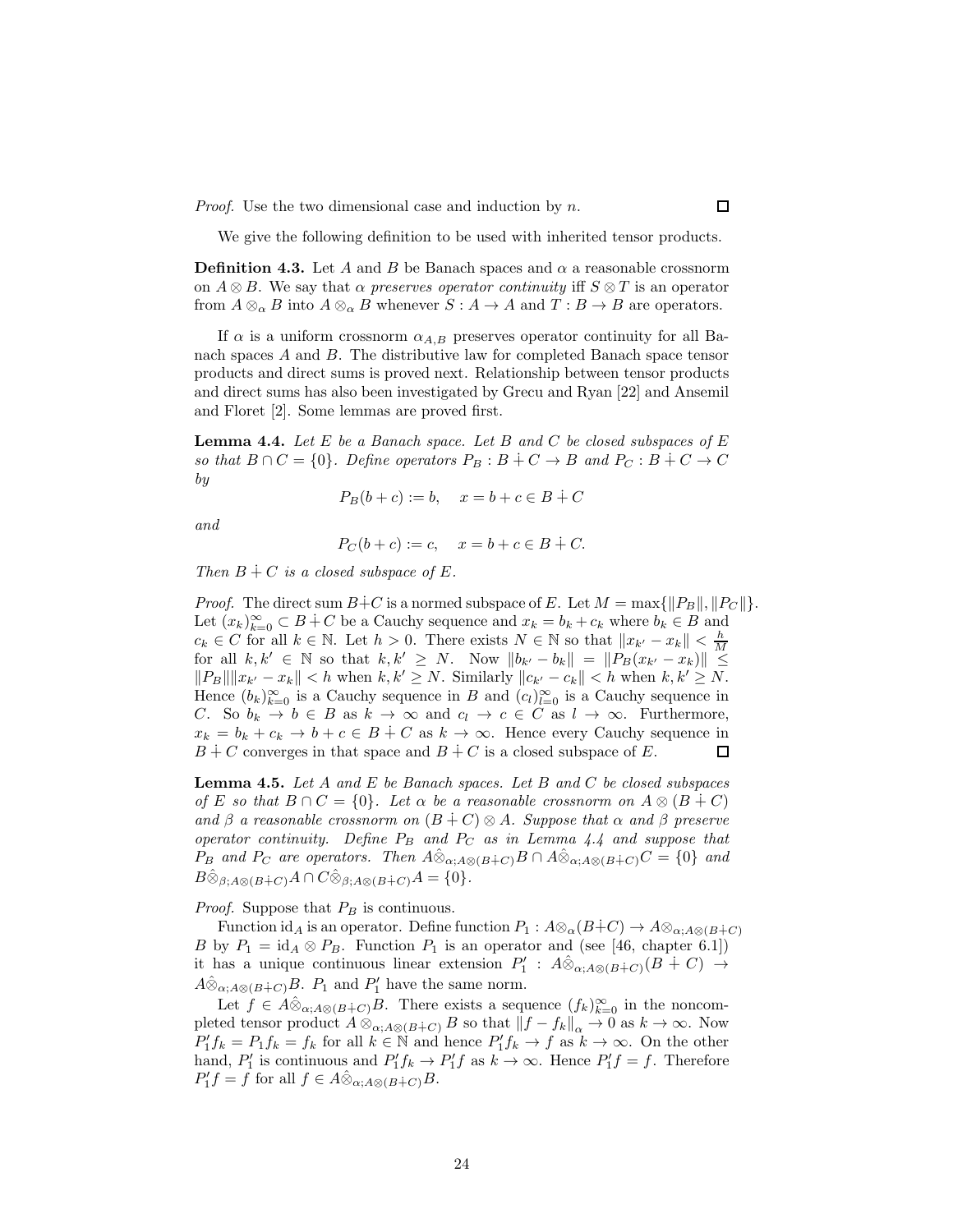*Proof.* Use the two dimensional case and induction by $n$. $\square$

We give the following definition to be used with inherited tensor products.

**Definition 4.3.** Let $A$ and $B$ be Banach spaces and $\alpha$ a reasonable crossnorm on $A \otimes B$. We say that $\alpha$ *preserves operator continuity* iff $S \otimes T$ is an operator from $A \otimes_\alpha B$ into $A \otimes_\alpha B$ whenever $S : A \to A$ and $T : B \to B$ are operators.

If $\alpha$ is a uniform crossnorm $\alpha_{A,B}$ preserves operator continuity for all Banach spaces $A$ and $B$. The distributive law for completed Banach space tensor products and direct sums is proved next. Relationship between tensor products and direct sums has also been investigated by Grecu and Ryan [22] and Ansemil and Floret [2]. Some lemmas are proved first.

**Lemma 4.4.** *Let $E$ be a Banach space. Let $B$ and $C$ be closed subspaces of $E$ so that $B \cap C = \{0\}$. Define operators $P_B : B \dot{+} C \to B$ and $P_C : B \dot{+} C \to C$ by*

$$P_B(b + c) := b, \quad x = b + c \in B \dot{+} C$$

*and*

$$P_C(b + c) := c, \quad x = b + c \in B \dot{+} C.$$

*Then $B \dot{+} C$ is a closed subspace of $E$.*

*Proof.* The direct sum $B \dot{+} C$ is a normed subspace of $E$. Let $M = \max\{\|P_B\|, \|P_C\|\}$. Let $(x_k)_{k=0}^\infty \subset B \dot{+} C$ be a Cauchy sequence and $x_k = b_k + c_k$ where $b_k \in B$ and $c_k \in C$ for all $k \in \mathbb{N}$. Let $h > 0$. There exists $N \in \mathbb{N}$ so that $\|x_{k'} - x_k\| < \frac{h}{M}$ for all $k, k' \in \mathbb{N}$ so that $k, k' \geq N$. Now $\|b_{k'} - b_k\| = \|P_B(x_{k'} - x_k)\| \leq \|P_B\| \|x_{k'} - x_k\| < h$ when $k, k' \geq N$. Similarly $\|c_{k'} - c_k\| < h$ when $k, k' \geq N$. Hence $(b_k)_{k=0}^\infty$ is a Cauchy sequence in $B$ and $(c_l)_{l=0}^\infty$ is a Cauchy sequence in $C$. So $b_k \to b \in B$ as $k \to \infty$ and $c_l \to c \in C$ as $l \to \infty$. Furthermore, $x_k = b_k + c_k \to b + c \in B \dot{+} C$ as $k \to \infty$. Hence every Cauchy sequence in $B \dot{+} C$ converges in that space and $B \dot{+} C$ is a closed subspace of $E$. $\square$

**Lemma 4.5.** *Let $A$ and $E$ be Banach spaces. Let $B$ and $C$ be closed subspaces of $E$ so that $B \cap C = \{0\}$. Let $\alpha$ be a reasonable crossnorm on $A \otimes (B \dot{+} C)$ and $\beta$ a reasonable crossnorm on $(B \dot{+} C) \otimes A$. Suppose that $\alpha$ and $\beta$ preserve operator continuity. Define $P_B$ and $P_C$ as in Lemma 4.4 and suppose that $P_B$ and $P_C$ are operators. Then $A \hat{\otimes}_{\alpha; A \otimes (B \dot{+} C)} B \cap A \hat{\otimes}_{\alpha; A \otimes (B \dot{+} C)} C = \{0\}$ and $B \hat{\otimes}_{\beta; A \otimes (B \dot{+} C)} A \cap C \hat{\otimes}_{\beta; A \otimes (B \dot{+} C)} A = \{0\}$.*

*Proof.* Suppose that $P_B$ is continuous.

Function $\mathrm{id}_A$ is an operator. Define function $P_1 : A \otimes_\alpha (B \dot{+} C) \to A \otimes_{\alpha; A \otimes (B \dot{+} C)} B$ by $P_1 = \mathrm{id}_A \otimes P_B$. Function $P_1$ is an operator and (see [46, chapter 6.1]) it has a unique continuous linear extension $P_1' : A \hat{\otimes}_{\alpha; A \otimes (B \dot{+} C)} (B \dot{+} C) \to A \hat{\otimes}_{\alpha; A \otimes (B \dot{+} C)} B$. $P_1$ and $P_1'$ have the same norm.

Let $f \in A \hat{\otimes}_{\alpha; A \otimes (B \dot{+} C)} B$. There exists a sequence $(f_k)_{k=0}^\infty$ in the noncompleted tensor product $A \otimes_{\alpha; A \otimes (B \dot{+} C)} B$ so that $\|f - f_k\|_\alpha \to 0$ as $k \to \infty$. Now $P_1' f_k = P_1 f_k = f_k$ for all $k \in \mathbb{N}$ and hence $P_1' f_k \to f$ as $k \to \infty$. On the other hand, $P_1'$ is continuous and $P_1' f_k \to P_1' f$ as $k \to \infty$. Hence $P_1' f = f$. Therefore $P_1' f = f$ for all $f \in A \hat{\otimes}_{\alpha; A \otimes (B \dot{+} C)} B$.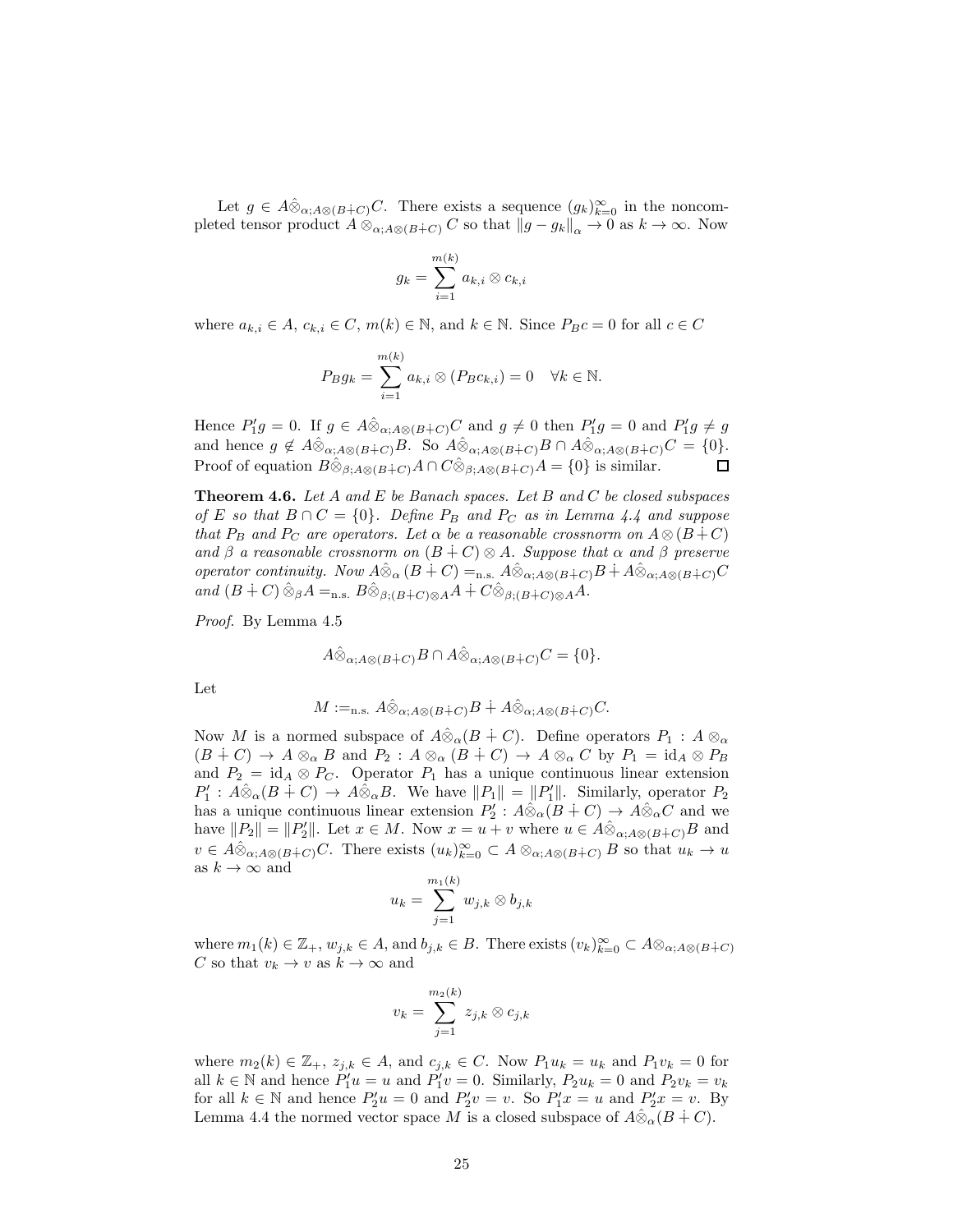Let $g \in A\hat{\otimes}_{\alpha;A\otimes(B\dot{+}C)}C$. There exists a sequence $(g_k)_{k=0}^{\infty}$ in the noncompleted tensor product $A \otimes_{\alpha;A\otimes(B\dot{+}C)} C$ so that $\|g - g_k\|_\alpha \to 0$ as $k \to \infty$. Now

$$g_k = \sum_{i=1}^{m(k)} a_{k,i} \otimes c_{k,i}$$

where $a_{k,i} \in A$, $c_{k,i} \in C$, $m(k) \in \mathbb{N}$, and $k \in \mathbb{N}$. Since $P_B c = 0$ for all $c \in C$

$$P_B g_k = \sum_{i=1}^{m(k)} a_{k,i} \otimes (P_B c_{k,i}) = 0 \quad \forall k \in \mathbb{N}.$$

Hence $P_1' g = 0$. If $g \in A\hat{\otimes}_{\alpha;A\otimes(B\dot{+}C)}C$ and $g \neq 0$ then $P_1' g = 0$ and $P_1' g \neq g$ and hence $g \notin A\hat{\otimes}_{\alpha;A\otimes(B\dot{+}C)}B$. So $A\hat{\otimes}_{\alpha;A\otimes(B\dot{+}C)}B \cap A\hat{\otimes}_{\alpha;A\otimes(B\dot{+}C)}C = \{0\}$. Proof of equation $B\hat{\otimes}_{\beta;A\otimes(B\dot{+}C)}A \cap C\hat{\otimes}_{\beta;A\otimes(B\dot{+}C)}A = \{0\}$ is similar. $\square$

**Theorem 4.6.** *Let $A$ and $E$ be Banach spaces. Let $B$ and $C$ be closed subspaces of $E$ so that $B \cap C = \{0\}$. Define $P_B$ and $P_C$ as in Lemma 4.4 and suppose that $P_B$ and $P_C$ are operators. Let $\alpha$ be a reasonable crossnorm on $A \otimes (B \dot{+} C)$ and $\beta$ a reasonable crossnorm on $(B \dot{+} C) \otimes A$. Suppose that $\alpha$ and $\beta$ preserve operator continuity. Now $A\hat{\otimes}_\alpha (B \dot{+} C) =_{\mathrm{n.s.}} A\hat{\otimes}_{\alpha;A\otimes(B\dot{+}C)}B \dot{+} A\hat{\otimes}_{\alpha;A\otimes(B\dot{+}C)}C$ and $(B \dot{+} C)\hat{\otimes}_\beta A =_{\mathrm{n.s.}} B\hat{\otimes}_{\beta;(B\dot{+}C)\otimes A}A \dot{+} C\hat{\otimes}_{\beta;(B\dot{+}C)\otimes A}A$.*

*Proof.* By Lemma 4.5

$$A\hat{\otimes}_{\alpha;A\otimes(B\dot{+}C)}B \cap A\hat{\otimes}_{\alpha;A\otimes(B\dot{+}C)}C = \{0\}.$$

Let

$$M :=_{\mathrm{n.s.}} A\hat{\otimes}_{\alpha;A\otimes(B\dot{+}C)}B \dot{+} A\hat{\otimes}_{\alpha;A\otimes(B\dot{+}C)}C.$$

Now $M$ is a normed subspace of $A\hat{\otimes}_\alpha(B \dot{+} C)$. Define operators $P_1 : A \otimes_\alpha (B \dot{+} C) \to A \otimes_\alpha B$ and $P_2 : A \otimes_\alpha (B \dot{+} C) \to A \otimes_\alpha C$ by $P_1 = \mathrm{id}_A \otimes P_B$ and $P_2 = \mathrm{id}_A \otimes P_C$. Operator $P_1$ has a unique continuous linear extension $P_1' : A\hat{\otimes}_\alpha(B \dot{+} C) \to A\hat{\otimes}_\alpha B$. We have $\|P_1\| = \|P_1'\|$. Similarly, operator $P_2$ has a unique continuous linear extension $P_2' : A\hat{\otimes}_\alpha(B \dot{+} C) \to A\hat{\otimes}_\alpha C$ and we have $\|P_2\| = \|P_2'\|$. Let $x \in M$. Now $x = u + v$ where $u \in A\hat{\otimes}_{\alpha;A\otimes(B\dot{+}C)}B$ and $v \in A\hat{\otimes}_{\alpha;A\otimes(B\dot{+}C)}C$. There exists $(u_k)_{k=0}^{\infty} \subset A \otimes_{\alpha;A\otimes(B\dot{+}C)} B$ so that $u_k \to u$ as $k \to \infty$ and

$$u_k = \sum_{j=1}^{m_1(k)} w_{j,k} \otimes b_{j,k}$$

where $m_1(k) \in \mathbb{Z}_+$, $w_{j,k} \in A$, and $b_{j,k} \in B$. There exists $(v_k)_{k=0}^{\infty} \subset A \otimes_{\alpha;A\otimes(B\dot{+}C)} C$ so that $v_k \to v$ as $k \to \infty$ and

$$v_k = \sum_{j=1}^{m_2(k)} z_{j,k} \otimes c_{j,k}$$

where $m_2(k) \in \mathbb{Z}_+$, $z_{j,k} \in A$, and $c_{j,k} \in C$. Now $P_1 u_k = u_k$ and $P_1 v_k = 0$ for all $k \in \mathbb{N}$ and hence $P_1' u = u$ and $P_1' v = 0$. Similarly, $P_2 u_k = 0$ and $P_2 v_k = v_k$ for all $k \in \mathbb{N}$ and hence $P_2' u = 0$ and $P_2' v = v$. So $P_1' x = u$ and $P_2' x = v$. By Lemma 4.4 the normed vector space $M$ is a closed subspace of $A\hat{\otimes}_\alpha(B \dot{+} C)$.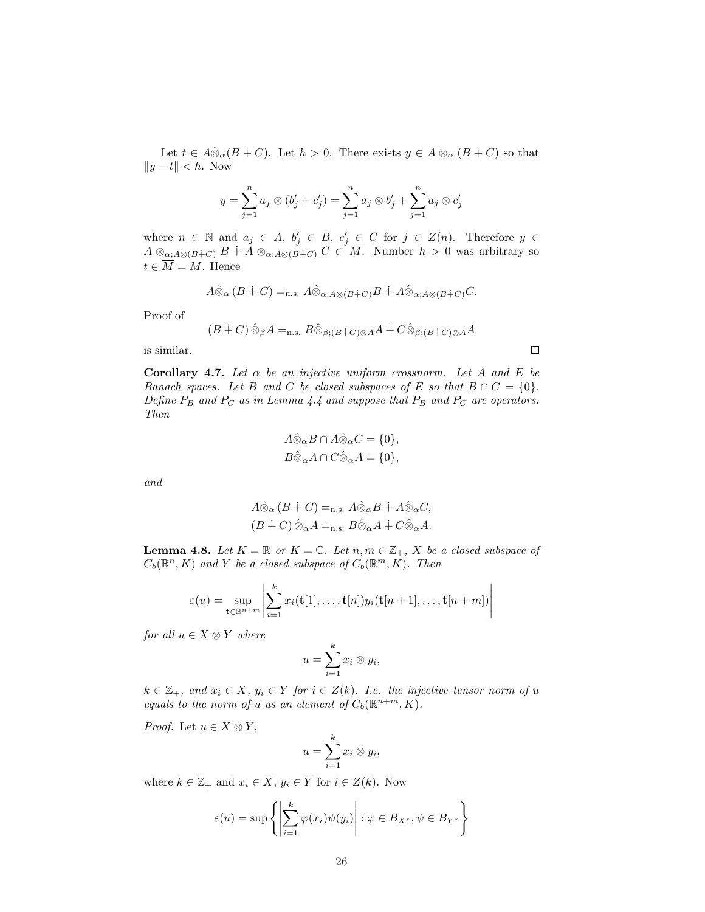Let $t \in A\hat{\otimes}_\alpha(B \dotplus C)$. Let $h > 0$. There exists $y \in A \otimes_\alpha (B \dotplus C)$ so that $\|y - t\| < h$. Now

$$y = \sum_{j=1}^{n} a_j \otimes (b'_j + c'_j) = \sum_{j=1}^{n} a_j \otimes b'_j + \sum_{j=1}^{n} a_j \otimes c'_j$$

where $n \in \mathbb{N}$ and $a_j \in A$, $b'_j \in B$, $c'_j \in C$ for $j \in Z(n)$. Therefore $y \in A \otimes_{\alpha;A\otimes(B\dotplus C)} B \dotplus A \otimes_{\alpha;A\otimes(B\dotplus C)} C \subset M$. Number $h > 0$ was arbitrary so $t \in \overline{M} = M$. Hence

$$A\hat{\otimes}_\alpha (B \dotplus C) =_{\text{n.s.}} A\hat{\otimes}_{\alpha;A\otimes(B\dotplus C)}B \dotplus A\hat{\otimes}_{\alpha;A\otimes(B\dotplus C)}C.$$

Proof of

$$(B \dotplus C)\,\hat{\otimes}_\beta A =_{\text{n.s.}} B\hat{\otimes}_{\beta;(B\dotplus C)\otimes A}A \dotplus C\hat{\otimes}_{\beta;(B\dotplus C)\otimes A}A$$

is similar. □

**Corollary 4.7.** *Let $\alpha$ be an injective uniform crossnorm. Let $A$ and $E$ be Banach spaces. Let $B$ and $C$ be closed subspaces of $E$ so that $B \cap C = \{0\}$. Define $P_B$ and $P_C$ as in Lemma 4.4 and suppose that $P_B$ and $P_C$ are operators. Then*

$$A\hat{\otimes}_\alpha B \cap A\hat{\otimes}_\alpha C = \{0\},$$
$$B\hat{\otimes}_\alpha A \cap C\hat{\otimes}_\alpha A = \{0\},$$

*and*

$$A\hat{\otimes}_\alpha (B \dotplus C) =_{\text{n.s.}} A\hat{\otimes}_\alpha B \dotplus A\hat{\otimes}_\alpha C,$$
$$(B \dotplus C)\,\hat{\otimes}_\alpha A =_{\text{n.s.}} B\hat{\otimes}_\alpha A \dotplus C\hat{\otimes}_\alpha A.$$

**Lemma 4.8.** *Let $K = \mathbb{R}$ or $K = \mathbb{C}$. Let $n, m \in \mathbb{Z}_+$, $X$ be a closed subspace of $C_b(\mathbb{R}^n, K)$ and $Y$ be a closed subspace of $C_b(\mathbb{R}^m, K)$. Then*

$$\varepsilon(u) = \sup_{\mathbf{t}\in\mathbb{R}^{n+m}} \left| \sum_{i=1}^{k} x_i(\mathbf{t}[1], \ldots, \mathbf{t}[n]) y_i(\mathbf{t}[n+1], \ldots, \mathbf{t}[n+m]) \right|$$

*for all $u \in X \otimes Y$ where*

$$u = \sum_{i=1}^{k} x_i \otimes y_i,$$

*$k \in \mathbb{Z}_+$, and $x_i \in X$, $y_i \in Y$ for $i \in Z(k)$. I.e. the injective tensor norm of $u$ equals to the norm of $u$ as an element of $C_b(\mathbb{R}^{n+m}, K)$.*

*Proof.* Let $u \in X \otimes Y$,

$$u = \sum_{i=1}^{k} x_i \otimes y_i,$$

where $k \in \mathbb{Z}_+$ and $x_i \in X$, $y_i \in Y$ for $i \in Z(k)$. Now

$$\varepsilon(u) = \sup \left\{ \left| \sum_{i=1}^{k} \varphi(x_i)\psi(y_i) \right| : \varphi \in B_{X^*}, \psi \in B_{Y^*} \right\}$$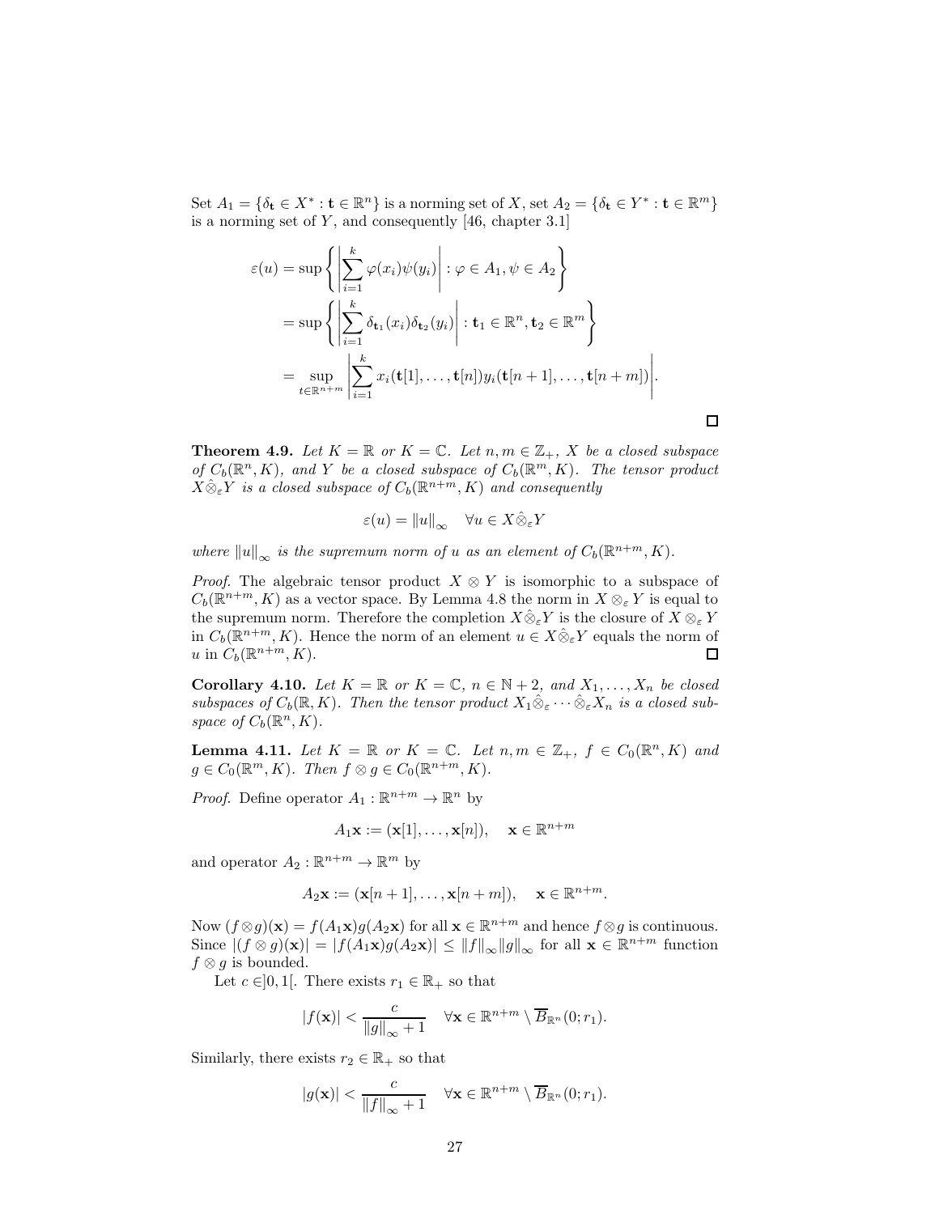Set $A_1 = \{\delta_{\mathbf{t}} \in X^* : \mathbf{t} \in \mathbb{R}^n\}$ is a norming set of $X$, set $A_2 = \{\delta_{\mathbf{t}} \in Y^* : \mathbf{t} \in \mathbb{R}^m\}$ is a norming set of $Y$, and consequently [46, chapter 3.1]

$$
\begin{aligned}
\varepsilon(u) &= \sup\left\{ \left| \sum_{i=1}^{k} \varphi(x_i)\psi(y_i) \right| : \varphi \in A_1, \psi \in A_2 \right\} \\
&= \sup\left\{ \left| \sum_{i=1}^{k} \delta_{\mathbf{t}_1}(x_i)\delta_{\mathbf{t}_2}(y_i) \right| : \mathbf{t}_1 \in \mathbb{R}^n, \mathbf{t}_2 \in \mathbb{R}^m \right\} \\
&= \sup_{t \in \mathbb{R}^{n+m}} \left| \sum_{i=1}^{k} x_i(\mathbf{t}[1], \ldots, \mathbf{t}[n]) y_i(\mathbf{t}[n+1], \ldots, \mathbf{t}[n+m]) \right|.
\end{aligned}
$$

□

**Theorem 4.9.** *Let $K = \mathbb{R}$ or $K = \mathbb{C}$. Let $n, m \in \mathbb{Z}_+$, $X$ be a closed subspace of $C_b(\mathbb{R}^n, K)$, and $Y$ be a closed subspace of $C_b(\mathbb{R}^m, K)$. The tensor product $X \hat{\otimes}_\varepsilon Y$ is a closed subspace of $C_b(\mathbb{R}^{n+m}, K)$ and consequently*

$$
\varepsilon(u) = \|u\|_\infty \quad \forall u \in X \hat{\otimes}_\varepsilon Y
$$

*where $\|u\|_\infty$ is the supremum norm of $u$ as an element of $C_b(\mathbb{R}^{n+m}, K)$.*

*Proof.* The algebraic tensor product $X \otimes Y$ is isomorphic to a subspace of $C_b(\mathbb{R}^{n+m}, K)$ as a vector space. By Lemma 4.8 the norm in $X \otimes_\varepsilon Y$ is equal to the supremum norm. Therefore the completion $X \hat{\otimes}_\varepsilon Y$ is the closure of $X \otimes_\varepsilon Y$ in $C_b(\mathbb{R}^{n+m}, K)$. Hence the norm of an element $u \in X \hat{\otimes}_\varepsilon Y$ equals the norm of $u$ in $C_b(\mathbb{R}^{n+m}, K)$. □

**Corollary 4.10.** *Let $K = \mathbb{R}$ or $K = \mathbb{C}$, $n \in \mathbb{N} + 2$, and $X_1, \ldots, X_n$ be closed subspaces of $C_b(\mathbb{R}, K)$. Then the tensor product $X_1 \hat{\otimes}_\varepsilon \cdots \hat{\otimes}_\varepsilon X_n$ is a closed subspace of $C_b(\mathbb{R}^n, K)$.*

**Lemma 4.11.** *Let $K = \mathbb{R}$ or $K = \mathbb{C}$. Let $n, m \in \mathbb{Z}_+$, $f \in C_0(\mathbb{R}^n, K)$ and $g \in C_0(\mathbb{R}^m, K)$. Then $f \otimes g \in C_0(\mathbb{R}^{n+m}, K)$.*

*Proof.* Define operator $A_1 : \mathbb{R}^{n+m} \to \mathbb{R}^n$ by

$$
A_1 \mathbf{x} := (\mathbf{x}[1], \ldots, \mathbf{x}[n]), \quad \mathbf{x} \in \mathbb{R}^{n+m}
$$

and operator $A_2 : \mathbb{R}^{n+m} \to \mathbb{R}^m$ by

$$
A_2 \mathbf{x} := (\mathbf{x}[n+1], \ldots, \mathbf{x}[n+m]), \quad \mathbf{x} \in \mathbb{R}^{n+m}.
$$

Now $(f \otimes g)(\mathbf{x}) = f(A_1 \mathbf{x}) g(A_2 \mathbf{x})$ for all $\mathbf{x} \in \mathbb{R}^{n+m}$ and hence $f \otimes g$ is continuous. Since $|(f \otimes g)(\mathbf{x})| = |f(A_1 \mathbf{x}) g(A_2 \mathbf{x})| \leq \|f\|_\infty \|g\|_\infty$ for all $\mathbf{x} \in \mathbb{R}^{n+m}$ function $f \otimes g$ is bounded.

Let $c \in ]0, 1[$. There exists $r_1 \in \mathbb{R}_+$ so that

$$
|f(\mathbf{x})| < \frac{c}{\|g\|_\infty + 1} \quad \forall \mathbf{x} \in \mathbb{R}^{n+m} \setminus \overline{B}_{\mathbb{R}^n}(0; r_1).
$$

Similarly, there exists $r_2 \in \mathbb{R}_+$ so that

$$
|g(\mathbf{x})| < \frac{c}{\|f\|_\infty + 1} \quad \forall \mathbf{x} \in \mathbb{R}^{n+m} \setminus \overline{B}_{\mathbb{R}^n}(0; r_1).
$$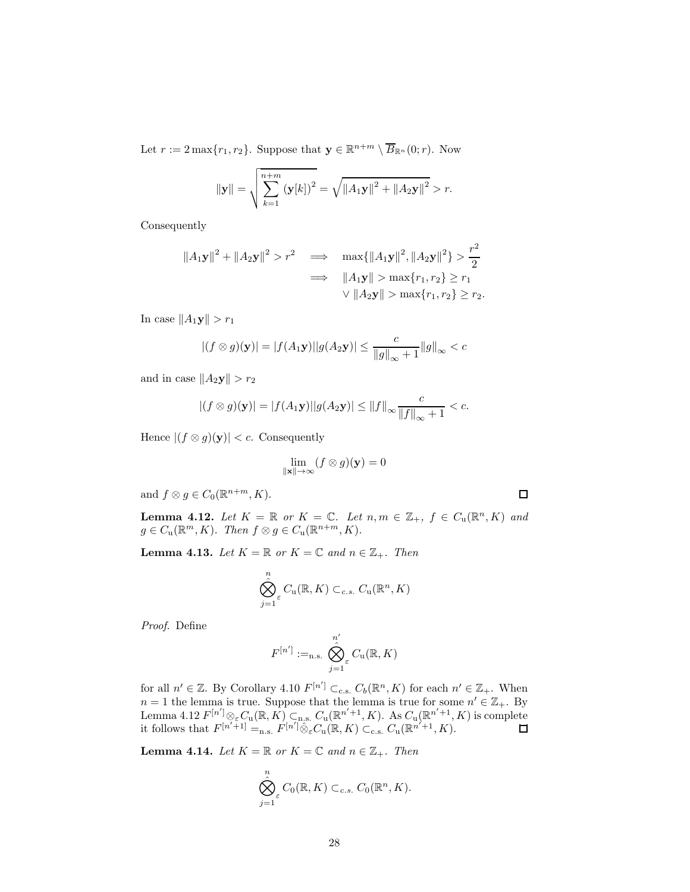Let $r := 2\max\{r_1, r_2\}$. Suppose that $\mathbf{y} \in \mathbb{R}^{n+m} \setminus \overline{B}_{\mathbb{R}^n}(0; r)$. Now

$$\|\mathbf{y}\| = \sqrt{\sum_{k=1}^{n+m} (\mathbf{y}[k])^2} = \sqrt{\|A_1\mathbf{y}\|^2 + \|A_2\mathbf{y}\|^2} > r.$$

Consequently

$$\begin{aligned}
\|A_1\mathbf{y}\|^2 + \|A_2\mathbf{y}\|^2 > r^2 \quad &\Longrightarrow \quad \max\{\|A_1\mathbf{y}\|^2, \|A_2\mathbf{y}\|^2\} > \frac{r^2}{2} \\
&\Longrightarrow \quad \|A_1\mathbf{y}\| > \max\{r_1, r_2\} \geq r_1 \\
&\qquad \vee \|A_2\mathbf{y}\| > \max\{r_1, r_2\} \geq r_2.
\end{aligned}$$

In case $\|A_1\mathbf{y}\| > r_1$

$$|(f \otimes g)(\mathbf{y})| = |f(A_1\mathbf{y})||g(A_2\mathbf{y})| \leq \frac{c}{\|g\|_\infty + 1}\|g\|_\infty < c$$

and in case $\|A_2\mathbf{y}\| > r_2$

$$|(f \otimes g)(\mathbf{y})| = |f(A_1\mathbf{y})||g(A_2\mathbf{y})| \leq \|f\|_\infty \frac{c}{\|f\|_\infty + 1} < c.$$

Hence $|(f \otimes g)(\mathbf{y})| < c$. Consequently

$$\lim_{\|\mathbf{x}\| \to \infty} (f \otimes g)(\mathbf{y}) = 0$$

and $f \otimes g \in C_0(\mathbb{R}^{n+m}, K)$. □

**Lemma 4.12.** *Let $K = \mathbb{R}$ or $K = \mathbb{C}$. Let $n, m \in \mathbb{Z}_+$, $f \in C_{\mathrm{u}}(\mathbb{R}^n, K)$ and $g \in C_{\mathrm{u}}(\mathbb{R}^m, K)$. Then $f \otimes g \in C_{\mathrm{u}}(\mathbb{R}^{n+m}, K)$.*

**Lemma 4.13.** *Let $K = \mathbb{R}$ or $K = \mathbb{C}$ and $n \in \mathbb{Z}_+$. Then*

$$\hat{\bigotimes_{j=1}^{n}}_{\varepsilon} C_{\mathrm{u}}(\mathbb{R}, K) \subset_{c.s.} C_{\mathrm{u}}(\mathbb{R}^n, K)$$

*Proof.* Define

$$F^{[n']} :=_{\text{n.s.}} \hat{\bigotimes_{j=1}^{n'}}_{\varepsilon} C_{\mathrm{u}}(\mathbb{R}, K)$$

for all $n' \in \mathbb{Z}$. By Corollary 4.10 $F^{[n']} \subset_{\text{c.s.}} C_b(\mathbb{R}^n, K)$ for each $n' \in \mathbb{Z}_+$. When $n = 1$ the lemma is true. Suppose that the lemma is true for some $n' \in \mathbb{Z}_+$. By Lemma 4.12 $F^{[n']} \otimes_\varepsilon C_{\mathrm{u}}(\mathbb{R}, K) \subset_{\text{n.s.}} C_{\mathrm{u}}(\mathbb{R}^{n'+1}, K)$. As $C_{\mathrm{u}}(\mathbb{R}^{n'+1}, K)$ is complete it follows that $F^{[n'+1]} =_{\text{n.s.}} F^{[n']} \hat{\otimes}_\varepsilon C_{\mathrm{u}}(\mathbb{R}, K) \subset_{\text{c.s.}} C_{\mathrm{u}}(\mathbb{R}^{n'+1}, K)$. □

**Lemma 4.14.** *Let $K = \mathbb{R}$ or $K = \mathbb{C}$ and $n \in \mathbb{Z}_+$. Then*

$$\hat{\bigotimes_{j=1}^{n}}_{\varepsilon} C_0(\mathbb{R}, K) \subset_{c.s.} C_0(\mathbb{R}^n, K).$$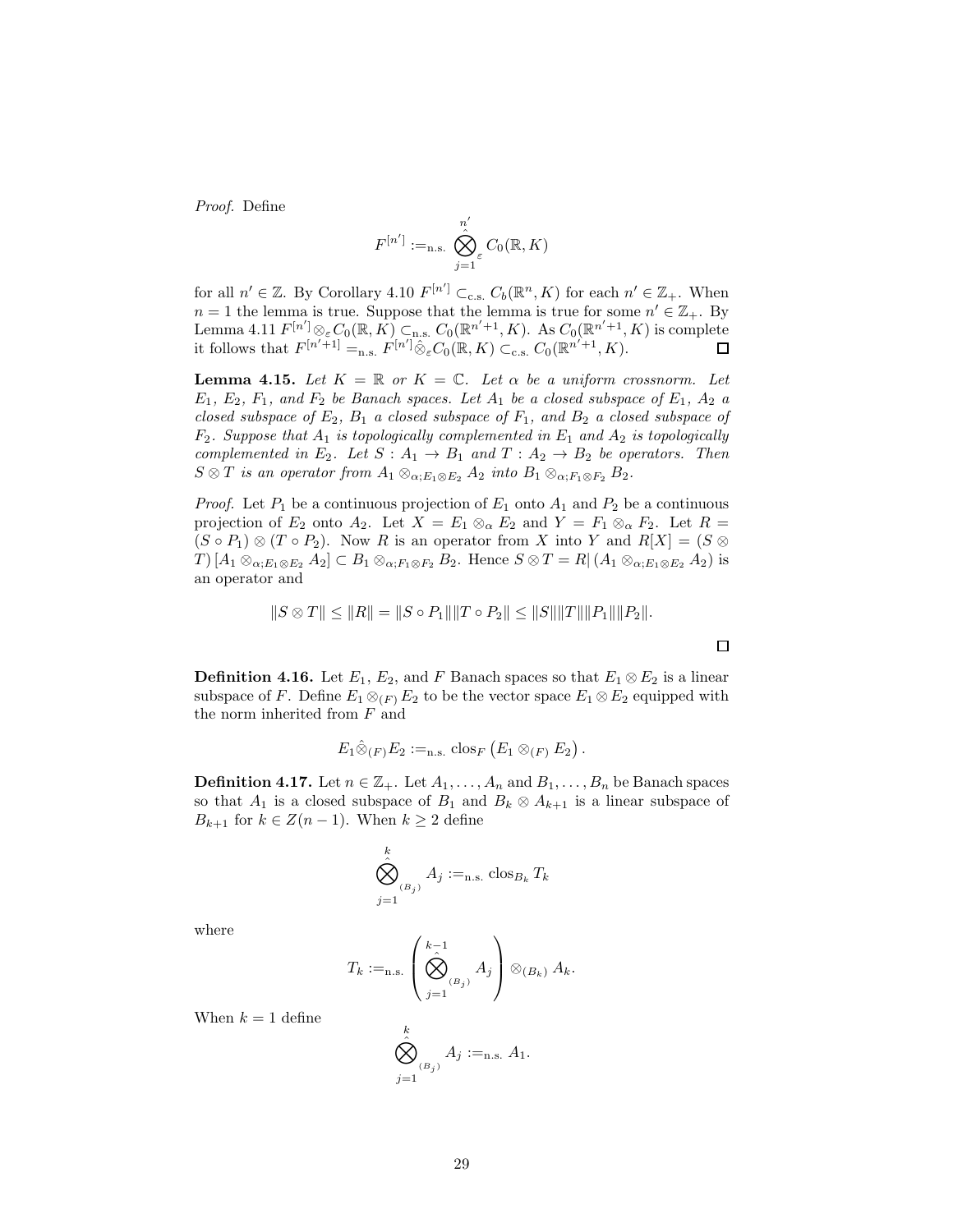*Proof.* Define

$$F^{[n']} :=_{\text{n.s.}} \hat{\bigotimes}_{j=1}^{n'}{}_{\varepsilon}\, C_0(\mathbb{R}, K)$$

for all $n' \in \mathbb{Z}$. By Corollary 4.10 $F^{[n']} \subset_{\text{c.s.}} C_b(\mathbb{R}^n, K)$ for each $n' \in \mathbb{Z}_+$. When $n = 1$ the lemma is true. Suppose that the lemma is true for some $n' \in \mathbb{Z}_+$. By Lemma 4.11 $F^{[n']} \otimes_\varepsilon C_0(\mathbb{R}, K) \subset_{\text{n.s.}} C_0(\mathbb{R}^{n'+1}, K)$. As $C_0(\mathbb{R}^{n'+1}, K)$ is complete it follows that $F^{[n'+1]} =_{\text{n.s.}} F^{[n']} \hat{\otimes}_\varepsilon C_0(\mathbb{R}, K) \subset_{\text{c.s.}} C_0(\mathbb{R}^{n'+1}, K)$. ☐

**Lemma 4.15.** *Let $K = \mathbb{R}$ or $K = \mathbb{C}$. Let $\alpha$ be a uniform crossnorm. Let $E_1$, $E_2$, $F_1$, and $F_2$ be Banach spaces. Let $A_1$ be a closed subspace of $E_1$, $A_2$ a closed subspace of $E_2$, $B_1$ a closed subspace of $F_1$, and $B_2$ a closed subspace of $F_2$. Suppose that $A_1$ is topologically complemented in $E_1$ and $A_2$ is topologically complemented in $E_2$. Let $S : A_1 \to B_1$ and $T : A_2 \to B_2$ be operators. Then $S \otimes T$ is an operator from $A_1 \otimes_{\alpha; E_1 \otimes E_2} A_2$ into $B_1 \otimes_{\alpha; F_1 \otimes F_2} B_2$.*

*Proof.* Let $P_1$ be a continuous projection of $E_1$ onto $A_1$ and $P_2$ be a continuous projection of $E_2$ onto $A_2$. Let $X = E_1 \otimes_\alpha E_2$ and $Y = F_1 \otimes_\alpha F_2$. Let $R = (S \circ P_1) \otimes (T \circ P_2)$. Now $R$ is an operator from $X$ into $Y$ and $R[X] = (S \otimes T)\left[A_1 \otimes_{\alpha; E_1 \otimes E_2} A_2\right] \subset B_1 \otimes_{\alpha; F_1 \otimes F_2} B_2$. Hence $S \otimes T = R|\left(A_1 \otimes_{\alpha; E_1 \otimes E_2} A_2\right)$ is an operator and

$$\|S \otimes T\| \le \|R\| = \|S \circ P_1\| \|T \circ P_2\| \le \|S\| \|T\| \|P_1\| \|P_2\|.$$

☐

**Definition 4.16.** Let $E_1$, $E_2$, and $F$ Banach spaces so that $E_1 \otimes E_2$ is a linear subspace of $F$. Define $E_1 \otimes_{(F)} E_2$ to be the vector space $E_1 \otimes E_2$ equipped with the norm inherited from $F$ and

$$E_1 \hat{\otimes}_{(F)} E_2 :=_{\text{n.s.}} \operatorname{clos}_F \left(E_1 \otimes_{(F)} E_2\right).$$

**Definition 4.17.** Let $n \in \mathbb{Z}_+$. Let $A_1, \ldots, A_n$ and $B_1, \ldots, B_n$ be Banach spaces so that $A_1$ is a closed subspace of $B_1$ and $B_k \otimes A_{k+1}$ is a linear subspace of $B_{k+1}$ for $k \in Z(n-1)$. When $k \ge 2$ define

$$\hat{\bigotimes}_{j=1}^{k}{}_{(B_j)} A_j :=_{\text{n.s.}} \operatorname{clos}_{B_k} T_k$$

where

$$T_k :=_{\text{n.s.}} \left(\hat{\bigotimes}_{j=1}^{k-1}{}_{(B_j)} A_j\right) \otimes_{(B_k)} A_k.$$

When $k = 1$ define

$$\hat{\bigotimes}_{j=1}^{k}{}_{(B_j)} A_j :=_{\text{n.s.}} A_1.$$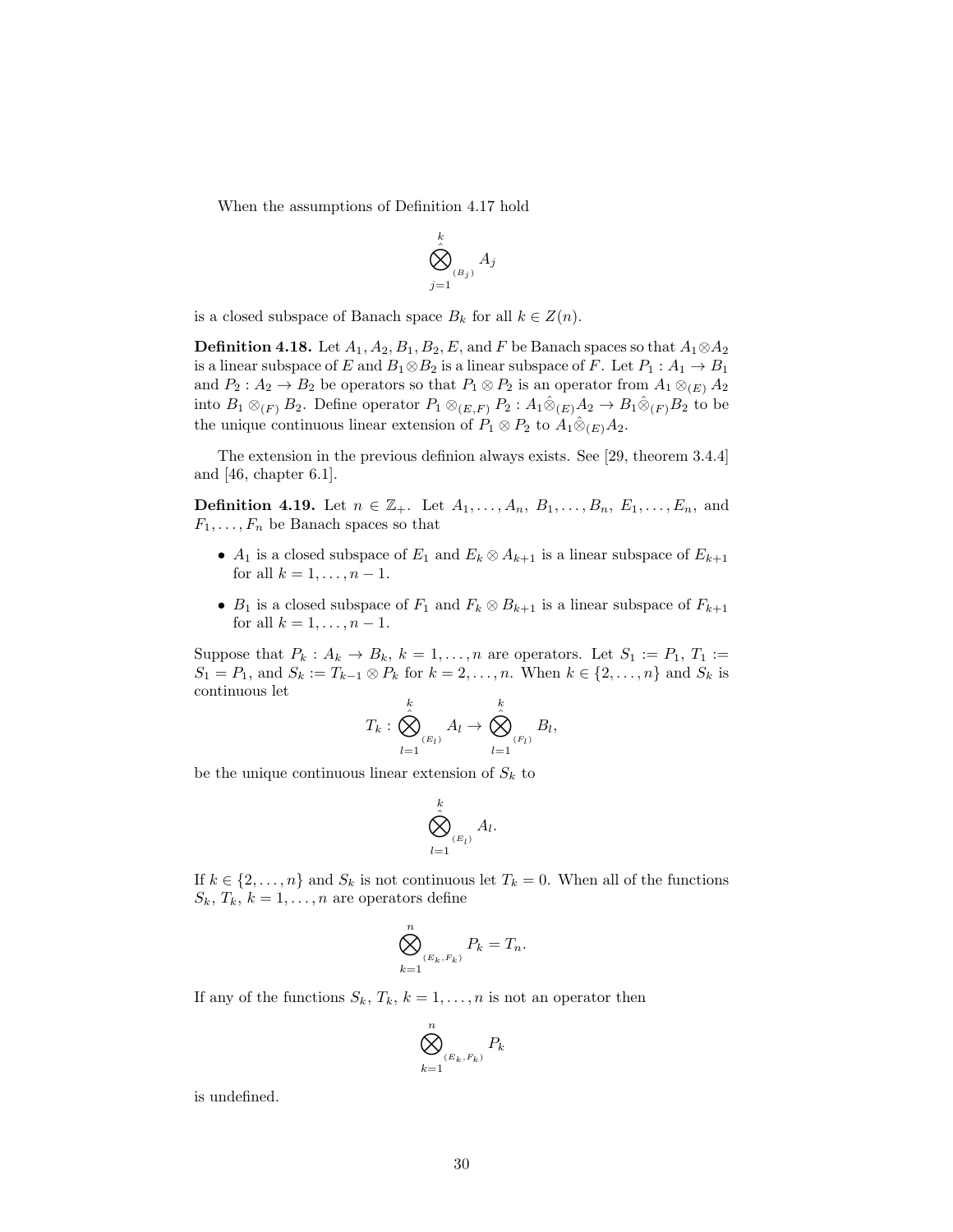When the assumptions of Definition 4.17 hold

$$\hat{\bigotimes_{j=1}^{k}}_{(B_j)} A_j$$

is a closed subspace of Banach space $B_k$ for all $k \in Z(n)$.

**Definition 4.18.** Let $A_1, A_2, B_1, B_2, E$, and $F$ be Banach spaces so that $A_1 \otimes A_2$ is a linear subspace of $E$ and $B_1 \otimes B_2$ is a linear subspace of $F$. Let $P_1 : A_1 \to B_1$ and $P_2 : A_2 \to B_2$ be operators so that $P_1 \otimes P_2$ is an operator from $A_1 \otimes_{(E)} A_2$ into $B_1 \otimes_{(F)} B_2$. Define operator $P_1 \otimes_{(E,F)} P_2 : A_1 \hat{\otimes}_{(E)} A_2 \to B_1 \hat{\otimes}_{(F)} B_2$ to be the unique continuous linear extension of $P_1 \otimes P_2$ to $A_1 \hat{\otimes}_{(E)} A_2$.

The extension in the previous definion always exists. See [29, theorem 3.4.4] and [46, chapter 6.1].

**Definition 4.19.** Let $n \in \mathbb{Z}_+$. Let $A_1, \ldots, A_n$, $B_1, \ldots, B_n$, $E_1, \ldots, E_n$, and $F_1, \ldots, F_n$ be Banach spaces so that

- $A_1$ is a closed subspace of $E_1$ and $E_k \otimes A_{k+1}$ is a linear subspace of $E_{k+1}$ for all $k = 1, \ldots, n-1$.
- $B_1$ is a closed subspace of $F_1$ and $F_k \otimes B_{k+1}$ is a linear subspace of $F_{k+1}$ for all $k = 1, \ldots, n-1$.

Suppose that $P_k : A_k \to B_k$, $k = 1, \ldots, n$ are operators. Let $S_1 := P_1$, $T_1 := S_1 = P_1$, and $S_k := T_{k-1} \otimes P_k$ for $k = 2, \ldots, n$. When $k \in \{2, \ldots, n\}$ and $S_k$ is continuous let

$$T_k : \hat{\bigotimes_{l=1}^{k}}_{(E_l)} A_l \to \hat{\bigotimes_{l=1}^{k}}_{(F_l)} B_l,$$

be the unique continuous linear extension of $S_k$ to

$$\hat{\bigotimes_{l=1}^{k}}_{(E_l)} A_l.$$

If $k \in \{2, \ldots, n\}$ and $S_k$ is not continuous let $T_k = 0$. When all of the functions $S_k$, $T_k$, $k = 1, \ldots, n$ are operators define

$$\bigotimes_{k=1}^{n}{}_{(E_k, F_k)} P_k = T_n.$$

If any of the functions $S_k$, $T_k$, $k = 1, \ldots, n$ is not an operator then

$$\bigotimes_{k=1}^{n}{}_{(E_k, F_k)} P_k$$

is undefined.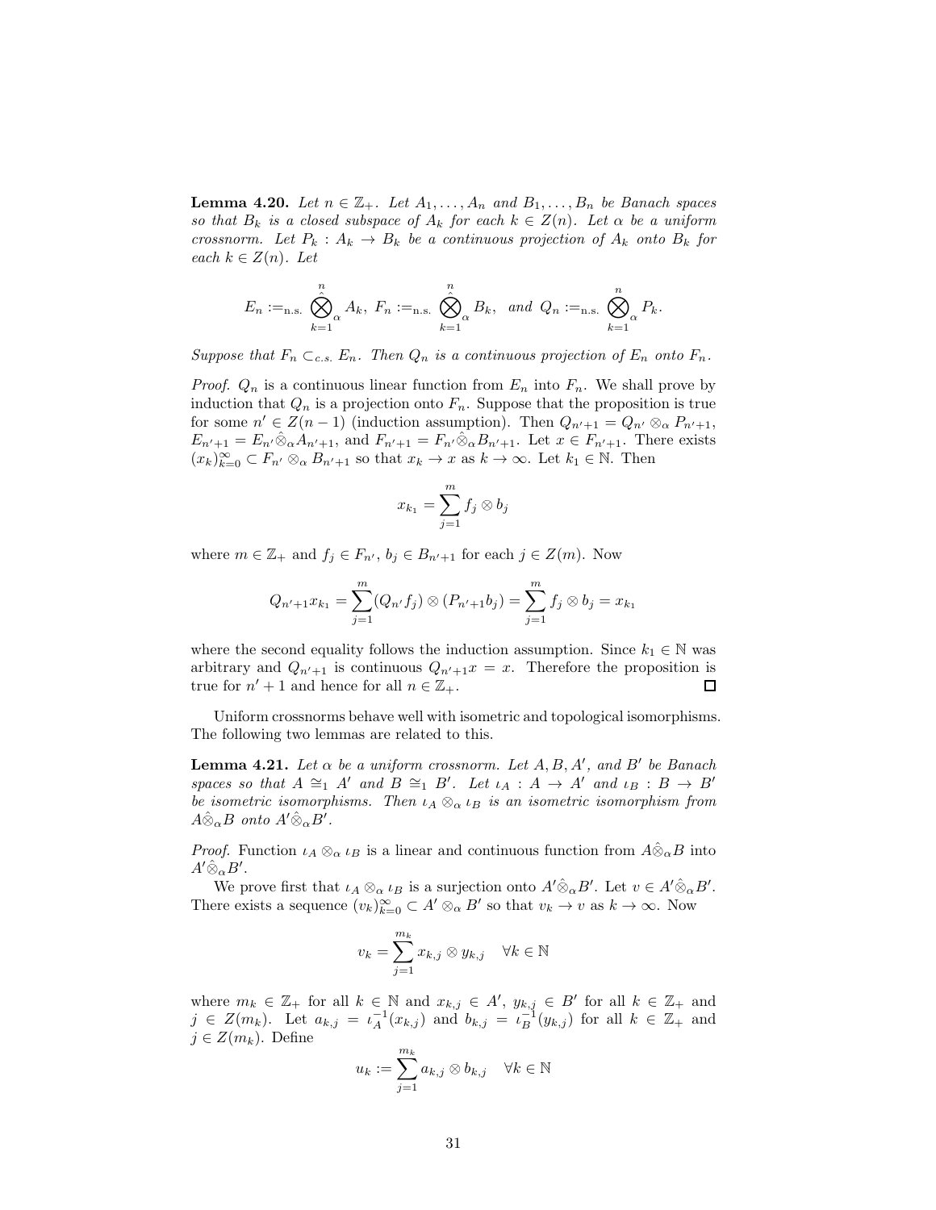**Lemma 4.20.** *Let $n \in \mathbb{Z}_+$. Let $A_1, \ldots, A_n$ and $B_1, \ldots, B_n$ be Banach spaces so that $B_k$ is a closed subspace of $A_k$ for each $k \in Z(n)$. Let $\alpha$ be a uniform crossnorm. Let $P_k : A_k \to B_k$ be a continuous projection of $A_k$ onto $B_k$ for each $k \in Z(n)$. Let*

$$E_n :=_{\text{n.s.}} \hat{\bigotimes_{k=1}^{n}}_{\alpha} A_k, \; F_n :=_{\text{n.s.}} \hat{\bigotimes_{k=1}^{n}}_{\alpha} B_k, \;\; \text{and } Q_n :=_{\text{n.s.}} \bigotimes_{k=1}^{n}{}_{\alpha} P_k.$$

*Suppose that $F_n \subset_{c.s.} E_n$. Then $Q_n$ is a continuous projection of $E_n$ onto $F_n$.*

*Proof.* $Q_n$ is a continuous linear function from $E_n$ into $F_n$. We shall prove by induction that $Q_n$ is a projection onto $F_n$. Suppose that the proposition is true for some $n' \in Z(n-1)$ (induction assumption). Then $Q_{n'+1} = Q_{n'} \otimes_\alpha P_{n'+1}$, $E_{n'+1} = E_{n'} \hat{\otimes}_\alpha A_{n'+1}$, and $F_{n'+1} = F_{n'} \hat{\otimes}_\alpha B_{n'+1}$. Let $x \in F_{n'+1}$. There exists $(x_k)_{k=0}^{\infty} \subset F_{n'} \otimes_\alpha B_{n'+1}$ so that $x_k \to x$ as $k \to \infty$. Let $k_1 \in \mathbb{N}$. Then

$$x_{k_1} = \sum_{j=1}^{m} f_j \otimes b_j$$

where $m \in \mathbb{Z}_+$ and $f_j \in F_{n'}$, $b_j \in B_{n'+1}$ for each $j \in Z(m)$. Now

$$Q_{n'+1} x_{k_1} = \sum_{j=1}^{m} (Q_{n'} f_j) \otimes (P_{n'+1} b_j) = \sum_{j=1}^{m} f_j \otimes b_j = x_{k_1}$$

where the second equality follows the induction assumption. Since $k_1 \in \mathbb{N}$ was arbitrary and $Q_{n'+1}$ is continuous $Q_{n'+1} x = x$. Therefore the proposition is true for $n' + 1$ and hence for all $n \in \mathbb{Z}_+$. □

Uniform crossnorms behave well with isometric and topological isomorphisms. The following two lemmas are related to this.

**Lemma 4.21.** *Let $\alpha$ be a uniform crossnorm. Let $A, B, A'$, and $B'$ be Banach spaces so that $A \cong_1 A'$ and $B \cong_1 B'$. Let $\iota_A : A \to A'$ and $\iota_B : B \to B'$ be isometric isomorphisms. Then $\iota_A \otimes_\alpha \iota_B$ is an isometric isomorphism from $A \hat{\otimes}_\alpha B$ onto $A' \hat{\otimes}_\alpha B'$.*

*Proof.* Function $\iota_A \otimes_\alpha \iota_B$ is a linear and continuous function from $A \hat{\otimes}_\alpha B$ into $A' \hat{\otimes}_\alpha B'$.

We prove first that $\iota_A \otimes_\alpha \iota_B$ is a surjection onto $A' \hat{\otimes}_\alpha B'$. Let $v \in A' \hat{\otimes}_\alpha B'$. There exists a sequence $(v_k)_{k=0}^{\infty} \subset A' \otimes_\alpha B'$ so that $v_k \to v$ as $k \to \infty$. Now

$$v_k = \sum_{j=1}^{m_k} x_{k,j} \otimes y_{k,j} \quad \forall k \in \mathbb{N}$$

where $m_k \in \mathbb{Z}_+$ for all $k \in \mathbb{N}$ and $x_{k,j} \in A'$, $y_{k,j} \in B'$ for all $k \in \mathbb{Z}_+$ and $j \in Z(m_k)$. Let $a_{k,j} = \iota_A^{-1}(x_{k,j})$ and $b_{k,j} = \iota_B^{-1}(y_{k,j})$ for all $k \in \mathbb{Z}_+$ and $j \in Z(m_k)$. Define

$$u_k := \sum_{j=1}^{m_k} a_{k,j} \otimes b_{k,j} \quad \forall k \in \mathbb{N}$$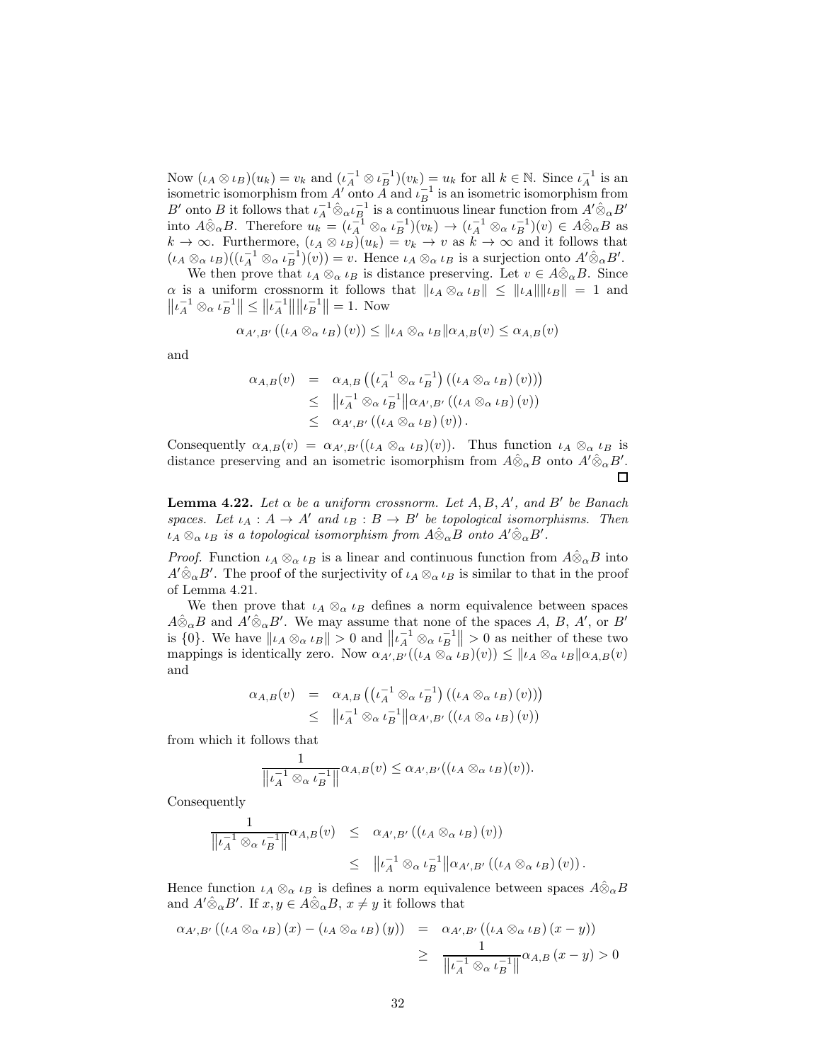Now $(\iota_A \otimes \iota_B)(u_k) = v_k$ and $(\iota_A^{-1} \otimes \iota_B^{-1})(v_k) = u_k$ for all $k \in \mathbb{N}$. Since $\iota_A^{-1}$ is an isometric isomorphism from $A'$ onto $A$ and $\iota_B^{-1}$ is an isometric isomorphism from $B'$ onto $B$ it follows that $\iota_A^{-1} \hat{\otimes}_\alpha \iota_B^{-1}$ is a continuous linear function from $A' \hat{\otimes}_\alpha B'$ into $A \hat{\otimes}_\alpha B$. Therefore $u_k = (\iota_A^{-1} \otimes_\alpha \iota_B^{-1})(v_k) \to (\iota_A^{-1} \otimes_\alpha \iota_B^{-1})(v) \in A \hat{\otimes}_\alpha B$ as $k \to \infty$. Furthermore, $(\iota_A \otimes \iota_B)(u_k) = v_k \to v$ as $k \to \infty$ and it follows that $(\iota_A \otimes_\alpha \iota_B)((\iota_A^{-1} \otimes_\alpha \iota_B^{-1})(v)) = v$. Hence $\iota_A \otimes_\alpha \iota_B$ is a surjection onto $A' \hat{\otimes}_\alpha B'$.

We then prove that $\iota_A \otimes_\alpha \iota_B$ is distance preserving. Let $v \in A \hat{\otimes}_\alpha B$. Since $\alpha$ is a uniform crossnorm it follows that $\|\iota_A \otimes_\alpha \iota_B\| \leq \|\iota_A\| \|\iota_B\| = 1$ and $\|\iota_A^{-1} \otimes_\alpha \iota_B^{-1}\| \leq \|\iota_A^{-1}\| \|\iota_B^{-1}\| = 1$. Now

$$\alpha_{A',B'}\left(\left(\iota_A \otimes_\alpha \iota_B\right)(v)\right) \leq \|\iota_A \otimes_\alpha \iota_B\| \alpha_{A,B}(v) \leq \alpha_{A,B}(v)$$

and

$$\begin{aligned}
\alpha_{A,B}(v) &= \alpha_{A,B}\left(\left(\iota_A^{-1} \otimes_\alpha \iota_B^{-1}\right)\left(\left(\iota_A \otimes_\alpha \iota_B\right)(v)\right)\right) \\
&\leq \left\|\iota_A^{-1} \otimes_\alpha \iota_B^{-1}\right\| \alpha_{A',B'}\left(\left(\iota_A \otimes_\alpha \iota_B\right)(v)\right) \\
&\leq \alpha_{A',B'}\left(\left(\iota_A \otimes_\alpha \iota_B\right)(v)\right).
\end{aligned}$$

Consequently $\alpha_{A,B}(v) = \alpha_{A',B'}((\iota_A \otimes_\alpha \iota_B)(v))$. Thus function $\iota_A \otimes_\alpha \iota_B$ is distance preserving and an isometric isomorphism from $A \hat{\otimes}_\alpha B$ onto $A' \hat{\otimes}_\alpha B'$. □

**Lemma 4.22.** *Let $\alpha$ be a uniform crossnorm. Let $A, B, A'$, and $B'$ be Banach spaces. Let $\iota_A : A \to A'$ and $\iota_B : B \to B'$ be topological isomorphisms. Then $\iota_A \otimes_\alpha \iota_B$ is a topological isomorphism from $A \hat{\otimes}_\alpha B$ onto $A' \hat{\otimes}_\alpha B'$.*

*Proof.* Function $\iota_A \otimes_\alpha \iota_B$ is a linear and continuous function from $A \hat{\otimes}_\alpha B$ into $A' \hat{\otimes}_\alpha B'$. The proof of the surjectivity of $\iota_A \otimes_\alpha \iota_B$ is similar to that in the proof of Lemma 4.21.

We then prove that $\iota_A \otimes_\alpha \iota_B$ defines a norm equivalence between spaces $A \hat{\otimes}_\alpha B$ and $A' \hat{\otimes}_\alpha B'$. We may assume that none of the spaces $A$, $B$, $A'$, or $B'$ is $\{0\}$. We have $\|\iota_A \otimes_\alpha \iota_B\| > 0$ and $\|\iota_A^{-1} \otimes_\alpha \iota_B^{-1}\| > 0$ as neither of these two mappings is identically zero. Now $\alpha_{A',B'}((\iota_A \otimes_\alpha \iota_B)(v)) \leq \|\iota_A \otimes_\alpha \iota_B\| \alpha_{A,B}(v)$ and

$$\begin{aligned}
\alpha_{A,B}(v) &= \alpha_{A,B}\left(\left(\iota_A^{-1} \otimes_\alpha \iota_B^{-1}\right)\left(\left(\iota_A \otimes_\alpha \iota_B\right)(v)\right)\right) \\
&\leq \left\|\iota_A^{-1} \otimes_\alpha \iota_B^{-1}\right\| \alpha_{A',B'}\left(\left(\iota_A \otimes_\alpha \iota_B\right)(v)\right)
\end{aligned}$$

from which it follows that

$$\frac{1}{\left\|\iota_A^{-1} \otimes_\alpha \iota_B^{-1}\right\|} \alpha_{A,B}(v) \leq \alpha_{A',B'}((\iota_A \otimes_\alpha \iota_B)(v)).$$

Consequently

$$\begin{aligned}
\frac{1}{\left\|\iota_A^{-1} \otimes_\alpha \iota_B^{-1}\right\|} \alpha_{A,B}(v) &\leq \alpha_{A',B'}\left(\left(\iota_A \otimes_\alpha \iota_B\right)(v)\right) \\
&\leq \left\|\iota_A^{-1} \otimes_\alpha \iota_B^{-1}\right\| \alpha_{A',B'}\left(\left(\iota_A \otimes_\alpha \iota_B\right)(v)\right).
\end{aligned}$$

Hence function $\iota_A \otimes_\alpha \iota_B$ is defines a norm equivalence between spaces $A \hat{\otimes}_\alpha B$ and $A' \hat{\otimes}_\alpha B'$. If $x, y \in A \hat{\otimes}_\alpha B$, $x \neq y$ it follows that

$$\begin{aligned}
\alpha_{A',B'}\left(\left(\iota_A \otimes_\alpha \iota_B\right)(x) - \left(\iota_A \otimes_\alpha \iota_B\right)(y)\right) &= \alpha_{A',B'}\left(\left(\iota_A \otimes_\alpha \iota_B\right)(x - y)\right) \\
&\geq \frac{1}{\left\|\iota_A^{-1} \otimes_\alpha \iota_B^{-1}\right\|} \alpha_{A,B}(x - y) > 0
\end{aligned}$$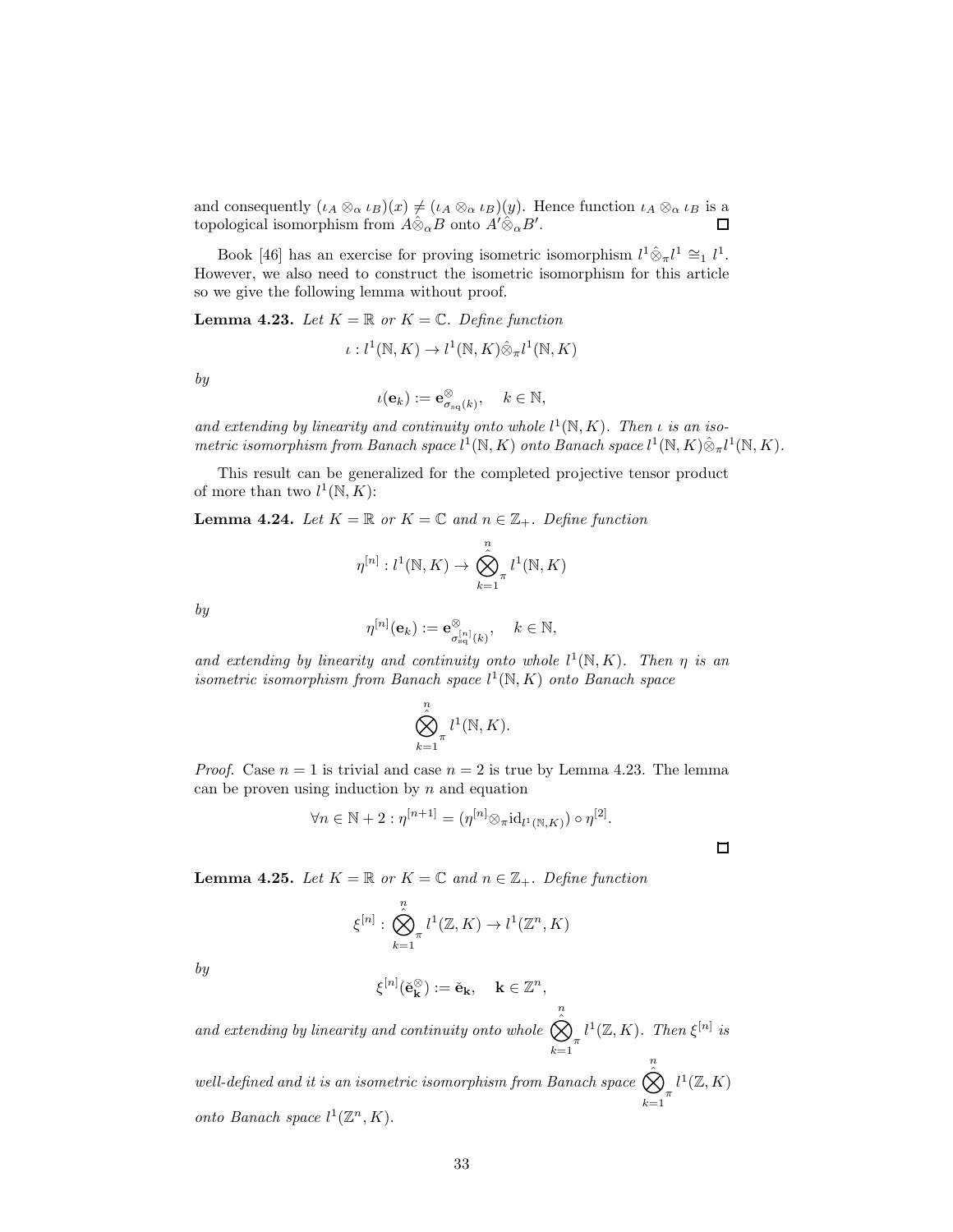and consequently $(\iota_A \otimes_\alpha \iota_B)(x) \neq (\iota_A \otimes_\alpha \iota_B)(y)$. Hence function $\iota_A \otimes_\alpha \iota_B$ is a topological isomorphism from $A \hat{\otimes}_\alpha B$ onto $A' \hat{\otimes}_\alpha B'$. $\square$

Book [46] has an exercise for proving isometric isomorphism $l^1 \hat{\otimes}_\pi l^1 \cong_1 l^1$. However, we also need to construct the isometric isomorphism for this article so we give the following lemma without proof.

**Lemma 4.23.** *Let $K = \mathbb{R}$ or $K = \mathbb{C}$. Define function*

$$\iota : l^1(\mathbb{N}, K) \to l^1(\mathbb{N}, K) \hat{\otimes}_\pi l^1(\mathbb{N}, K)$$

*by*

$$\iota(\mathbf{e}_k) := \mathbf{e}^{\otimes}_{\sigma_{\mathrm{sq}}(k)}, \quad k \in \mathbb{N},$$

*and extending by linearity and continuity onto whole $l^1(\mathbb{N}, K)$. Then $\iota$ is an isometric isomorphism from Banach space $l^1(\mathbb{N}, K)$ onto Banach space $l^1(\mathbb{N}, K) \hat{\otimes}_\pi l^1(\mathbb{N}, K)$.*

This result can be generalized for the completed projective tensor product of more than two $l^1(\mathbb{N}, K)$:

**Lemma 4.24.** *Let $K = \mathbb{R}$ or $K = \mathbb{C}$ and $n \in \mathbb{Z}_+$. Define function*

$$\eta^{[n]} : l^1(\mathbb{N}, K) \to \hat{\bigotimes_{k=1}^{n}}_\pi l^1(\mathbb{N}, K)$$

*by*

$$\eta^{[n]}(\mathbf{e}_k) := \mathbf{e}^{\otimes}_{\sigma^{[n]}_{\mathrm{sq}}(k)}, \quad k \in \mathbb{N},$$

*and extending by linearity and continuity onto whole $l^1(\mathbb{N}, K)$. Then $\eta$ is an isometric isomorphism from Banach space $l^1(\mathbb{N}, K)$ onto Banach space*

$$\hat{\bigotimes_{k=1}^{n}}_\pi l^1(\mathbb{N}, K).$$

*Proof.* Case $n = 1$ is trivial and case $n = 2$ is true by Lemma 4.23. The lemma can be proven using induction by $n$ and equation

$$\forall n \in \mathbb{N} + 2 : \eta^{[n+1]} = (\eta^{[n]} \otimes_\pi \mathrm{id}_{l^1(\mathbb{N}, K)}) \circ \eta^{[2]}.$$

$\square$

**Lemma 4.25.** *Let $K = \mathbb{R}$ or $K = \mathbb{C}$ and $n \in \mathbb{Z}_+$. Define function*

$$\xi^{[n]} : \hat{\bigotimes_{k=1}^{n}}_\pi l^1(\mathbb{Z}, K) \to l^1(\mathbb{Z}^n, K)$$

*by*

$$\xi^{[n]}(\check{\mathbf{e}}^{\otimes}_{\mathbf{k}}) := \check{\mathbf{e}}_{\mathbf{k}}, \quad \mathbf{k} \in \mathbb{Z}^n,$$

*and extending by linearity and continuity onto whole $\hat{\bigotimes_{k=1}^{n}}_\pi l^1(\mathbb{Z}, K)$. Then $\xi^{[n]}$ is well-defined and it is an isometric isomorphism from Banach space $\hat{\bigotimes_{k=1}^{n}}_\pi l^1(\mathbb{Z}, K)$ onto Banach space $l^1(\mathbb{Z}^n, K)$.*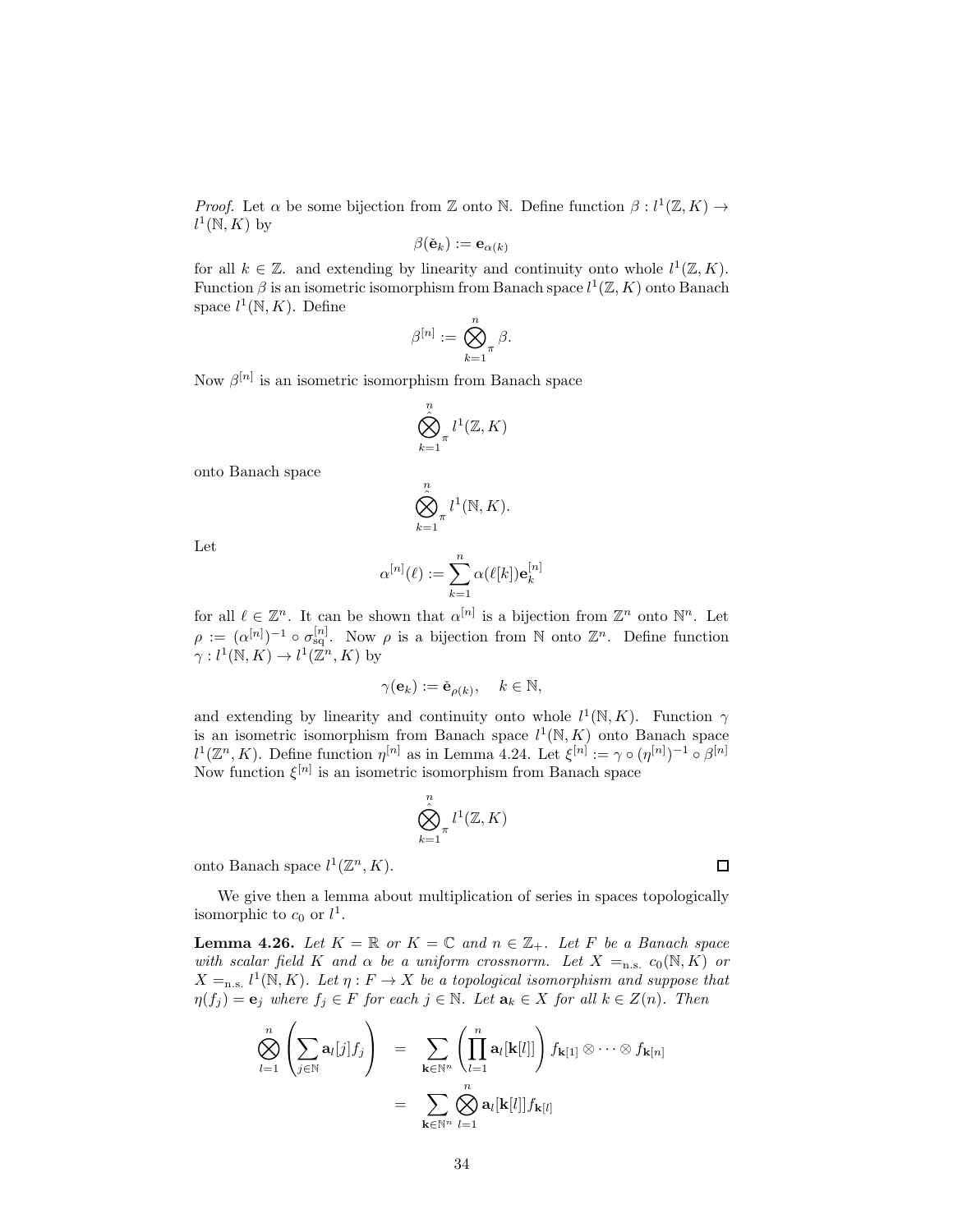*Proof.* Let $\alpha$ be some bijection from $\mathbb{Z}$ onto $\mathbb{N}$. Define function $\beta : l^1(\mathbb{Z}, K) \to l^1(\mathbb{N}, K)$ by

$$\beta(\check{\mathbf{e}}_k) := \mathbf{e}_{\alpha(k)}$$

for all $k \in \mathbb{Z}$. and extending by linearity and continuity onto whole $l^1(\mathbb{Z}, K)$. Function $\beta$ is an isometric isomorphism from Banach space $l^1(\mathbb{Z}, K)$ onto Banach space $l^1(\mathbb{N}, K)$. Define

$$\beta^{[n]} := \bigotimes_{k=1}^{n}{}_{\pi} \beta.$$

Now $\beta^{[n]}$ is an isometric isomorphism from Banach space

$$\hat{\bigotimes_{k=1}^{n}}{}_{\pi} l^1(\mathbb{Z}, K)$$

onto Banach space

$$\hat{\bigotimes_{k=1}^{n}}{}_{\pi} l^1(\mathbb{N}, K).$$

Let

$$\alpha^{[n]}(\ell) := \sum_{k=1}^{n} \alpha(\ell[k]) \mathbf{e}_k^{[n]}$$

for all $\ell \in \mathbb{Z}^n$. It can be shown that $\alpha^{[n]}$ is a bijection from $\mathbb{Z}^n$ onto $\mathbb{N}^n$. Let $\rho := (\alpha^{[n]})^{-1} \circ \sigma_{\mathrm{sq}}^{[n]}$. Now $\rho$ is a bijection from $\mathbb{N}$ onto $\mathbb{Z}^n$. Define function $\gamma : l^1(\mathbb{N}, K) \to l^1(\mathbb{Z}^n, K)$ by

$$\gamma(\mathbf{e}_k) := \check{\mathbf{e}}_{\rho(k)}, \quad k \in \mathbb{N},$$

and extending by linearity and continuity onto whole $l^1(\mathbb{N}, K)$. Function $\gamma$ is an isometric isomorphism from Banach space $l^1(\mathbb{N}, K)$ onto Banach space $l^1(\mathbb{Z}^n, K)$. Define function $\eta^{[n]}$ as in Lemma 4.24. Let $\xi^{[n]} := \gamma \circ (\eta^{[n]})^{-1} \circ \beta^{[n]}$ Now function $\xi^{[n]}$ is an isometric isomorphism from Banach space

$$\hat{\bigotimes_{k=1}^{n}}{}_{\pi} l^1(\mathbb{Z}, K)$$

onto Banach space $l^1(\mathbb{Z}^n, K)$. ∎

We give then a lemma about multiplication of series in spaces topologically isomorphic to $c_0$ or $l^1$.

**Lemma 4.26.** *Let $K = \mathbb{R}$ or $K = \mathbb{C}$ and $n \in \mathbb{Z}_+$. Let $F$ be a Banach space with scalar field $K$ and $\alpha$ be a uniform crossnorm. Let $X =_{\mathrm{n.s.}} c_0(\mathbb{N}, K)$ or $X =_{\mathrm{n.s.}} l^1(\mathbb{N}, K)$. Let $\eta : F \to X$ be a topological isomorphism and suppose that $\eta(f_j) = \mathbf{e}_j$ where $f_j \in F$ for each $j \in \mathbb{N}$. Let $\mathbf{a}_k \in X$ for all $k \in Z(n)$. Then*

$$\begin{aligned}
\bigotimes_{l=1}^{n} \left( \sum_{j \in \mathbb{N}} \mathbf{a}_l[j] f_j \right) &= \sum_{\mathbf{k} \in \mathbb{N}^n} \left( \prod_{l=1}^{n} \mathbf{a}_l[\mathbf{k}[l]] \right) f_{\mathbf{k}[1]} \otimes \cdots \otimes f_{\mathbf{k}[n]} \\
&= \sum_{\mathbf{k} \in \mathbb{N}^n} \bigotimes_{l=1}^{n} \mathbf{a}_l[\mathbf{k}[l]] f_{\mathbf{k}[l]}
\end{aligned}$$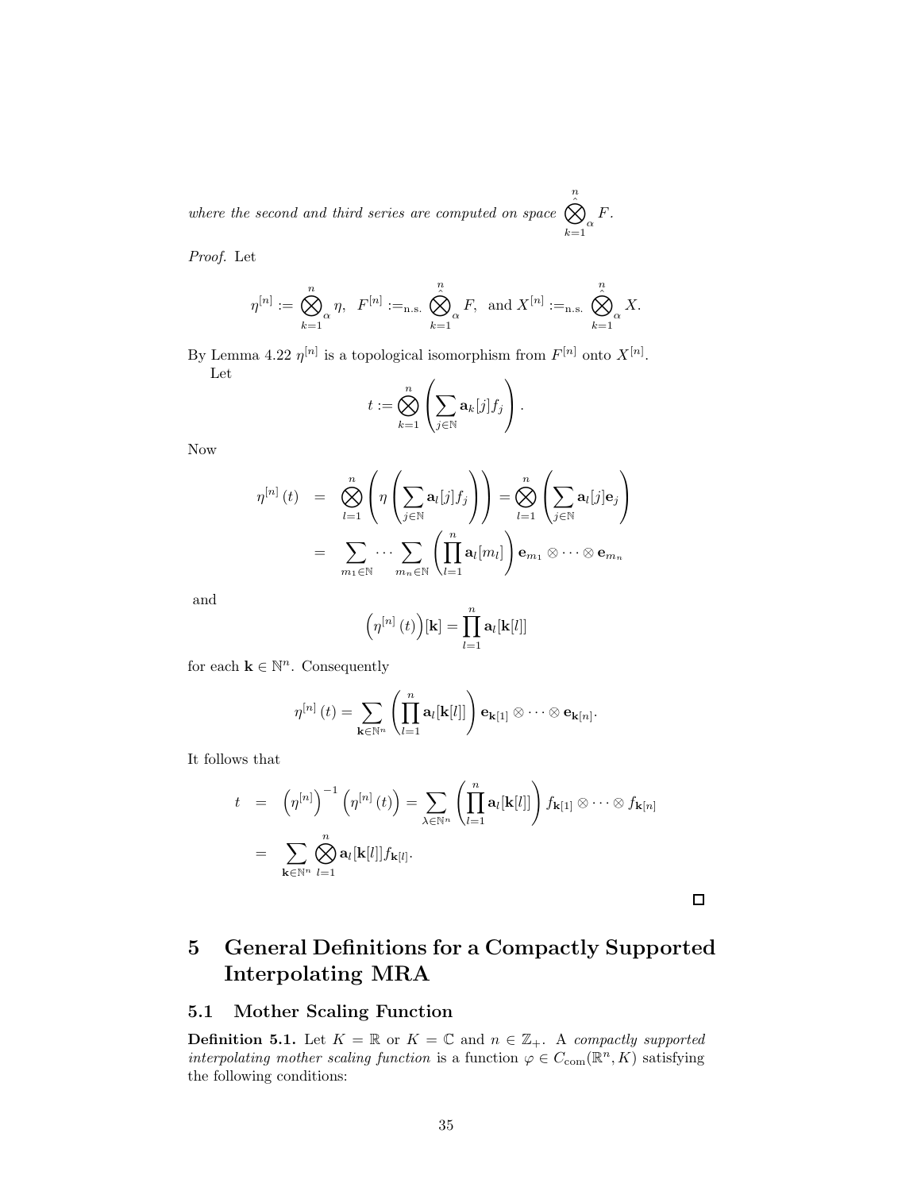*where the second and third series are computed on space* $\hat{\bigotimes}_{k=1}^{n}{}_{\alpha} F$.

*Proof.* Let

$$\eta^{[n]} := \bigotimes_{k=1}^{n}{}_{\alpha} \eta, \quad F^{[n]} :=_{\text{n.s.}} \hat{\bigotimes}_{k=1}^{n}{}_{\alpha} F, \quad \text{and } X^{[n]} :=_{\text{n.s.}} \hat{\bigotimes}_{k=1}^{n}{}_{\alpha} X.$$

By Lemma 4.22 $\eta^{[n]}$ is a topological isomorphism from $F^{[n]}$ onto $X^{[n]}$.

Let

$$t := \bigotimes_{k=1}^{n} \left( \sum_{j \in \mathbb{N}} \mathbf{a}_k[j] f_j \right).$$

Now

$$\begin{aligned}
\eta^{[n]}(t) &= \bigotimes_{l=1}^{n} \left( \eta \left( \sum_{j \in \mathbb{N}} \mathbf{a}_l[j] f_j \right) \right) = \bigotimes_{l=1}^{n} \left( \sum_{j \in \mathbb{N}} \mathbf{a}_l[j] \mathbf{e}_j \right) \\
&= \sum_{m_1 \in \mathbb{N}} \cdots \sum_{m_n \in \mathbb{N}} \left( \prod_{l=1}^{n} \mathbf{a}_l[m_l] \right) \mathbf{e}_{m_1} \otimes \cdots \otimes \mathbf{e}_{m_n}
\end{aligned}$$

and

$$\left( \eta^{[n]}(t) \right)[\mathbf{k}] = \prod_{l=1}^{n} \mathbf{a}_l[\mathbf{k}[l]]$$

for each $\mathbf{k} \in \mathbb{N}^n$. Consequently

$$\eta^{[n]}(t) = \sum_{\mathbf{k} \in \mathbb{N}^n} \left( \prod_{l=1}^{n} \mathbf{a}_l[\mathbf{k}[l]] \right) \mathbf{e}_{\mathbf{k}[1]} \otimes \cdots \otimes \mathbf{e}_{\mathbf{k}[n]}.$$

It follows that

$$\begin{aligned}
t &= \left( \eta^{[n]} \right)^{-1} \left( \eta^{[n]}(t) \right) = \sum_{\lambda \in \mathbb{N}^n} \left( \prod_{l=1}^{n} \mathbf{a}_l[\mathbf{k}[l]] \right) f_{\mathbf{k}[1]} \otimes \cdots \otimes f_{\mathbf{k}[n]} \\
&= \sum_{\mathbf{k} \in \mathbb{N}^n} \bigotimes_{l=1}^{n} \mathbf{a}_l[\mathbf{k}[l]] f_{\mathbf{k}[l]}.
\end{aligned}$$

□

# 5 General Definitions for a Compactly Supported Interpolating MRA

## 5.1 Mother Scaling Function

**Definition 5.1.** Let $K = \mathbb{R}$ or $K = \mathbb{C}$ and $n \in \mathbb{Z}_+$. A *compactly supported interpolating mother scaling function* is a function $\varphi \in C_{\text{com}}(\mathbb{R}^n, K)$ satisfying the following conditions: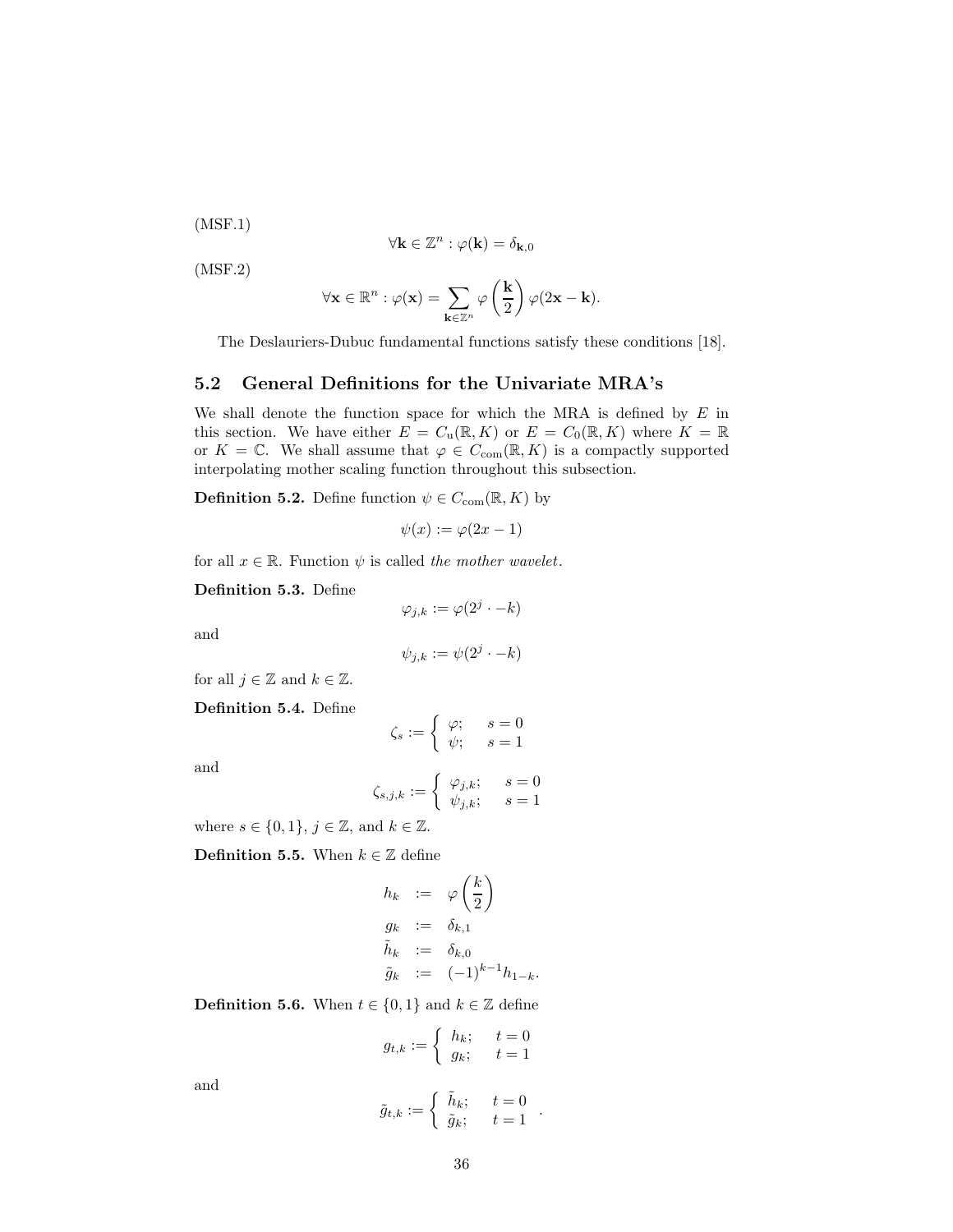(MSF.1)

$$\forall \mathbf{k} \in \mathbb{Z}^n : \varphi(\mathbf{k}) = \delta_{\mathbf{k},0}$$

(MSF.2)

$$\forall \mathbf{x} \in \mathbb{R}^n : \varphi(\mathbf{x}) = \sum_{\mathbf{k} \in \mathbb{Z}^n} \varphi\left(\frac{\mathbf{k}}{2}\right) \varphi(2\mathbf{x} - \mathbf{k}).$$

The Deslauriers-Dubuc fundamental functions satisfy these conditions [18].

## 5.2 General Definitions for the Univariate MRA's

We shall denote the function space for which the MRA is defined by $E$ in this section. We have either $E = C_{\mathrm{u}}(\mathbb{R}, K)$ or $E = C_0(\mathbb{R}, K)$ where $K = \mathbb{R}$ or $K = \mathbb{C}$. We shall assume that $\varphi \in C_{\mathrm{com}}(\mathbb{R}, K)$ is a compactly supported interpolating mother scaling function throughout this subsection.

**Definition 5.2.** Define function $\psi \in C_{\mathrm{com}}(\mathbb{R}, K)$ by

$$\psi(x) := \varphi(2x - 1)$$

for all $x \in \mathbb{R}$. Function $\psi$ is called *the mother wavelet*.

**Definition 5.3.** Define

$$\varphi_{j,k} := \varphi(2^j \cdot -k)$$

and

$$\psi_{j,k} := \psi(2^j \cdot -k)$$

for all $j \in \mathbb{Z}$ and $k \in \mathbb{Z}$.

**Definition 5.4.** Define

$$\zeta_s := \begin{cases} \varphi; & s = 0 \\ \psi; & s = 1 \end{cases}$$

and

$$\zeta_{s,j,k} := \begin{cases} \varphi_{j,k}; & s = 0 \\ \psi_{j,k}; & s = 1 \end{cases}$$

where $s \in \{0, 1\}$, $j \in \mathbb{Z}$, and $k \in \mathbb{Z}$.

**Definition 5.5.** When $k \in \mathbb{Z}$ define

$$\begin{aligned} h_k &:= \varphi\left(\frac{k}{2}\right) \\ g_k &:= \delta_{k,1} \\ \tilde{h}_k &:= \delta_{k,0} \\ \tilde{g}_k &:= (-1)^{k-1} h_{1-k}. \end{aligned}$$

**Definition 5.6.** When $t \in \{0, 1\}$ and $k \in \mathbb{Z}$ define

$$g_{t,k} := \begin{cases} h_k; & t = 0 \\ g_k; & t = 1 \end{cases}$$

and

$$\tilde{g}_{t,k} := \begin{cases} \tilde{h}_k; & t = 0 \\ \tilde{g}_k; & t = 1 \end{cases}.$$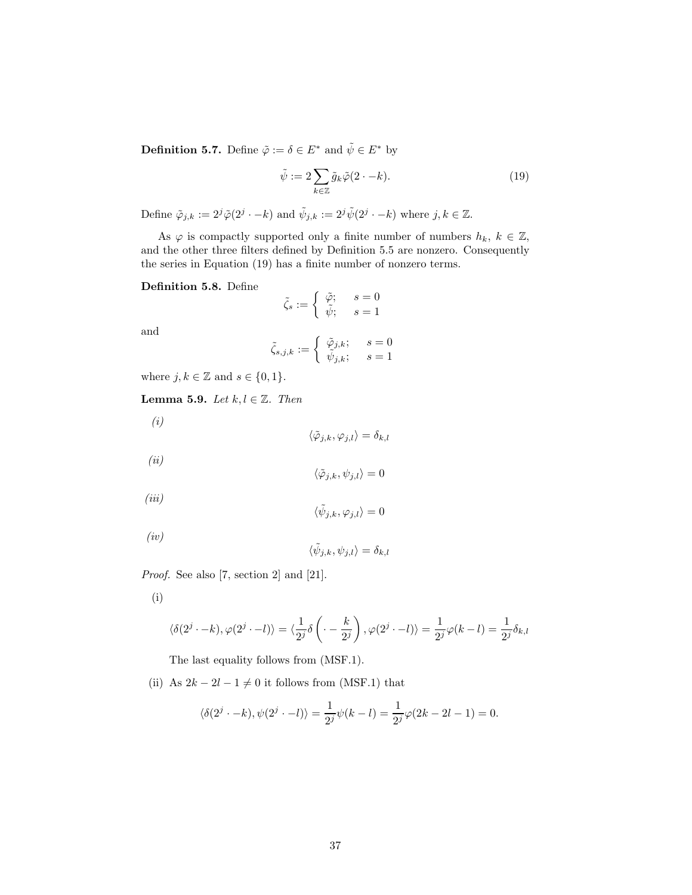**Definition 5.7.** Define $\tilde{\varphi} := \delta \in E^*$ and $\tilde{\psi} \in E^*$ by

$$\tilde{\psi} := 2 \sum_{k \in \mathbb{Z}} \tilde{g}_k \tilde{\varphi}(2 \cdot -k). \tag{19}$$

Define $\tilde{\varphi}_{j,k} := 2^j \tilde{\varphi}(2^j \cdot -k)$ and $\tilde{\psi}_{j,k} := 2^j \tilde{\psi}(2^j \cdot -k)$ where $j, k \in \mathbb{Z}$.

As $\varphi$ is compactly supported only a finite number of numbers $h_k$, $k \in \mathbb{Z}$, and the other three filters defined by Definition 5.5 are nonzero. Consequently the series in Equation (19) has a finite number of nonzero terms.

**Definition 5.8.** Define

$$\tilde{\zeta}_s := \begin{cases} \tilde{\varphi}; & s = 0 \\ \tilde{\psi}; & s = 1 \end{cases}$$

and

$$\tilde{\zeta}_{s,j,k} := \begin{cases} \tilde{\varphi}_{j,k}; & s = 0 \\ \tilde{\psi}_{j,k}; & s = 1 \end{cases}$$

where $j, k \in \mathbb{Z}$ and $s \in \{0, 1\}$.

**Lemma 5.9.** *Let $k, l \in \mathbb{Z}$. Then*

*(i)*

$$\langle \tilde{\varphi}_{j,k}, \varphi_{j,l} \rangle = \delta_{k,l}$$

*(ii)*

$$\langle \tilde{\varphi}_{j,k}, \psi_{j,l} \rangle = 0$$

*(iii)*

$$\langle \tilde{\psi}_{j,k}, \varphi_{j,l} \rangle = 0$$

*(iv)*

$$\langle \tilde{\psi}_{j,k}, \psi_{j,l} \rangle = \delta_{k,l}$$

*Proof.* See also [7, section 2] and [21].

(i)

$$\langle \delta(2^j \cdot -k), \varphi(2^j \cdot -l) \rangle = \langle \frac{1}{2^j} \delta\left( \cdot - \frac{k}{2^j} \right), \varphi(2^j \cdot -l) \rangle = \frac{1}{2^j} \varphi(k - l) = \frac{1}{2^j} \delta_{k,l}$$

The last equality follows from (MSF.1).

(ii) As $2k - 2l - 1 \neq 0$ it follows from (MSF.1) that

$$\langle \delta(2^j \cdot -k), \psi(2^j \cdot -l) \rangle = \frac{1}{2^j} \psi(k - l) = \frac{1}{2^j} \varphi(2k - 2l - 1) = 0.$$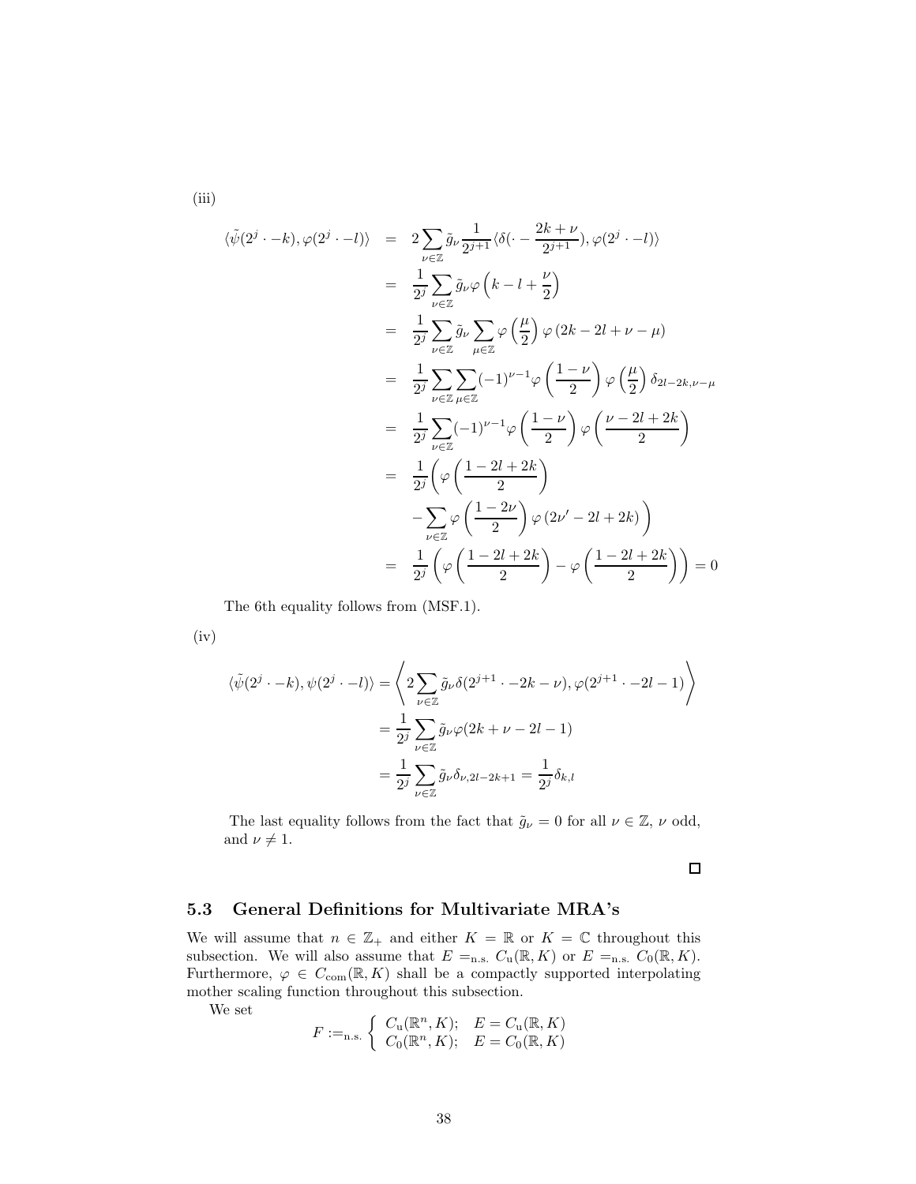(iii)

$$
\begin{aligned}
\langle\tilde{\psi}(2^j\cdot -k),\varphi(2^j\cdot -l)\rangle &= 2\sum_{\nu\in\mathbb{Z}}\tilde{g}_\nu\frac{1}{2^{j+1}}\langle\delta(\cdot-\frac{2k+\nu}{2^{j+1}}),\varphi(2^j\cdot -l)\rangle \\
&= \frac{1}{2^j}\sum_{\nu\in\mathbb{Z}}\tilde{g}_\nu\varphi\left(k-l+\frac{\nu}{2}\right) \\
&= \frac{1}{2^j}\sum_{\nu\in\mathbb{Z}}\tilde{g}_\nu\sum_{\mu\in\mathbb{Z}}\varphi\left(\frac{\mu}{2}\right)\varphi\left(2k-2l+\nu-\mu\right) \\
&= \frac{1}{2^j}\sum_{\nu\in\mathbb{Z}}\sum_{\mu\in\mathbb{Z}}(-1)^{\nu-1}\varphi\left(\frac{1-\nu}{2}\right)\varphi\left(\frac{\mu}{2}\right)\delta_{2l-2k,\nu-\mu} \\
&= \frac{1}{2^j}\sum_{\nu\in\mathbb{Z}}(-1)^{\nu-1}\varphi\left(\frac{1-\nu}{2}\right)\varphi\left(\frac{\nu-2l+2k}{2}\right) \\
&= \frac{1}{2^j}\Bigg(\varphi\left(\frac{1-2l+2k}{2}\right) \\
&\quad -\sum_{\nu\in\mathbb{Z}}\varphi\left(\frac{1-2\nu}{2}\right)\varphi\left(2\nu'-2l+2k\right)\Bigg) \\
&= \frac{1}{2^j}\left(\varphi\left(\frac{1-2l+2k}{2}\right)-\varphi\left(\frac{1-2l+2k}{2}\right)\right)=0
\end{aligned}
$$

The 6th equality follows from (MSF.1).

(iv)

$$
\begin{aligned}
\langle\tilde{\psi}(2^j\cdot -k),\psi(2^j\cdot -l)\rangle &= \left\langle 2\sum_{\nu\in\mathbb{Z}}\tilde{g}_\nu\delta(2^{j+1}\cdot -2k-\nu),\varphi(2^{j+1}\cdot -2l-1)\right\rangle \\
&= \frac{1}{2^j}\sum_{\nu\in\mathbb{Z}}\tilde{g}_\nu\varphi(2k+\nu-2l-1) \\
&= \frac{1}{2^j}\sum_{\nu\in\mathbb{Z}}\tilde{g}_\nu\delta_{\nu,2l-2k+1}=\frac{1}{2^j}\delta_{k,l}
\end{aligned}
$$

The last equality follows from the fact that $\tilde{g}_\nu = 0$ for all $\nu\in\mathbb{Z}$, $\nu$ odd, and $\nu\neq 1$.

□

## 5.3 General Definitions for Multivariate MRA's

We will assume that $n\in\mathbb{Z}_+$ and either $K=\mathbb{R}$ or $K=\mathbb{C}$ throughout this subsection. We will also assume that $E =_{\text{n.s.}} C_{\text{u}}(\mathbb{R},K)$ or $E =_{\text{n.s.}} C_0(\mathbb{R},K)$. Furthermore, $\varphi\in C_{\text{com}}(\mathbb{R},K)$ shall be a compactly supported interpolating mother scaling function throughout this subsection.

We set

$$
F :=_{\text{n.s.}} \begin{cases} C_{\text{u}}(\mathbb{R}^n,K); & E = C_{\text{u}}(\mathbb{R},K) \\ C_0(\mathbb{R}^n,K); & E = C_0(\mathbb{R},K) \end{cases}
$$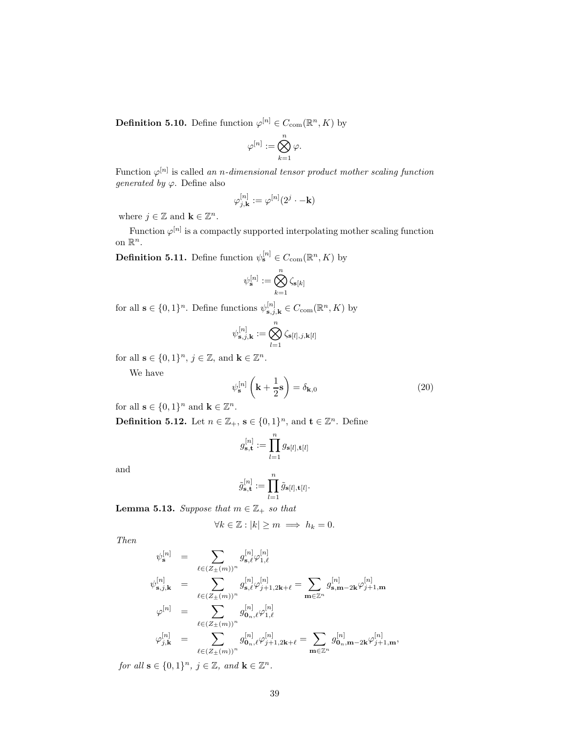**Definition 5.10.** Define function $\varphi^{[n]} \in C_{\mathrm{com}}(\mathbb{R}^n, K)$ by

$$\varphi^{[n]} := \bigotimes_{k=1}^{n} \varphi.$$

Function $\varphi^{[n]}$ is called *an n-dimensional tensor product mother scaling function generated by* $\varphi$. Define also

$$\varphi^{[n]}_{j,\mathbf{k}} := \varphi^{[n]}(2^j \cdot - \mathbf{k})$$

where $j \in \mathbb{Z}$ and $\mathbf{k} \in \mathbb{Z}^n$.

Function $\varphi^{[n]}$ is a compactly supported interpolating mother scaling function on $\mathbb{R}^n$.

**Definition 5.11.** Define function $\psi^{[n]}_{\mathbf{s}} \in C_{\mathrm{com}}(\mathbb{R}^n, K)$ by

$$\psi^{[n]}_{\mathbf{s}} := \bigotimes_{k=1}^{n} \zeta_{\mathbf{s}[k]}$$

for all $\mathbf{s} \in \{0,1\}^n$. Define functions $\psi^{[n]}_{\mathbf{s},j,\mathbf{k}} \in C_{\mathrm{com}}(\mathbb{R}^n, K)$ by

$$\psi^{[n]}_{\mathbf{s},j,\mathbf{k}} := \bigotimes_{l=1}^{n} \zeta_{\mathbf{s}[l],j,\mathbf{k}[l]}$$

for all $\mathbf{s} \in \{0,1\}^n$, $j \in \mathbb{Z}$, and $\mathbf{k} \in \mathbb{Z}^n$.

We have

$$\psi^{[n]}_{\mathbf{s}}\left(\mathbf{k} + \frac{1}{2}\mathbf{s}\right) = \delta_{\mathbf{k},0} \tag{20}$$

for all $\mathbf{s} \in \{0,1\}^n$ and $\mathbf{k} \in \mathbb{Z}^n$.

**Definition 5.12.** Let $n \in \mathbb{Z}_+$, $\mathbf{s} \in \{0,1\}^n$, and $\mathbf{t} \in \mathbb{Z}^n$. Define

$$g^{[n]}_{\mathbf{s},\mathbf{t}} := \prod_{l=1}^{n} g_{\mathbf{s}[l],\mathbf{t}[l]}$$

and

$$\tilde{g}^{[n]}_{\mathbf{s},\mathbf{t}} := \prod_{l=1}^{n} \tilde{g}_{\mathbf{s}[l],\mathbf{t}[l]}.$$

**Lemma 5.13.** *Suppose that $m \in \mathbb{Z}_+$ so that*

$$\forall k \in \mathbb{Z} : |k| \geq m \implies h_k = 0.$$

*Then*

$$\begin{aligned}
\psi^{[n]}_{\mathbf{s}} &= \sum_{\ell \in (Z_{\pm}(m))^n} g^{[n]}_{\mathbf{s},\ell} \varphi^{[n]}_{1,\ell} \\
\psi^{[n]}_{\mathbf{s},j,\mathbf{k}} &= \sum_{\ell \in (Z_{\pm}(m))^n} g^{[n]}_{\mathbf{s},\ell} \varphi^{[n]}_{j+1,2\mathbf{k}+\ell} = \sum_{\mathbf{m} \in \mathbb{Z}^n} g^{[n]}_{\mathbf{s},\mathbf{m}-2\mathbf{k}} \varphi^{[n]}_{j+1,\mathbf{m}} \\
\varphi^{[n]} &= \sum_{\ell \in (Z_{\pm}(m))^n} g^{[n]}_{\mathbf{0}_n,\ell} \varphi^{[n]}_{1,\ell} \\
\varphi^{[n]}_{j,\mathbf{k}} &= \sum_{\ell \in (Z_{\pm}(m))^n} g^{[n]}_{\mathbf{0}_n,\ell} \varphi^{[n]}_{j+1,2\mathbf{k}+\ell} = \sum_{\mathbf{m} \in \mathbb{Z}^n} g^{[n]}_{\mathbf{0}_n,\mathbf{m}-2\mathbf{k}} \varphi^{[n]}_{j+1,\mathbf{m}},
\end{aligned}$$

*for all $\mathbf{s} \in \{0,1\}^n$, $j \in \mathbb{Z}$, and $\mathbf{k} \in \mathbb{Z}^n$.*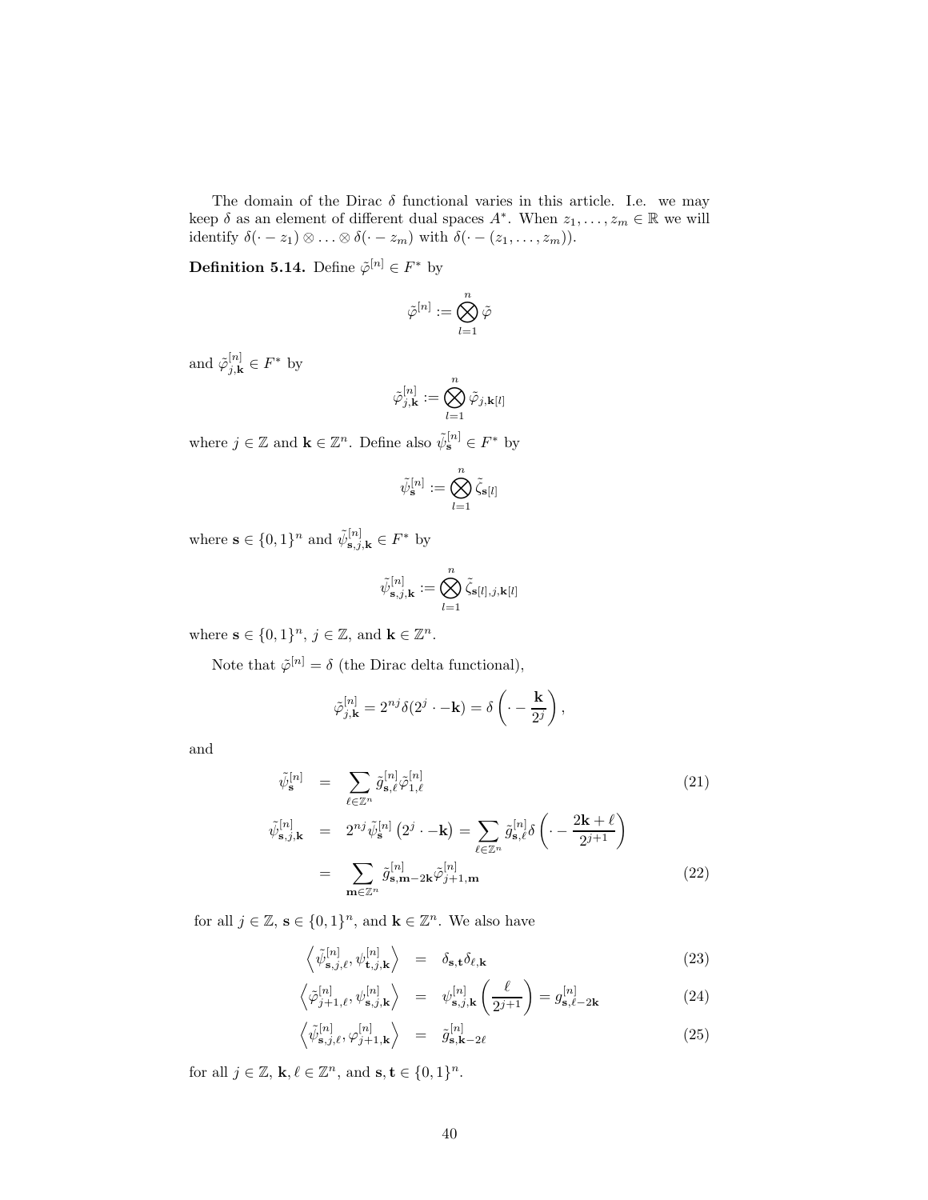The domain of the Dirac $\delta$ functional varies in this article. I.e. we may keep $\delta$ as an element of different dual spaces $A^*$. When $z_1, \ldots, z_m \in \mathbb{R}$ we will identify $\delta(\cdot - z_1) \otimes \ldots \otimes \delta(\cdot - z_m)$ with $\delta(\cdot - (z_1, \ldots, z_m))$.

**Definition 5.14.** Define $\tilde{\varphi}^{[n]} \in F^*$ by

$$\tilde{\varphi}^{[n]} := \bigotimes_{l=1}^{n} \tilde{\varphi}$$

and $\tilde{\varphi}^{[n]}_{j,\mathbf{k}} \in F^*$ by

$$\tilde{\varphi}^{[n]}_{j,\mathbf{k}} := \bigotimes_{l=1}^{n} \tilde{\varphi}_{j,\mathbf{k}[l]}$$

where $j \in \mathbb{Z}$ and $\mathbf{k} \in \mathbb{Z}^n$. Define also $\tilde{\psi}^{[n]}_{\mathbf{s}} \in F^*$ by

$$\tilde{\psi}^{[n]}_{\mathbf{s}} := \bigotimes_{l=1}^{n} \tilde{\zeta}_{\mathbf{s}[l]}$$

where $\mathbf{s} \in \{0,1\}^n$ and $\tilde{\psi}^{[n]}_{\mathbf{s},j,\mathbf{k}} \in F^*$ by

$$\tilde{\psi}^{[n]}_{\mathbf{s},j,\mathbf{k}} := \bigotimes_{l=1}^{n} \tilde{\zeta}_{\mathbf{s}[l],j,\mathbf{k}[l]}$$

where $\mathbf{s} \in \{0,1\}^n$, $j \in \mathbb{Z}$, and $\mathbf{k} \in \mathbb{Z}^n$.

Note that $\tilde{\varphi}^{[n]} = \delta$ (the Dirac delta functional),

$$\tilde{\varphi}^{[n]}_{j,\mathbf{k}} = 2^{nj}\delta(2^j \cdot - \mathbf{k}) = \delta\left(\cdot - \frac{\mathbf{k}}{2^j}\right),$$

and

$$\tilde{\psi}^{[n]}_{\mathbf{s}} = \sum_{\ell \in \mathbb{Z}^n} \tilde{g}^{[n]}_{\mathbf{s},\ell} \tilde{\varphi}^{[n]}_{1,\ell} \tag{21}$$

$$\begin{aligned}
\tilde{\psi}^{[n]}_{\mathbf{s},j,\mathbf{k}} &= 2^{nj}\tilde{\psi}^{[n]}_{\mathbf{s}}\left(2^j \cdot - \mathbf{k}\right) = \sum_{\ell \in \mathbb{Z}^n} \tilde{g}^{[n]}_{\mathbf{s},\ell}\delta\left(\cdot - \frac{2\mathbf{k}+\ell}{2^{j+1}}\right) \\
&= \sum_{\mathbf{m} \in \mathbb{Z}^n} \tilde{g}^{[n]}_{\mathbf{s},\mathbf{m}-2\mathbf{k}} \tilde{\varphi}^{[n]}_{j+1,\mathbf{m}}
\end{aligned} \tag{22}$$

for all $j \in \mathbb{Z}$, $\mathbf{s} \in \{0,1\}^n$, and $\mathbf{k} \in \mathbb{Z}^n$. We also have

$$\left\langle \tilde{\psi}^{[n]}_{\mathbf{s},j,\ell}, \psi^{[n]}_{\mathbf{t},j,\mathbf{k}} \right\rangle = \delta_{\mathbf{s},\mathbf{t}}\delta_{\ell,\mathbf{k}} \tag{23}$$

$$\left\langle \tilde{\varphi}^{[n]}_{j+1,\ell}, \psi^{[n]}_{\mathbf{s},j,\mathbf{k}} \right\rangle = \psi^{[n]}_{\mathbf{s},j,\mathbf{k}}\left(\frac{\ell}{2^{j+1}}\right) = g^{[n]}_{\mathbf{s},\ell-2\mathbf{k}} \tag{24}$$

$$\left\langle \tilde{\psi}^{[n]}_{\mathbf{s},j,\ell}, \varphi^{[n]}_{j+1,\mathbf{k}} \right\rangle = \tilde{g}^{[n]}_{\mathbf{s},\mathbf{k}-2\ell} \tag{25}$$

for all $j \in \mathbb{Z}$, $\mathbf{k}, \ell \in \mathbb{Z}^n$, and $\mathbf{s}, \mathbf{t} \in \{0,1\}^n$.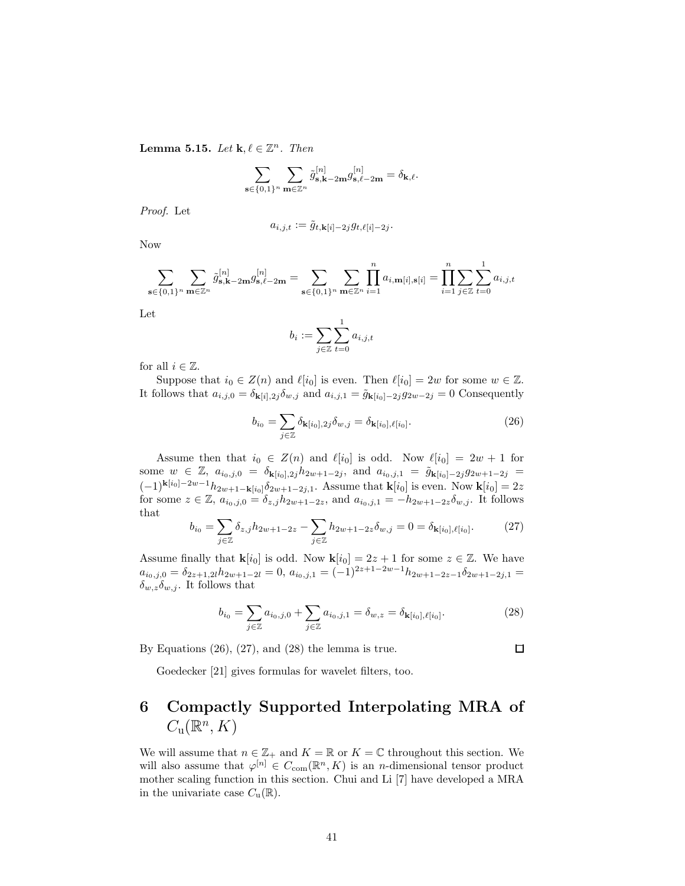**Lemma 5.15.** *Let* $\mathbf{k}, \ell \in \mathbb{Z}^n$*. Then*

$$\sum_{\mathbf{s} \in \{0,1\}^n} \sum_{\mathbf{m} \in \mathbb{Z}^n} \tilde{g}^{[n]}_{\mathbf{s},\mathbf{k}-2\mathbf{m}} g^{[n]}_{\mathbf{s},\ell-2\mathbf{m}} = \delta_{\mathbf{k},\ell}.$$

*Proof.* Let

$$a_{i,j,t} := \tilde{g}_{t,\mathbf{k}[i]-2j} g_{t,\ell[i]-2j}.$$

Now

$$\sum_{\mathbf{s} \in \{0,1\}^n} \sum_{\mathbf{m} \in \mathbb{Z}^n} \tilde{g}^{[n]}_{\mathbf{s},\mathbf{k}-2\mathbf{m}} g^{[n]}_{\mathbf{s},\ell-2\mathbf{m}} = \sum_{\mathbf{s} \in \{0,1\}^n} \sum_{\mathbf{m} \in \mathbb{Z}^n} \prod_{i=1}^{n} a_{i,\mathbf{m}[i],\mathbf{s}[i]} = \prod_{i=1}^{n} \sum_{j \in \mathbb{Z}} \sum_{t=0}^{1} a_{i,j,t}$$

Let

$$b_i := \sum_{j \in \mathbb{Z}} \sum_{t=0}^{1} a_{i,j,t}$$

for all $i \in \mathbb{Z}$.

Suppose that $i_0 \in Z(n)$ and $\ell[i_0]$ is even. Then $\ell[i_0] = 2w$ for some $w \in \mathbb{Z}$. It follows that $a_{i,j,0} = \delta_{\mathbf{k}[i],2j}\delta_{w,j}$ and $a_{i,j,1} = \tilde{g}_{\mathbf{k}[i_0]-2j} g_{2w-2j} = 0$ Consequently

$$b_{i_0} = \sum_{j \in \mathbb{Z}} \delta_{\mathbf{k}[i_0],2j}\delta_{w,j} = \delta_{\mathbf{k}[i_0],\ell[i_0]}. \tag{26}$$

Assume then that $i_0 \in Z(n)$ and $\ell[i_0]$ is odd. Now $\ell[i_0] = 2w + 1$ for some $w \in \mathbb{Z}$, $a_{i_0,j,0} = \delta_{\mathbf{k}[i_0],2j} h_{2w+1-2j}$, and $a_{i_0,j,1} = \tilde{g}_{\mathbf{k}[i_0]-2j} g_{2w+1-2j} = (-1)^{\mathbf{k}[i_0]-2w-1} h_{2w+1-\mathbf{k}[i_0]} \delta_{2w+1-2j,1}$. Assume that $\mathbf{k}[i_0]$ is even. Now $\mathbf{k}[i_0] = 2z$ for some $z \in \mathbb{Z}$, $a_{i_0,j,0} = \delta_{z,j} h_{2w+1-2z}$, and $a_{i_0,j,1} = -h_{2w+1-2z}\delta_{w,j}$. It follows that

$$b_{i_0} = \sum_{j \in \mathbb{Z}} \delta_{z,j} h_{2w+1-2z} - \sum_{j \in \mathbb{Z}} h_{2w+1-2z}\delta_{w,j} = 0 = \delta_{\mathbf{k}[i_0],\ell[i_0]}. \tag{27}$$

Assume finally that $\mathbf{k}[i_0]$ is odd. Now $\mathbf{k}[i_0] = 2z + 1$ for some $z \in \mathbb{Z}$. We have $a_{i_0,j,0} = \delta_{2z+1,2l} h_{2w+1-2l} = 0$, $a_{i_0,j,1} = (-1)^{2z+1-2w-1} h_{2w+1-2z-1} \delta_{2w+1-2j,1} = \delta_{w,z}\delta_{w,j}$. It follows that

$$b_{i_0} = \sum_{j \in \mathbb{Z}} a_{i_0,j,0} + \sum_{j \in \mathbb{Z}} a_{i_0,j,1} = \delta_{w,z} = \delta_{\mathbf{k}[i_0],\ell[i_0]}. \tag{28}$$

By Equations (26), (27), and (28) the lemma is true. ∎

Goedecker [21] gives formulas for wavelet filters, too.

# 6 Compactly Supported Interpolating MRA of $C_{\mathrm{u}}(\mathbb{R}^n, K)$

We will assume that $n \in \mathbb{Z}_+$ and $K = \mathbb{R}$ or $K = \mathbb{C}$ throughout this section. We will also assume that $\varphi^{[n]} \in C_{\mathrm{com}}(\mathbb{R}^n, K)$ is an $n$-dimensional tensor product mother scaling function in this section. Chui and Li [7] have developed a MRA in the univariate case $C_{\mathrm{u}}(\mathbb{R})$.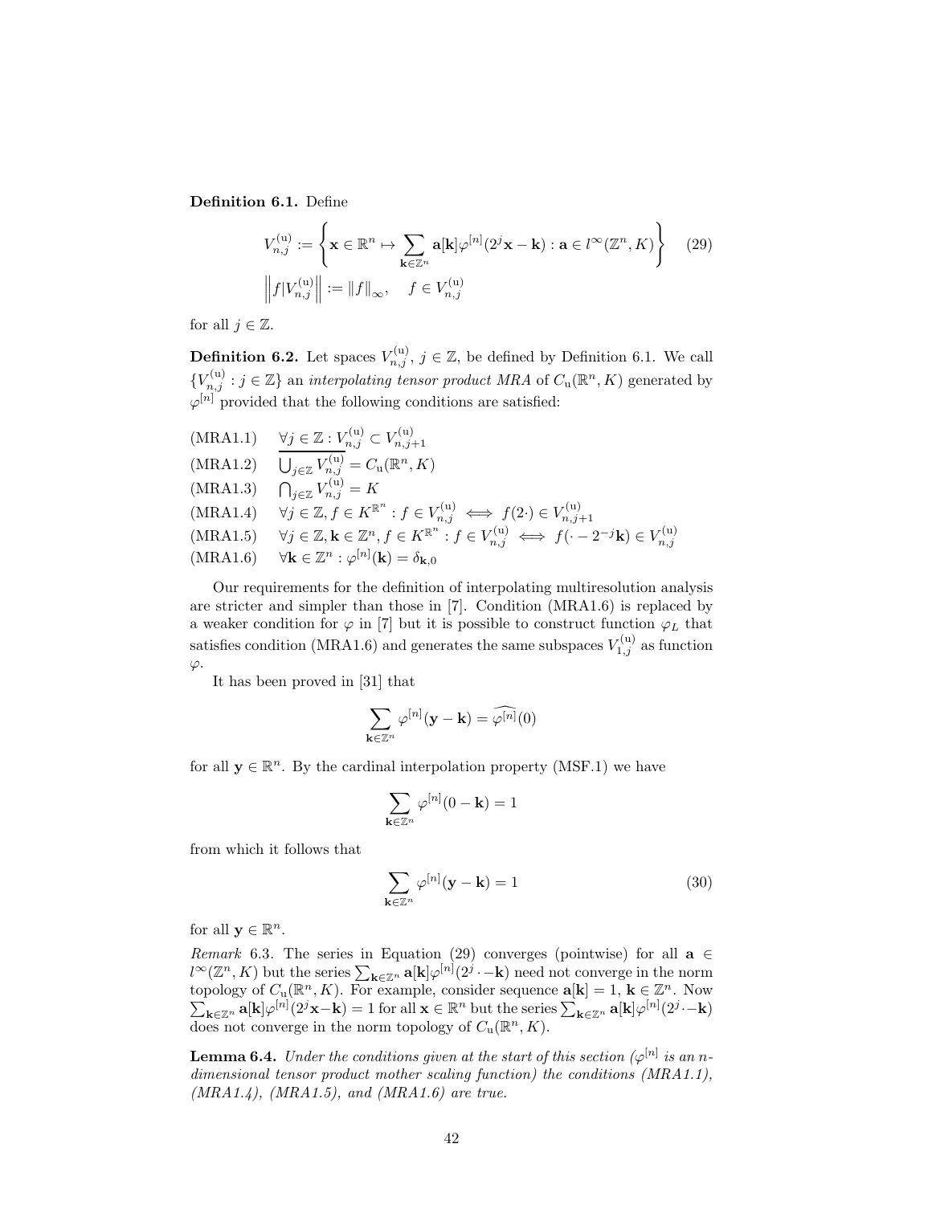**Definition 6.1.** Define

$$
\begin{aligned}
V_{n,j}^{(\mathrm{u})} &:= \left\{ \mathbf{x} \in \mathbb{R}^n \mapsto \sum_{\mathbf{k} \in \mathbb{Z}^n} \mathbf{a}[\mathbf{k}] \varphi^{[n]}(2^j \mathbf{x} - \mathbf{k}) : \mathbf{a} \in l^\infty(\mathbb{Z}^n, K) \right\} \qquad (29) \\
\left\| f | V_{n,j}^{(\mathrm{u})} \right\| &:= \|f\|_\infty, \quad f \in V_{n,j}^{(\mathrm{u})}
\end{aligned}
$$

for all $j \in \mathbb{Z}$.

**Definition 6.2.** Let spaces $V_{n,j}^{(\mathrm{u})}$, $j \in \mathbb{Z}$, be defined by Definition 6.1. We call $\{V_{n,j}^{(\mathrm{u})} : j \in \mathbb{Z}\}$ an *interpolating tensor product MRA* of $C_\mathrm{u}(\mathbb{R}^n, K)$ generated by $\varphi^{[n]}$ provided that the following conditions are satisfied:

(MRA1.1) $\quad \forall j \in \mathbb{Z} : V_{n,j}^{(\mathrm{u})} \subset V_{n,j+1}^{(\mathrm{u})}$

(MRA1.2) $\quad \overline{\bigcup_{j \in \mathbb{Z}} V_{n,j}^{(\mathrm{u})}} = C_\mathrm{u}(\mathbb{R}^n, K)$

(MRA1.3) $\quad \bigcap_{j \in \mathbb{Z}} V_{n,j}^{(\mathrm{u})} = K$

(MRA1.4) $\quad \forall j \in \mathbb{Z}, f \in K^{\mathbb{R}^n} : f \in V_{n,j}^{(\mathrm{u})} \iff f(2\cdot) \in V_{n,j+1}^{(\mathrm{u})}$

(MRA1.5) $\quad \forall j \in \mathbb{Z}, \mathbf{k} \in \mathbb{Z}^n, f \in K^{\mathbb{R}^n} : f \in V_{n,j}^{(\mathrm{u})} \iff f(\cdot - 2^{-j}\mathbf{k}) \in V_{n,j}^{(\mathrm{u})}$

(MRA1.6) $\quad \forall \mathbf{k} \in \mathbb{Z}^n : \varphi^{[n]}(\mathbf{k}) = \delta_{\mathbf{k},0}$

Our requirements for the definition of interpolating multiresolution analysis are stricter and simpler than those in [7]. Condition (MRA1.6) is replaced by a weaker condition for $\varphi$ in [7] but it is possible to construct function $\varphi_L$ that satisfies condition (MRA1.6) and generates the same subspaces $V_{1,j}^{(\mathrm{u})}$ as function $\varphi$.

It has been proved in [31] that

$$
\sum_{\mathbf{k} \in \mathbb{Z}^n} \varphi^{[n]}(\mathbf{y} - \mathbf{k}) = \widehat{\varphi^{[n]}}(0)
$$

for all $\mathbf{y} \in \mathbb{R}^n$. By the cardinal interpolation property (MSF.1) we have

$$
\sum_{\mathbf{k} \in \mathbb{Z}^n} \varphi^{[n]}(0 - \mathbf{k}) = 1
$$

from which it follows that

$$
\sum_{\mathbf{k} \in \mathbb{Z}^n} \varphi^{[n]}(\mathbf{y} - \mathbf{k}) = 1 \qquad (30)
$$

for all $\mathbf{y} \in \mathbb{R}^n$.

*Remark* 6.3. The series in Equation (29) converges (pointwise) for all $\mathbf{a} \in l^\infty(\mathbb{Z}^n, K)$ but the series $\sum_{\mathbf{k} \in \mathbb{Z}^n} \mathbf{a}[\mathbf{k}] \varphi^{[n]}(2^j \cdot - \mathbf{k})$ need not converge in the norm topology of $C_\mathrm{u}(\mathbb{R}^n, K)$. For example, consider sequence $\mathbf{a}[\mathbf{k}] = 1$, $\mathbf{k} \in \mathbb{Z}^n$. Now $\sum_{\mathbf{k} \in \mathbb{Z}^n} \mathbf{a}[\mathbf{k}] \varphi^{[n]}(2^j \mathbf{x} - \mathbf{k}) = 1$ for all $\mathbf{x} \in \mathbb{R}^n$ but the series $\sum_{\mathbf{k} \in \mathbb{Z}^n} \mathbf{a}[\mathbf{k}] \varphi^{[n]}(2^j \cdot - \mathbf{k})$ does not converge in the norm topology of $C_\mathrm{u}(\mathbb{R}^n, K)$.

**Lemma 6.4.** *Under the conditions given at the start of this section ($\varphi^{[n]}$ is an $n$-dimensional tensor product mother scaling function) the conditions (MRA1.1), (MRA1.4), (MRA1.5), and (MRA1.6) are true.*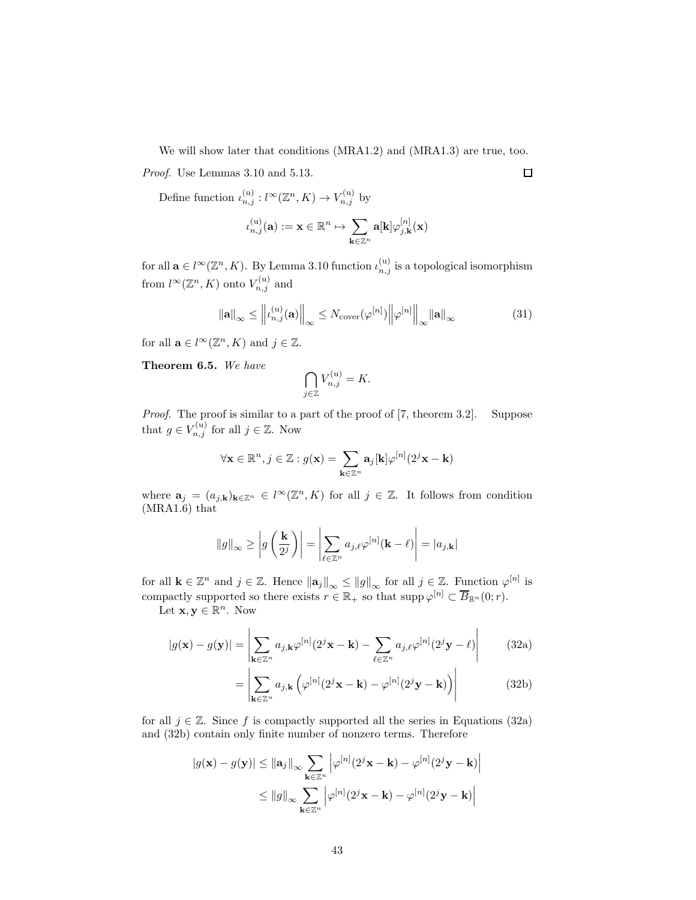We will show later that conditions (MRA1.2) and (MRA1.3) are true, too.

*Proof.* Use Lemmas 3.10 and 5.13. □

Define function $\iota^{(\mathrm{u})}_{n,j} : l^\infty(\mathbb{Z}^n, K) \to V^{(\mathrm{u})}_{n,j}$ by

$$\iota^{(\mathrm{u})}_{n,j}(\mathbf{a}) := \mathbf{x} \in \mathbb{R}^n \mapsto \sum_{\mathbf{k}\in\mathbb{Z}^n} \mathbf{a}[\mathbf{k}]\varphi^{[n]}_{j,\mathbf{k}}(\mathbf{x})$$

for all $\mathbf{a} \in l^\infty(\mathbb{Z}^n, K)$. By Lemma 3.10 function $\iota^{(\mathrm{u})}_{n,j}$ is a topological isomorphism from $l^\infty(\mathbb{Z}^n, K)$ onto $V^{(\mathrm{u})}_{n,j}$ and

$$\left\|\mathbf{a}\right\|_\infty \leq \left\|\iota^{(\mathrm{u})}_{n,j}(\mathbf{a})\right\|_\infty \leq N_{\mathrm{cover}}(\varphi^{[n]})\left\|\varphi^{[n]}\right\|_\infty \left\|\mathbf{a}\right\|_\infty \tag{31}$$

for all $\mathbf{a} \in l^\infty(\mathbb{Z}^n, K)$ and $j \in \mathbb{Z}$.

**Theorem 6.5.** *We have*

$$\bigcap_{j\in\mathbb{Z}} V^{(\mathrm{u})}_{n,j} = K.$$

*Proof.* The proof is similar to a part of the proof of [7, theorem 3.2]. Suppose that $g \in V^{(\mathrm{u})}_{n,j}$ for all $j \in \mathbb{Z}$. Now

$$\forall \mathbf{x} \in \mathbb{R}^n, j \in \mathbb{Z} : g(\mathbf{x}) = \sum_{\mathbf{k}\in\mathbb{Z}^n} \mathbf{a}_j[\mathbf{k}]\varphi^{[n]}(2^j\mathbf{x} - \mathbf{k})$$

where $\mathbf{a}_j = (a_{j,\mathbf{k}})_{\mathbf{k}\in\mathbb{Z}^n} \in l^\infty(\mathbb{Z}^n, K)$ for all $j \in \mathbb{Z}$. It follows from condition (MRA1.6) that

$$\left\|g\right\|_\infty \geq \left|g\left(\frac{\mathbf{k}}{2^j}\right)\right| = \left|\sum_{\ell\in\mathbb{Z}^n} a_{j,\ell}\varphi^{[n]}(\mathbf{k} - \ell)\right| = |a_{j,\mathbf{k}}|$$

for all $\mathbf{k} \in \mathbb{Z}^n$ and $j \in \mathbb{Z}$. Hence $\left\|\mathbf{a}_j\right\|_\infty \leq \left\|g\right\|_\infty$ for all $j \in \mathbb{Z}$. Function $\varphi^{[n]}$ is compactly supported so there exists $r \in \mathbb{R}_+$ so that $\operatorname{supp}\varphi^{[n]} \subset \overline{B}_{\mathbb{R}^n}(0; r)$.

Let $\mathbf{x}, \mathbf{y} \in \mathbb{R}^n$. Now

$$|g(\mathbf{x}) - g(\mathbf{y})| = \left|\sum_{\mathbf{k}\in\mathbb{Z}^n} a_{j,\mathbf{k}}\varphi^{[n]}(2^j\mathbf{x} - \mathbf{k}) - \sum_{\ell\in\mathbb{Z}^n} a_{j,\ell}\varphi^{[n]}(2^j\mathbf{y} - \ell)\right| \tag{32a}$$

$$= \left|\sum_{\mathbf{k}\in\mathbb{Z}^n} a_{j,\mathbf{k}}\left(\varphi^{[n]}(2^j\mathbf{x} - \mathbf{k}) - \varphi^{[n]}(2^j\mathbf{y} - \mathbf{k})\right)\right| \tag{32b}$$

for all $j \in \mathbb{Z}$. Since $f$ is compactly supported all the series in Equations (32a) and (32b) contain only finite number of nonzero terms. Therefore

$$|g(\mathbf{x}) - g(\mathbf{y})| \leq \left\|\mathbf{a}_j\right\|_\infty \sum_{\mathbf{k}\in\mathbb{Z}^n} \left|\varphi^{[n]}(2^j\mathbf{x} - \mathbf{k}) - \varphi^{[n]}(2^j\mathbf{y} - \mathbf{k})\right|$$

$$\leq \left\|g\right\|_\infty \sum_{\mathbf{k}\in\mathbb{Z}^n} \left|\varphi^{[n]}(2^j\mathbf{x} - \mathbf{k}) - \varphi^{[n]}(2^j\mathbf{y} - \mathbf{k})\right|$$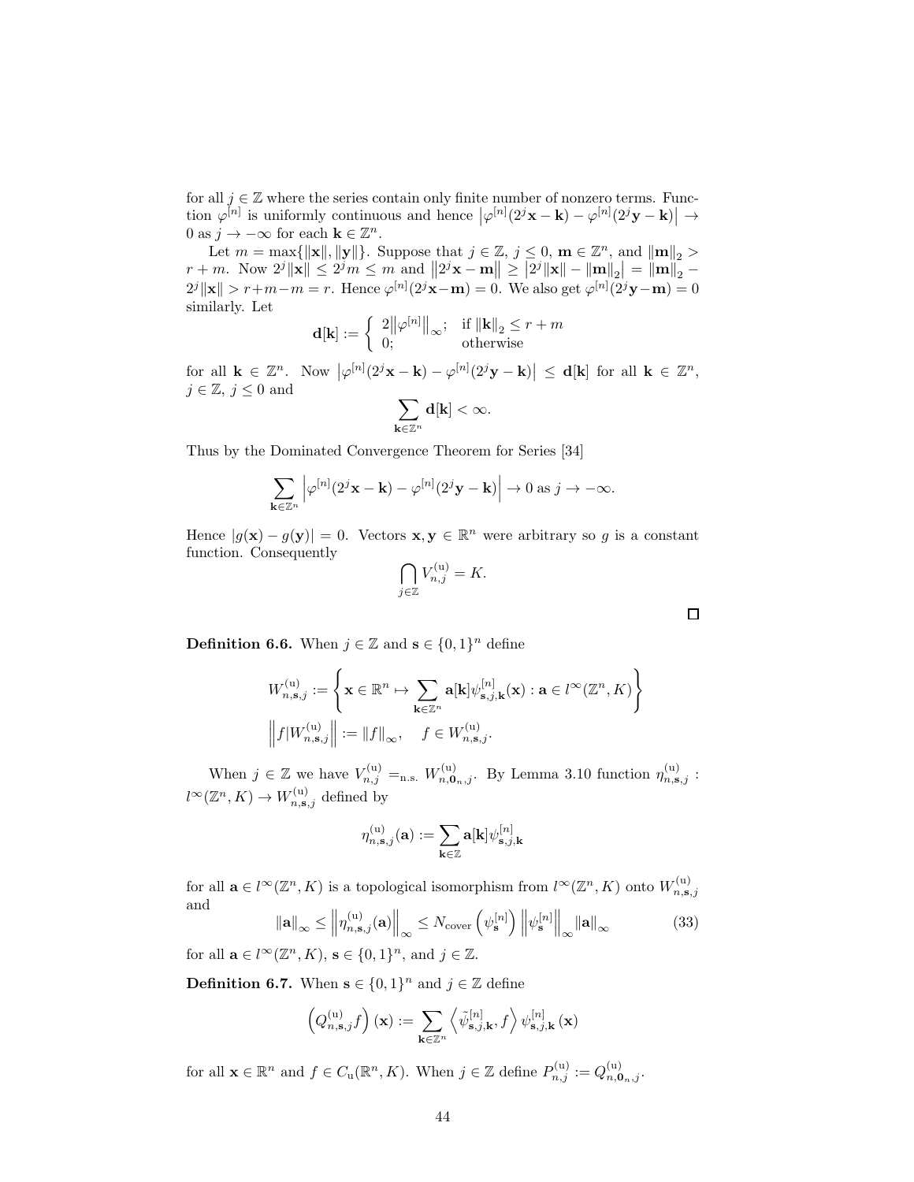for all $j \in \mathbb{Z}$ where the series contain only finite number of nonzero terms. Function $\varphi^{[n]}$ is uniformly continuous and hence $\left|\varphi^{[n]}(2^j\mathbf{x}-\mathbf{k})-\varphi^{[n]}(2^j\mathbf{y}-\mathbf{k})\right| \to 0$ as $j \to -\infty$ for each $\mathbf{k} \in \mathbb{Z}^n$.

Let $m = \max\{\|\mathbf{x}\|, \|\mathbf{y}\|\}$. Suppose that $j \in \mathbb{Z}$, $j \leq 0$, $\mathbf{m} \in \mathbb{Z}^n$, and $\|\mathbf{m}\|_2 > r + m$. Now $2^j\|\mathbf{x}\| \leq 2^j m \leq m$ and $\left\|2^j\mathbf{x}-\mathbf{m}\right\| \geq \left|2^j\|\mathbf{x}\|-\|\mathbf{m}\|_2\right| = \|\mathbf{m}\|_2 - 2^j\|\mathbf{x}\| > r+m-m = r$. Hence $\varphi^{[n]}(2^j\mathbf{x}-\mathbf{m}) = 0$. We also get $\varphi^{[n]}(2^j\mathbf{y}-\mathbf{m}) = 0$ similarly. Let

$$\mathbf{d}[\mathbf{k}] := \begin{cases} 2\left\|\varphi^{[n]}\right\|_\infty; & \text{if } \|\mathbf{k}\|_2 \leq r+m \\ 0; & \text{otherwise} \end{cases}$$

for all $\mathbf{k} \in \mathbb{Z}^n$. Now $\left|\varphi^{[n]}(2^j\mathbf{x}-\mathbf{k})-\varphi^{[n]}(2^j\mathbf{y}-\mathbf{k})\right| \leq \mathbf{d}[\mathbf{k}]$ for all $\mathbf{k} \in \mathbb{Z}^n$, $j \in \mathbb{Z}$, $j \leq 0$ and

$$\sum_{\mathbf{k}\in\mathbb{Z}^n} \mathbf{d}[\mathbf{k}] < \infty.$$

Thus by the Dominated Convergence Theorem for Series [34]

$$\sum_{\mathbf{k}\in\mathbb{Z}^n} \left|\varphi^{[n]}(2^j\mathbf{x}-\mathbf{k})-\varphi^{[n]}(2^j\mathbf{y}-\mathbf{k})\right| \to 0 \text{ as } j \to -\infty.$$

Hence $|g(\mathbf{x})-g(\mathbf{y})| = 0$. Vectors $\mathbf{x}, \mathbf{y} \in \mathbb{R}^n$ were arbitrary so $g$ is a constant function. Consequently

$$\bigcap_{j\in\mathbb{Z}} V_{n,j}^{(\mathrm{u})} = K.$$

□

**Definition 6.6.** When $j \in \mathbb{Z}$ and $\mathbf{s} \in \{0,1\}^n$ define

$$W_{n,\mathbf{s},j}^{(\mathrm{u})} := \left\{\mathbf{x} \in \mathbb{R}^n \mapsto \sum_{\mathbf{k}\in\mathbb{Z}^n} \mathbf{a}[\mathbf{k}]\psi_{\mathbf{s},j,\mathbf{k}}^{[n]}(\mathbf{x}) : \mathbf{a} \in l^\infty(\mathbb{Z}^n, K)\right\}$$

$$\left\|f|W_{n,\mathbf{s},j}^{(\mathrm{u})}\right\| := \|f\|_\infty, \quad f \in W_{n,\mathbf{s},j}^{(\mathrm{u})}.$$

When $j \in \mathbb{Z}$ we have $V_{n,j}^{(\mathrm{u})} =_{\mathrm{n.s.}} W_{n,\mathbf{0}_n,j}^{(\mathrm{u})}$. By Lemma 3.10 function $\eta_{n,\mathbf{s},j}^{(\mathrm{u})} : l^\infty(\mathbb{Z}^n, K) \to W_{n,\mathbf{s},j}^{(\mathrm{u})}$ defined by

$$\eta_{n,\mathbf{s},j}^{(\mathrm{u})}(\mathbf{a}) := \sum_{\mathbf{k}\in\mathbb{Z}} \mathbf{a}[\mathbf{k}]\psi_{\mathbf{s},j,\mathbf{k}}^{[n]}$$

for all $\mathbf{a} \in l^\infty(\mathbb{Z}^n, K)$ is a topological isomorphism from $l^\infty(\mathbb{Z}^n, K)$ onto $W_{n,\mathbf{s},j}^{(\mathrm{u})}$ and

$$\|\mathbf{a}\|_\infty \leq \left\|\eta_{n,\mathbf{s},j}^{(\mathrm{u})}(\mathbf{a})\right\|_\infty \leq N_{\mathrm{cover}}\left(\psi_{\mathbf{s}}^{[n]}\right)\left\|\psi_{\mathbf{s}}^{[n]}\right\|_\infty \|\mathbf{a}\|_\infty \tag{33}$$

for all $\mathbf{a} \in l^\infty(\mathbb{Z}^n, K)$, $\mathbf{s} \in \{0,1\}^n$, and $j \in \mathbb{Z}$.

**Definition 6.7.** When $\mathbf{s} \in \{0,1\}^n$ and $j \in \mathbb{Z}$ define

$$\left(Q_{n,\mathbf{s},j}^{(\mathrm{u})}f\right)(\mathbf{x}) := \sum_{\mathbf{k}\in\mathbb{Z}^n} \left\langle \tilde{\psi}_{\mathbf{s},j,\mathbf{k}}^{[n]}, f\right\rangle \psi_{\mathbf{s},j,\mathbf{k}}^{[n]}(\mathbf{x})$$

for all $\mathbf{x} \in \mathbb{R}^n$ and $f \in C_{\mathrm{u}}(\mathbb{R}^n, K)$. When $j \in \mathbb{Z}$ define $P_{n,j}^{(\mathrm{u})} := Q_{n,\mathbf{0}_n,j}^{(\mathrm{u})}$.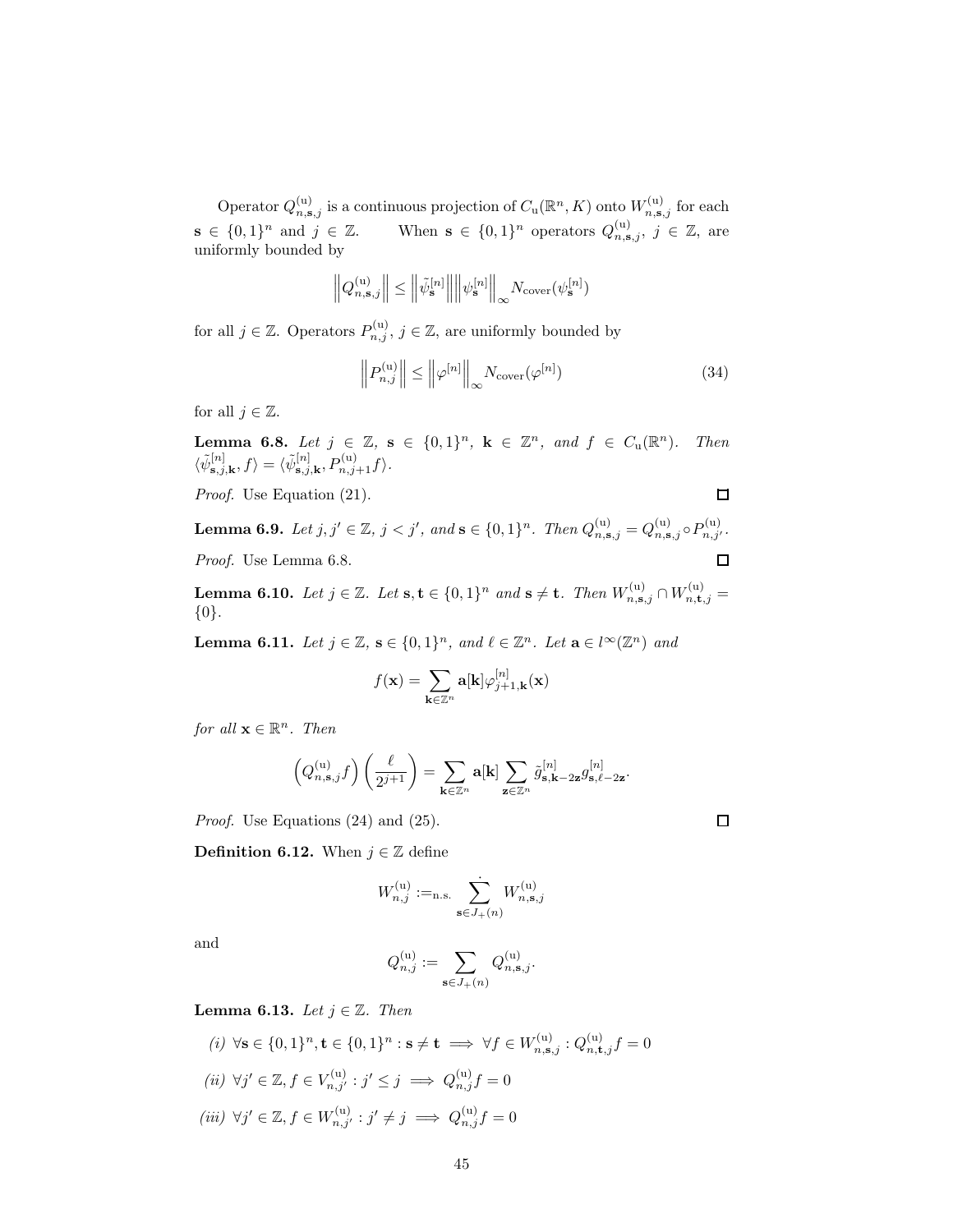Operator $Q^{(\mathrm{u})}_{n,\mathbf{s},j}$ is a continuous projection of $C_{\mathrm{u}}(\mathbb{R}^n, K)$ onto $W^{(\mathrm{u})}_{n,\mathbf{s},j}$ for each $\mathbf{s} \in \{0,1\}^n$ and $j \in \mathbb{Z}$. When $\mathbf{s} \in \{0,1\}^n$ operators $Q^{(\mathrm{u})}_{n,\mathbf{s},j}$, $j \in \mathbb{Z}$, are uniformly bounded by

$$\left\| Q^{(\mathrm{u})}_{n,\mathbf{s},j} \right\| \leq \left\| \tilde{\psi}^{[n]}_{\mathbf{s}} \right\| \left\| \psi^{[n]}_{\mathbf{s}} \right\|_{\infty} N_{\mathrm{cover}}(\psi^{[n]}_{\mathbf{s}})$$

for all $j \in \mathbb{Z}$. Operators $P^{(\mathrm{u})}_{n,j}$, $j \in \mathbb{Z}$, are uniformly bounded by

$$\left\| P^{(\mathrm{u})}_{n,j} \right\| \leq \left\| \varphi^{[n]} \right\|_{\infty} N_{\mathrm{cover}}(\varphi^{[n]}) \tag{34}$$

for all $j \in \mathbb{Z}$.

**Lemma 6.8.** *Let $j \in \mathbb{Z}$, $\mathbf{s} \in \{0,1\}^n$, $\mathbf{k} \in \mathbb{Z}^n$, and $f \in C_{\mathrm{u}}(\mathbb{R}^n)$. Then $\langle \tilde{\psi}^{[n]}_{\mathbf{s},j,\mathbf{k}}, f \rangle = \langle \tilde{\psi}^{[n]}_{\mathbf{s},j,\mathbf{k}}, P^{(\mathrm{u})}_{n,j+1} f \rangle$.*

*Proof.* Use Equation (21). □

**Lemma 6.9.** *Let $j, j' \in \mathbb{Z}$, $j < j'$, and $\mathbf{s} \in \{0,1\}^n$. Then $Q^{(\mathrm{u})}_{n,\mathbf{s},j} = Q^{(\mathrm{u})}_{n,\mathbf{s},j} \circ P^{(\mathrm{u})}_{n,j'}$.*

*Proof.* Use Lemma 6.8. □

**Lemma 6.10.** *Let $j \in \mathbb{Z}$. Let $\mathbf{s}, \mathbf{t} \in \{0,1\}^n$ and $\mathbf{s} \neq \mathbf{t}$. Then $W^{(\mathrm{u})}_{n,\mathbf{s},j} \cap W^{(\mathrm{u})}_{n,\mathbf{t},j} = \{0\}$.*

**Lemma 6.11.** *Let $j \in \mathbb{Z}$, $\mathbf{s} \in \{0,1\}^n$, and $\ell \in \mathbb{Z}^n$. Let $\mathbf{a} \in l^{\infty}(\mathbb{Z}^n)$ and*

$$f(\mathbf{x}) = \sum_{\mathbf{k} \in \mathbb{Z}^n} \mathbf{a}[\mathbf{k}] \varphi^{[n]}_{j+1,\mathbf{k}}(\mathbf{x})$$

*for all $\mathbf{x} \in \mathbb{R}^n$. Then*

$$\left( Q^{(\mathrm{u})}_{n,\mathbf{s},j} f \right) \left( \frac{\ell}{2^{j+1}} \right) = \sum_{\mathbf{k} \in \mathbb{Z}^n} \mathbf{a}[\mathbf{k}] \sum_{\mathbf{z} \in \mathbb{Z}^n} \tilde{g}^{[n]}_{\mathbf{s},\mathbf{k}-2\mathbf{z}} g^{[n]}_{\mathbf{s},\ell-2\mathbf{z}}.$$

*Proof.* Use Equations (24) and (25). □

**Definition 6.12.** When $j \in \mathbb{Z}$ define

$$W^{(\mathrm{u})}_{n,j} :=_{\text{n.s.}} \dot{\sum_{\mathbf{s} \in J_+(n)}} W^{(\mathrm{u})}_{n,\mathbf{s},j}$$

and

$$Q^{(\mathrm{u})}_{n,j} := \sum_{\mathbf{s} \in J_+(n)} Q^{(\mathrm{u})}_{n,\mathbf{s},j}.$$

**Lemma 6.13.** *Let $j \in \mathbb{Z}$. Then*

*(i)* $\forall \mathbf{s} \in \{0,1\}^n, \mathbf{t} \in \{0,1\}^n : \mathbf{s} \neq \mathbf{t} \implies \forall f \in W^{(\mathrm{u})}_{n,\mathbf{s},j} : Q^{(\mathrm{u})}_{n,\mathbf{t},j} f = 0$

*(ii)* $\forall j' \in \mathbb{Z}, f \in V^{(\mathrm{u})}_{n,j'} : j' \leq j \implies Q^{(\mathrm{u})}_{n,j} f = 0$

*(iii)* $\forall j' \in \mathbb{Z}, f \in W^{(\mathrm{u})}_{n,j'} : j' \neq j \implies Q^{(\mathrm{u})}_{n,j} f = 0$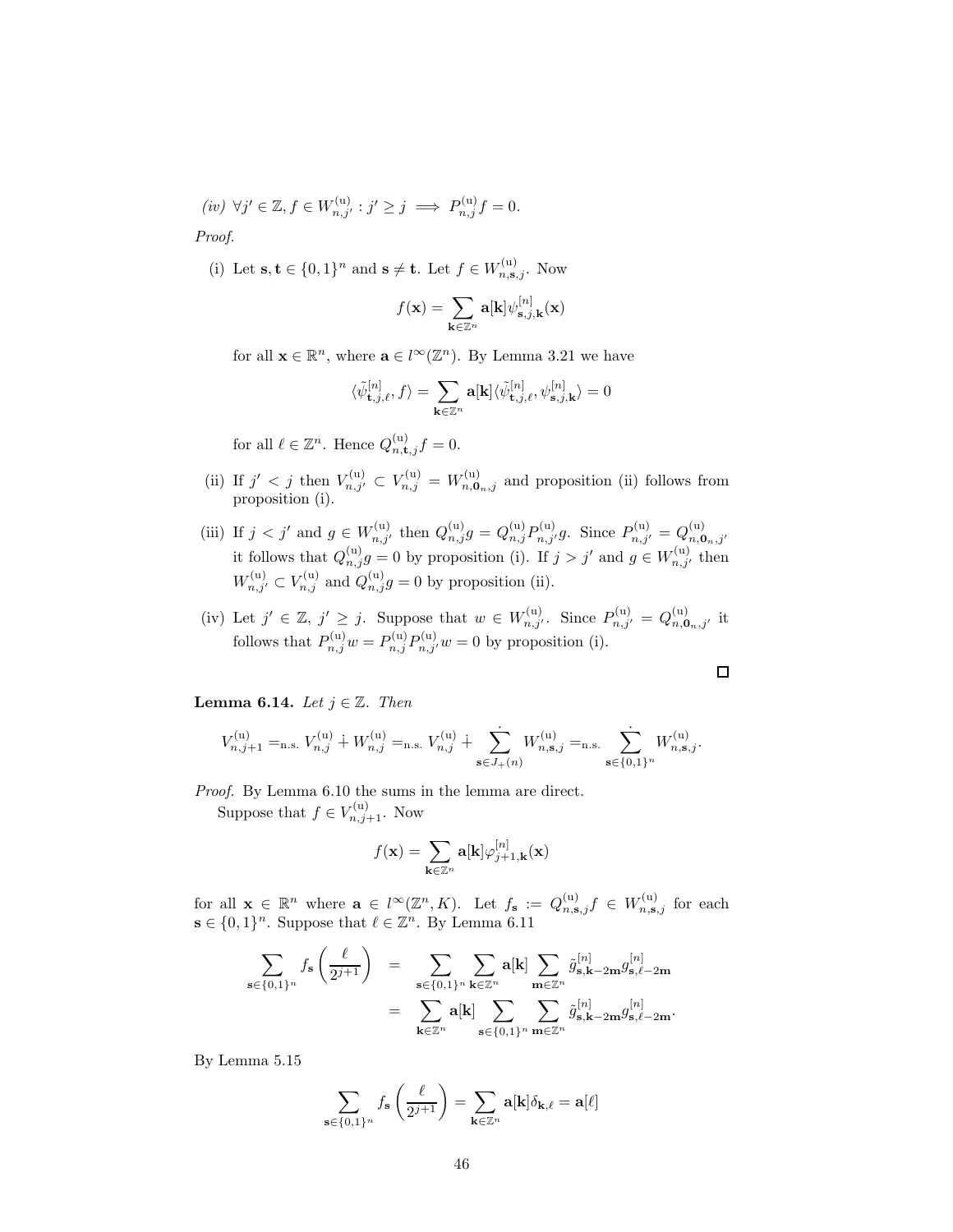*(iv)* $\forall j' \in \mathbb{Z}, f \in W^{(\mathrm{u})}_{n,j'} : j' \geq j \implies P^{(\mathrm{u})}_{n,j} f = 0.$

*Proof.*

(i) Let $\mathbf{s}, \mathbf{t} \in \{0,1\}^n$ and $\mathbf{s} \neq \mathbf{t}$. Let $f \in W^{(\mathrm{u})}_{n,\mathbf{s},j}$. Now

$$f(\mathbf{x}) = \sum_{\mathbf{k} \in \mathbb{Z}^n} \mathbf{a}[\mathbf{k}] \psi^{[n]}_{\mathbf{s},j,\mathbf{k}}(\mathbf{x})$$

for all $\mathbf{x} \in \mathbb{R}^n$, where $\mathbf{a} \in l^\infty(\mathbb{Z}^n)$. By Lemma 3.21 we have

$$\langle \tilde{\psi}^{[n]}_{\mathbf{t},j,\ell}, f \rangle = \sum_{\mathbf{k} \in \mathbb{Z}^n} \mathbf{a}[\mathbf{k}] \langle \tilde{\psi}^{[n]}_{\mathbf{t},j,\ell}, \psi^{[n]}_{\mathbf{s},j,\mathbf{k}} \rangle = 0$$

for all $\ell \in \mathbb{Z}^n$. Hence $Q^{(\mathrm{u})}_{n,\mathbf{t},j} f = 0$.

(ii) If $j' < j$ then $V^{(\mathrm{u})}_{n,j'} \subset V^{(\mathrm{u})}_{n,j} = W^{(\mathrm{u})}_{n,\mathbf{0}_n,j}$ and proposition (ii) follows from proposition (i).

(iii) If $j < j'$ and $g \in W^{(\mathrm{u})}_{n,j'}$ then $Q^{(\mathrm{u})}_{n,j} g = Q^{(\mathrm{u})}_{n,j} P^{(\mathrm{u})}_{n,j'} g$. Since $P^{(\mathrm{u})}_{n,j'} = Q^{(\mathrm{u})}_{n,\mathbf{0}_n,j'}$ it follows that $Q^{(\mathrm{u})}_{n,j} g = 0$ by proposition (i). If $j > j'$ and $g \in W^{(\mathrm{u})}_{n,j'}$ then $W^{(\mathrm{u})}_{n,j'} \subset V^{(\mathrm{u})}_{n,j}$ and $Q^{(\mathrm{u})}_{n,j} g = 0$ by proposition (ii).

(iv) Let $j' \in \mathbb{Z}$, $j' \geq j$. Suppose that $w \in W^{(\mathrm{u})}_{n,j'}$. Since $P^{(\mathrm{u})}_{n,j'} = Q^{(\mathrm{u})}_{n,\mathbf{0}_n,j'}$ it follows that $P^{(\mathrm{u})}_{n,j} w = P^{(\mathrm{u})}_{n,j} P^{(\mathrm{u})}_{n,j'} w = 0$ by proposition (i).

□

**Lemma 6.14.** *Let $j \in \mathbb{Z}$. Then*

$$V^{(\mathrm{u})}_{n,j+1} =_{\text{n.s.}} V^{(\mathrm{u})}_{n,j} \dot{+} W^{(\mathrm{u})}_{n,j} =_{\text{n.s.}} V^{(\mathrm{u})}_{n,j} \dot{+} \dot{\sum_{\mathbf{s} \in J_+(n)}} W^{(\mathrm{u})}_{n,\mathbf{s},j} =_{\text{n.s.}} \dot{\sum_{\mathbf{s} \in \{0,1\}^n}} W^{(\mathrm{u})}_{n,\mathbf{s},j}.$$

*Proof.* By Lemma 6.10 the sums in the lemma are direct.

Suppose that $f \in V^{(\mathrm{u})}_{n,j+1}$. Now

$$f(\mathbf{x}) = \sum_{\mathbf{k} \in \mathbb{Z}^n} \mathbf{a}[\mathbf{k}] \varphi^{[n]}_{j+1,\mathbf{k}}(\mathbf{x})$$

for all $\mathbf{x} \in \mathbb{R}^n$ where $\mathbf{a} \in l^\infty(\mathbb{Z}^n, K)$. Let $f_\mathbf{s} := Q^{(\mathrm{u})}_{n,\mathbf{s},j} f \in W^{(\mathrm{u})}_{n,\mathbf{s},j}$ for each $\mathbf{s} \in \{0,1\}^n$. Suppose that $\ell \in \mathbb{Z}^n$. By Lemma 6.11

$$\begin{aligned}
\sum_{\mathbf{s} \in \{0,1\}^n} f_\mathbf{s}\left(\frac{\ell}{2^{j+1}}\right) &= \sum_{\mathbf{s} \in \{0,1\}^n} \sum_{\mathbf{k} \in \mathbb{Z}^n} \mathbf{a}[\mathbf{k}] \sum_{\mathbf{m} \in \mathbb{Z}^n} \tilde{g}^{[n]}_{\mathbf{s},\mathbf{k}-2\mathbf{m}} g^{[n]}_{\mathbf{s},\ell-2\mathbf{m}} \\
&= \sum_{\mathbf{k} \in \mathbb{Z}^n} \mathbf{a}[\mathbf{k}] \sum_{\mathbf{s} \in \{0,1\}^n} \sum_{\mathbf{m} \in \mathbb{Z}^n} \tilde{g}^{[n]}_{\mathbf{s},\mathbf{k}-2\mathbf{m}} g^{[n]}_{\mathbf{s},\ell-2\mathbf{m}}.
\end{aligned}$$

By Lemma 5.15

$$\sum_{\mathbf{s} \in \{0,1\}^n} f_\mathbf{s}\left(\frac{\ell}{2^{j+1}}\right) = \sum_{\mathbf{k} \in \mathbb{Z}^n} \mathbf{a}[\mathbf{k}] \delta_{\mathbf{k},\ell} = \mathbf{a}[\ell]$$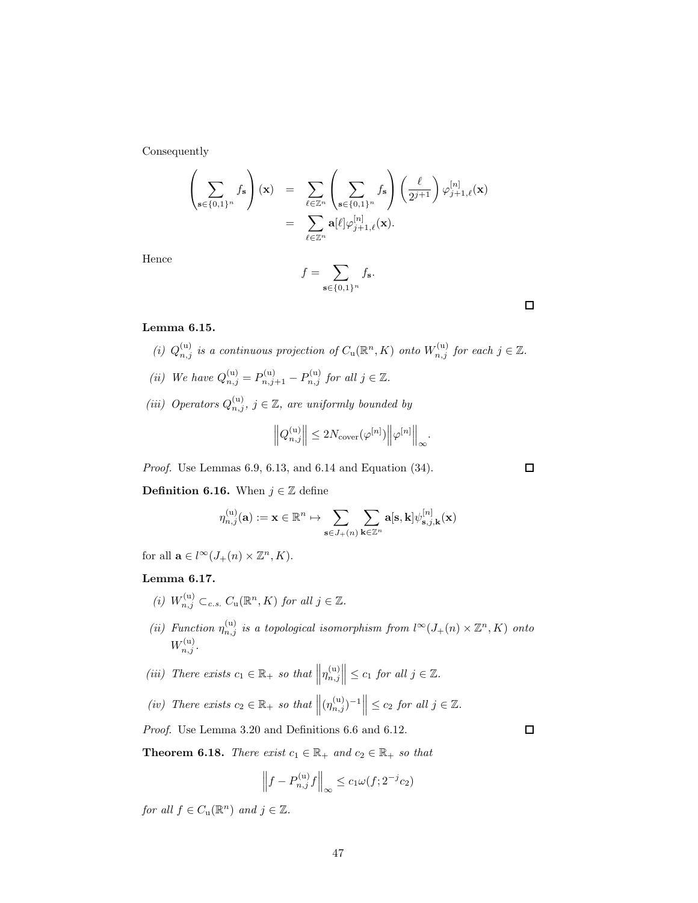Consequently

$$
\begin{aligned}
\left( \sum_{\mathbf{s} \in \{0,1\}^n} f_{\mathbf{s}} \right) (\mathbf{x}) &= \sum_{\ell \in \mathbb{Z}^n} \left( \sum_{\mathbf{s} \in \{0,1\}^n} f_{\mathbf{s}} \right) \left( \frac{\ell}{2^{j+1}} \right) \varphi^{[n]}_{j+1,\ell}(\mathbf{x}) \\
&= \sum_{\ell \in \mathbb{Z}^n} \mathbf{a}[\ell] \varphi^{[n]}_{j+1,\ell}(\mathbf{x}).
\end{aligned}
$$

Hence

$$
f = \sum_{\mathbf{s} \in \{0,1\}^n} f_{\mathbf{s}}.
$$

□

**Lemma 6.15.**

*(i)* $Q^{(\mathrm{u})}_{n,j}$ *is a continuous projection of* $C_{\mathrm{u}}(\mathbb{R}^n, K)$ *onto* $W^{(\mathrm{u})}_{n,j}$ *for each* $j \in \mathbb{Z}$.

*(ii) We have* $Q^{(\mathrm{u})}_{n,j} = P^{(\mathrm{u})}_{n,j+1} - P^{(\mathrm{u})}_{n,j}$ *for all* $j \in \mathbb{Z}$.

*(iii) Operators* $Q^{(\mathrm{u})}_{n,j}$, $j \in \mathbb{Z}$, *are uniformly bounded by*

$$
\left\| Q^{(\mathrm{u})}_{n,j} \right\| \leq 2 N_{\mathrm{cover}}(\varphi^{[n]}) \left\| \varphi^{[n]} \right\|_\infty .
$$

*Proof.* Use Lemmas 6.9, 6.13, and 6.14 and Equation (34). □

**Definition 6.16.** When $j \in \mathbb{Z}$ define

$$
\eta^{(\mathrm{u})}_{n,j}(\mathbf{a}) := \mathbf{x} \in \mathbb{R}^n \mapsto \sum_{\mathbf{s} \in J_+(n)} \sum_{\mathbf{k} \in \mathbb{Z}^n} \mathbf{a}[\mathbf{s}, \mathbf{k}] \psi^{[n]}_{\mathbf{s},j,\mathbf{k}}(\mathbf{x})
$$

for all $\mathbf{a} \in l^\infty(J_+(n) \times \mathbb{Z}^n, K)$.

**Lemma 6.17.**

*(i)* $W^{(\mathrm{u})}_{n,j} \subset_{c.s.} C_{\mathrm{u}}(\mathbb{R}^n, K)$ *for all* $j \in \mathbb{Z}$.

*(ii) Function* $\eta^{(\mathrm{u})}_{n,j}$ *is a topological isomorphism from* $l^\infty(J_+(n) \times \mathbb{Z}^n, K)$ *onto* $W^{(\mathrm{u})}_{n,j}$.

*(iii) There exists* $c_1 \in \mathbb{R}_+$ *so that* $\left\| \eta^{(\mathrm{u})}_{n,j} \right\| \leq c_1$ *for all* $j \in \mathbb{Z}$.

*(iv) There exists* $c_2 \in \mathbb{R}_+$ *so that* $\left\| (\eta^{(\mathrm{u})}_{n,j})^{-1} \right\| \leq c_2$ *for all* $j \in \mathbb{Z}$.

*Proof.* Use Lemma 3.20 and Definitions 6.6 and 6.12. □

**Theorem 6.18.** *There exist* $c_1 \in \mathbb{R}_+$ *and* $c_2 \in \mathbb{R}_+$ *so that*

$$
\left\| f - P^{(\mathrm{u})}_{n,j} f \right\|_\infty \leq c_1 \omega(f; 2^{-j} c_2)
$$

*for all* $f \in C_{\mathrm{u}}(\mathbb{R}^n)$ *and* $j \in \mathbb{Z}$.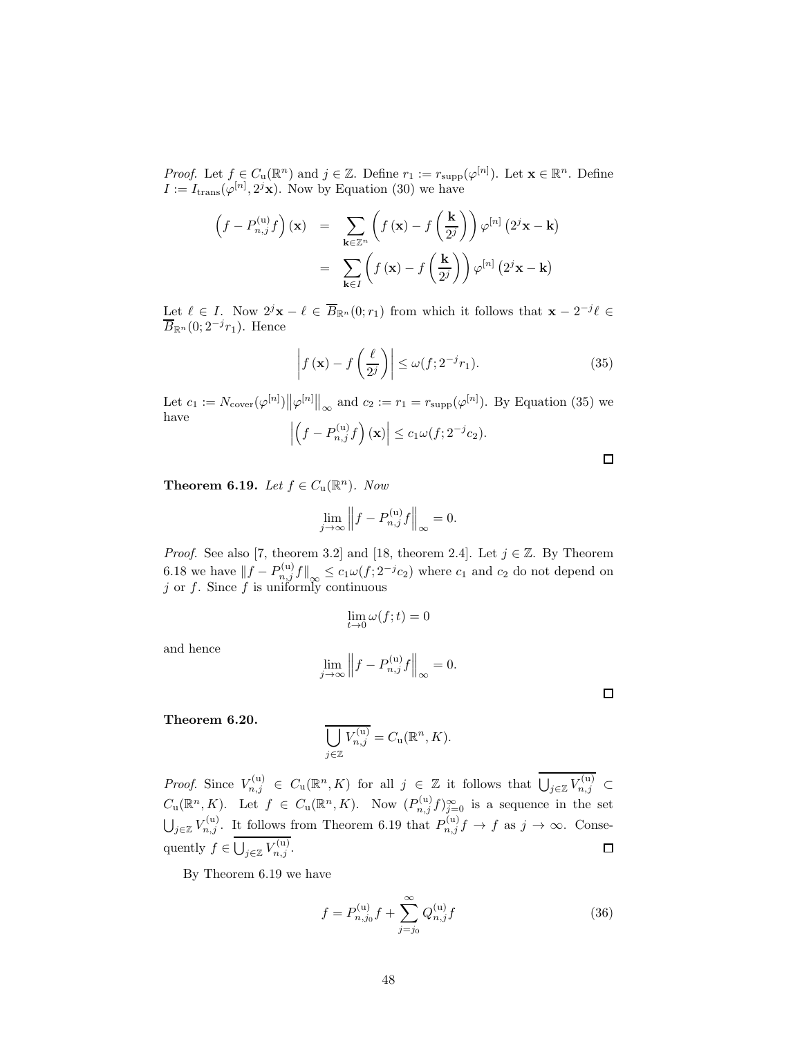*Proof.* Let $f \in C_{\mathrm{u}}(\mathbb{R}^n)$ and $j \in \mathbb{Z}$. Define $r_1 := r_{\mathrm{supp}}(\varphi^{[n]})$. Let $\mathbf{x} \in \mathbb{R}^n$. Define $I := I_{\mathrm{trans}}(\varphi^{[n]}, 2^j \mathbf{x})$. Now by Equation (30) we have

$$\begin{aligned}
\left(f - P^{(\mathrm{u})}_{n,j} f\right)(\mathbf{x}) &= \sum_{\mathbf{k} \in \mathbb{Z}^n} \left( f(\mathbf{x}) - f\left(\frac{\mathbf{k}}{2^j}\right)\right) \varphi^{[n]}\left(2^j \mathbf{x} - \mathbf{k}\right) \\
&= \sum_{\mathbf{k} \in I} \left( f(\mathbf{x}) - f\left(\frac{\mathbf{k}}{2^j}\right)\right) \varphi^{[n]}\left(2^j \mathbf{x} - \mathbf{k}\right)
\end{aligned}$$

Let $\ell \in I$. Now $2^j \mathbf{x} - \ell \in \overline{B}_{\mathbb{R}^n}(0; r_1)$ from which it follows that $\mathbf{x} - 2^{-j}\ell \in \overline{B}_{\mathbb{R}^n}(0; 2^{-j} r_1)$. Hence

$$\left| f(\mathbf{x}) - f\left(\frac{\ell}{2^j}\right)\right| \leq \omega(f; 2^{-j} r_1). \tag{35}$$

Let $c_1 := N_{\mathrm{cover}}(\varphi^{[n]}) \left\|\varphi^{[n]}\right\|_{\infty}$ and $c_2 := r_1 = r_{\mathrm{supp}}(\varphi^{[n]})$. By Equation (35) we have

$$\left|\left(f - P^{(\mathrm{u})}_{n,j} f\right)(\mathbf{x})\right| \leq c_1 \omega(f; 2^{-j} c_2).$$

□

**Theorem 6.19.** *Let $f \in C_{\mathrm{u}}(\mathbb{R}^n)$. Now*

$$\lim_{j \to \infty} \left\| f - P^{(\mathrm{u})}_{n,j} f \right\|_{\infty} = 0.$$

*Proof.* See also [7, theorem 3.2] and [18, theorem 2.4]. Let $j \in \mathbb{Z}$. By Theorem 6.18 we have $\|f - P^{(\mathrm{u})}_{n,j} f\|_{\infty} \leq c_1 \omega(f; 2^{-j} c_2)$ where $c_1$ and $c_2$ do not depend on $j$ or $f$. Since $f$ is uniformly continuous

$$\lim_{t \to 0} \omega(f; t) = 0$$

and hence

$$\lim_{j \to \infty} \left\| f - P^{(\mathrm{u})}_{n,j} f \right\|_{\infty} = 0.$$

□

**Theorem 6.20.**

$$\overline{\bigcup_{j \in \mathbb{Z}} V^{(\mathrm{u})}_{n,j}} = C_{\mathrm{u}}(\mathbb{R}^n, K).$$

*Proof.* Since $V^{(\mathrm{u})}_{n,j} \in C_{\mathrm{u}}(\mathbb{R}^n, K)$ for all $j \in \mathbb{Z}$ it follows that $\overline{\bigcup_{j \in \mathbb{Z}} V^{(\mathrm{u})}_{n,j}} \subset C_{\mathrm{u}}(\mathbb{R}^n, K)$. Let $f \in C_{\mathrm{u}}(\mathbb{R}^n, K)$. Now $(P^{(\mathrm{u})}_{n,j} f)_{j=0}^{\infty}$ is a sequence in the set $\bigcup_{j \in \mathbb{Z}} V^{(\mathrm{u})}_{n,j}$. It follows from Theorem 6.19 that $P^{(\mathrm{u})}_{n,j} f \to f$ as $j \to \infty$. Consequently $f \in \overline{\bigcup_{j \in \mathbb{Z}} V^{(\mathrm{u})}_{n,j}}$. □

By Theorem 6.19 we have

$$f = P^{(\mathrm{u})}_{n,j_0} f + \sum_{j=j_0}^{\infty} Q^{(\mathrm{u})}_{n,j} f \tag{36}$$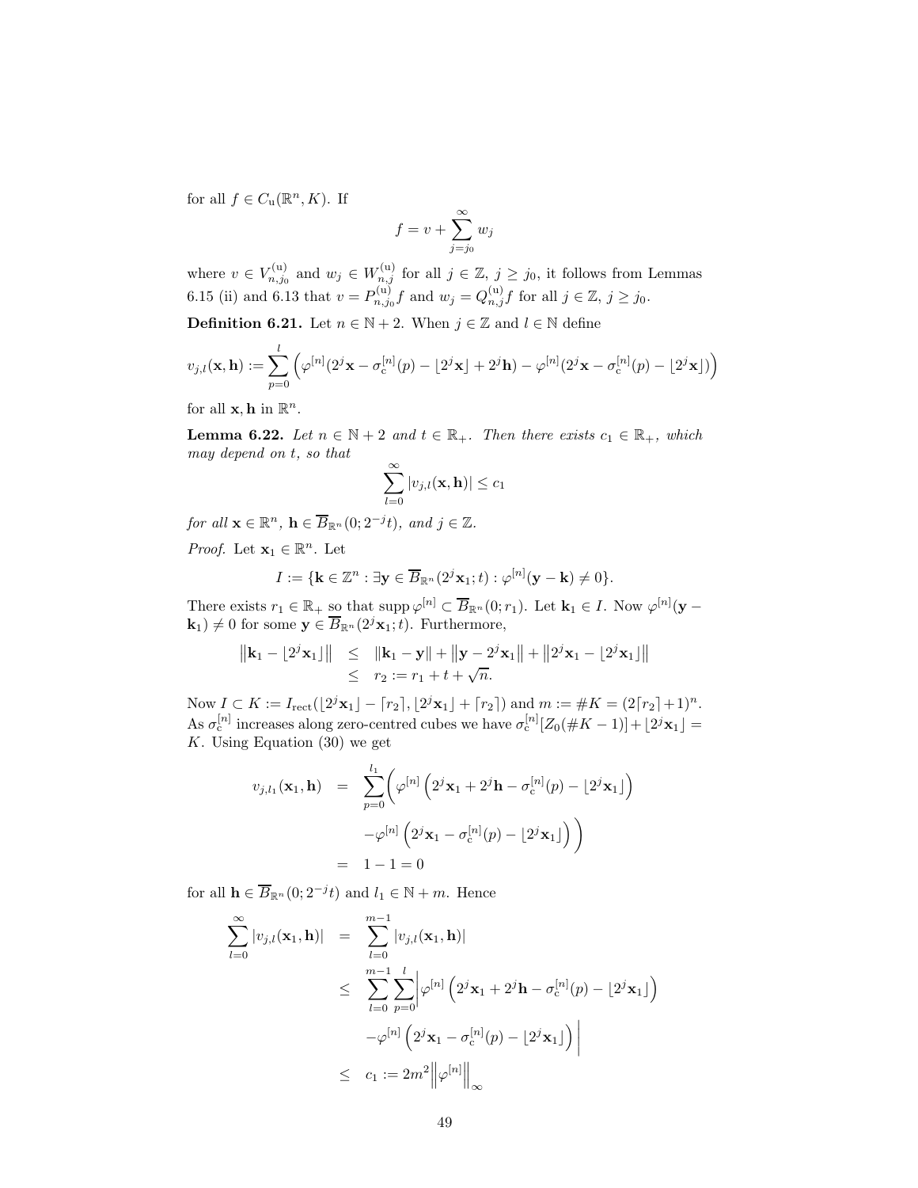for all $f \in C_{\mathrm{u}}(\mathbb{R}^n, K)$. If

$$f = v + \sum_{j=j_0}^{\infty} w_j$$

where $v \in V_{n,j_0}^{(\mathrm{u})}$ and $w_j \in W_{n,j}^{(\mathrm{u})}$ for all $j \in \mathbb{Z}$, $j \geq j_0$, it follows from Lemmas 6.15 (ii) and 6.13 that $v = P_{n,j_0}^{(\mathrm{u})} f$ and $w_j = Q_{n,j}^{(\mathrm{u})} f$ for all $j \in \mathbb{Z}$, $j \geq j_0$.

**Definition 6.21.** Let $n \in \mathbb{N} + 2$. When $j \in \mathbb{Z}$ and $l \in \mathbb{N}$ define

$$v_{j,l}(\mathbf{x}, \mathbf{h}) := \sum_{p=0}^{l} \left( \varphi^{[n]}(2^j \mathbf{x} - \sigma_{\mathrm{c}}^{[n]}(p) - \lfloor 2^j \mathbf{x} \rfloor + 2^j \mathbf{h}) - \varphi^{[n]}(2^j \mathbf{x} - \sigma_{\mathrm{c}}^{[n]}(p) - \lfloor 2^j \mathbf{x} \rfloor) \right)$$

for all $\mathbf{x}, \mathbf{h}$ in $\mathbb{R}^n$.

**Lemma 6.22.** *Let $n \in \mathbb{N} + 2$ and $t \in \mathbb{R}_+$. Then there exists $c_1 \in \mathbb{R}_+$, which may depend on $t$, so that*

$$\sum_{l=0}^{\infty} |v_{j,l}(\mathbf{x}, \mathbf{h})| \leq c_1$$

*for all $\mathbf{x} \in \mathbb{R}^n$, $\mathbf{h} \in \overline{B}_{\mathbb{R}^n}(0; 2^{-j} t)$, and $j \in \mathbb{Z}$.*

*Proof.* Let $\mathbf{x}_1 \in \mathbb{R}^n$. Let

$$I := \{ \mathbf{k} \in \mathbb{Z}^n : \exists \mathbf{y} \in \overline{B}_{\mathbb{R}^n}(2^j \mathbf{x}_1; t) : \varphi^{[n]}(\mathbf{y} - \mathbf{k}) \neq 0 \}.$$

There exists $r_1 \in \mathbb{R}_+$ so that $\operatorname{supp} \varphi^{[n]} \subset \overline{B}_{\mathbb{R}^n}(0; r_1)$. Let $\mathbf{k}_1 \in I$. Now $\varphi^{[n]}(\mathbf{y} - \mathbf{k}_1) \neq 0$ for some $\mathbf{y} \in \overline{B}_{\mathbb{R}^n}(2^j \mathbf{x}_1; t)$. Furthermore,

$$\begin{aligned}
\left\| \mathbf{k}_1 - \lfloor 2^j \mathbf{x}_1 \rfloor \right\| &\leq \left\| \mathbf{k}_1 - \mathbf{y} \right\| + \left\| \mathbf{y} - 2^j \mathbf{x}_1 \right\| + \left\| 2^j \mathbf{x}_1 - \lfloor 2^j \mathbf{x}_1 \rfloor \right\| \\
&\leq r_2 := r_1 + t + \sqrt{n}.
\end{aligned}$$

Now $I \subset K := I_{\mathrm{rect}}(\lfloor 2^j \mathbf{x}_1 \rfloor - \lceil r_2 \rceil, \lfloor 2^j \mathbf{x}_1 \rfloor + \lceil r_2 \rceil)$ and $m := \# K = (2 \lceil r_2 \rceil + 1)^n$. As $\sigma_{\mathrm{c}}^{[n]}$ increases along zero-centred cubes we have $\sigma_{\mathrm{c}}^{[n]}[Z_0(\# K - 1)] + \lfloor 2^j \mathbf{x}_1 \rfloor = K$. Using Equation (30) we get

$$\begin{aligned}
v_{j,l_1}(\mathbf{x}_1, \mathbf{h}) &= \sum_{p=0}^{l_1} \Bigg( \varphi^{[n]} \left( 2^j \mathbf{x}_1 + 2^j \mathbf{h} - \sigma_{\mathrm{c}}^{[n]}(p) - \lfloor 2^j \mathbf{x}_1 \rfloor \right) \\
&\qquad - \varphi^{[n]} \left( 2^j \mathbf{x}_1 - \sigma_{\mathrm{c}}^{[n]}(p) - \lfloor 2^j \mathbf{x}_1 \rfloor \right) \Bigg) \\
&= 1 - 1 = 0
\end{aligned}$$

for all $\mathbf{h} \in \overline{B}_{\mathbb{R}^n}(0; 2^{-j} t)$ and $l_1 \in \mathbb{N} + m$. Hence

$$\begin{aligned}
\sum_{l=0}^{\infty} |v_{j,l}(\mathbf{x}_1, \mathbf{h})| &= \sum_{l=0}^{m-1} |v_{j,l}(\mathbf{x}_1, \mathbf{h})| \\
&\leq \sum_{l=0}^{m-1} \sum_{p=0}^{l} \Bigg| \varphi^{[n]} \left( 2^j \mathbf{x}_1 + 2^j \mathbf{h} - \sigma_{\mathrm{c}}^{[n]}(p) - \lfloor 2^j \mathbf{x}_1 \rfloor \right) \\
&\qquad - \varphi^{[n]} \left( 2^j \mathbf{x}_1 - \sigma_{\mathrm{c}}^{[n]}(p) - \lfloor 2^j \mathbf{x}_1 \rfloor \right) \Bigg| \\
&\leq c_1 := 2m^2 \left\| \varphi^{[n]} \right\|_{\infty}
\end{aligned}$$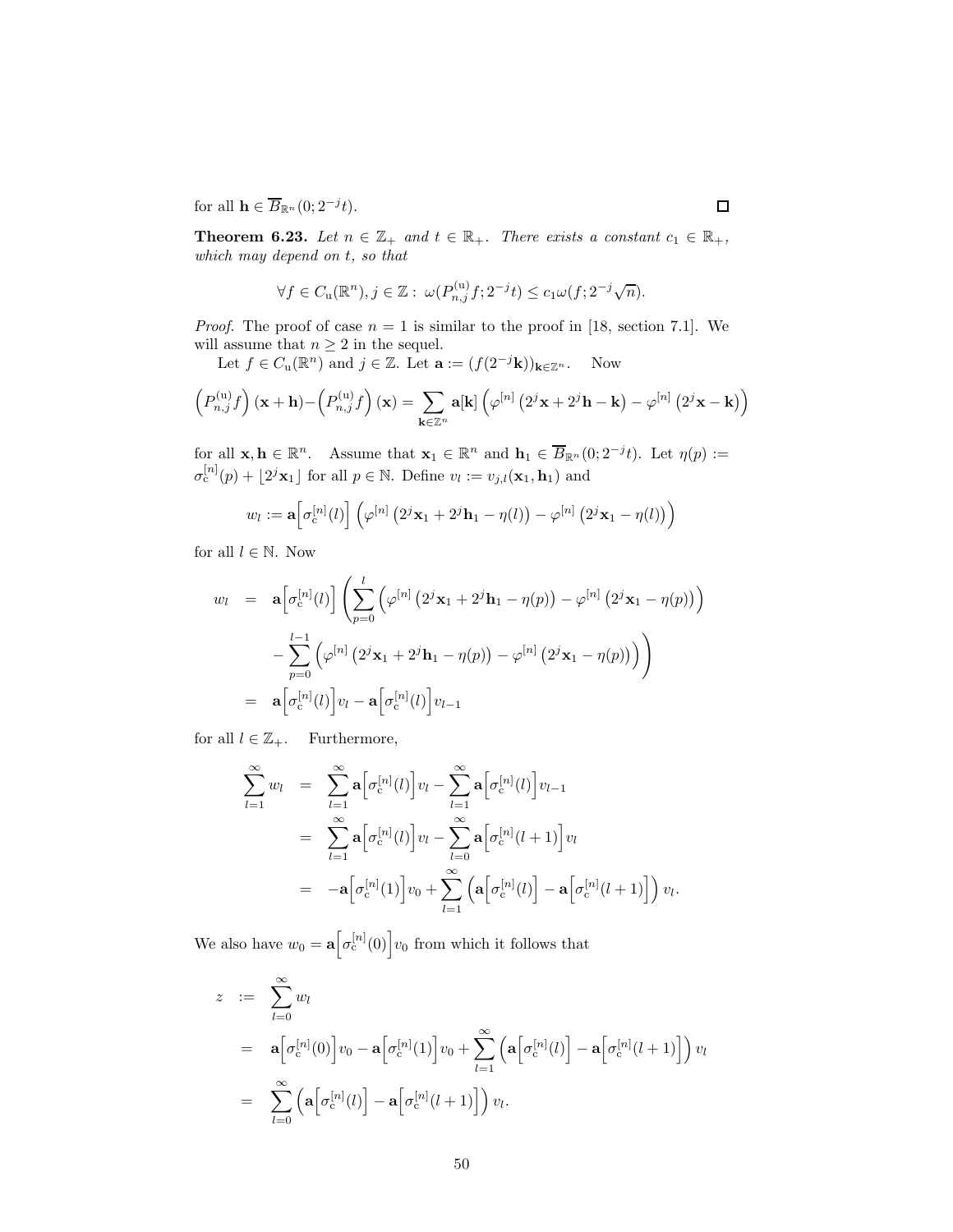for all $\mathbf{h} \in \overline{B}_{\mathbb{R}^n}(0; 2^{-j}t)$. □

**Theorem 6.23.** *Let $n \in \mathbb{Z}_+$ and $t \in \mathbb{R}_+$. There exists a constant $c_1 \in \mathbb{R}_+$, which may depend on $t$, so that*

$$\forall f \in C_{\mathrm{u}}(\mathbb{R}^n), j \in \mathbb{Z} : \ \omega(P^{(\mathrm{u})}_{n,j} f; 2^{-j}t) \leq c_1 \omega(f; 2^{-j}\sqrt{n}).$$

*Proof.* The proof of case $n = 1$ is similar to the proof in [18, section 7.1]. We will assume that $n \geq 2$ in the sequel.

Let $f \in C_{\mathrm{u}}(\mathbb{R}^n)$ and $j \in \mathbb{Z}$. Let $\mathbf{a} := (f(2^{-j}\mathbf{k}))_{\mathbf{k}\in\mathbb{Z}^n}$. Now

$$\left(P^{(\mathrm{u})}_{n,j} f\right)(\mathbf{x}+\mathbf{h}) - \left(P^{(\mathrm{u})}_{n,j} f\right)(\mathbf{x}) = \sum_{\mathbf{k}\in\mathbb{Z}^n} \mathbf{a}[\mathbf{k}] \left(\varphi^{[n]}\left(2^j\mathbf{x} + 2^j\mathbf{h} - \mathbf{k}\right) - \varphi^{[n]}\left(2^j\mathbf{x} - \mathbf{k}\right)\right)$$

for all $\mathbf{x}, \mathbf{h} \in \mathbb{R}^n$. Assume that $\mathbf{x}_1 \in \mathbb{R}^n$ and $\mathbf{h}_1 \in \overline{B}_{\mathbb{R}^n}(0; 2^{-j}t)$. Let $\eta(p) := \sigma^{[n]}_{\mathrm{c}}(p) + \lfloor 2^j\mathbf{x}_1 \rfloor$ for all $p \in \mathbb{N}$. Define $v_l := v_{j,l}(\mathbf{x}_1, \mathbf{h}_1)$ and

$$w_l := \mathbf{a}\Big[\sigma^{[n]}_{\mathrm{c}}(l)\Big] \left(\varphi^{[n]}\left(2^j\mathbf{x}_1 + 2^j\mathbf{h}_1 - \eta(l)\right) - \varphi^{[n]}\left(2^j\mathbf{x}_1 - \eta(l)\right)\right)$$

for all $l \in \mathbb{N}$. Now

$$\begin{aligned}
w_l &= \mathbf{a}\Big[\sigma^{[n]}_{\mathrm{c}}(l)\Big] \Bigg( \sum_{p=0}^{l} \left(\varphi^{[n]}\left(2^j\mathbf{x}_1 + 2^j\mathbf{h}_1 - \eta(p)\right) - \varphi^{[n]}\left(2^j\mathbf{x}_1 - \eta(p)\right)\right) \\
&\quad - \sum_{p=0}^{l-1} \left(\varphi^{[n]}\left(2^j\mathbf{x}_1 + 2^j\mathbf{h}_1 - \eta(p)\right) - \varphi^{[n]}\left(2^j\mathbf{x}_1 - \eta(p)\right)\right) \Bigg) \\
&= \mathbf{a}\Big[\sigma^{[n]}_{\mathrm{c}}(l)\Big] v_l - \mathbf{a}\Big[\sigma^{[n]}_{\mathrm{c}}(l)\Big] v_{l-1}
\end{aligned}$$

for all $l \in \mathbb{Z}_+$. Furthermore,

$$\begin{aligned}
\sum_{l=1}^{\infty} w_l &= \sum_{l=1}^{\infty} \mathbf{a}\Big[\sigma^{[n]}_{\mathrm{c}}(l)\Big] v_l - \sum_{l=1}^{\infty} \mathbf{a}\Big[\sigma^{[n]}_{\mathrm{c}}(l)\Big] v_{l-1} \\
&= \sum_{l=1}^{\infty} \mathbf{a}\Big[\sigma^{[n]}_{\mathrm{c}}(l)\Big] v_l - \sum_{l=0}^{\infty} \mathbf{a}\Big[\sigma^{[n]}_{\mathrm{c}}(l+1)\Big] v_l \\
&= -\mathbf{a}\Big[\sigma^{[n]}_{\mathrm{c}}(1)\Big] v_0 + \sum_{l=1}^{\infty} \left(\mathbf{a}\Big[\sigma^{[n]}_{\mathrm{c}}(l)\Big] - \mathbf{a}\Big[\sigma^{[n]}_{\mathrm{c}}(l+1)\Big]\right) v_l.
\end{aligned}$$

We also have $w_0 = \mathbf{a}\Big[\sigma^{[n]}_{\mathrm{c}}(0)\Big] v_0$ from which it follows that

$$\begin{aligned}
z &:= \sum_{l=0}^{\infty} w_l \\
&= \mathbf{a}\Big[\sigma^{[n]}_{\mathrm{c}}(0)\Big] v_0 - \mathbf{a}\Big[\sigma^{[n]}_{\mathrm{c}}(1)\Big] v_0 + \sum_{l=1}^{\infty} \left(\mathbf{a}\Big[\sigma^{[n]}_{\mathrm{c}}(l)\Big] - \mathbf{a}\Big[\sigma^{[n]}_{\mathrm{c}}(l+1)\Big]\right) v_l \\
&= \sum_{l=0}^{\infty} \left(\mathbf{a}\Big[\sigma^{[n]}_{\mathrm{c}}(l)\Big] - \mathbf{a}\Big[\sigma^{[n]}_{\mathrm{c}}(l+1)\Big]\right) v_l.
\end{aligned}$$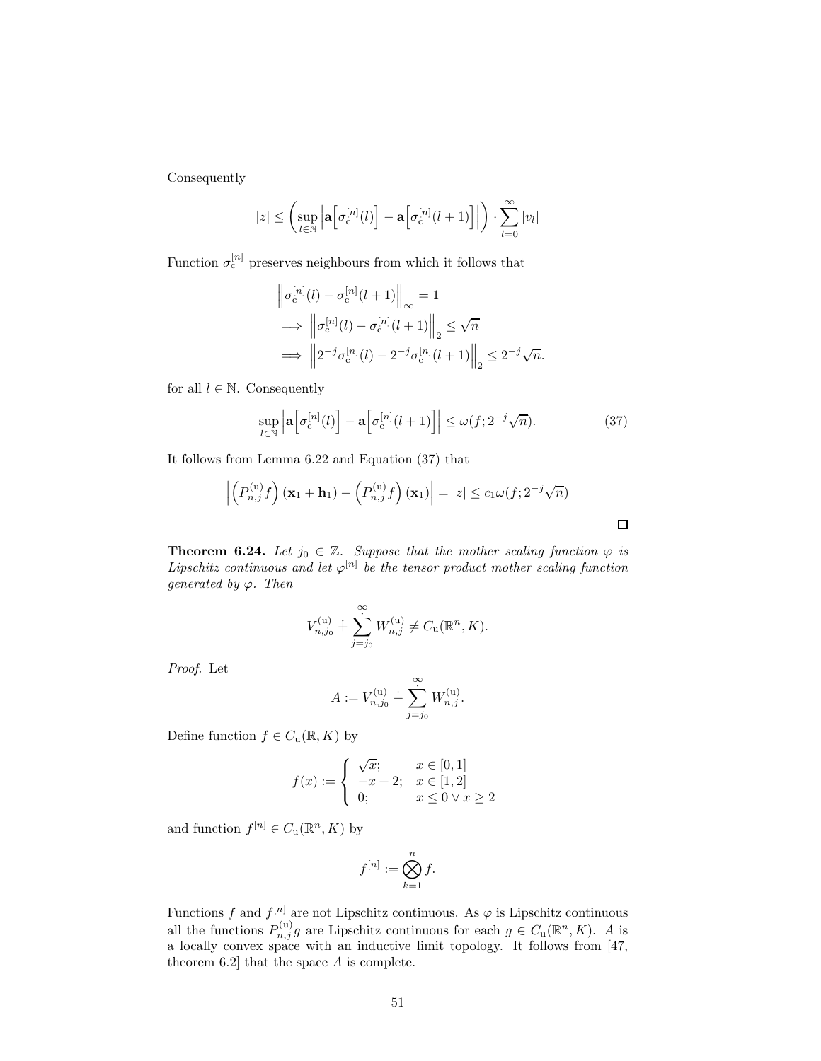Consequently

$$|z| \leq \left( \sup_{l \in \mathbb{N}} \left| \mathbf{a}\left[\sigma_{\mathrm{c}}^{[n]}(l)\right] - \mathbf{a}\left[\sigma_{\mathrm{c}}^{[n]}(l+1)\right] \right| \right) \cdot \sum_{l=0}^{\infty} |v_l|$$

Function $\sigma_{\mathrm{c}}^{[n]}$ preserves neighbours from which it follows that

$$\begin{aligned}
&\left\| \sigma_{\mathrm{c}}^{[n]}(l) - \sigma_{\mathrm{c}}^{[n]}(l+1) \right\|_{\infty} = 1 \\
\implies &\left\| \sigma_{\mathrm{c}}^{[n]}(l) - \sigma_{\mathrm{c}}^{[n]}(l+1) \right\|_{2} \leq \sqrt{n} \\
\implies &\left\| 2^{-j}\sigma_{\mathrm{c}}^{[n]}(l) - 2^{-j}\sigma_{\mathrm{c}}^{[n]}(l+1) \right\|_{2} \leq 2^{-j}\sqrt{n}.
\end{aligned}$$

for all $l \in \mathbb{N}$. Consequently

$$\sup_{l \in \mathbb{N}} \left| \mathbf{a}\left[\sigma_{\mathrm{c}}^{[n]}(l)\right] - \mathbf{a}\left[\sigma_{\mathrm{c}}^{[n]}(l+1)\right] \right| \leq \omega(f; 2^{-j}\sqrt{n}). \tag{37}$$

It follows from Lemma 6.22 and Equation (37) that

$$\left| \left(P_{n,j}^{(\mathrm{u})} f\right)(\mathbf{x}_1 + \mathbf{h}_1) - \left(P_{n,j}^{(\mathrm{u})} f\right)(\mathbf{x}_1) \right| = |z| \leq c_1 \omega(f; 2^{-j}\sqrt{n})$$

□

**Theorem 6.24.** *Let $j_0 \in \mathbb{Z}$. Suppose that the mother scaling function $\varphi$ is Lipschitz continuous and let $\varphi^{[n]}$ be the tensor product mother scaling function generated by $\varphi$. Then*

$$V_{n,j_0}^{(\mathrm{u})} \dotplus \dot{\sum_{j=j_0}^{\infty}} W_{n,j}^{(\mathrm{u})} \neq C_{\mathrm{u}}(\mathbb{R}^n, K).$$

*Proof.* Let

$$A := V_{n,j_0}^{(\mathrm{u})} \dotplus \dot{\sum_{j=j_0}^{\infty}} W_{n,j}^{(\mathrm{u})}.$$

Define function $f \in C_{\mathrm{u}}(\mathbb{R}, K)$ by

$$f(x) := \begin{cases} \sqrt{x}; & x \in [0,1] \\ -x+2; & x \in [1,2] \\ 0; & x \leq 0 \vee x \geq 2 \end{cases}$$

and function $f^{[n]} \in C_{\mathrm{u}}(\mathbb{R}^n, K)$ by

$$f^{[n]} := \bigotimes_{k=1}^{n} f.$$

Functions $f$ and $f^{[n]}$ are not Lipschitz continuous. As $\varphi$ is Lipschitz continuous all the functions $P_{n,j}^{(\mathrm{u})} g$ are Lipschitz continuous for each $g \in C_{\mathrm{u}}(\mathbb{R}^n, K)$. $A$ is a locally convex space with an inductive limit topology. It follows from [47, theorem 6.2] that the space $A$ is complete.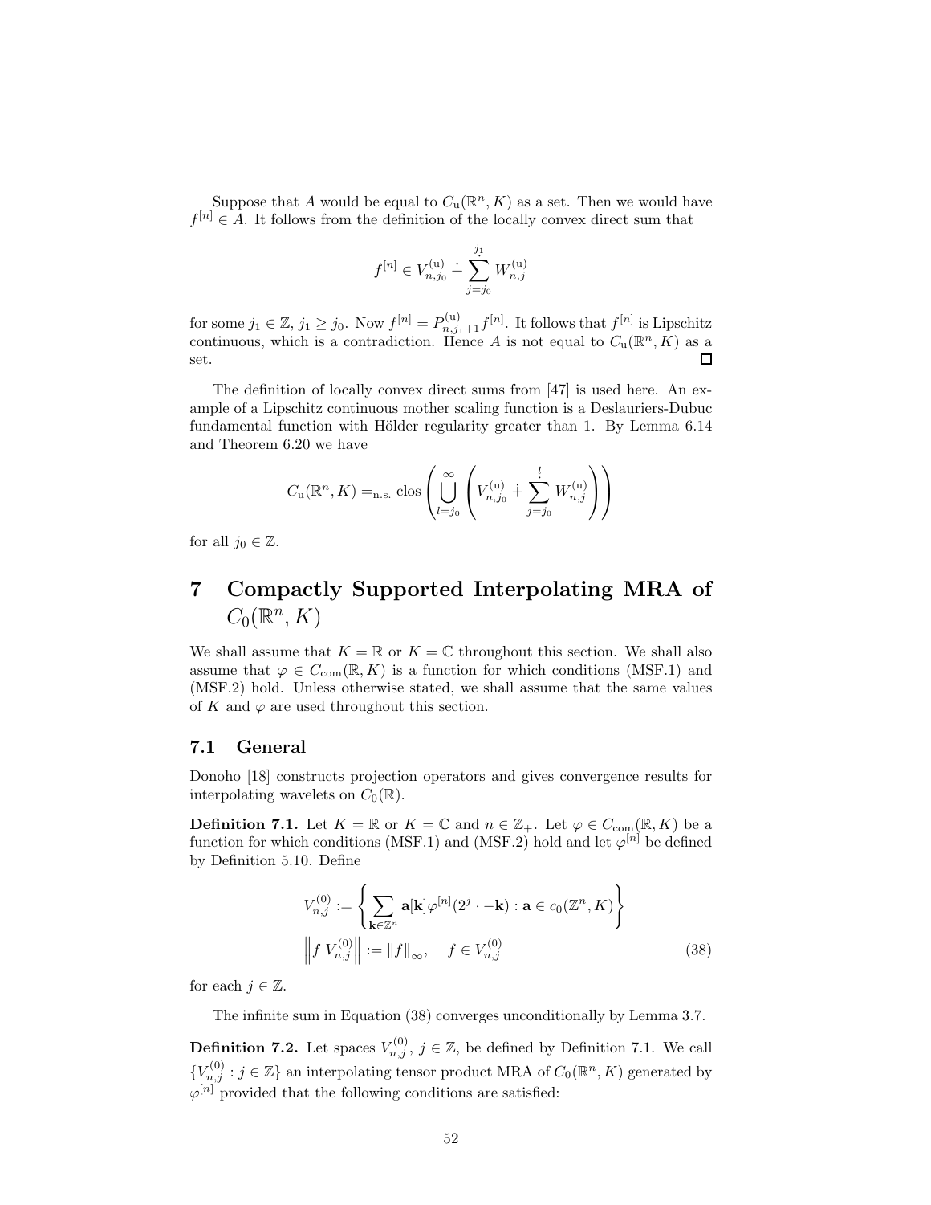Suppose that $A$ would be equal to $C_{\mathrm{u}}(\mathbb{R}^n, K)$ as a set. Then we would have $f^{[n]} \in A$. It follows from the definition of the locally convex direct sum that

$$f^{[n]} \in V_{n,j_0}^{(\mathrm{u})} \dotplus \sum_{j=j_0}^{j_1} W_{n,j}^{(\mathrm{u})}$$

for some $j_1 \in \mathbb{Z}$, $j_1 \geq j_0$. Now $f^{[n]} = P_{n,j_1+1}^{(\mathrm{u})} f^{[n]}$. It follows that $f^{[n]}$ is Lipschitz continuous, which is a contradiction. Hence $A$ is not equal to $C_{\mathrm{u}}(\mathbb{R}^n, K)$ as a set. □

The definition of locally convex direct sums from [47] is used here. An example of a Lipschitz continuous mother scaling function is a Deslauriers-Dubuc fundamental function with Hölder regularity greater than 1. By Lemma 6.14 and Theorem 6.20 we have

$$C_{\mathrm{u}}(\mathbb{R}^n, K) =_{\mathrm{n.s.}} \mathrm{clos} \left( \bigcup_{l=j_0}^{\infty} \left( V_{n,j_0}^{(\mathrm{u})} \dotplus \sum_{j=j_0}^{l} W_{n,j}^{(\mathrm{u})} \right) \right)$$

for all $j_0 \in \mathbb{Z}$.

# 7 Compactly Supported Interpolating MRA of $C_0(\mathbb{R}^n, K)$

We shall assume that $K = \mathbb{R}$ or $K = \mathbb{C}$ throughout this section. We shall also assume that $\varphi \in C_{\mathrm{com}}(\mathbb{R}, K)$ is a function for which conditions (MSF.1) and (MSF.2) hold. Unless otherwise stated, we shall assume that the same values of $K$ and $\varphi$ are used throughout this section.

## 7.1 General

Donoho [18] constructs projection operators and gives convergence results for interpolating wavelets on $C_0(\mathbb{R})$.

**Definition 7.1.** Let $K = \mathbb{R}$ or $K = \mathbb{C}$ and $n \in \mathbb{Z}_+$. Let $\varphi \in C_{\mathrm{com}}(\mathbb{R}, K)$ be a function for which conditions (MSF.1) and (MSF.2) hold and let $\varphi^{[n]}$ be defined by Definition 5.10. Define

$$V_{n,j}^{(0)} := \left\{ \sum_{\mathbf{k} \in \mathbb{Z}^n} \mathbf{a}[\mathbf{k}] \varphi^{[n]}(2^j \cdot - \mathbf{k}) : \mathbf{a} \in c_0(\mathbb{Z}^n, K) \right\}$$

$$\left\| f | V_{n,j}^{(0)} \right\| := \|f\|_{\infty}, \quad f \in V_{n,j}^{(0)} \tag{38}$$

for each $j \in \mathbb{Z}$.

The infinite sum in Equation (38) converges unconditionally by Lemma 3.7.

**Definition 7.2.** Let spaces $V_{n,j}^{(0)}$, $j \in \mathbb{Z}$, be defined by Definition 7.1. We call $\{V_{n,j}^{(0)} : j \in \mathbb{Z}\}$ an interpolating tensor product MRA of $C_0(\mathbb{R}^n, K)$ generated by $\varphi^{[n]}$ provided that the following conditions are satisfied: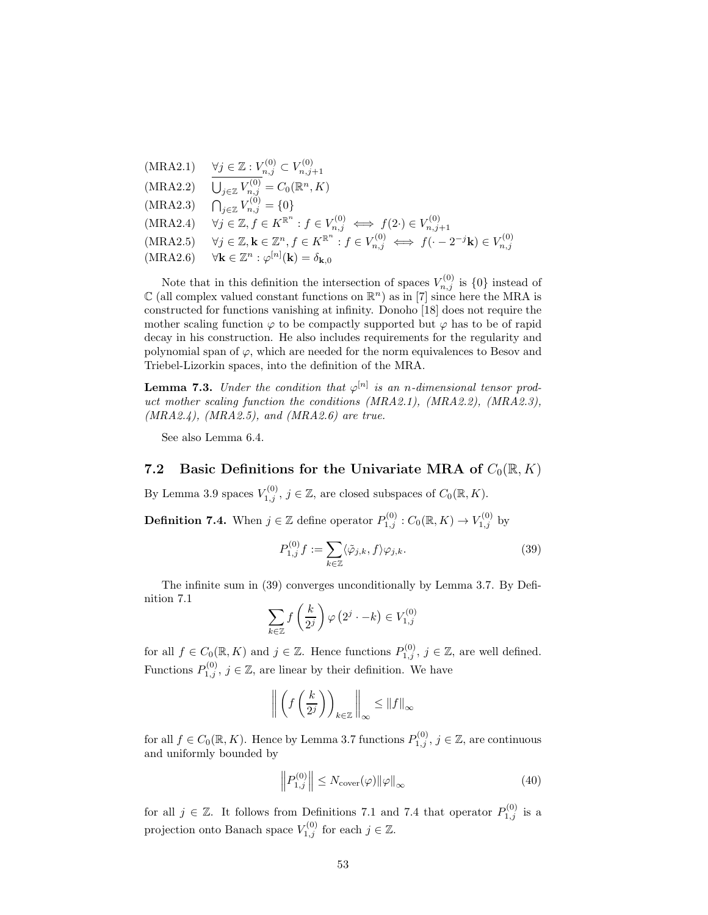(MRA2.1) $\quad \forall j \in \mathbb{Z} : V_{n,j}^{(0)} \subset V_{n,j+1}^{(0)}$

(MRA2.2) $\quad \overline{\bigcup_{j\in\mathbb{Z}} V_{n,j}^{(0)}} = C_0(\mathbb{R}^n, K)$

(MRA2.3) $\quad \bigcap_{j\in\mathbb{Z}} V_{n,j}^{(0)} = \{0\}$

(MRA2.4) $\quad \forall j \in \mathbb{Z}, f \in K^{\mathbb{R}^n} : f \in V_{n,j}^{(0)} \iff f(2\cdot) \in V_{n,j+1}^{(0)}$

(MRA2.5) $\quad \forall j \in \mathbb{Z}, \mathbf{k} \in \mathbb{Z}^n, f \in K^{\mathbb{R}^n} : f \in V_{n,j}^{(0)} \iff f(\cdot - 2^{-j}\mathbf{k}) \in V_{n,j}^{(0)}$

(MRA2.6) $\quad \forall \mathbf{k} \in \mathbb{Z}^n : \varphi^{[n]}(\mathbf{k}) = \delta_{\mathbf{k},0}$

Note that in this definition the intersection of spaces $V_{n,j}^{(0)}$ is $\{0\}$ instead of $\mathbb{C}$ (all complex valued constant functions on $\mathbb{R}^n$) as in [7] since here the MRA is constructed for functions vanishing at infinity. Donoho [18] does not require the mother scaling function $\varphi$ to be compactly supported but $\varphi$ has to be of rapid decay in his construction. He also includes requirements for the regularity and polynomial span of $\varphi$, which are needed for the norm equivalences to Besov and Triebel-Lizorkin spaces, into the definition of the MRA.

**Lemma 7.3.** *Under the condition that $\varphi^{[n]}$ is an $n$-dimensional tensor product mother scaling function the conditions (MRA2.1), (MRA2.2), (MRA2.3), (MRA2.4), (MRA2.5), and (MRA2.6) are true.*

See also Lemma 6.4.

## 7.2 Basic Definitions for the Univariate MRA of $C_0(\mathbb{R}, K)$

By Lemma 3.9 spaces $V_{1,j}^{(0)}$, $j \in \mathbb{Z}$, are closed subspaces of $C_0(\mathbb{R}, K)$.

**Definition 7.4.** When $j \in \mathbb{Z}$ define operator $P_{1,j}^{(0)} : C_0(\mathbb{R}, K) \to V_{1,j}^{(0)}$ by

$$P_{1,j}^{(0)} f := \sum_{k\in\mathbb{Z}} \langle \tilde{\varphi}_{j,k}, f \rangle \varphi_{j,k}. \tag{39}$$

The infinite sum in (39) converges unconditionally by Lemma 3.7. By Definition 7.1

$$\sum_{k\in\mathbb{Z}} f\left(\frac{k}{2^j}\right) \varphi\left(2^j \cdot -k\right) \in V_{1,j}^{(0)}$$

for all $f \in C_0(\mathbb{R}, K)$ and $j \in \mathbb{Z}$. Hence functions $P_{1,j}^{(0)}$, $j \in \mathbb{Z}$, are well defined. Functions $P_{1,j}^{(0)}$, $j \in \mathbb{Z}$, are linear by their definition. We have

$$\left\| \left( f\left(\frac{k}{2^j}\right) \right)_{k\in\mathbb{Z}} \right\|_\infty \leq \|f\|_\infty$$

for all $f \in C_0(\mathbb{R}, K)$. Hence by Lemma 3.7 functions $P_{1,j}^{(0)}$, $j \in \mathbb{Z}$, are continuous and uniformly bounded by

$$\left\| P_{1,j}^{(0)} \right\| \leq N_{\text{cover}}(\varphi) \|\varphi\|_\infty \tag{40}$$

for all $j \in \mathbb{Z}$. It follows from Definitions 7.1 and 7.4 that operator $P_{1,j}^{(0)}$ is a projection onto Banach space $V_{1,j}^{(0)}$ for each $j \in \mathbb{Z}$.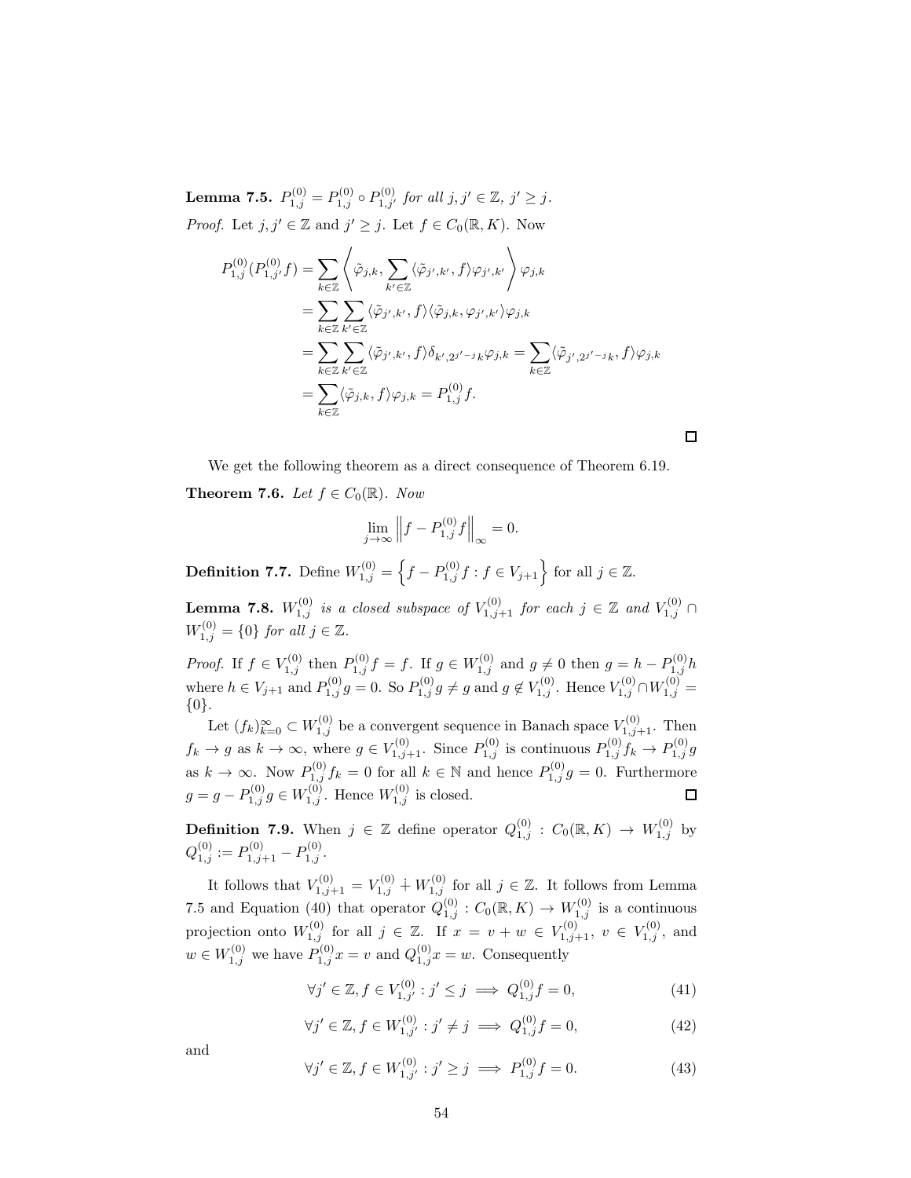**Lemma 7.5.** $P_{1,j}^{(0)} = P_{1,j}^{(0)} \circ P_{1,j'}^{(0)}$ *for all* $j, j' \in \mathbb{Z}$, $j' \geq j$.

*Proof.* Let $j, j' \in \mathbb{Z}$ and $j' \geq j$. Let $f \in C_0(\mathbb{R}, K)$. Now

$$
\begin{aligned}
P_{1,j}^{(0)}(P_{1,j'}^{(0)} f) &= \sum_{k \in \mathbb{Z}} \left\langle \tilde{\varphi}_{j,k}, \sum_{k' \in \mathbb{Z}} \langle \tilde{\varphi}_{j',k'}, f \rangle \varphi_{j',k'} \right\rangle \varphi_{j,k} \\
&= \sum_{k \in \mathbb{Z}} \sum_{k' \in \mathbb{Z}} \langle \tilde{\varphi}_{j',k'}, f \rangle \langle \tilde{\varphi}_{j,k}, \varphi_{j',k'} \rangle \varphi_{j,k} \\
&= \sum_{k \in \mathbb{Z}} \sum_{k' \in \mathbb{Z}} \langle \tilde{\varphi}_{j',k'}, f \rangle \delta_{k', 2^{j'-j}k} \varphi_{j,k} = \sum_{k \in \mathbb{Z}} \langle \tilde{\varphi}_{j', 2^{j'-j}k}, f \rangle \varphi_{j,k} \\
&= \sum_{k \in \mathbb{Z}} \langle \tilde{\varphi}_{j,k}, f \rangle \varphi_{j,k} = P_{1,j}^{(0)} f.
\end{aligned}
$$

□

We get the following theorem as a direct consequence of Theorem 6.19.

**Theorem 7.6.** *Let* $f \in C_0(\mathbb{R})$. *Now*

$$
\lim_{j \to \infty} \left\| f - P_{1,j}^{(0)} f \right\|_\infty = 0.
$$

**Definition 7.7.** Define $W_{1,j}^{(0)} = \left\{ f - P_{1,j}^{(0)} f : f \in V_{j+1} \right\}$ for all $j \in \mathbb{Z}$.

**Lemma 7.8.** $W_{1,j}^{(0)}$ *is a closed subspace of* $V_{1,j+1}^{(0)}$ *for each* $j \in \mathbb{Z}$ *and* $V_{1,j}^{(0)} \cap W_{1,j}^{(0)} = \{0\}$ *for all* $j \in \mathbb{Z}$.

*Proof.* If $f \in V_{1,j}^{(0)}$ then $P_{1,j}^{(0)} f = f$. If $g \in W_{1,j}^{(0)}$ and $g \neq 0$ then $g = h - P_{1,j}^{(0)} h$ where $h \in V_{j+1}$ and $P_{1,j}^{(0)} g = 0$. So $P_{1,j}^{(0)} g \neq g$ and $g \notin V_{1,j}^{(0)}$. Hence $V_{1,j}^{(0)} \cap W_{1,j}^{(0)} = \{0\}$.

Let $(f_k)_{k=0}^\infty \subset W_{1,j}^{(0)}$ be a convergent sequence in Banach space $V_{1,j+1}^{(0)}$. Then $f_k \to g$ as $k \to \infty$, where $g \in V_{1,j+1}^{(0)}$. Since $P_{1,j}^{(0)}$ is continuous $P_{1,j}^{(0)} f_k \to P_{1,j}^{(0)} g$ as $k \to \infty$. Now $P_{1,j}^{(0)} f_k = 0$ for all $k \in \mathbb{N}$ and hence $P_{1,j}^{(0)} g = 0$. Furthermore $g = g - P_{1,j}^{(0)} g \in W_{1,j}^{(0)}$. Hence $W_{1,j}^{(0)}$ is closed. □

**Definition 7.9.** When $j \in \mathbb{Z}$ define operator $Q_{1,j}^{(0)} : C_0(\mathbb{R}, K) \to W_{1,j}^{(0)}$ by $Q_{1,j}^{(0)} := P_{1,j+1}^{(0)} - P_{1,j}^{(0)}$.

It follows that $V_{1,j+1}^{(0)} = V_{1,j}^{(0)} \dotplus W_{1,j}^{(0)}$ for all $j \in \mathbb{Z}$. It follows from Lemma 7.5 and Equation (40) that operator $Q_{1,j}^{(0)} : C_0(\mathbb{R}, K) \to W_{1,j}^{(0)}$ is a continuous projection onto $W_{1,j}^{(0)}$ for all $j \in \mathbb{Z}$. If $x = v + w \in V_{1,j+1}^{(0)}$, $v \in V_{1,j}^{(0)}$, and $w \in W_{1,j}^{(0)}$ we have $P_{1,j}^{(0)} x = v$ and $Q_{1,j}^{(0)} x = w$. Consequently

$$
\forall j' \in \mathbb{Z}, f \in V_{1,j'}^{(0)} : j' \leq j \implies Q_{1,j}^{(0)} f = 0, \tag{41}
$$

$$
\forall j' \in \mathbb{Z}, f \in W_{1,j'}^{(0)} : j' \neq j \implies Q_{1,j}^{(0)} f = 0, \tag{42}
$$

and

$$
\forall j' \in \mathbb{Z}, f \in W_{1,j'}^{(0)} : j' \geq j \implies P_{1,j}^{(0)} f = 0. \tag{43}
$$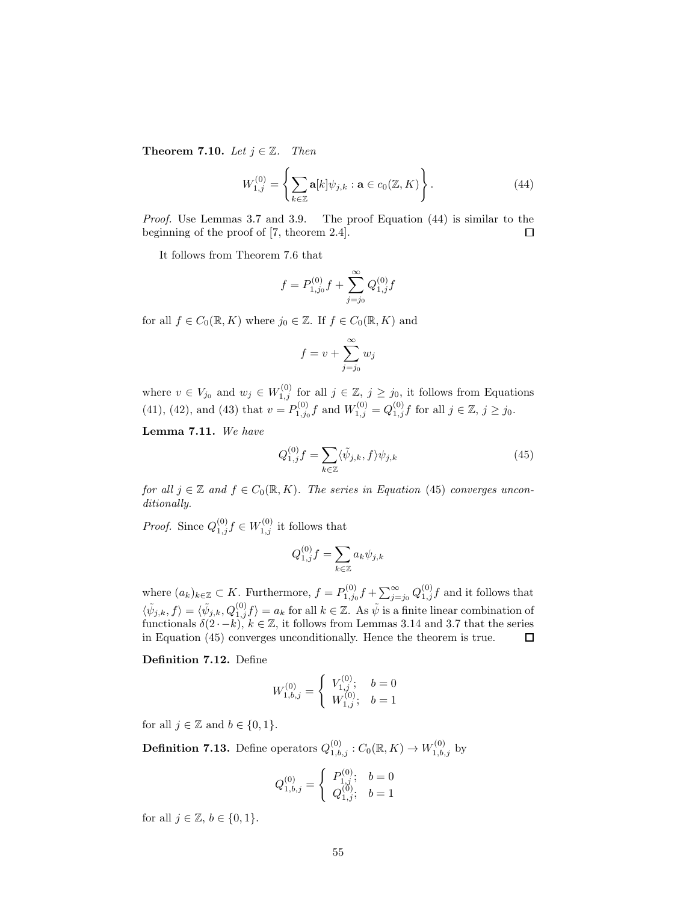**Theorem 7.10.** *Let $j \in \mathbb{Z}$. Then*

$$W_{1,j}^{(0)} = \left\{ \sum_{k \in \mathbb{Z}} \mathbf{a}[k] \psi_{j,k} : \mathbf{a} \in c_0(\mathbb{Z}, K) \right\}. \tag{44}$$

*Proof.* Use Lemmas 3.7 and 3.9. The proof Equation (44) is similar to the beginning of the proof of [7, theorem 2.4]. $\square$

It follows from Theorem 7.6 that

$$f = P_{1,j_0}^{(0)} f + \sum_{j=j_0}^{\infty} Q_{1,j}^{(0)} f$$

for all $f \in C_0(\mathbb{R}, K)$ where $j_0 \in \mathbb{Z}$. If $f \in C_0(\mathbb{R}, K)$ and

$$f = v + \sum_{j=j_0}^{\infty} w_j$$

where $v \in V_{j_0}$ and $w_j \in W_{1,j}^{(0)}$ for all $j \in \mathbb{Z}$, $j \geq j_0$, it follows from Equations (41), (42), and (43) that $v = P_{1,j_0}^{(0)} f$ and $W_{1,j}^{(0)} = Q_{1,j}^{(0)} f$ for all $j \in \mathbb{Z}$, $j \geq j_0$.

**Lemma 7.11.** *We have*

$$Q_{1,j}^{(0)} f = \sum_{k \in \mathbb{Z}} \langle \tilde{\psi}_{j,k}, f \rangle \psi_{j,k} \tag{45}$$

*for all $j \in \mathbb{Z}$ and $f \in C_0(\mathbb{R}, K)$. The series in Equation (45) converges unconditionally.*

*Proof.* Since $Q_{1,j}^{(0)} f \in W_{1,j}^{(0)}$ it follows that

$$Q_{1,j}^{(0)} f = \sum_{k \in \mathbb{Z}} a_k \psi_{j,k}$$

where $(a_k)_{k \in \mathbb{Z}} \subset K$. Furthermore, $f = P_{1,j_0}^{(0)} f + \sum_{j=j_0}^{\infty} Q_{1,j}^{(0)} f$ and it follows that $\langle \tilde{\psi}_{j,k}, f \rangle = \langle \tilde{\psi}_{j,k}, Q_{1,j}^{(0)} f \rangle = a_k$ for all $k \in \mathbb{Z}$. As $\tilde{\psi}$ is a finite linear combination of functionals $\delta(2 \cdot - k)$, $k \in \mathbb{Z}$, it follows from Lemmas 3.14 and 3.7 that the series in Equation (45) converges unconditionally. Hence the theorem is true. $\square$

**Definition 7.12.** Define

$$W_{1,b,j}^{(0)} = \begin{cases} V_{1,j}^{(0)}; & b = 0 \\ W_{1,j}^{(0)}; & b = 1 \end{cases}$$

for all $j \in \mathbb{Z}$ and $b \in \{0, 1\}$.

**Definition 7.13.** Define operators $Q_{1,b,j}^{(0)} : C_0(\mathbb{R}, K) \to W_{1,b,j}^{(0)}$ by

$$Q_{1,b,j}^{(0)} = \begin{cases} P_{1,j}^{(0)}; & b = 0 \\ Q_{1,j}^{(0)}; & b = 1 \end{cases}$$

for all $j \in \mathbb{Z}$, $b \in \{0, 1\}$.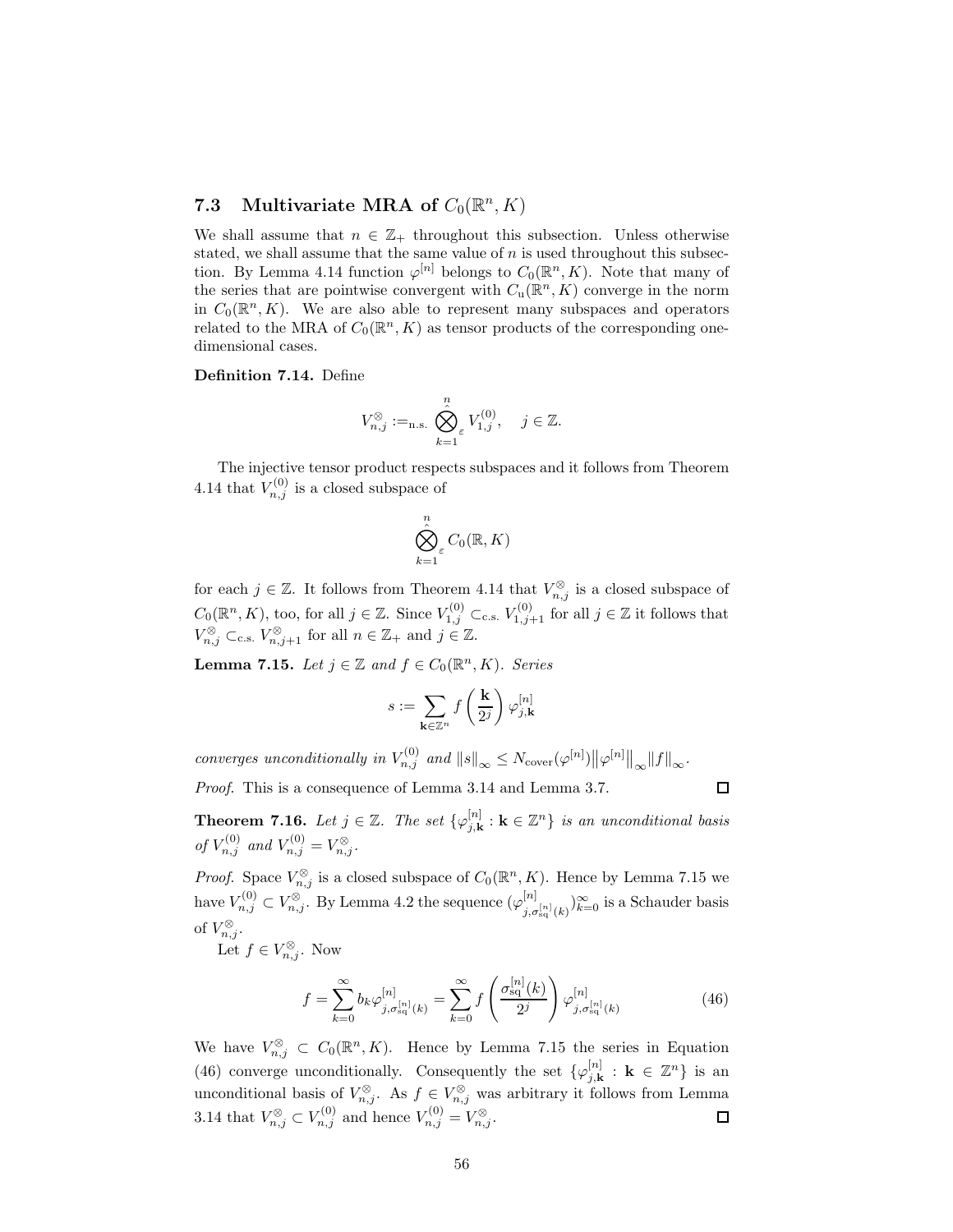## 7.3 Multivariate MRA of $C_0(\mathbb{R}^n, K)$

We shall assume that $n \in \mathbb{Z}_+$ throughout this subsection. Unless otherwise stated, we shall assume that the same value of $n$ is used throughout this subsection. By Lemma 4.14 function $\varphi^{[n]}$ belongs to $C_0(\mathbb{R}^n, K)$. Note that many of the series that are pointwise convergent with $C_{\mathrm{u}}(\mathbb{R}^n, K)$ converge in the norm in $C_0(\mathbb{R}^n, K)$. We are also able to represent many subspaces and operators related to the MRA of $C_0(\mathbb{R}^n, K)$ as tensor products of the corresponding one-dimensional cases.

**Definition 7.14.** Define

$$V_{n,j}^{\otimes} :=_{\text{n.s.}} \hat{\bigotimes_{k=1}^{n}}_{\varepsilon} V_{1,j}^{(0)}, \quad j \in \mathbb{Z}.$$

The injective tensor product respects subspaces and it follows from Theorem 4.14 that $V_{n,j}^{(0)}$ is a closed subspace of

$$\hat{\bigotimes_{k=1}^{n}}_{\varepsilon} C_0(\mathbb{R}, K)$$

for each $j \in \mathbb{Z}$. It follows from Theorem 4.14 that $V_{n,j}^{\otimes}$ is a closed subspace of $C_0(\mathbb{R}^n, K)$, too, for all $j \in \mathbb{Z}$. Since $V_{1,j}^{(0)} \subset_{\text{c.s.}} V_{1,j+1}^{(0)}$ for all $j \in \mathbb{Z}$ it follows that $V_{n,j}^{\otimes} \subset_{\text{c.s.}} V_{n,j+1}^{\otimes}$ for all $n \in \mathbb{Z}_+$ and $j \in \mathbb{Z}$.

**Lemma 7.15.** *Let $j \in \mathbb{Z}$ and $f \in C_0(\mathbb{R}^n, K)$. Series*

$$s := \sum_{\mathbf{k} \in \mathbb{Z}^n} f\left(\frac{\mathbf{k}}{2^j}\right) \varphi_{j,\mathbf{k}}^{[n]}$$

*converges unconditionally in $V_{n,j}^{(0)}$ and $\|s\|_\infty \leq N_{\text{cover}}(\varphi^{[n]}) \|\varphi^{[n]}\|_\infty \|f\|_\infty$.*

*Proof.* This is a consequence of Lemma 3.14 and Lemma 3.7. □

**Theorem 7.16.** *Let $j \in \mathbb{Z}$. The set $\{\varphi_{j,\mathbf{k}}^{[n]} : \mathbf{k} \in \mathbb{Z}^n\}$ is an unconditional basis of $V_{n,j}^{(0)}$ and $V_{n,j}^{(0)} = V_{n,j}^{\otimes}$.*

*Proof.* Space $V_{n,j}^{\otimes}$ is a closed subspace of $C_0(\mathbb{R}^n, K)$. Hence by Lemma 7.15 we have $V_{n,j}^{(0)} \subset V_{n,j}^{\otimes}$. By Lemma 4.2 the sequence $(\varphi_{j,\sigma_{\text{sq}}^{[n]}(k)}^{[n]})_{k=0}^{\infty}$ is a Schauder basis of $V_{n,j}^{\otimes}$.

Let $f \in V_{n,j}^{\otimes}$. Now

$$f = \sum_{k=0}^{\infty} b_k \varphi_{j,\sigma_{\text{sq}}^{[n]}(k)}^{[n]} = \sum_{k=0}^{\infty} f\left(\frac{\sigma_{\text{sq}}^{[n]}(k)}{2^j}\right) \varphi_{j,\sigma_{\text{sq}}^{[n]}(k)}^{[n]} \tag{46}$$

We have $V_{n,j}^{\otimes} \subset C_0(\mathbb{R}^n, K)$. Hence by Lemma 7.15 the series in Equation (46) converge unconditionally. Consequently the set $\{\varphi_{j,\mathbf{k}}^{[n]} : \mathbf{k} \in \mathbb{Z}^n\}$ is an unconditional basis of $V_{n,j}^{\otimes}$. As $f \in V_{n,j}^{\otimes}$ was arbitrary it follows from Lemma 3.14 that $V_{n,j}^{\otimes} \subset V_{n,j}^{(0)}$ and hence $V_{n,j}^{(0)} = V_{n,j}^{\otimes}$. □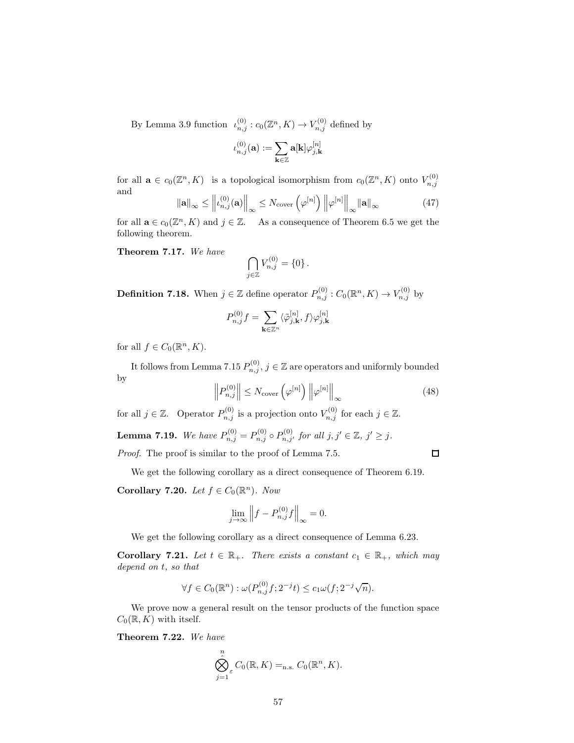By Lemma 3.9 function $\iota_{n,j}^{(0)} : c_0(\mathbb{Z}^n, K) \to V_{n,j}^{(0)}$ defined by

$$\iota_{n,j}^{(0)}(\mathbf{a}) := \sum_{\mathbf{k}\in\mathbb{Z}} \mathbf{a}[\mathbf{k}]\varphi_{j,\mathbf{k}}^{[n]}$$

for all $\mathbf{a} \in c_0(\mathbb{Z}^n, K)$ is a topological isomorphism from $c_0(\mathbb{Z}^n, K)$ onto $V_{n,j}^{(0)}$ and

$$\|\mathbf{a}\|_\infty \leq \left\|\iota_{n,j}^{(0)}(\mathbf{a})\right\|_\infty \leq N_{\mathrm{cover}}\left(\varphi^{[n]}\right)\left\|\varphi^{[n]}\right\|_\infty \|\mathbf{a}\|_\infty \tag{47}$$

for all $\mathbf{a} \in c_0(\mathbb{Z}^n, K)$ and $j \in \mathbb{Z}$. As a consequence of Theorem 6.5 we get the following theorem.

**Theorem 7.17.** *We have*

$$\bigcap_{j\in\mathbb{Z}} V_{n,j}^{(0)} = \{0\}.$$

**Definition 7.18.** When $j \in \mathbb{Z}$ define operator $P_{n,j}^{(0)} : C_0(\mathbb{R}^n, K) \to V_{n,j}^{(0)}$ by

$$P_{n,j}^{(0)} f = \sum_{\mathbf{k}\in\mathbb{Z}^n} \langle \tilde{\varphi}_{j,\mathbf{k}}^{[n]}, f\rangle \varphi_{j,\mathbf{k}}^{[n]}$$

for all $f \in C_0(\mathbb{R}^n, K)$.

It follows from Lemma 7.15 $P_{n,j}^{(0)}$, $j \in \mathbb{Z}$ are operators and uniformly bounded by

$$\left\|P_{n,j}^{(0)}\right\| \leq N_{\mathrm{cover}}\left(\varphi^{[n]}\right)\left\|\varphi^{[n]}\right\|_\infty \tag{48}$$

for all $j \in \mathbb{Z}$. Operator $P_{n,j}^{(0)}$ is a projection onto $V_{n,j}^{(0)}$ for each $j \in \mathbb{Z}$.

**Lemma 7.19.** *We have $P_{n,j}^{(0)} = P_{n,j}^{(0)} \circ P_{n,j'}^{(0)}$ for all $j, j' \in \mathbb{Z}$, $j' \geq j$.*

*Proof.* The proof is similar to the proof of Lemma 7.5. □

We get the following corollary as a direct consequence of Theorem 6.19.

**Corollary 7.20.** *Let $f \in C_0(\mathbb{R}^n)$. Now*

$$\lim_{j\to\infty} \left\|f - P_{n,j}^{(0)} f\right\|_\infty = 0.$$

We get the following corollary as a direct consequence of Lemma 6.23.

**Corollary 7.21.** *Let $t \in \mathbb{R}_+$. There exists a constant $c_1 \in \mathbb{R}_+$, which may depend on $t$, so that*

$$\forall f \in C_0(\mathbb{R}^n) : \omega(P_{n,j}^{(0)} f; 2^{-j}t) \leq c_1 \omega(f; 2^{-j}\sqrt{n}).$$

We prove now a general result on the tensor products of the function space $C_0(\mathbb{R}, K)$ with itself.

**Theorem 7.22.** *We have*

$$\hat{\bigotimes_{j=1}^{n}}_{\varepsilon} C_0(\mathbb{R}, K) =_{\mathrm{n.s.}} C_0(\mathbb{R}^n, K).$$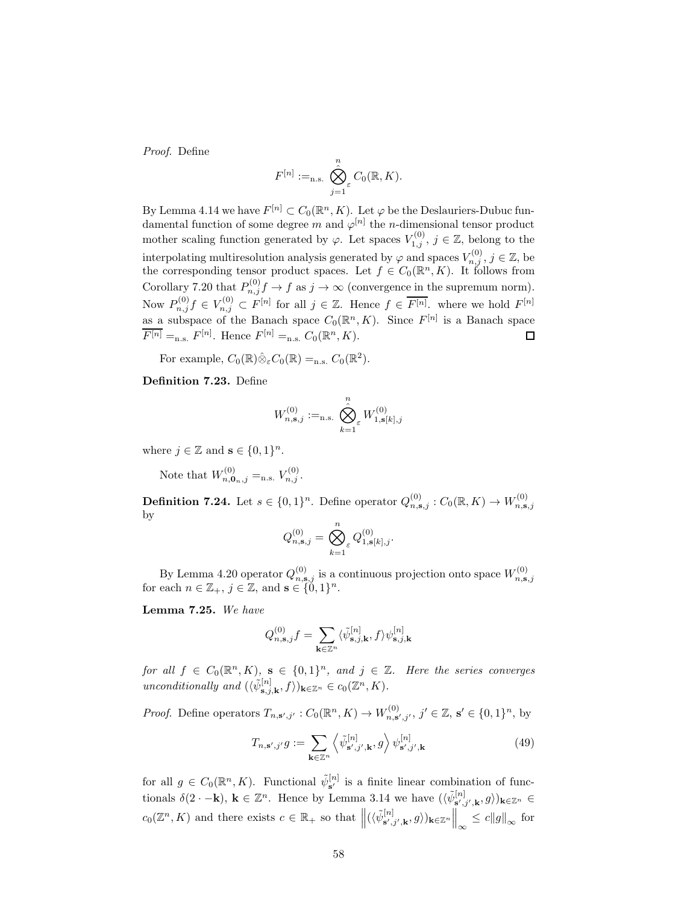*Proof.* Define

$$F^{[n]} :=_{\text{n.s.}} \hat{\bigotimes_{j=1}^{n}}_{\varepsilon} C_0(\mathbb{R}, K).$$

By Lemma 4.14 we have $F^{[n]} \subset C_0(\mathbb{R}^n, K)$. Let $\varphi$ be the Deslauriers-Dubuc fundamental function of some degree $m$ and $\varphi^{[n]}$ the $n$-dimensional tensor product mother scaling function generated by $\varphi$. Let spaces $V_{1,j}^{(0)}$, $j \in \mathbb{Z}$, belong to the interpolating multiresolution analysis generated by $\varphi$ and spaces $V_{n,j}^{(0)}$, $j \in \mathbb{Z}$, be the corresponding tensor product spaces. Let $f \in C_0(\mathbb{R}^n, K)$. It follows from Corollary 7.20 that $P_{n,j}^{(0)} f \to f$ as $j \to \infty$ (convergence in the supremum norm). Now $P_{n,j}^{(0)} f \in V_{n,j}^{(0)} \subset F^{[n]}$ for all $j \in \mathbb{Z}$. Hence $f \in \overline{F^{[n]}}$. where we hold $F^{[n]}$ as a subspace of the Banach space $C_0(\mathbb{R}^n, K)$. Since $F^{[n]}$ is a Banach space $\overline{F^{[n]}} =_{\text{n.s.}} F^{[n]}$. Hence $F^{[n]} =_{\text{n.s.}} C_0(\mathbb{R}^n, K)$. $\square$

For example, $C_0(\mathbb{R}) \hat{\otimes}_{\varepsilon} C_0(\mathbb{R}) =_{\text{n.s.}} C_0(\mathbb{R}^2)$.

**Definition 7.23.** Define

$$W_{n,\mathbf{s},j}^{(0)} :=_{\text{n.s.}} \hat{\bigotimes_{k=1}^{n}}_{\varepsilon} W_{1,\mathbf{s}[k],j}^{(0)}$$

where $j \in \mathbb{Z}$ and $\mathbf{s} \in \{0,1\}^n$.

Note that $W_{n,\mathbf{0}_n,j}^{(0)} =_{\text{n.s.}} V_{n,j}^{(0)}$.

**Definition 7.24.** Let $s \in \{0,1\}^n$. Define operator $Q_{n,\mathbf{s},j}^{(0)} : C_0(\mathbb{R}, K) \to W_{n,\mathbf{s},j}^{(0)}$ by

$$Q_{n,\mathbf{s},j}^{(0)} = \bigotimes_{k=1}^{n}{}_{\varepsilon} Q_{1,\mathbf{s}[k],j}^{(0)}.$$

By Lemma 4.20 operator $Q_{n,\mathbf{s},j}^{(0)}$ is a continuous projection onto space $W_{n,\mathbf{s},j}^{(0)}$ for each $n \in \mathbb{Z}_+$, $j \in \mathbb{Z}$, and $\mathbf{s} \in \{0,1\}^n$.

**Lemma 7.25.** *We have*

$$Q_{n,\mathbf{s},j}^{(0)} f = \sum_{\mathbf{k} \in \mathbb{Z}^n} \langle \tilde{\psi}_{\mathbf{s},j,\mathbf{k}}^{[n]}, f \rangle \psi_{\mathbf{s},j,\mathbf{k}}^{[n]}$$

*for all $f \in C_0(\mathbb{R}^n, K)$, $\mathbf{s} \in \{0,1\}^n$, and $j \in \mathbb{Z}$. Here the series converges unconditionally and $(\langle \tilde{\psi}_{\mathbf{s},j,\mathbf{k}}^{[n]}, f \rangle)_{\mathbf{k} \in \mathbb{Z}^n} \in c_0(\mathbb{Z}^n, K)$.*

*Proof.* Define operators $T_{n,\mathbf{s}',j'} : C_0(\mathbb{R}^n, K) \to W_{n,\mathbf{s}',j'}^{(0)}$, $j' \in \mathbb{Z}$, $\mathbf{s}' \in \{0,1\}^n$, by

$$T_{n,\mathbf{s}',j'} g := \sum_{\mathbf{k} \in \mathbb{Z}^n} \left\langle \tilde{\psi}_{\mathbf{s}',j',\mathbf{k}}^{[n]}, g \right\rangle \psi_{\mathbf{s}',j',\mathbf{k}}^{[n]} \tag{49}$$

for all $g \in C_0(\mathbb{R}^n, K)$. Functional $\tilde{\psi}_{\mathbf{s}'}^{[n]}$ is a finite linear combination of functionals $\delta(2 \cdot -\mathbf{k})$, $\mathbf{k} \in \mathbb{Z}^n$. Hence by Lemma 3.14 we have $(\langle \tilde{\psi}_{\mathbf{s}',j',\mathbf{k}}^{[n]}, g \rangle)_{\mathbf{k} \in \mathbb{Z}^n} \in c_0(\mathbb{Z}^n, K)$ and there exists $c \in \mathbb{R}_+$ so that $\left\| (\langle \tilde{\psi}_{\mathbf{s}',j',\mathbf{k}}^{[n]}, g \rangle)_{\mathbf{k} \in \mathbb{Z}^n} \right\|_\infty \leq c \|g\|_\infty$ for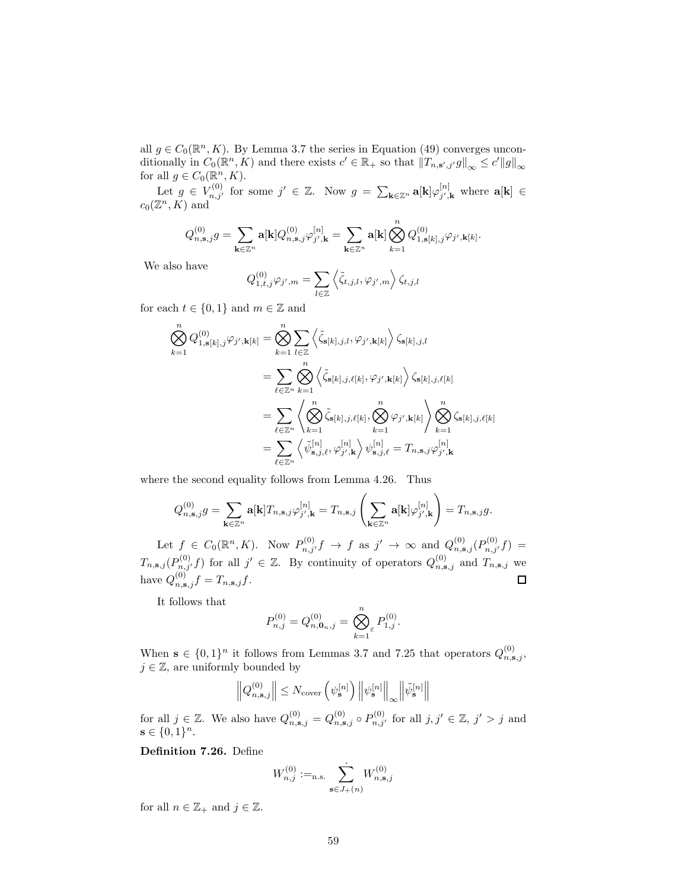all $g \in C_0(\mathbb{R}^n, K)$. By Lemma 3.7 the series in Equation (49) converges unconditionally in $C_0(\mathbb{R}^n, K)$ and there exists $c' \in \mathbb{R}_+$ so that $\|T_{n,\mathbf{s}',j'} g\|_\infty \leq c' \|g\|_\infty$ for all $g \in C_0(\mathbb{R}^n, K)$.

Let $g \in V_{n,j'}^{(0)}$ for some $j' \in \mathbb{Z}$. Now $g = \sum_{\mathbf{k} \in \mathbb{Z}^n} \mathbf{a}[\mathbf{k}] \varphi_{j',\mathbf{k}}^{[n]}$ where $\mathbf{a}[\mathbf{k}] \in c_0(\mathbb{Z}^n, K)$ and

$$Q_{n,\mathbf{s},j}^{(0)} g = \sum_{\mathbf{k} \in \mathbb{Z}^n} \mathbf{a}[\mathbf{k}] Q_{n,\mathbf{s},j}^{(0)} \varphi_{j',\mathbf{k}}^{[n]} = \sum_{\mathbf{k} \in \mathbb{Z}^n} \mathbf{a}[\mathbf{k}] \bigotimes_{k=1}^{n} Q_{1,\mathbf{s}[k],j}^{(0)} \varphi_{j',\mathbf{k}[k]}.$$

We also have

$$Q_{1,t,j}^{(0)} \varphi_{j',m} = \sum_{l \in \mathbb{Z}} \left\langle \tilde{\zeta}_{t,j,l}, \varphi_{j',m} \right\rangle \zeta_{t,j,l}$$

for each $t \in \{0, 1\}$ and $m \in \mathbb{Z}$ and

$$\begin{aligned}
\bigotimes_{k=1}^{n} Q_{1,\mathbf{s}[k],j}^{(0)} \varphi_{j',\mathbf{k}[k]} &= \bigotimes_{k=1}^{n} \sum_{l \in \mathbb{Z}} \left\langle \tilde{\zeta}_{\mathbf{s}[k],j,l}, \varphi_{j',\mathbf{k}[k]} \right\rangle \zeta_{\mathbf{s}[k],j,l} \\
&= \sum_{\ell \in \mathbb{Z}^n} \bigotimes_{k=1}^{n} \left\langle \tilde{\zeta}_{\mathbf{s}[k],j,\ell[k]}, \varphi_{j',\mathbf{k}[k]} \right\rangle \zeta_{\mathbf{s}[k],j,\ell[k]} \\
&= \sum_{\ell \in \mathbb{Z}^n} \left\langle \bigotimes_{k=1}^{n} \tilde{\zeta}_{\mathbf{s}[k],j,\ell[k]}, \bigotimes_{k=1}^{n} \varphi_{j',\mathbf{k}[k]} \right\rangle \bigotimes_{k=1}^{n} \zeta_{\mathbf{s}[k],j,\ell[k]} \\
&= \sum_{\ell \in \mathbb{Z}^n} \left\langle \tilde{\psi}_{\mathbf{s},j,\ell}^{[n]}, \varphi_{j',\mathbf{k}}^{[n]} \right\rangle \psi_{\mathbf{s},j,\ell}^{[n]} = T_{n,\mathbf{s},j} \varphi_{j',\mathbf{k}}^{[n]}
\end{aligned}$$

where the second equality follows from Lemma 4.26. Thus

$$Q_{n,\mathbf{s},j}^{(0)} g = \sum_{\mathbf{k} \in \mathbb{Z}^n} \mathbf{a}[\mathbf{k}] T_{n,\mathbf{s},j} \varphi_{j',\mathbf{k}}^{[n]} = T_{n,\mathbf{s},j} \left( \sum_{\mathbf{k} \in \mathbb{Z}^n} \mathbf{a}[\mathbf{k}] \varphi_{j',\mathbf{k}}^{[n]} \right) = T_{n,\mathbf{s},j} g.$$

Let $f \in C_0(\mathbb{R}^n, K)$. Now $P_{n,j'}^{(0)} f \to f$ as $j' \to \infty$ and $Q_{n,\mathbf{s},j}^{(0)}(P_{n,j'}^{(0)} f) = T_{n,\mathbf{s},j}(P_{n,j'}^{(0)} f)$ for all $j' \in \mathbb{Z}$. By continuity of operators $Q_{n,\mathbf{s},j}^{(0)}$ and $T_{n,\mathbf{s},j}$ we have $Q_{n,\mathbf{s},j}^{(0)} f = T_{n,\mathbf{s},j} f$. $\square$

It follows that

$$P_{n,j}^{(0)} = Q_{n,\mathbf{0}_n,j}^{(0)} = \bigotimes_{k=1}^{n}{}_{\varepsilon} P_{1,j}^{(0)}.$$

When $\mathbf{s} \in \{0,1\}^n$ it follows from Lemmas 3.7 and 7.25 that operators $Q_{n,\mathbf{s},j}^{(0)}$, $j \in \mathbb{Z}$, are uniformly bounded by

$$\left\| Q_{n,\mathbf{s},j}^{(0)} \right\| \leq N_{\text{cover}} \left( \psi_{\mathbf{s}}^{[n]} \right) \left\| \psi_{\mathbf{s}}^{[n]} \right\|_\infty \left\| \tilde{\psi}_{\mathbf{s}}^{[n]} \right\|$$

for all $j \in \mathbb{Z}$. We also have $Q_{n,\mathbf{s},j}^{(0)} = Q_{n,\mathbf{s},j}^{(0)} \circ P_{n,j'}^{(0)}$ for all $j, j' \in \mathbb{Z}$, $j' > j$ and $\mathbf{s} \in \{0,1\}^n$.

**Definition 7.26.** Define

$$W_{n,j}^{(0)} :=_{\text{n.s.}} \dot{\sum_{\mathbf{s} \in J_+(n)}} W_{n,\mathbf{s},j}^{(0)}$$

for all $n \in \mathbb{Z}_+$ and $j \in \mathbb{Z}$.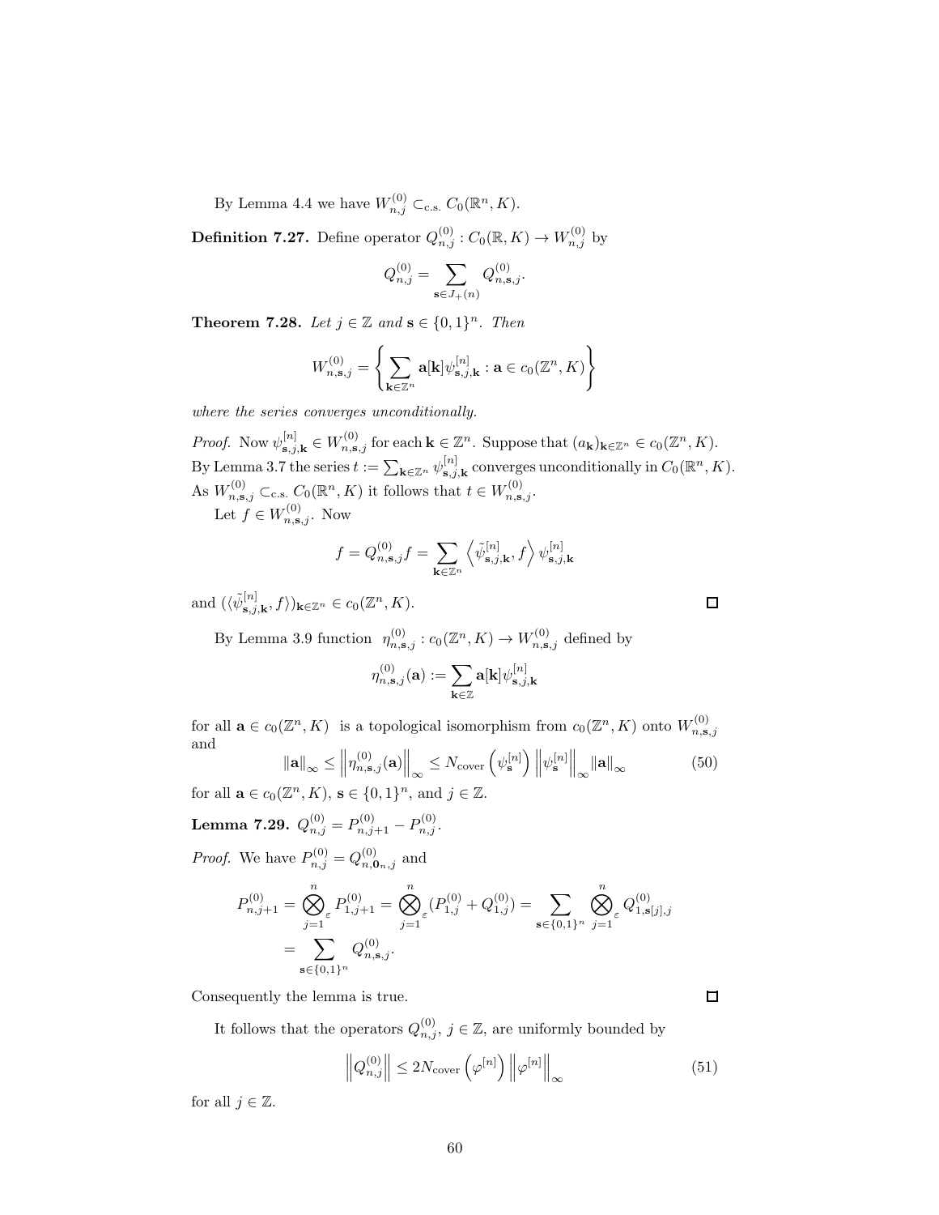By Lemma 4.4 we have $W_{n,j}^{(0)} \subset_{\text{c.s.}} C_0(\mathbb{R}^n, K)$.

**Definition 7.27.** Define operator $Q_{n,j}^{(0)} : C_0(\mathbb{R}, K) \to W_{n,j}^{(0)}$ by

$$Q_{n,j}^{(0)} = \sum_{\mathbf{s} \in J_+(n)} Q_{n,\mathbf{s},j}^{(0)}.$$

**Theorem 7.28.** *Let $j \in \mathbb{Z}$ and $\mathbf{s} \in \{0,1\}^n$. Then*

$$W_{n,\mathbf{s},j}^{(0)} = \left\{ \sum_{\mathbf{k} \in \mathbb{Z}^n} \mathbf{a}[\mathbf{k}] \psi_{\mathbf{s},j,\mathbf{k}}^{[n]} : \mathbf{a} \in c_0(\mathbb{Z}^n, K) \right\}$$

*where the series converges unconditionally.*

*Proof.* Now $\psi_{\mathbf{s},j,\mathbf{k}}^{[n]} \in W_{n,\mathbf{s},j}^{(0)}$ for each $\mathbf{k} \in \mathbb{Z}^n$. Suppose that $(a_{\mathbf{k}})_{\mathbf{k} \in \mathbb{Z}^n} \in c_0(\mathbb{Z}^n, K)$. By Lemma 3.7 the series $t := \sum_{\mathbf{k} \in \mathbb{Z}^n} \psi_{\mathbf{s},j,\mathbf{k}}^{[n]}$ converges unconditionally in $C_0(\mathbb{R}^n, K)$. As $W_{n,\mathbf{s},j}^{(0)} \subset_{\text{c.s.}} C_0(\mathbb{R}^n, K)$ it follows that $t \in W_{n,\mathbf{s},j}^{(0)}$.

Let $f \in W_{n,\mathbf{s},j}^{(0)}$. Now

$$f = Q_{n,\mathbf{s},j}^{(0)} f = \sum_{\mathbf{k} \in \mathbb{Z}^n} \left\langle \tilde{\psi}_{\mathbf{s},j,\mathbf{k}}^{[n]}, f \right\rangle \psi_{\mathbf{s},j,\mathbf{k}}^{[n]}$$

and $(\langle \tilde{\psi}_{\mathbf{s},j,\mathbf{k}}^{[n]}, f \rangle)_{\mathbf{k} \in \mathbb{Z}^n} \in c_0(\mathbb{Z}^n, K)$. ◻

By Lemma 3.9 function $\eta_{n,\mathbf{s},j}^{(0)} : c_0(\mathbb{Z}^n, K) \to W_{n,\mathbf{s},j}^{(0)}$ defined by

$$\eta_{n,\mathbf{s},j}^{(0)}(\mathbf{a}) := \sum_{\mathbf{k} \in \mathbb{Z}} \mathbf{a}[\mathbf{k}] \psi_{\mathbf{s},j,\mathbf{k}}^{[n]}$$

for all $\mathbf{a} \in c_0(\mathbb{Z}^n, K)$ is a topological isomorphism from $c_0(\mathbb{Z}^n, K)$ onto $W_{n,\mathbf{s},j}^{(0)}$ and

$$\|\mathbf{a}\|_\infty \leq \left\| \eta_{n,\mathbf{s},j}^{(0)}(\mathbf{a}) \right\|_\infty \leq N_{\text{cover}}\left(\psi_{\mathbf{s}}^{[n]}\right) \left\| \psi_{\mathbf{s}}^{[n]} \right\|_\infty \|\mathbf{a}\|_\infty \tag{50}$$

for all $\mathbf{a} \in c_0(\mathbb{Z}^n, K)$, $\mathbf{s} \in \{0,1\}^n$, and $j \in \mathbb{Z}$.

**Lemma 7.29.** $Q_{n,j}^{(0)} = P_{n,j+1}^{(0)} - P_{n,j}^{(0)}$.

*Proof.* We have $P_{n,j}^{(0)} = Q_{n,\mathbf{0}_n,j}^{(0)}$ and

$$\begin{aligned} P_{n,j+1}^{(0)} &= \bigotimes_{j=1}^{n}{}_{\varepsilon} P_{1,j+1}^{(0)} = \bigotimes_{j=1}^{n}{}_{\varepsilon} (P_{1,j}^{(0)} + Q_{1,j}^{(0)}) = \sum_{\mathbf{s} \in \{0,1\}^n} \bigotimes_{j=1}^{n}{}_{\varepsilon} Q_{1,\mathbf{s}[j],j}^{(0)} \\ &= \sum_{\mathbf{s} \in \{0,1\}^n} Q_{n,\mathbf{s},j}^{(0)}. \end{aligned}$$

Consequently the lemma is true. ◻

It follows that the operators $Q_{n,j}^{(0)}$, $j \in \mathbb{Z}$, are uniformly bounded by

$$\left\| Q_{n,j}^{(0)} \right\| \leq 2 N_{\text{cover}}\left(\varphi^{[n]}\right) \left\| \varphi^{[n]} \right\|_\infty \tag{51}$$

for all $j \in \mathbb{Z}$.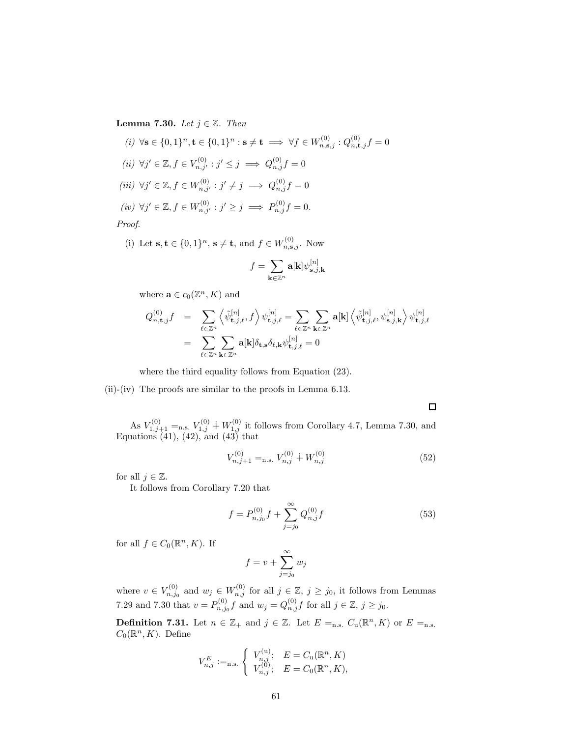**Lemma 7.30.** *Let $j \in \mathbb{Z}$. Then*

*(i)* $\forall \mathbf{s} \in \{0,1\}^n, \mathbf{t} \in \{0,1\}^n : \mathbf{s} \neq \mathbf{t} \implies \forall f \in W^{(0)}_{n,\mathbf{s},j} : Q^{(0)}_{n,\mathbf{t},j} f = 0$

*(ii)* $\forall j' \in \mathbb{Z}, f \in V^{(0)}_{n,j'} : j' \leq j \implies Q^{(0)}_{n,j} f = 0$

*(iii)* $\forall j' \in \mathbb{Z}, f \in W^{(0)}_{n,j'} : j' \neq j \implies Q^{(0)}_{n,j} f = 0$

*(iv)* $\forall j' \in \mathbb{Z}, f \in W^{(0)}_{n,j'} : j' \geq j \implies P^{(0)}_{n,j} f = 0.$

*Proof.*

(i) Let $\mathbf{s}, \mathbf{t} \in \{0,1\}^n$, $\mathbf{s} \neq \mathbf{t}$, and $f \in W^{(0)}_{n,\mathbf{s},j}$. Now

$$f = \sum_{\mathbf{k} \in \mathbb{Z}^n} \mathbf{a}[\mathbf{k}] \psi^{[n]}_{\mathbf{s},j,\mathbf{k}}$$

where $\mathbf{a} \in c_0(\mathbb{Z}^n, K)$ and

$$\begin{aligned} Q^{(0)}_{n,\mathbf{t},j} f &= \sum_{\ell \in \mathbb{Z}^n} \left\langle \tilde{\psi}^{[n]}_{\mathbf{t},j,\ell}, f \right\rangle \psi^{[n]}_{\mathbf{t},j,\ell} = \sum_{\ell \in \mathbb{Z}^n} \sum_{\mathbf{k} \in \mathbb{Z}^n} \mathbf{a}[\mathbf{k}] \left\langle \tilde{\psi}^{[n]}_{\mathbf{t},j,\ell}, \psi^{[n]}_{\mathbf{s},j,\mathbf{k}} \right\rangle \psi^{[n]}_{\mathbf{t},j,\ell} \\ &= \sum_{\ell \in \mathbb{Z}^n} \sum_{\mathbf{k} \in \mathbb{Z}^n} \mathbf{a}[\mathbf{k}] \delta_{\mathbf{t},\mathbf{s}} \delta_{\ell,\mathbf{k}} \psi^{[n]}_{\mathbf{t},j,\ell} = 0 \end{aligned}$$

where the third equality follows from Equation (23).

(ii)-(iv) The proofs are similar to the proofs in Lemma 6.13.

□

As $V^{(0)}_{1,j+1} =_{\text{n.s.}} V^{(0)}_{1,j} \dotplus W^{(0)}_{1,j}$ it follows from Corollary 4.7, Lemma 7.30, and Equations (41), (42), and (43) that

$$V^{(0)}_{n,j+1} =_{\text{n.s.}} V^{(0)}_{n,j} \dotplus W^{(0)}_{n,j} \tag{52}$$

for all $j \in \mathbb{Z}$.

It follows from Corollary 7.20 that

$$f = P^{(0)}_{n,j_0} f + \sum_{j=j_0}^{\infty} Q^{(0)}_{n,j} f \tag{53}$$

for all $f \in C_0(\mathbb{R}^n, K)$. If

$$f = v + \sum_{j=j_0}^{\infty} w_j$$

where $v \in V^{(0)}_{n,j_0}$ and $w_j \in W^{(0)}_{n,j}$ for all $j \in \mathbb{Z}$, $j \geq j_0$, it follows from Lemmas 7.29 and 7.30 that $v = P^{(0)}_{n,j_0} f$ and $w_j = Q^{(0)}_{n,j} f$ for all $j \in \mathbb{Z}$, $j \geq j_0$.

**Definition 7.31.** Let $n \in \mathbb{Z}_+$ and $j \in \mathbb{Z}$. Let $E =_{\text{n.s.}} C_{\text{u}}(\mathbb{R}^n, K)$ or $E =_{\text{n.s.}} C_0(\mathbb{R}^n, K)$. Define

$$V^E_{n,j} :=_{\text{n.s.}} \begin{cases} V^{(\text{u})}_{n,j}; & E = C_{\text{u}}(\mathbb{R}^n, K) \\ V^{(0)}_{n,j}; & E = C_0(\mathbb{R}^n, K), \end{cases}$$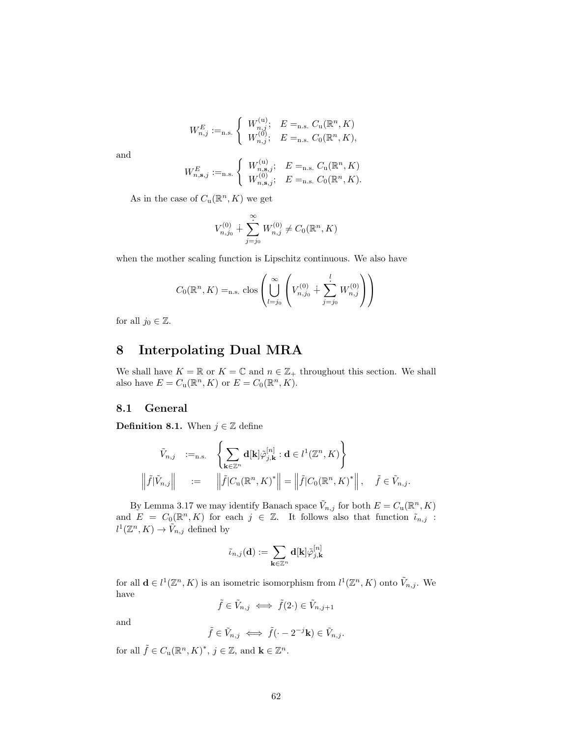$$W_{n,j}^{E} :=_{\text{n.s.}} \begin{cases} W_{n,j}^{(\text{u})}; & E =_{\text{n.s.}} C_{\text{u}}(\mathbb{R}^n, K) \\ W_{n,j}^{(0)}; & E =_{\text{n.s.}} C_0(\mathbb{R}^n, K), \end{cases}$$

and

$$W_{n,\mathbf{s},j}^{E} :=_{\text{n.s.}} \begin{cases} W_{n,\mathbf{s},j}^{(\text{u})}; & E =_{\text{n.s.}} C_{\text{u}}(\mathbb{R}^n, K) \\ W_{n,\mathbf{s},j}^{(0)}; & E =_{\text{n.s.}} C_0(\mathbb{R}^n, K). \end{cases}$$

As in the case of $C_{\text{u}}(\mathbb{R}^n, K)$ we get

$$V_{n,j_0}^{(0)} \dotplus \dot{\sum_{j=j_0}^{\infty}} W_{n,j}^{(0)} \neq C_0(\mathbb{R}^n, K)$$

when the mother scaling function is Lipschitz continuous. We also have

$$C_0(\mathbb{R}^n, K) =_{\text{n.s.}} \operatorname{clos} \left( \bigcup_{l=j_0}^{\infty} \left( V_{n,j_0}^{(0)} \dotplus \dot{\sum_{j=j_0}^{l}} W_{n,j}^{(0)} \right) \right)$$

for all $j_0 \in \mathbb{Z}$.

# 8 Interpolating Dual MRA

We shall have $K = \mathbb{R}$ or $K = \mathbb{C}$ and $n \in \mathbb{Z}_+$ throughout this section. We shall also have $E = C_{\text{u}}(\mathbb{R}^n, K)$ or $E = C_0(\mathbb{R}^n, K)$.

## 8.1 General

**Definition 8.1.** When $j \in \mathbb{Z}$ define

$$\begin{aligned} \tilde{V}_{n,j} &:=_{\text{n.s.}} \left\{ \sum_{\mathbf{k} \in \mathbb{Z}^n} \mathbf{d}[\mathbf{k}] \tilde{\varphi}_{j,\mathbf{k}}^{[n]} : \mathbf{d} \in l^1(\mathbb{Z}^n, K) \right\} \\ \left\| \tilde{f} | \tilde{V}_{n,j} \right\| &:= \left\| \tilde{f} | C_{\text{u}}(\mathbb{R}^n, K)^* \right\| = \left\| \tilde{f} | C_0(\mathbb{R}^n, K)^* \right\|, \quad \tilde{f} \in \tilde{V}_{n,j}. \end{aligned}$$

By Lemma 3.17 we may identify Banach space $\tilde{V}_{n,j}$ for both $E = C_{\text{u}}(\mathbb{R}^n, K)$ and $E = C_0(\mathbb{R}^n, K)$ for each $j \in \mathbb{Z}$. It follows also that function $\tilde{\iota}_{n,j} : l^1(\mathbb{Z}^n, K) \to \tilde{V}_{n,j}$ defined by

$$\tilde{\iota}_{n,j}(\mathbf{d}) := \sum_{\mathbf{k} \in \mathbb{Z}^n} \mathbf{d}[\mathbf{k}] \tilde{\varphi}_{j,\mathbf{k}}^{[n]}$$

for all $\mathbf{d} \in l^1(\mathbb{Z}^n, K)$ is an isometric isomorphism from $l^1(\mathbb{Z}^n, K)$ onto $\tilde{V}_{n,j}$. We have

$$\tilde{f} \in \tilde{V}_{n,j} \iff \tilde{f}(2\cdot) \in \tilde{V}_{n,j+1}$$

and

$$\tilde{f} \in \tilde{V}_{n,j} \iff \tilde{f}(\cdot - 2^{-j}\mathbf{k}) \in \tilde{V}_{n,j}.$$

for all $\tilde{f} \in C_{\text{u}}(\mathbb{R}^n, K)^*$, $j \in \mathbb{Z}$, and $\mathbf{k} \in \mathbb{Z}^n$.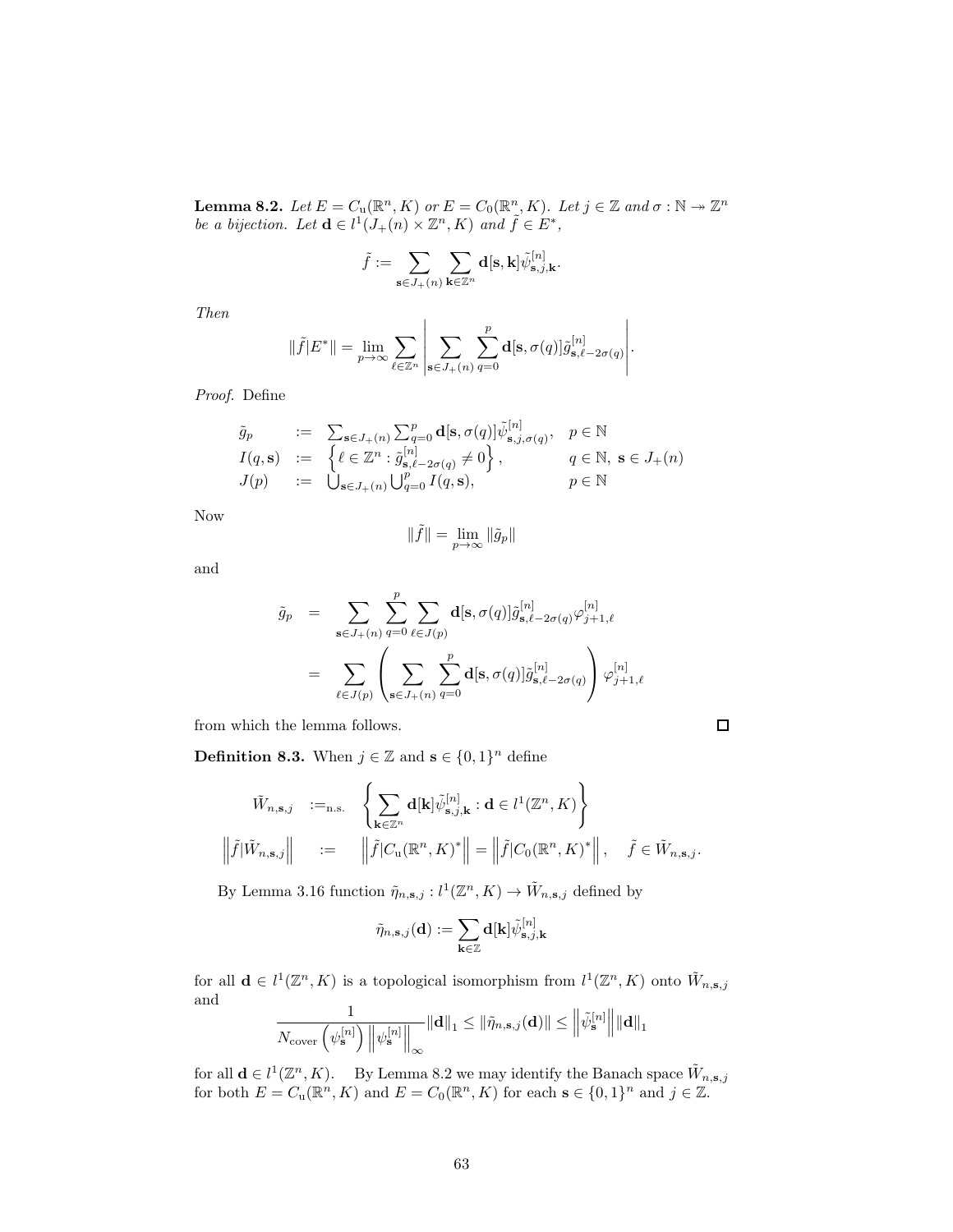**Lemma 8.2.** *Let $E = C_{\mathrm{u}}(\mathbb{R}^n, K)$ or $E = C_0(\mathbb{R}^n, K)$. Let $j \in \mathbb{Z}$ and $\sigma : \mathbb{N} \twoheadrightarrow \mathbb{Z}^n$ be a bijection. Let $\mathbf{d} \in l^1(J_+(n) \times \mathbb{Z}^n, K)$ and $\tilde{f} \in E^*$,*

$$\tilde{f} := \sum_{\mathbf{s} \in J_+(n)} \sum_{\mathbf{k} \in \mathbb{Z}^n} \mathbf{d}[\mathbf{s}, \mathbf{k}] \tilde{\psi}^{[n]}_{\mathbf{s},j,\mathbf{k}}.$$

*Then*

$$\|\tilde{f}|E^*\| = \lim_{p \to \infty} \sum_{\ell \in \mathbb{Z}^n} \left| \sum_{\mathbf{s} \in J_+(n)} \sum_{q=0}^{p} \mathbf{d}[\mathbf{s}, \sigma(q)] \tilde{g}^{[n]}_{\mathbf{s}, \ell - 2\sigma(q)} \right|.$$

*Proof.* Define

$$\begin{array}{llll} \tilde{g}_p & := & \sum_{\mathbf{s} \in J_+(n)} \sum_{q=0}^{p} \mathbf{d}[\mathbf{s}, \sigma(q)] \tilde{\psi}^{[n]}_{\mathbf{s},j,\sigma(q)}, & p \in \mathbb{N} \\ I(q, \mathbf{s}) & := & \left\{ \ell \in \mathbb{Z}^n : \tilde{g}^{[n]}_{\mathbf{s}, \ell - 2\sigma(q)} \neq 0 \right\}, & q \in \mathbb{N},\ \mathbf{s} \in J_+(n) \\ J(p) & := & \bigcup_{\mathbf{s} \in J_+(n)} \bigcup_{q=0}^{p} I(q, \mathbf{s}), & p \in \mathbb{N} \end{array}$$

Now

$$\|\tilde{f}\| = \lim_{p \to \infty} \|\tilde{g}_p\|$$

and

$$\begin{aligned} \tilde{g}_p &= \sum_{\mathbf{s} \in J_+(n)} \sum_{q=0}^{p} \sum_{\ell \in J(p)} \mathbf{d}[\mathbf{s}, \sigma(q)] \tilde{g}^{[n]}_{\mathbf{s}, \ell - 2\sigma(q)} \varphi^{[n]}_{j+1, \ell} \\ &= \sum_{\ell \in J(p)} \left( \sum_{\mathbf{s} \in J_+(n)} \sum_{q=0}^{p} \mathbf{d}[\mathbf{s}, \sigma(q)] \tilde{g}^{[n]}_{\mathbf{s}, \ell - 2\sigma(q)} \right) \varphi^{[n]}_{j+1, \ell} \end{aligned}$$

from which the lemma follows. $\square$

**Definition 8.3.** When $j \in \mathbb{Z}$ and $\mathbf{s} \in \{0,1\}^n$ define

$$\begin{aligned} \tilde{W}_{n,\mathbf{s},j} \quad &:=_{\text{n.s.}} \quad \left\{ \sum_{\mathbf{k} \in \mathbb{Z}^n} \mathbf{d}[\mathbf{k}] \tilde{\psi}^{[n]}_{\mathbf{s},j,\mathbf{k}} : \mathbf{d} \in l^1(\mathbb{Z}^n, K) \right\} \\ \left\| \tilde{f} | \tilde{W}_{n,\mathbf{s},j} \right\| \quad &:= \quad \left\| \tilde{f} | C_{\mathrm{u}}(\mathbb{R}^n, K)^* \right\| = \left\| \tilde{f} | C_0(\mathbb{R}^n, K)^* \right\|, \quad \tilde{f} \in \tilde{W}_{n,\mathbf{s},j}. \end{aligned}$$

By Lemma 3.16 function $\tilde{\eta}_{n,\mathbf{s},j} : l^1(\mathbb{Z}^n, K) \to \tilde{W}_{n,\mathbf{s},j}$ defined by

$$\tilde{\eta}_{n,\mathbf{s},j}(\mathbf{d}) := \sum_{\mathbf{k} \in \mathbb{Z}} \mathbf{d}[\mathbf{k}] \tilde{\psi}^{[n]}_{\mathbf{s},j,\mathbf{k}}$$

for all $\mathbf{d} \in l^1(\mathbb{Z}^n, K)$ is a topological isomorphism from $l^1(\mathbb{Z}^n, K)$ onto $\tilde{W}_{n,\mathbf{s},j}$ and

$$\frac{1}{N_{\text{cover}}\left(\psi^{[n]}_{\mathbf{s}}\right) \left\| \psi^{[n]}_{\mathbf{s}} \right\|_{\infty}} \|\mathbf{d}\|_1 \leq \|\tilde{\eta}_{n,\mathbf{s},j}(\mathbf{d})\| \leq \left\| \tilde{\psi}^{[n]}_{\mathbf{s}} \right\| \|\mathbf{d}\|_1$$

for all $\mathbf{d} \in l^1(\mathbb{Z}^n, K)$. By Lemma 8.2 we may identify the Banach space $\tilde{W}_{n,\mathbf{s},j}$ for both $E = C_{\mathrm{u}}(\mathbb{R}^n, K)$ and $E = C_0(\mathbb{R}^n, K)$ for each $\mathbf{s} \in \{0,1\}^n$ and $j \in \mathbb{Z}$.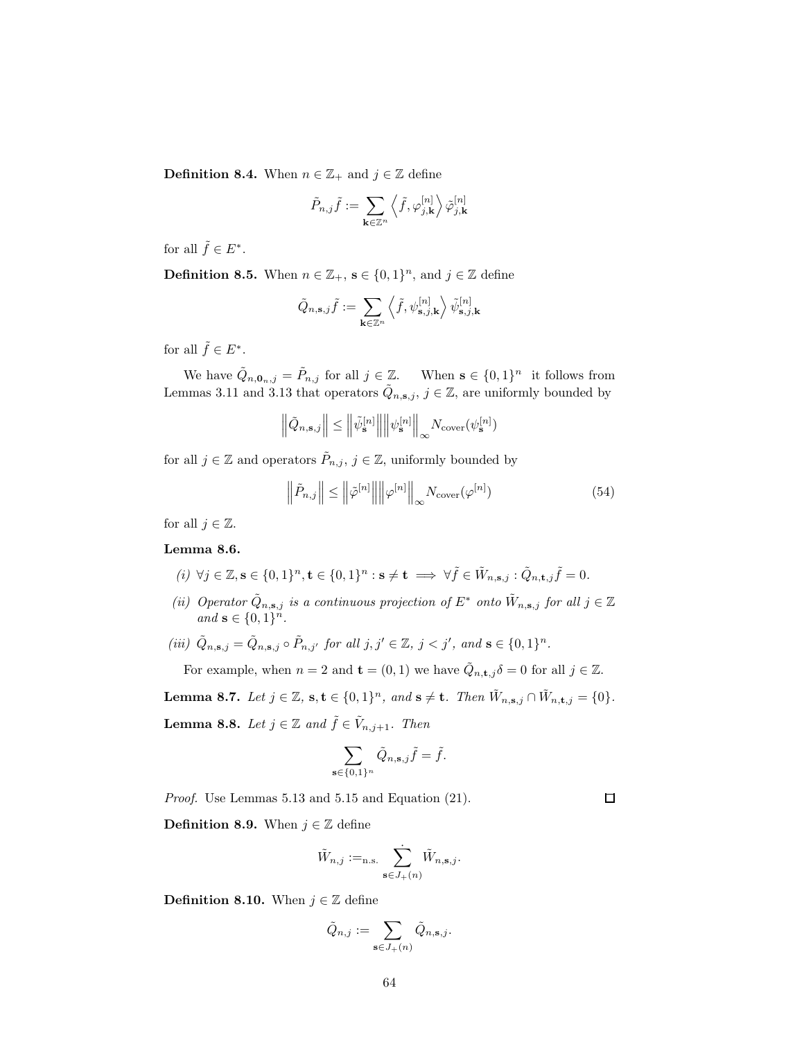**Definition 8.4.** When $n \in \mathbb{Z}_+$ and $j \in \mathbb{Z}$ define

$$\tilde{P}_{n,j}\tilde{f} := \sum_{\mathbf{k} \in \mathbb{Z}^n} \left\langle \tilde{f}, \varphi^{[n]}_{j,\mathbf{k}} \right\rangle \tilde{\varphi}^{[n]}_{j,\mathbf{k}}$$

for all $\tilde{f} \in E^*$.

**Definition 8.5.** When $n \in \mathbb{Z}_+$, $\mathbf{s} \in \{0,1\}^n$, and $j \in \mathbb{Z}$ define

$$\tilde{Q}_{n,\mathbf{s},j}\tilde{f} := \sum_{\mathbf{k} \in \mathbb{Z}^n} \left\langle \tilde{f}, \psi^{[n]}_{\mathbf{s},j,\mathbf{k}} \right\rangle \tilde{\psi}^{[n]}_{\mathbf{s},j,\mathbf{k}}$$

for all $\tilde{f} \in E^*$.

We have $\tilde{Q}_{n,\mathbf{0}_n,j} = \tilde{P}_{n,j}$ for all $j \in \mathbb{Z}$. When $\mathbf{s} \in \{0,1\}^n$ it follows from Lemmas 3.11 and 3.13 that operators $\tilde{Q}_{n,\mathbf{s},j}$, $j \in \mathbb{Z}$, are uniformly bounded by

$$\left\| \tilde{Q}_{n,\mathbf{s},j} \right\| \leq \left\| \tilde{\psi}^{[n]}_{\mathbf{s}} \right\| \left\| \psi^{[n]}_{\mathbf{s}} \right\|_\infty N_{\mathrm{cover}}(\psi^{[n]}_{\mathbf{s}})$$

for all $j \in \mathbb{Z}$ and operators $\tilde{P}_{n,j}$, $j \in \mathbb{Z}$, uniformly bounded by

$$\left\| \tilde{P}_{n,j} \right\| \leq \left\| \tilde{\varphi}^{[n]} \right\| \left\| \varphi^{[n]} \right\|_\infty N_{\mathrm{cover}}(\varphi^{[n]}) \tag{54}$$

for all $j \in \mathbb{Z}$.

**Lemma 8.6.**

*(i)* $\forall j \in \mathbb{Z}, \mathbf{s} \in \{0,1\}^n, \mathbf{t} \in \{0,1\}^n : \mathbf{s} \neq \mathbf{t} \implies \forall \tilde{f} \in \tilde{W}_{n,\mathbf{s},j} : \tilde{Q}_{n,\mathbf{t},j}\tilde{f} = 0.$

*(ii) Operator* $\tilde{Q}_{n,\mathbf{s},j}$ *is a continuous projection of* $E^*$ *onto* $\tilde{W}_{n,\mathbf{s},j}$ *for all* $j \in \mathbb{Z}$ *and* $\mathbf{s} \in \{0,1\}^n$.

*(iii)* $\tilde{Q}_{n,\mathbf{s},j} = \tilde{Q}_{n,\mathbf{s},j} \circ \tilde{P}_{n,j'}$ *for all* $j, j' \in \mathbb{Z}$, $j < j'$, *and* $\mathbf{s} \in \{0,1\}^n$.

For example, when $n = 2$ and $\mathbf{t} = (0,1)$ we have $\tilde{Q}_{n,\mathbf{t},j}\delta = 0$ for all $j \in \mathbb{Z}$.

**Lemma 8.7.** *Let* $j \in \mathbb{Z}$, $\mathbf{s}, \mathbf{t} \in \{0,1\}^n$, *and* $\mathbf{s} \neq \mathbf{t}$. *Then* $\tilde{W}_{n,\mathbf{s},j} \cap \tilde{W}_{n,\mathbf{t},j} = \{0\}$.

**Lemma 8.8.** *Let* $j \in \mathbb{Z}$ *and* $\tilde{f} \in \tilde{V}_{n,j+1}$. *Then*

$$\sum_{\mathbf{s} \in \{0,1\}^n} \tilde{Q}_{n,\mathbf{s},j}\tilde{f} = \tilde{f}.$$

*Proof.* Use Lemmas 5.13 and 5.15 and Equation (21). $\square$

**Definition 8.9.** When $j \in \mathbb{Z}$ define

$$\tilde{W}_{n,j} :=_{\text{n.s.}} \dot{\sum_{\mathbf{s} \in J_+(n)}} \tilde{W}_{n,\mathbf{s},j}.$$

**Definition 8.10.** When $j \in \mathbb{Z}$ define

$$\tilde{Q}_{n,j} := \sum_{\mathbf{s} \in J_+(n)} \tilde{Q}_{n,\mathbf{s},j}.$$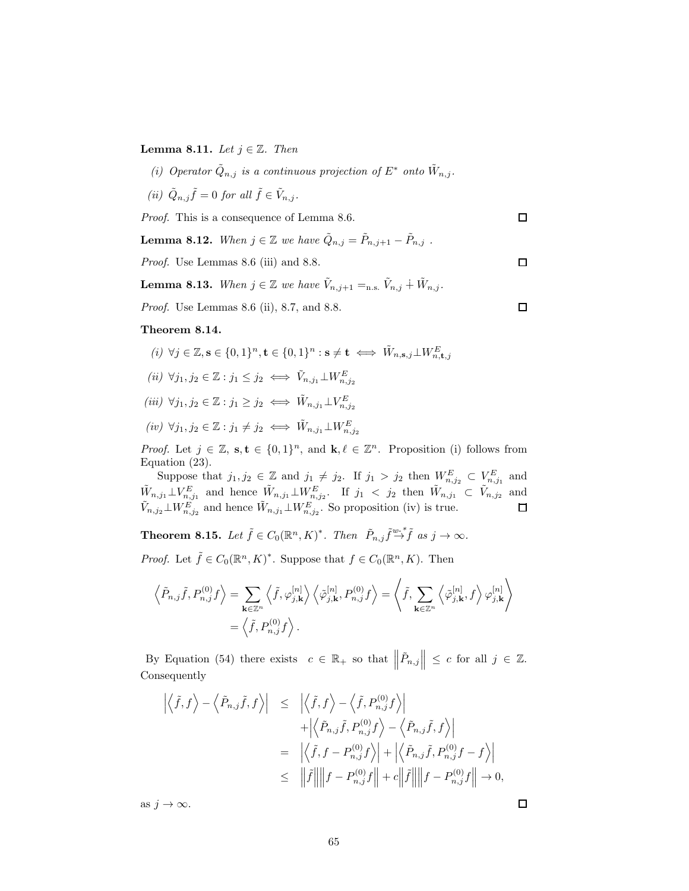**Lemma 8.11.** *Let $j \in \mathbb{Z}$. Then*

*(i) Operator $\tilde{Q}_{n,j}$ is a continuous projection of $E^*$ onto $\tilde{W}_{n,j}$.*

*(ii) $\tilde{Q}_{n,j}\tilde{f} = 0$ for all $\tilde{f} \in \tilde{V}_{n,j}$.*

*Proof.* This is a consequence of Lemma 8.6. □

**Lemma 8.12.** *When $j \in \mathbb{Z}$ we have $\tilde{Q}_{n,j} = \tilde{P}_{n,j+1} - \tilde{P}_{n,j}$ .*

*Proof.* Use Lemmas 8.6 (iii) and 8.8. □

**Lemma 8.13.** *When $j \in \mathbb{Z}$ we have $\tilde{V}_{n,j+1} =_{\text{n.s.}} \tilde{V}_{n,j} \dot{+} \tilde{W}_{n,j}$.*

*Proof.* Use Lemmas 8.6 (ii), 8.7, and 8.8. □

**Theorem 8.14.**

*(i) $\forall j \in \mathbb{Z}, \mathbf{s} \in \{0,1\}^n, \mathbf{t} \in \{0,1\}^n : \mathbf{s} \neq \mathbf{t} \iff \tilde{W}_{n,\mathbf{s},j} \perp W^E_{n,\mathbf{t},j}$*

*(ii) $\forall j_1, j_2 \in \mathbb{Z} : j_1 \leq j_2 \iff \tilde{V}_{n,j_1} \perp W^E_{n,j_2}$*

*(iii) $\forall j_1, j_2 \in \mathbb{Z} : j_1 \geq j_2 \iff \tilde{W}_{n,j_1} \perp V^E_{n,j_2}$*

*(iv) $\forall j_1, j_2 \in \mathbb{Z} : j_1 \neq j_2 \iff \tilde{W}_{n,j_1} \perp W^E_{n,j_2}$*

*Proof.* Let $j \in \mathbb{Z}$, $\mathbf{s}, \mathbf{t} \in \{0,1\}^n$, and $\mathbf{k}, \ell \in \mathbb{Z}^n$. Proposition (i) follows from Equation (23).

Suppose that $j_1, j_2 \in \mathbb{Z}$ and $j_1 \neq j_2$. If $j_1 > j_2$ then $W^E_{n,j_2} \subset V^E_{n,j_1}$ and $\tilde{W}_{n,j_1} \perp V^E_{n,j_1}$ and hence $\tilde{W}_{n,j_1} \perp W^E_{n,j_2}$. If $j_1 < j_2$ then $\tilde{W}_{n,j_1} \subset \tilde{V}_{n,j_2}$ and $\tilde{V}_{n,j_2} \perp W^E_{n,j_2}$ and hence $\tilde{W}_{n,j_1} \perp W^E_{n,j_2}$. So proposition (iv) is true. □

**Theorem 8.15.** *Let $\tilde{f} \in C_0(\mathbb{R}^n, K)^*$. Then $\tilde{P}_{n,j}\tilde{f} \overset{w*}{\to} \tilde{f}$ as $j \to \infty$.*

*Proof.* Let $\tilde{f} \in C_0(\mathbb{R}^n, K)^*$. Suppose that $f \in C_0(\mathbb{R}^n, K)$. Then

$$\begin{aligned}
\left\langle \tilde{P}_{n,j}\tilde{f}, P^{(0)}_{n,j}f \right\rangle &= \sum_{\mathbf{k} \in \mathbb{Z}^n} \left\langle \tilde{f}, \varphi^{[n]}_{j,\mathbf{k}} \right\rangle \left\langle \tilde{\varphi}^{[n]}_{j,\mathbf{k}}, P^{(0)}_{n,j}f \right\rangle = \left\langle \tilde{f}, \sum_{\mathbf{k} \in \mathbb{Z}^n} \left\langle \tilde{\varphi}^{[n]}_{j,\mathbf{k}}, f \right\rangle \varphi^{[n]}_{j,\mathbf{k}} \right\rangle \\
&= \left\langle \tilde{f}, P^{(0)}_{n,j}f \right\rangle.
\end{aligned}$$

By Equation (54) there exists $c \in \mathbb{R}_+$ so that $\left\| \tilde{P}_{n,j} \right\| \leq c$ for all $j \in \mathbb{Z}$. Consequently

$$\begin{aligned}
\left| \left\langle \tilde{f}, f \right\rangle - \left\langle \tilde{P}_{n,j}\tilde{f}, f \right\rangle \right| &\leq \left| \left\langle \tilde{f}, f \right\rangle - \left\langle \tilde{f}, P^{(0)}_{n,j}f \right\rangle \right| \\
&\quad + \left| \left\langle \tilde{P}_{n,j}\tilde{f}, P^{(0)}_{n,j}f \right\rangle - \left\langle \tilde{P}_{n,j}\tilde{f}, f \right\rangle \right| \\
&= \left| \left\langle \tilde{f}, f - P^{(0)}_{n,j}f \right\rangle \right| + \left| \left\langle \tilde{P}_{n,j}\tilde{f}, P^{(0)}_{n,j}f - f \right\rangle \right| \\
&\leq \left\| \tilde{f} \right\| \left\| f - P^{(0)}_{n,j}f \right\| + c \left\| \tilde{f} \right\| \left\| f - P^{(0)}_{n,j}f \right\| \to 0,
\end{aligned}$$

as $j \to \infty$. □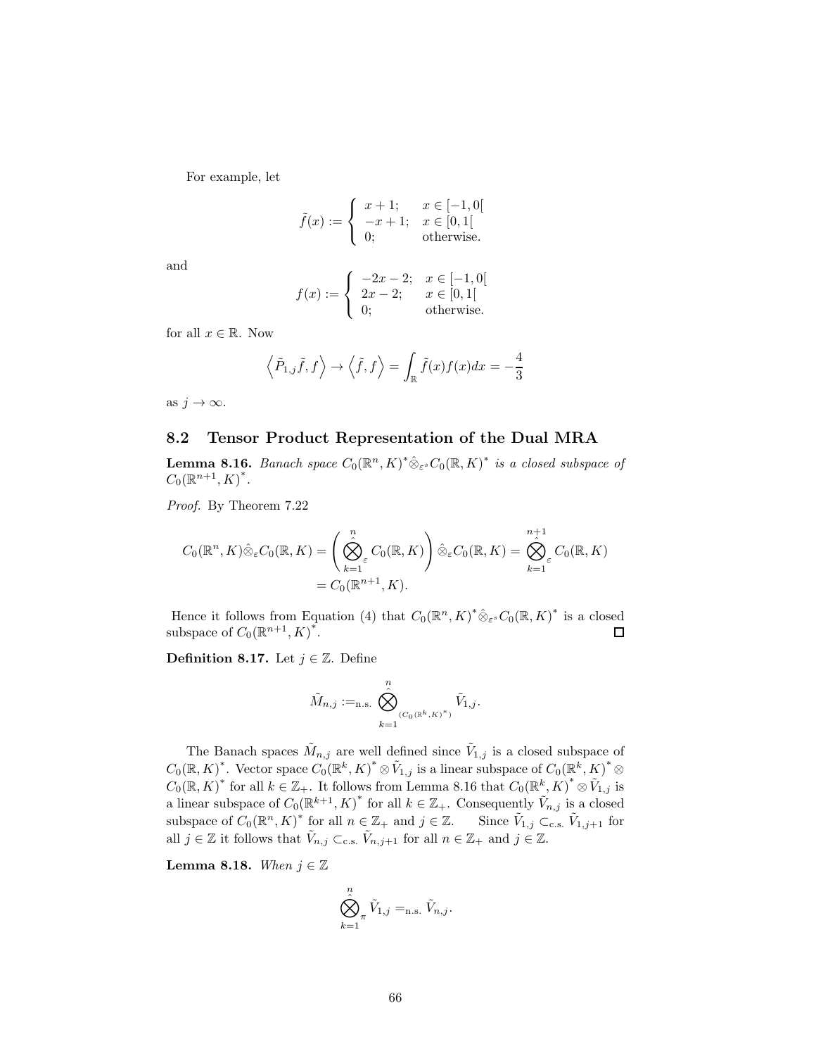For example, let

$$\tilde{f}(x) := \begin{cases} x+1; & x \in [-1,0[ \\ -x+1; & x \in [0,1[ \\ 0; & \text{otherwise.} \end{cases}$$

and

$$f(x) := \begin{cases} -2x-2; & x \in [-1,0[ \\ 2x-2; & x \in [0,1[ \\ 0; & \text{otherwise.} \end{cases}$$

for all $x \in \mathbb{R}$. Now

$$\left\langle \tilde{P}_{1,j}\tilde{f}, f \right\rangle \to \left\langle \tilde{f}, f \right\rangle = \int_{\mathbb{R}} \tilde{f}(x) f(x) dx = -\frac{4}{3}$$

as $j \to \infty$.

## 8.2 Tensor Product Representation of the Dual MRA

**Lemma 8.16.** *Banach space $C_0(\mathbb{R}^n,K)^* \hat{\otimes}_{\varepsilon^s} C_0(\mathbb{R},K)^*$ is a closed subspace of $C_0(\mathbb{R}^{n+1},K)^*$.*

*Proof.* By Theorem 7.22

$$\begin{aligned} C_0(\mathbb{R}^n,K)\hat{\otimes}_\varepsilon C_0(\mathbb{R},K) &= \left( \hat{\bigotimes_{k=1}^{n}}_{\varepsilon} C_0(\mathbb{R},K) \right) \hat{\otimes}_\varepsilon C_0(\mathbb{R},K) = \hat{\bigotimes_{k=1}^{n+1}}_{\varepsilon} C_0(\mathbb{R},K) \\ &= C_0(\mathbb{R}^{n+1},K). \end{aligned}$$

Hence it follows from Equation (4) that $C_0(\mathbb{R}^n,K)^* \hat{\otimes}_{\varepsilon^s} C_0(\mathbb{R},K)^*$ is a closed subspace of $C_0(\mathbb{R}^{n+1},K)^*$. ∎

**Definition 8.17.** Let $j \in \mathbb{Z}$. Define

$$\tilde{M}_{n,j} :=_{\text{n.s.}} \hat{\bigotimes_{k=1}^{n}}_{(C_0(\mathbb{R}^k,K)^*)} \tilde{V}_{1,j}.$$

The Banach spaces $\tilde{M}_{n,j}$ are well defined since $\tilde{V}_{1,j}$ is a closed subspace of $C_0(\mathbb{R},K)^*$. Vector space $C_0(\mathbb{R}^k,K)^* \otimes \tilde{V}_{1,j}$ is a linear subspace of $C_0(\mathbb{R}^k,K)^* \otimes C_0(\mathbb{R},K)^*$ for all $k \in \mathbb{Z}_+$. It follows from Lemma 8.16 that $C_0(\mathbb{R}^k,K)^* \otimes \tilde{V}_{1,j}$ is a linear subspace of $C_0(\mathbb{R}^{k+1},K)^*$ for all $k \in \mathbb{Z}_+$. Consequently $\tilde{V}_{n,j}$ is a closed subspace of $C_0(\mathbb{R}^n,K)^*$ for all $n \in \mathbb{Z}_+$ and $j \in \mathbb{Z}$. Since $\tilde{V}_{1,j} \subset_{\text{c.s.}} \tilde{V}_{1,j+1}$ for all $j \in \mathbb{Z}$ it follows that $\tilde{V}_{n,j} \subset_{\text{c.s.}} \tilde{V}_{n,j+1}$ for all $n \in \mathbb{Z}_+$ and $j \in \mathbb{Z}$.

**Lemma 8.18.** *When $j \in \mathbb{Z}$*

$$\hat{\bigotimes_{k=1}^{n}}_{\pi} \tilde{V}_{1,j} =_{\text{n.s.}} \tilde{V}_{n,j}.$$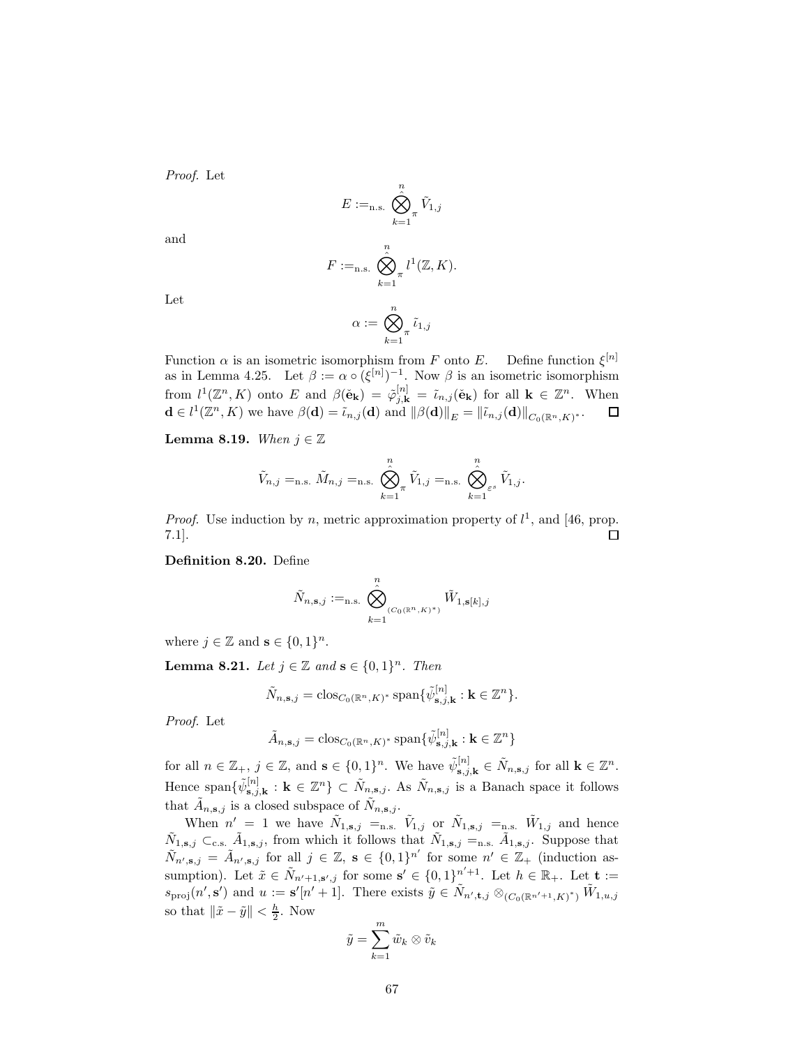*Proof.* Let

$$E :=_{\text{n.s.}} \hat{\bigotimes}_{k=1}^{n}{}_{\pi} \tilde{V}_{1,j}$$

and

$$F :=_{\text{n.s.}} \hat{\bigotimes}_{k=1}^{n}{}_{\pi} l^1(\mathbb{Z}, K).$$

Let

$$\alpha := \bigotimes_{k=1}^{n}{}_{\pi} \tilde{\iota}_{1,j}$$

Function $\alpha$ is an isometric isomorphism from $F$ onto $E$. Define function $\xi^{[n]}$ as in Lemma 4.25. Let $\beta := \alpha \circ (\xi^{[n]})^{-1}$. Now $\beta$ is an isometric isomorphism from $l^1(\mathbb{Z}^n, K)$ onto $E$ and $\beta(\check{\mathbf{e}}_{\mathbf{k}}) = \tilde{\varphi}^{[n]}_{j,\mathbf{k}} = \tilde{\iota}_{n,j}(\check{\mathbf{e}}_{\mathbf{k}})$ for all $\mathbf{k} \in \mathbb{Z}^n$. When $\mathbf{d} \in l^1(\mathbb{Z}^n, K)$ we have $\beta(\mathbf{d}) = \tilde{\iota}_{n,j}(\mathbf{d})$ and $\|\beta(\mathbf{d})\|_E = \|\tilde{\iota}_{n,j}(\mathbf{d})\|_{C_0(\mathbb{R}^n,K)^*}$. $\square$

**Lemma 8.19.** *When* $j \in \mathbb{Z}$

$$\tilde{V}_{n,j} =_{\text{n.s.}} \tilde{M}_{n,j} =_{\text{n.s.}} \hat{\bigotimes}_{k=1}^{n}{}_{\pi} \tilde{V}_{1,j} =_{\text{n.s.}} \hat{\bigotimes}_{k=1}^{n}{}_{\varepsilon^s} \tilde{V}_{1,j}.$$

*Proof.* Use induction by $n$, metric approximation property of $l^1$, and [46, prop. 7.1]. $\square$

**Definition 8.20.** Define

$$\tilde{N}_{n,\mathbf{s},j} :=_{\text{n.s.}} \hat{\bigotimes}_{k=1}^{n}{}_{(C_0(\mathbb{R}^n,K)^*)} \tilde{W}_{1,\mathbf{s}[k],j}$$

where $j \in \mathbb{Z}$ and $\mathbf{s} \in \{0,1\}^n$.

**Lemma 8.21.** *Let* $j \in \mathbb{Z}$ *and* $\mathbf{s} \in \{0,1\}^n$. *Then*

$$\tilde{N}_{n,\mathbf{s},j} = \operatorname{clos}_{C_0(\mathbb{R}^n,K)^*} \operatorname{span}\{\tilde{\psi}^{[n]}_{\mathbf{s},j,\mathbf{k}} : \mathbf{k} \in \mathbb{Z}^n\}.$$

*Proof.* Let

$$\tilde{A}_{n,\mathbf{s},j} = \operatorname{clos}_{C_0(\mathbb{R}^n,K)^*} \operatorname{span}\{\tilde{\psi}^{[n]}_{\mathbf{s},j,\mathbf{k}} : \mathbf{k} \in \mathbb{Z}^n\}$$

for all $n \in \mathbb{Z}_+$, $j \in \mathbb{Z}$, and $\mathbf{s} \in \{0,1\}^n$. We have $\tilde{\psi}^{[n]}_{\mathbf{s},j,\mathbf{k}} \in \tilde{N}_{n,\mathbf{s},j}$ for all $\mathbf{k} \in \mathbb{Z}^n$. Hence $\operatorname{span}\{\tilde{\psi}^{[n]}_{\mathbf{s},j,\mathbf{k}} : \mathbf{k} \in \mathbb{Z}^n\} \subset \tilde{N}_{n,\mathbf{s},j}$. As $\tilde{N}_{n,\mathbf{s},j}$ is a Banach space it follows that $\tilde{A}_{n,\mathbf{s},j}$ is a closed subspace of $\tilde{N}_{n,\mathbf{s},j}$.

When $n' = 1$ we have $\tilde{N}_{1,\mathbf{s},j} =_{\text{n.s.}} \tilde{V}_{1,j}$ or $\tilde{N}_{1,\mathbf{s},j} =_{\text{n.s.}} \tilde{W}_{1,j}$ and hence $\tilde{N}_{1,\mathbf{s},j} \subset_{\text{c.s.}} \tilde{A}_{1,\mathbf{s},j}$, from which it follows that $\tilde{N}_{1,\mathbf{s},j} =_{\text{n.s.}} \tilde{A}_{1,\mathbf{s},j}$. Suppose that $\tilde{N}_{n',\mathbf{s},j} = \tilde{A}_{n',\mathbf{s},j}$ for all $j \in \mathbb{Z}$, $\mathbf{s} \in \{0,1\}^{n'}$ for some $n' \in \mathbb{Z}_+$ (induction assumption). Let $\tilde{x} \in \tilde{N}_{n'+1,\mathbf{s}',j}$ for some $\mathbf{s}' \in \{0,1\}^{n'+1}$. Let $h \in \mathbb{R}_+$. Let $\mathbf{t} := s_{\text{proj}}(n', \mathbf{s}')$ and $u := \mathbf{s}'[n'+1]$. There exists $\tilde{y} \in \tilde{N}_{n',\mathbf{t},j} \otimes_{(C_0(\mathbb{R}^{n'+1},K)^*)} \tilde{W}_{1,u,j}$ so that $\|\tilde{x} - \tilde{y}\| < \frac{h}{2}$. Now

$$\tilde{y} = \sum_{k=1}^{m} \tilde{w}_k \otimes \tilde{v}_k$$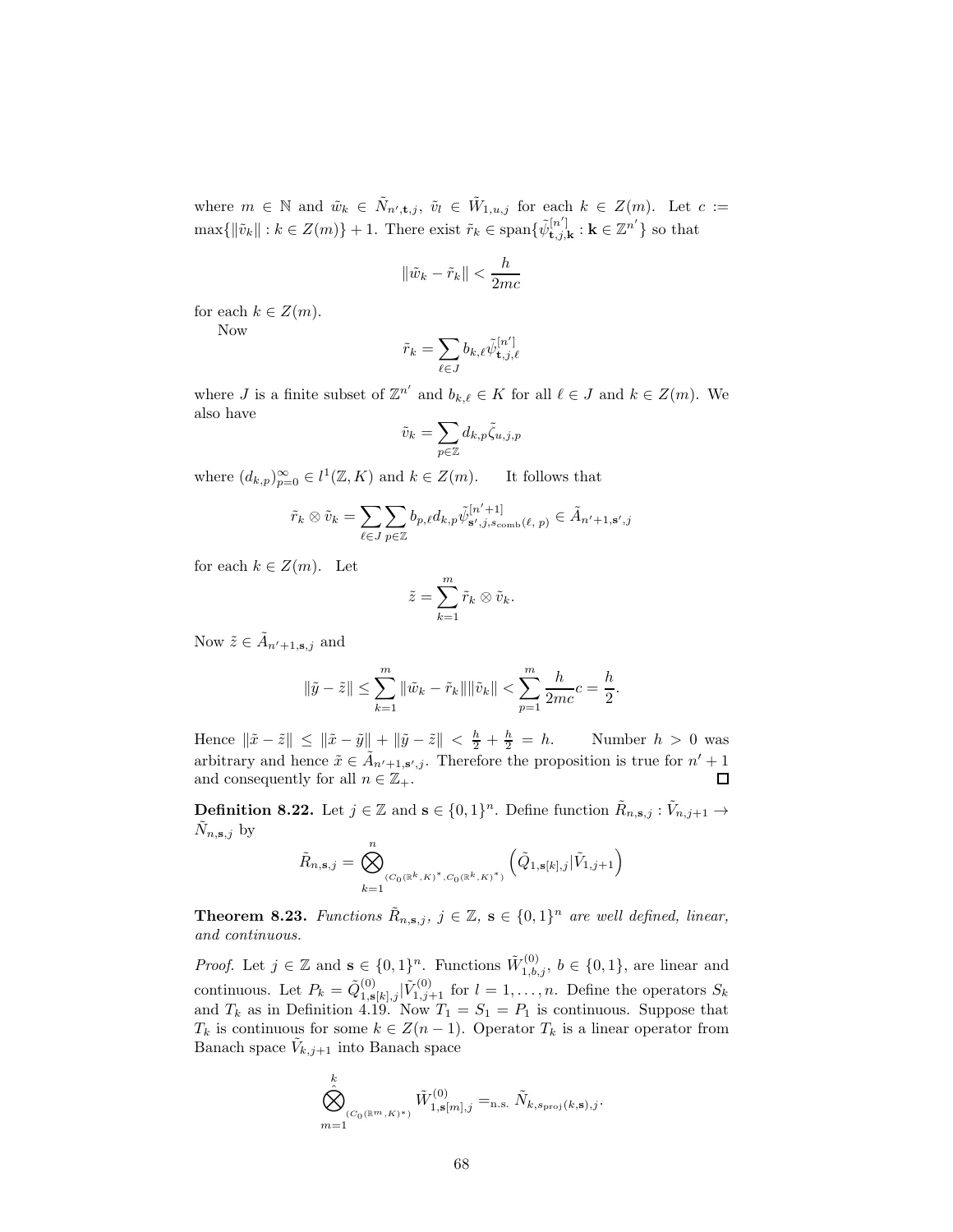where $m \in \mathbb{N}$ and $\tilde{w}_k \in \tilde{N}_{n',\mathbf{t},j}$, $\tilde{v}_l \in \tilde{W}_{1,u,j}$ for each $k \in Z(m)$. Let $c := \max\{\|\tilde{v}_k\| : k \in Z(m)\} + 1$. There exist $\tilde{r}_k \in \operatorname{span}\{\tilde{\psi}^{[n']}_{\mathbf{t},j,\mathbf{k}} : \mathbf{k} \in \mathbb{Z}^{n'}\}$ so that

$$\|\tilde{w}_k - \tilde{r}_k\| < \frac{h}{2mc}$$

for each $k \in Z(m)$.

Now

$$\tilde{r}_k = \sum_{\ell \in J} b_{k,\ell} \tilde{\psi}^{[n']}_{\mathbf{t},j,\ell}$$

where $J$ is a finite subset of $\mathbb{Z}^{n'}$ and $b_{k,\ell} \in K$ for all $\ell \in J$ and $k \in Z(m)$. We also have

$$\tilde{v}_k = \sum_{p \in \mathbb{Z}} d_{k,p} \tilde{\zeta}_{u,j,p}$$

where $(d_{k,p})_{p=0}^{\infty} \in l^1(\mathbb{Z}, K)$ and $k \in Z(m)$. It follows that

$$\tilde{r}_k \otimes \tilde{v}_k = \sum_{\ell \in J} \sum_{p \in \mathbb{Z}} b_{p,\ell} d_{k,p} \tilde{\psi}^{[n'+1]}_{\mathbf{s}',j,s_{\mathrm{comb}}(\ell,\, p)} \in \tilde{A}_{n'+1,\mathbf{s}',j}$$

for each $k \in Z(m)$. Let

$$\tilde{z} = \sum_{k=1}^{m} \tilde{r}_k \otimes \tilde{v}_k.$$

Now $\tilde{z} \in \tilde{A}_{n'+1,\mathbf{s},j}$ and

$$\|\tilde{y} - \tilde{z}\| \leq \sum_{k=1}^{m} \|\tilde{w}_k - \tilde{r}_k\| \|\tilde{v}_k\| < \sum_{p=1}^{m} \frac{h}{2mc} c = \frac{h}{2}.$$

Hence $\|\tilde{x} - \tilde{z}\| \leq \|\tilde{x} - \tilde{y}\| + \|\tilde{y} - \tilde{z}\| < \frac{h}{2} + \frac{h}{2} = h$. Number $h > 0$ was arbitrary and hence $\tilde{x} \in \tilde{A}_{n'+1,\mathbf{s}',j}$. Therefore the proposition is true for $n'+1$ and consequently for all $n \in \mathbb{Z}_+$. $\square$

**Definition 8.22.** Let $j \in \mathbb{Z}$ and $\mathbf{s} \in \{0,1\}^n$. Define function $\tilde{R}_{n,\mathbf{s},j} : \tilde{V}_{n,j+1} \to \tilde{N}_{n,\mathbf{s},j}$ by

$$\tilde{R}_{n,\mathbf{s},j} = \bigotimes_{k=1}^{n}{}_{(C_0(\mathbb{R}^k,K)^*, C_0(\mathbb{R}^k,K)^*)} \left( \tilde{Q}_{1,\mathbf{s}[k],j} | \tilde{V}_{1,j+1} \right)$$

**Theorem 8.23.** *Functions $\tilde{R}_{n,\mathbf{s},j}$, $j \in \mathbb{Z}$, $\mathbf{s} \in \{0,1\}^n$ are well defined, linear, and continuous.*

*Proof.* Let $j \in \mathbb{Z}$ and $\mathbf{s} \in \{0,1\}^n$. Functions $\tilde{W}^{(0)}_{1,b,j}$, $b \in \{0,1\}$, are linear and continuous. Let $P_k = \tilde{Q}^{(0)}_{1,\mathbf{s}[k],j} | \tilde{V}^{(0)}_{1,j+1}$ for $l = 1, \ldots, n$. Define the operators $S_k$ and $T_k$ as in Definition 4.19. Now $T_1 = S_1 = P_1$ is continuous. Suppose that $T_k$ is continuous for some $k \in Z(n-1)$. Operator $T_k$ is a linear operator from Banach space $\tilde{V}_{k,j+1}$ into Banach space

$$\hat{\bigotimes_{m=1}^{k}}{}_{(C_0(\mathbb{R}^m,K)^*)} \tilde{W}^{(0)}_{1,\mathbf{s}[m],j} =_{\text{n.s.}} \tilde{N}_{k,s_{\mathrm{proj}}(k,\mathbf{s}),j}.$$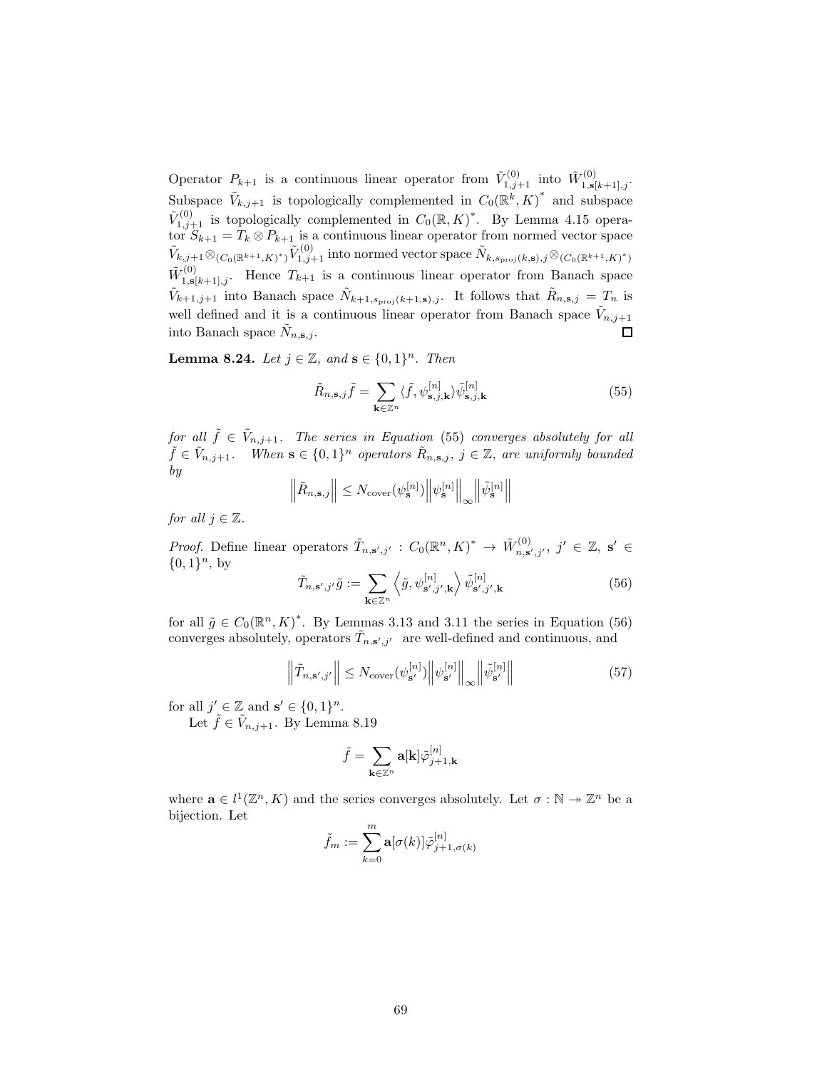Operator $P_{k+1}$ is a continuous linear operator from $\tilde{V}_{1,j+1}^{(0)}$ into $\tilde{W}_{1,\mathbf{s}[k+1],j}^{(0)}$. Subspace $\tilde{V}_{k,j+1}$ is topologically complemented in $C_0(\mathbb{R}^k,K)^*$ and subspace $\tilde{V}_{1,j+1}^{(0)}$ is topologically complemented in $C_0(\mathbb{R},K)^*$. By Lemma 4.15 operator $S_{k+1} = T_k \otimes P_{k+1}$ is a continuous linear operator from normed vector space $\tilde{V}_{k,j+1} \otimes_{(C_0(\mathbb{R}^{k+1},K)^*)} \tilde{V}_{1,j+1}^{(0)}$ into normed vector space $\tilde{N}_{k,s_{\mathrm{proj}}(k,\mathbf{s}),j} \otimes_{(C_0(\mathbb{R}^{k+1},K)^*)} \tilde{W}_{1,\mathbf{s}[k+1],j}^{(0)}$. Hence $T_{k+1}$ is a continuous linear operator from Banach space $\tilde{V}_{k+1,j+1}$ into Banach space $\tilde{N}_{k+1,s_{\mathrm{proj}}(k+1,\mathbf{s}),j}$. It follows that $\tilde{R}_{n,\mathbf{s},j} = T_n$ is well defined and it is a continuous linear operator from Banach space $\tilde{V}_{n,j+1}$ into Banach space $\tilde{N}_{n,\mathbf{s},j}$. □

**Lemma 8.24.** *Let $j \in \mathbb{Z}$, and $\mathbf{s} \in \{0,1\}^n$. Then*

$$\tilde{R}_{n,\mathbf{s},j}\tilde{f} = \sum_{\mathbf{k}\in\mathbb{Z}^n} \langle \tilde{f}, \psi_{\mathbf{s},j,\mathbf{k}}^{[n]} \rangle \tilde{\psi}_{\mathbf{s},j,\mathbf{k}}^{[n]} \tag{55}$$

*for all $\tilde{f} \in \tilde{V}_{n,j+1}$. The series in Equation (55) converges absolutely for all $\tilde{f} \in \tilde{V}_{n,j+1}$. When $\mathbf{s} \in \{0,1\}^n$ operators $\tilde{R}_{n,\mathbf{s},j}$, $j \in \mathbb{Z}$, are uniformly bounded by*

$$\left\| \tilde{R}_{n,\mathbf{s},j} \right\| \le N_{\mathrm{cover}}(\psi_{\mathbf{s}}^{[n]}) \left\| \psi_{\mathbf{s}}^{[n]} \right\|_{\infty} \left\| \tilde{\psi}_{\mathbf{s}}^{[n]} \right\|$$

*for all $j \in \mathbb{Z}$.*

*Proof.* Define linear operators $\tilde{T}_{n,\mathbf{s}',j'} : C_0(\mathbb{R}^n,K)^* \to \tilde{W}_{n,\mathbf{s}',j'}^{(0)}$, $j' \in \mathbb{Z}$, $\mathbf{s}' \in \{0,1\}^n$, by

$$\tilde{T}_{n,\mathbf{s}',j'}\tilde{g} := \sum_{\mathbf{k}\in\mathbb{Z}^n} \left\langle \tilde{g}, \psi_{\mathbf{s}',j',\mathbf{k}}^{[n]} \right\rangle \tilde{\psi}_{\mathbf{s}',j',\mathbf{k}}^{[n]} \tag{56}$$

for all $\tilde{g} \in C_0(\mathbb{R}^n,K)^*$. By Lemmas 3.13 and 3.11 the series in Equation (56) converges absolutely, operators $\tilde{T}_{n,\mathbf{s}',j'}$ are well-defined and continuous, and

$$\left\| \tilde{T}_{n,\mathbf{s}',j'} \right\| \le N_{\mathrm{cover}}(\psi_{\mathbf{s}'}^{[n]}) \left\| \psi_{\mathbf{s}'}^{[n]} \right\|_{\infty} \left\| \tilde{\psi}_{\mathbf{s}'}^{[n]} \right\| \tag{57}$$

for all $j' \in \mathbb{Z}$ and $\mathbf{s}' \in \{0,1\}^n$.

Let $\tilde{f} \in \tilde{V}_{n,j+1}$. By Lemma 8.19

$$\tilde{f} = \sum_{\mathbf{k}\in\mathbb{Z}^n} \mathbf{a}[\mathbf{k}] \tilde{\varphi}_{j+1,\mathbf{k}}^{[n]}$$

where $\mathbf{a} \in l^1(\mathbb{Z}^n,K)$ and the series converges absolutely. Let $\sigma : \mathbb{N} \twoheadrightarrow \mathbb{Z}^n$ be a bijection. Let

$$\tilde{f}_m := \sum_{k=0}^{m} \mathbf{a}[\sigma(k)] \tilde{\varphi}_{j+1,\sigma(k)}^{[n]}$$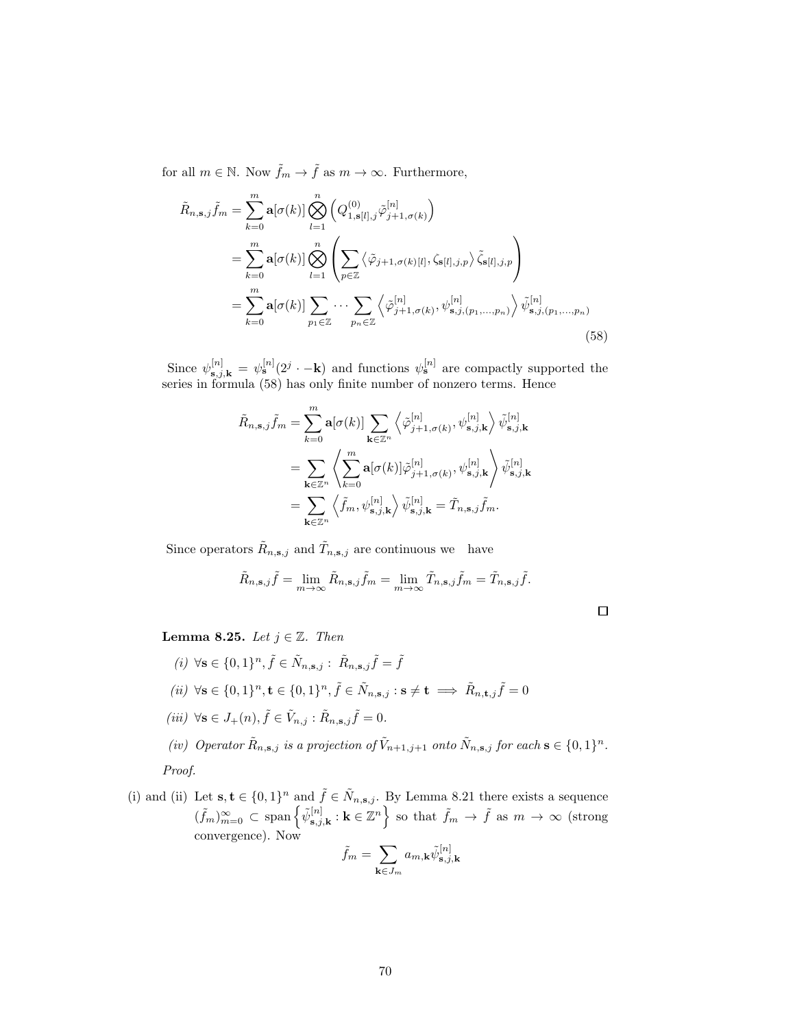for all $m \in \mathbb{N}$. Now $\tilde{f}_m \to \tilde{f}$ as $m \to \infty$. Furthermore,

$$\begin{aligned}
\tilde{R}_{n,\mathbf{s},j}\tilde{f}_m &= \sum_{k=0}^{m} \mathbf{a}[\sigma(k)] \bigotimes_{l=1}^{n} \left( Q^{(0)}_{1,\mathbf{s}[l],j} \tilde{\varphi}^{[n]}_{j+1,\sigma(k)} \right) \\
&= \sum_{k=0}^{m} \mathbf{a}[\sigma(k)] \bigotimes_{l=1}^{n} \left( \sum_{p \in \mathbb{Z}} \left\langle \tilde{\varphi}_{j+1,\sigma(k)[l]}, \zeta_{\mathbf{s}[l],j,p} \right\rangle \tilde{\zeta}_{\mathbf{s}[l],j,p} \right) \\
&= \sum_{k=0}^{m} \mathbf{a}[\sigma(k)] \sum_{p_1 \in \mathbb{Z}} \cdots \sum_{p_n \in \mathbb{Z}} \left\langle \tilde{\varphi}^{[n]}_{j+1,\sigma(k)}, \psi^{[n]}_{\mathbf{s},j,(p_1,\ldots,p_n)} \right\rangle \tilde{\psi}^{[n]}_{\mathbf{s},j,(p_1,\ldots,p_n)}
\end{aligned} \tag{58}$$

Since $\psi^{[n]}_{\mathbf{s},j,\mathbf{k}} = \psi^{[n]}_{\mathbf{s}}(2^j \cdot -\mathbf{k})$ and functions $\psi^{[n]}_{\mathbf{s}}$ are compactly supported the series in formula (58) has only finite number of nonzero terms. Hence

$$\begin{aligned}
\tilde{R}_{n,\mathbf{s},j}\tilde{f}_m &= \sum_{k=0}^{m} \mathbf{a}[\sigma(k)] \sum_{\mathbf{k} \in \mathbb{Z}^n} \left\langle \tilde{\varphi}^{[n]}_{j+1,\sigma(k)}, \psi^{[n]}_{\mathbf{s},j,\mathbf{k}} \right\rangle \tilde{\psi}^{[n]}_{\mathbf{s},j,\mathbf{k}} \\
&= \sum_{\mathbf{k} \in \mathbb{Z}^n} \left\langle \sum_{k=0}^{m} \mathbf{a}[\sigma(k)] \tilde{\varphi}^{[n]}_{j+1,\sigma(k)}, \psi^{[n]}_{\mathbf{s},j,\mathbf{k}} \right\rangle \tilde{\psi}^{[n]}_{\mathbf{s},j,\mathbf{k}} \\
&= \sum_{\mathbf{k} \in \mathbb{Z}^n} \left\langle \tilde{f}_m, \psi^{[n]}_{\mathbf{s},j,\mathbf{k}} \right\rangle \tilde{\psi}^{[n]}_{\mathbf{s},j,\mathbf{k}} = \tilde{T}_{n,\mathbf{s},j}\tilde{f}_m.
\end{aligned}$$

Since operators $\tilde{R}_{n,\mathbf{s},j}$ and $\tilde{T}_{n,\mathbf{s},j}$ are continuous we have

$$\tilde{R}_{n,\mathbf{s},j}\tilde{f} = \lim_{m \to \infty} \tilde{R}_{n,\mathbf{s},j}\tilde{f}_m = \lim_{m \to \infty} \tilde{T}_{n,\mathbf{s},j}\tilde{f}_m = \tilde{T}_{n,\mathbf{s},j}\tilde{f}.$$

□

**Lemma 8.25.** *Let $j \in \mathbb{Z}$. Then*

*(i)* $\forall \mathbf{s} \in \{0,1\}^n, \tilde{f} \in \tilde{N}_{n,\mathbf{s},j} : \tilde{R}_{n,\mathbf{s},j}\tilde{f} = \tilde{f}$

*(ii)* $\forall \mathbf{s} \in \{0,1\}^n, \mathbf{t} \in \{0,1\}^n, \tilde{f} \in \tilde{N}_{n,\mathbf{s},j} : \mathbf{s} \neq \mathbf{t} \implies \tilde{R}_{n,\mathbf{t},j}\tilde{f} = 0$

*(iii)* $\forall \mathbf{s} \in J_+(n), \tilde{f} \in \tilde{V}_{n,j} : \tilde{R}_{n,\mathbf{s},j}\tilde{f} = 0$.

*(iv) Operator $\tilde{R}_{n,\mathbf{s},j}$ is a projection of $\tilde{V}_{n+1,j+1}$ onto $\tilde{N}_{n,\mathbf{s},j}$ for each $\mathbf{s} \in \{0,1\}^n$.*

*Proof.*

(i) and (ii) Let $\mathbf{s}, \mathbf{t} \in \{0,1\}^n$ and $\tilde{f} \in \tilde{N}_{n,\mathbf{s},j}$. By Lemma 8.21 there exists a sequence $(\tilde{f}_m)_{m=0}^{\infty} \subset \operatorname{span}\left\{ \tilde{\psi}^{[n]}_{\mathbf{s},j,\mathbf{k}} : \mathbf{k} \in \mathbb{Z}^n \right\}$ so that $\tilde{f}_m \to \tilde{f}$ as $m \to \infty$ (strong convergence). Now

$$\tilde{f}_m = \sum_{\mathbf{k} \in J_m} a_{m,\mathbf{k}} \tilde{\psi}^{[n]}_{\mathbf{s},j,\mathbf{k}}$$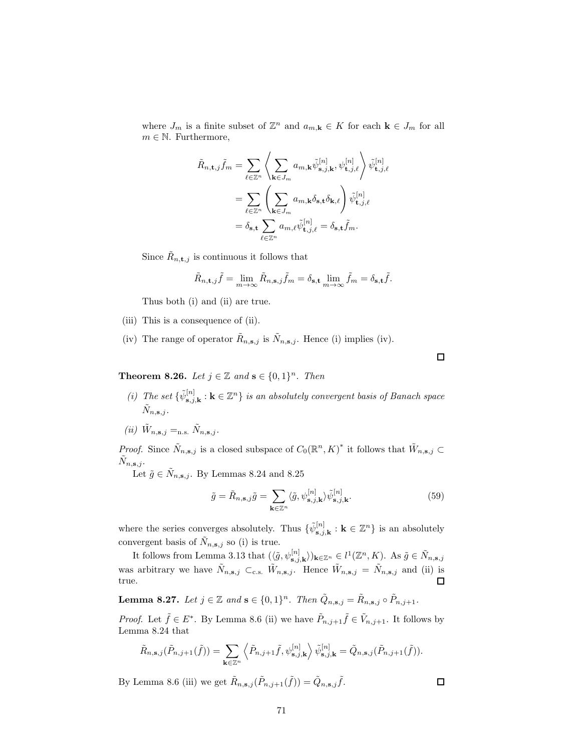where $J_m$ is a finite subset of $\mathbb{Z}^n$ and $a_{m,\mathbf{k}} \in K$ for each $\mathbf{k} \in J_m$ for all $m \in \mathbb{N}$. Furthermore,

$$\begin{aligned}
\tilde{R}_{n,\mathbf{t},j}\tilde{f}_m &= \sum_{\ell \in \mathbb{Z}^n} \left\langle \sum_{\mathbf{k} \in J_m} a_{m,\mathbf{k}} \tilde{\psi}^{[n]}_{\mathbf{s},j,\mathbf{k}}, \psi^{[n]}_{\mathbf{t},j,\ell} \right\rangle \tilde{\psi}^{[n]}_{\mathbf{t},j,\ell} \\
&= \sum_{\ell \in \mathbb{Z}^n} \left( \sum_{\mathbf{k} \in J_m} a_{m,\mathbf{k}} \delta_{\mathbf{s},\mathbf{t}} \delta_{\mathbf{k},\ell} \right) \tilde{\psi}^{[n]}_{\mathbf{t},j,\ell} \\
&= \delta_{\mathbf{s},\mathbf{t}} \sum_{\ell \in \mathbb{Z}^n} a_{m,\ell} \tilde{\psi}^{[n]}_{\mathbf{t},j,\ell} = \delta_{\mathbf{s},\mathbf{t}} \tilde{f}_m.
\end{aligned}$$

Since $\tilde{R}_{n,\mathbf{t},j}$ is continuous it follows that

$$\tilde{R}_{n,\mathbf{t},j}\tilde{f} = \lim_{m \to \infty} \tilde{R}_{n,\mathbf{s},j}\tilde{f}_m = \delta_{\mathbf{s},\mathbf{t}} \lim_{m \to \infty} \tilde{f}_m = \delta_{\mathbf{s},\mathbf{t}} \tilde{f}.$$

Thus both (i) and (ii) are true.

(iii) This is a consequence of (ii).

(iv) The range of operator $\tilde{R}_{n,\mathbf{s},j}$ is $\tilde{N}_{n,\mathbf{s},j}$. Hence (i) implies (iv).

□

**Theorem 8.26.** *Let $j \in \mathbb{Z}$ and $\mathbf{s} \in \{0,1\}^n$. Then*

*(i) The set $\{\tilde{\psi}^{[n]}_{\mathbf{s},j,\mathbf{k}} : \mathbf{k} \in \mathbb{Z}^n\}$ is an absolutely convergent basis of Banach space $\tilde{N}_{n,\mathbf{s},j}$.*

*(ii) $\tilde{W}_{n,\mathbf{s},j} =_{\text{n.s.}} \tilde{N}_{n,\mathbf{s},j}$.*

*Proof.* Since $\tilde{N}_{n,\mathbf{s},j}$ is a closed subspace of $C_0(\mathbb{R}^n, K)^*$ it follows that $\tilde{W}_{n,\mathbf{s},j} \subset \tilde{N}_{n,\mathbf{s},j}$.

Let $\tilde{g} \in \tilde{N}_{n,\mathbf{s},j}$. By Lemmas 8.24 and 8.25

$$\tilde{g} = \tilde{R}_{n,\mathbf{s},j}\tilde{g} = \sum_{\mathbf{k} \in \mathbb{Z}^n} \langle \tilde{g}, \psi^{[n]}_{\mathbf{s},j,\mathbf{k}} \rangle \tilde{\psi}^{[n]}_{\mathbf{s},j,\mathbf{k}}. \tag{59}$$

where the series converges absolutely. Thus $\{\tilde{\psi}^{[n]}_{\mathbf{s},j,\mathbf{k}} : \mathbf{k} \in \mathbb{Z}^n\}$ is an absolutely convergent basis of $\tilde{N}_{n,\mathbf{s},j}$ so (i) is true.

It follows from Lemma 3.13 that $(\langle \tilde{g}, \psi^{[n]}_{\mathbf{s},j,\mathbf{k}} \rangle)_{\mathbf{k} \in \mathbb{Z}^n} \in l^1(\mathbb{Z}^n, K)$. As $\tilde{g} \in \tilde{N}_{n,\mathbf{s},j}$ was arbitrary we have $\tilde{N}_{n,\mathbf{s},j} \subset_{\text{c.s.}} \tilde{W}_{n,\mathbf{s},j}$. Hence $\tilde{W}_{n,\mathbf{s},j} = \tilde{N}_{n,\mathbf{s},j}$ and (ii) is true. □

**Lemma 8.27.** *Let $j \in \mathbb{Z}$ and $\mathbf{s} \in \{0,1\}^n$. Then $\tilde{Q}_{n,\mathbf{s},j} = \tilde{R}_{n,\mathbf{s},j} \circ \tilde{P}_{n,j+1}$.*

*Proof.* Let $\tilde{f} \in E^*$. By Lemma 8.6 (ii) we have $\tilde{P}_{n,j+1}\tilde{f} \in \tilde{V}_{n,j+1}$. It follows by Lemma 8.24 that

$$\tilde{R}_{n,\mathbf{s},j}(\tilde{P}_{n,j+1}(\tilde{f})) = \sum_{\mathbf{k} \in \mathbb{Z}^n} \left\langle \tilde{P}_{n,j+1}\tilde{f}, \psi^{[n]}_{\mathbf{s},j,\mathbf{k}} \right\rangle \tilde{\psi}^{[n]}_{\mathbf{s},j,\mathbf{k}} = \tilde{Q}_{n,\mathbf{s},j}(\tilde{P}_{n,j+1}(\tilde{f})).$$

By Lemma 8.6 (iii) we get $\tilde{R}_{n,\mathbf{s},j}(\tilde{P}_{n,j+1}(\tilde{f})) = \tilde{Q}_{n,\mathbf{s},j}\tilde{f}$. □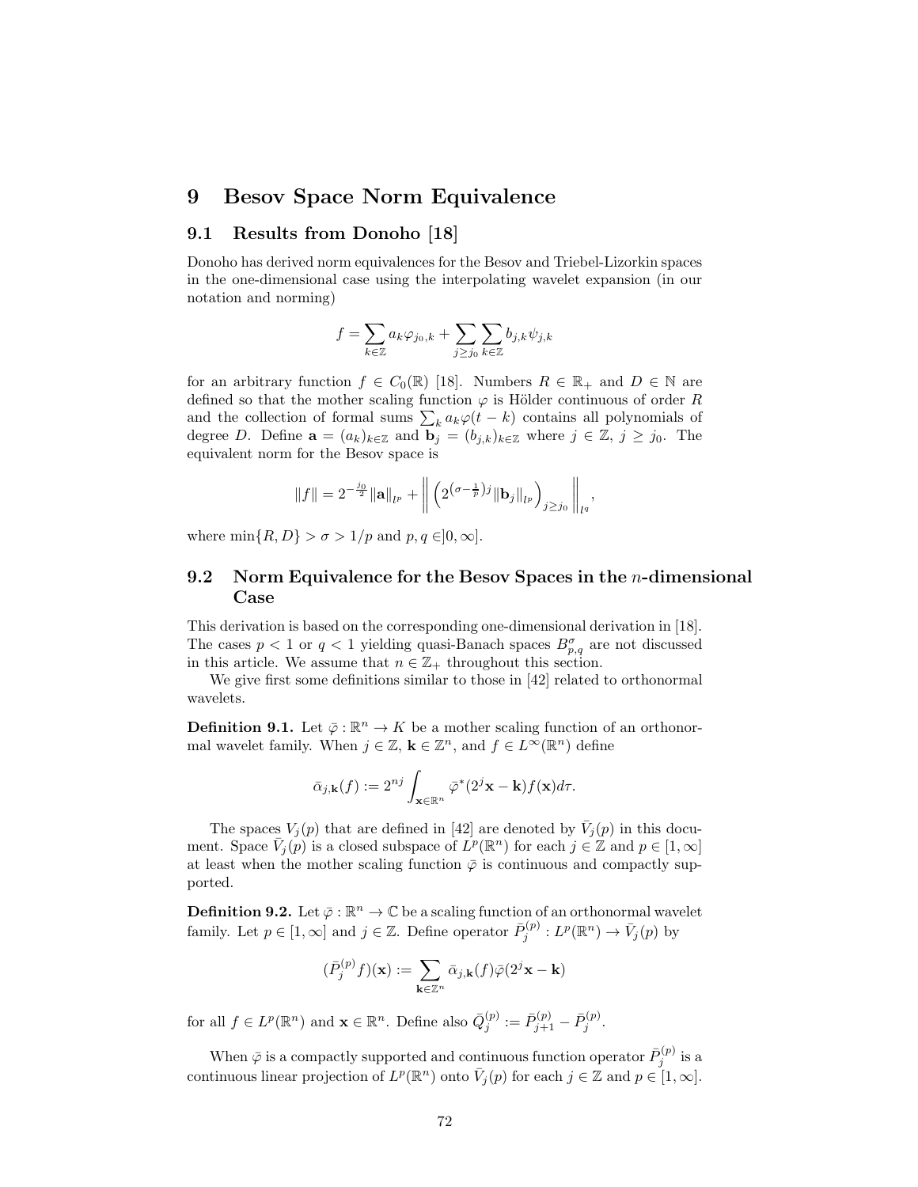# 9 Besov Space Norm Equivalence

## 9.1 Results from Donoho [18]

Donoho has derived norm equivalences for the Besov and Triebel-Lizorkin spaces in the one-dimensional case using the interpolating wavelet expansion (in our notation and norming)

$$f = \sum_{k \in \mathbb{Z}} a_k \varphi_{j_0,k} + \sum_{j \geq j_0} \sum_{k \in \mathbb{Z}} b_{j,k} \psi_{j,k}$$

for an arbitrary function $f \in C_0(\mathbb{R})$ [18]. Numbers $R \in \mathbb{R}_+$ and $D \in \mathbb{N}$ are defined so that the mother scaling function $\varphi$ is Hölder continuous of order $R$ and the collection of formal sums $\sum_k a_k \varphi(t-k)$ contains all polynomials of degree $D$. Define $\mathbf{a} = (a_k)_{k \in \mathbb{Z}}$ and $\mathbf{b}_j = (b_{j,k})_{k \in \mathbb{Z}}$ where $j \in \mathbb{Z}$, $j \geq j_0$. The equivalent norm for the Besov space is

$$\|f\| = 2^{-\frac{j_0}{2}} \|\mathbf{a}\|_{l^p} + \left\| \left( 2^{\left(\sigma - \frac{1}{p}\right)j} \|\mathbf{b}_j\|_{l^p} \right)_{j \geq j_0} \right\|_{l^q},$$

where $\min\{R, D\} > \sigma > 1/p$ and $p, q \in ]0, \infty]$.

## 9.2 Norm Equivalence for the Besov Spaces in the $n$-dimensional Case

This derivation is based on the corresponding one-dimensional derivation in [18]. The cases $p < 1$ or $q < 1$ yielding quasi-Banach spaces $B^\sigma_{p,q}$ are not discussed in this article. We assume that $n \in \mathbb{Z}_+$ throughout this section.

We give first some definitions similar to those in [42] related to orthonormal wavelets.

**Definition 9.1.** Let $\bar{\varphi} : \mathbb{R}^n \to K$ be a mother scaling function of an orthonormal wavelet family. When $j \in \mathbb{Z}$, $\mathbf{k} \in \mathbb{Z}^n$, and $f \in L^\infty(\mathbb{R}^n)$ define

$$\bar{\alpha}_{j,\mathbf{k}}(f) := 2^{nj} \int_{\mathbf{x} \in \mathbb{R}^n} \bar{\varphi}^*(2^j \mathbf{x} - \mathbf{k}) f(\mathbf{x}) d\tau.$$

The spaces $V_j(p)$ that are defined in [42] are denoted by $\bar{V}_j(p)$ in this document. Space $\bar{V}_j(p)$ is a closed subspace of $L^p(\mathbb{R}^n)$ for each $j \in \mathbb{Z}$ and $p \in [1, \infty]$ at least when the mother scaling function $\bar{\varphi}$ is continuous and compactly supported.

**Definition 9.2.** Let $\bar{\varphi} : \mathbb{R}^n \to \mathbb{C}$ be a scaling function of an orthonormal wavelet family. Let $p \in [1, \infty]$ and $j \in \mathbb{Z}$. Define operator $\bar{P}^{(p)}_j : L^p(\mathbb{R}^n) \to \bar{V}_j(p)$ by

$$(\bar{P}^{(p)}_j f)(\mathbf{x}) := \sum_{\mathbf{k} \in \mathbb{Z}^n} \bar{\alpha}_{j,\mathbf{k}}(f) \bar{\varphi}(2^j \mathbf{x} - \mathbf{k})$$

for all $f \in L^p(\mathbb{R}^n)$ and $\mathbf{x} \in \mathbb{R}^n$. Define also $\bar{Q}^{(p)}_j := \bar{P}^{(p)}_{j+1} - \bar{P}^{(p)}_j$.

When $\bar{\varphi}$ is a compactly supported and continuous function operator $\bar{P}^{(p)}_j$ is a continuous linear projection of $L^p(\mathbb{R}^n)$ onto $\bar{V}_j(p)$ for each $j \in \mathbb{Z}$ and $p \in [1, \infty]$.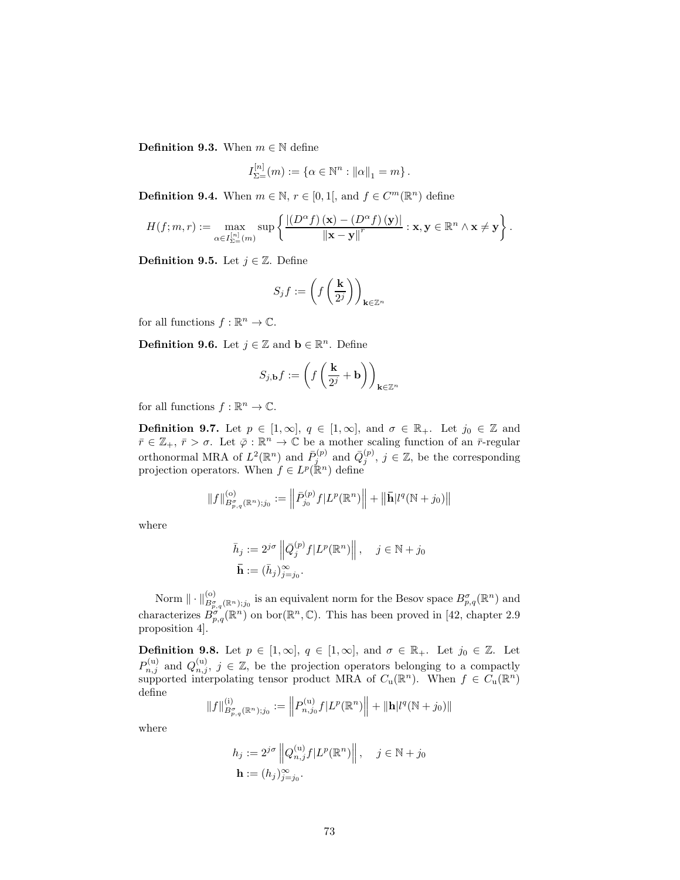**Definition 9.3.** When $m \in \mathbb{N}$ define

$$I_{\Sigma=}^{[n]}(m) := \{\alpha \in \mathbb{N}^n : \|\alpha\|_1 = m\}.$$

**Definition 9.4.** When $m \in \mathbb{N}$, $r \in [0,1[$, and $f \in C^m(\mathbb{R}^n)$ define

$$H(f;m,r) := \max_{\alpha \in I_{\Sigma=}^{[n]}(m)} \sup \left\{ \frac{|(D^\alpha f)(\mathbf{x}) - (D^\alpha f)(\mathbf{y})|}{\|\mathbf{x} - \mathbf{y}\|^r} : \mathbf{x}, \mathbf{y} \in \mathbb{R}^n \wedge \mathbf{x} \neq \mathbf{y} \right\}.$$

**Definition 9.5.** Let $j \in \mathbb{Z}$. Define

$$S_j f := \left( f\left(\frac{\mathbf{k}}{2^j}\right) \right)_{\mathbf{k} \in \mathbb{Z}^n}$$

for all functions $f : \mathbb{R}^n \to \mathbb{C}$.

**Definition 9.6.** Let $j \in \mathbb{Z}$ and $\mathbf{b} \in \mathbb{R}^n$. Define

$$S_{j,\mathbf{b}} f := \left( f\left(\frac{\mathbf{k}}{2^j} + \mathbf{b}\right) \right)_{\mathbf{k} \in \mathbb{Z}^n}$$

for all functions $f : \mathbb{R}^n \to \mathbb{C}$.

**Definition 9.7.** Let $p \in [1,\infty]$, $q \in [1,\infty]$, and $\sigma \in \mathbb{R}_+$. Let $j_0 \in \mathbb{Z}$ and $\bar{r} \in \mathbb{Z}_+$, $\bar{r} > \sigma$. Let $\bar{\varphi} : \mathbb{R}^n \to \mathbb{C}$ be a mother scaling function of an $\bar{r}$-regular orthonormal MRA of $L^2(\mathbb{R}^n)$ and $\bar{P}_j^{(p)}$ and $\bar{Q}_j^{(p)}$, $j \in \mathbb{Z}$, be the corresponding projection operators. When $f \in L^p(\mathbb{R}^n)$ define

$$\|f\|_{B_{p,q}^\sigma(\mathbb{R}^n);j_0}^{(\mathrm{o})} := \left\| \bar{P}_{j_0}^{(p)} f | L^p(\mathbb{R}^n) \right\| + \left\| \bar{\mathbf{h}} | l^q(\mathbb{N} + j_0) \right\|$$

where

$$\bar{h}_j := 2^{j\sigma} \left\| \bar{Q}_j^{(p)} f | L^p(\mathbb{R}^n) \right\|, \quad j \in \mathbb{N} + j_0$$
$$\bar{\mathbf{h}} := (\bar{h}_j)_{j=j_0}^\infty.$$

Norm $\| \cdot \|_{B_{p,q}^\sigma(\mathbb{R}^n);j_0}^{(\mathrm{o})}$ is an equivalent norm for the Besov space $B_{p,q}^\sigma(\mathbb{R}^n)$ and characterizes $B_{p,q}^\sigma(\mathbb{R}^n)$ on $\mathrm{bor}(\mathbb{R}^n, \mathbb{C})$. This has been proved in [42, chapter 2.9 proposition 4].

**Definition 9.8.** Let $p \in [1,\infty]$, $q \in [1,\infty]$, and $\sigma \in \mathbb{R}_+$. Let $j_0 \in \mathbb{Z}$. Let $P_{n,j}^{(\mathrm{u})}$ and $Q_{n,j}^{(\mathrm{u})}$, $j \in \mathbb{Z}$, be the projection operators belonging to a compactly supported interpolating tensor product MRA of $C_{\mathrm{u}}(\mathbb{R}^n)$. When $f \in C_{\mathrm{u}}(\mathbb{R}^n)$ define

$$\|f\|_{B_{p,q}^\sigma(\mathbb{R}^n);j_0}^{(\mathrm{i})} := \left\| P_{n,j_0}^{(\mathrm{u})} f | L^p(\mathbb{R}^n) \right\| + \left\| \mathbf{h} | l^q(\mathbb{N} + j_0) \right\|$$

where

$$h_j := 2^{j\sigma} \left\| Q_{n,j}^{(\mathrm{u})} f | L^p(\mathbb{R}^n) \right\|, \quad j \in \mathbb{N} + j_0$$
$$\mathbf{h} := (h_j)_{j=j_0}^\infty.$$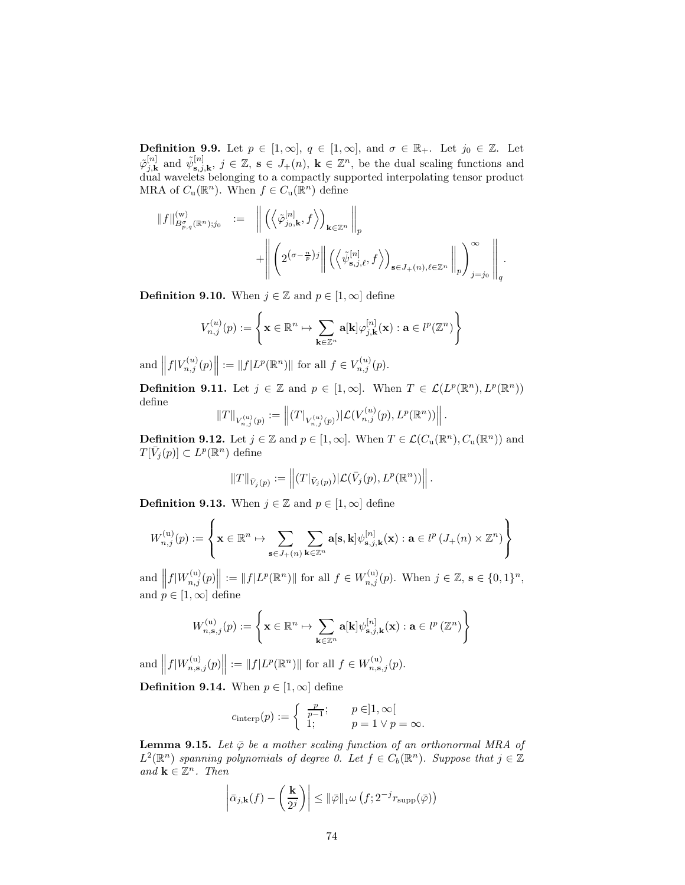**Definition 9.9.** Let $p \in [1, \infty]$, $q \in [1, \infty]$, and $\sigma \in \mathbb{R}_+$. Let $j_0 \in \mathbb{Z}$. Let $\tilde{\varphi}^{[n]}_{j,\mathbf{k}}$ and $\tilde{\psi}^{[n]}_{\mathbf{s},j,\mathbf{k}}$, $j \in \mathbb{Z}$, $\mathbf{s} \in J_+(n)$, $\mathbf{k} \in \mathbb{Z}^n$, be the dual scaling functions and dual wavelets belonging to a compactly supported interpolating tensor product MRA of $C_{\mathrm{u}}(\mathbb{R}^n)$. When $f \in C_{\mathrm{u}}(\mathbb{R}^n)$ define

$$\begin{aligned}
\|f\|^{(\mathrm{w})}_{B^{\sigma}_{p,q}(\mathbb{R}^n);j_0} \quad := \quad & \left\| \left( \left\langle \tilde{\varphi}^{[n]}_{j_0,\mathbf{k}}, f \right\rangle \right)_{\mathbf{k} \in \mathbb{Z}^n} \right\|_p \\
& + \left\| \left( 2^{\left(\sigma - \frac{n}{p}\right) j} \left\| \left( \left\langle \tilde{\psi}^{[n]}_{\mathbf{s},j,\ell}, f \right\rangle \right)_{\mathbf{s} \in J_+(n), \ell \in \mathbb{Z}^n} \right\|_p \right)_{j=j_0}^{\infty} \right\|_q .
\end{aligned}$$

**Definition 9.10.** When $j \in \mathbb{Z}$ and $p \in [1, \infty]$ define

$$V^{(u)}_{n,j}(p) := \left\{ \mathbf{x} \in \mathbb{R}^n \mapsto \sum_{\mathbf{k} \in \mathbb{Z}^n} \mathbf{a}[\mathbf{k}] \varphi^{[n]}_{j,\mathbf{k}}(\mathbf{x}) : \mathbf{a} \in l^p(\mathbb{Z}^n) \right\}$$

and $\left\| f | V^{(u)}_{n,j}(p) \right\| := \| f | L^p(\mathbb{R}^n) \|$ for all $f \in V^{(u)}_{n,j}(p)$.

**Definition 9.11.** Let $j \in \mathbb{Z}$ and $p \in [1, \infty]$. When $T \in \mathcal{L}(L^p(\mathbb{R}^n), L^p(\mathbb{R}^n))$ define

$$\|T\|_{V^{(u)}_{n,j}(p)} := \left\| (T|_{V^{(u)}_{n,j}(p)}) | \mathcal{L}(V^{(u)}_{n,j}(p), L^p(\mathbb{R}^n)) \right\| .$$

**Definition 9.12.** Let $j \in \mathbb{Z}$ and $p \in [1, \infty]$. When $T \in \mathcal{L}(C_{\mathrm{u}}(\mathbb{R}^n), C_{\mathrm{u}}(\mathbb{R}^n))$ and $T[\bar{V}_j(p)] \subset L^p(\mathbb{R}^n)$ define

$$\|T\|_{\bar{V}_j(p)} := \left\| (T|_{\bar{V}_j(p)}) | \mathcal{L}(\bar{V}_j(p), L^p(\mathbb{R}^n)) \right\| .$$

**Definition 9.13.** When $j \in \mathbb{Z}$ and $p \in [1, \infty]$ define

$$W^{(\mathrm{u})}_{n,j}(p) := \left\{ \mathbf{x} \in \mathbb{R}^n \mapsto \sum_{\mathbf{s} \in J_+(n)} \sum_{\mathbf{k} \in \mathbb{Z}^n} \mathbf{a}[\mathbf{s}, \mathbf{k}] \psi^{[n]}_{\mathbf{s},j,\mathbf{k}}(\mathbf{x}) : \mathbf{a} \in l^p\left(J_+(n) \times \mathbb{Z}^n\right) \right\}$$

and $\left\| f | W^{(\mathrm{u})}_{n,j}(p) \right\| := \| f | L^p(\mathbb{R}^n) \|$ for all $f \in W^{(\mathrm{u})}_{n,j}(p)$. When $j \in \mathbb{Z}$, $\mathbf{s} \in \{0,1\}^n$, and $p \in [1, \infty]$ define

$$W^{(\mathrm{u})}_{n,\mathbf{s},j}(p) := \left\{ \mathbf{x} \in \mathbb{R}^n \mapsto \sum_{\mathbf{k} \in \mathbb{Z}^n} \mathbf{a}[\mathbf{k}] \psi^{[n]}_{\mathbf{s},j,\mathbf{k}}(\mathbf{x}) : \mathbf{a} \in l^p\left(\mathbb{Z}^n\right) \right\}$$

and $\left\| f | W^{(\mathrm{u})}_{n,\mathbf{s},j}(p) \right\| := \| f | L^p(\mathbb{R}^n) \|$ for all $f \in W^{(\mathrm{u})}_{n,\mathbf{s},j}(p)$.

**Definition 9.14.** When $p \in [1, \infty]$ define

$$c_{\mathrm{interp}}(p) := \begin{cases} \frac{p}{p-1}; & p \in ]1, \infty[ \\ 1; & p = 1 \vee p = \infty. \end{cases}$$

**Lemma 9.15.** *Let $\bar{\varphi}$ be a mother scaling function of an orthonormal MRA of $L^2(\mathbb{R}^n)$ spanning polynomials of degree 0. Let $f \in C_b(\mathbb{R}^n)$. Suppose that $j \in \mathbb{Z}$ and $\mathbf{k} \in \mathbb{Z}^n$. Then*

$$\left| \bar{\alpha}_{j,\mathbf{k}}(f) - \left( \frac{\mathbf{k}}{2^j} \right) \right| \leq \|\bar{\varphi}\|_1 \omega \left( f; 2^{-j} r_{\mathrm{supp}}(\bar{\varphi}) \right)$$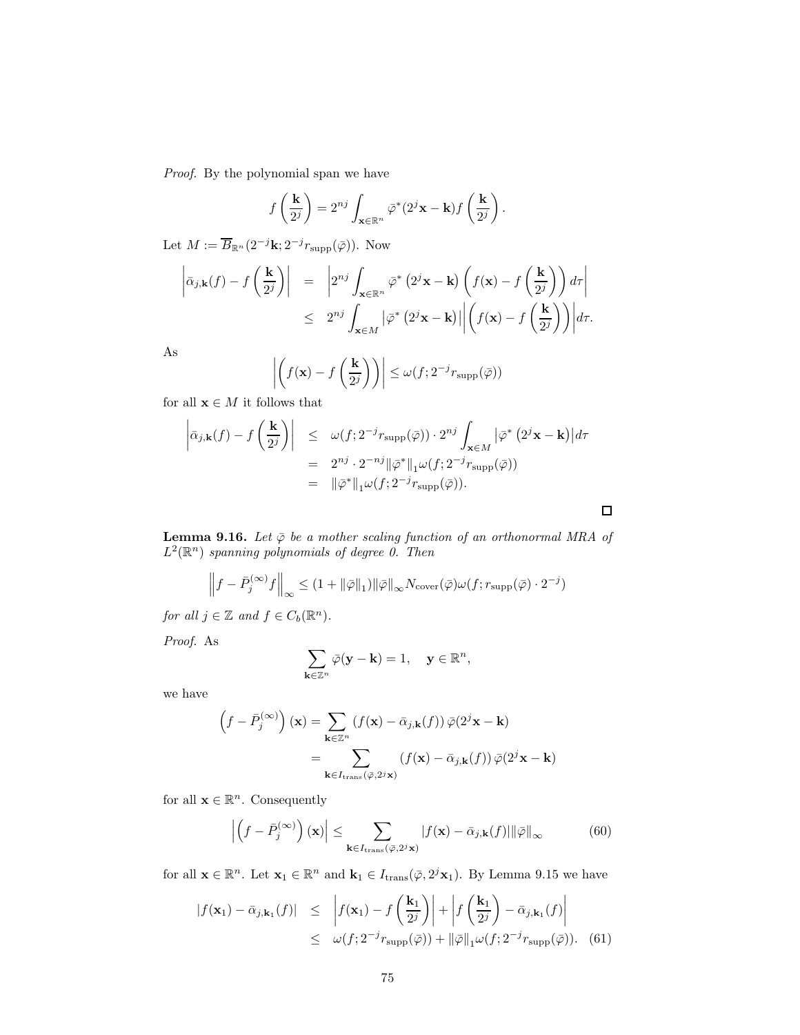*Proof.* By the polynomial span we have

$$f\left(\frac{\mathbf{k}}{2^j}\right) = 2^{nj} \int_{\mathbf{x}\in\mathbb{R}^n} \bar{\varphi}^*(2^j\mathbf{x} - \mathbf{k}) f\left(\frac{\mathbf{k}}{2^j}\right).$$

Let $M := \overline{B}_{\mathbb{R}^n}(2^{-j}\mathbf{k}; 2^{-j}r_{\mathrm{supp}}(\bar{\varphi}))$. Now

$$\begin{aligned}
\left|\bar{\alpha}_{j,\mathbf{k}}(f) - f\left(\frac{\mathbf{k}}{2^j}\right)\right| &= \left|2^{nj}\int_{\mathbf{x}\in\mathbb{R}^n} \bar{\varphi}^*\left(2^j\mathbf{x} - \mathbf{k}\right)\left(f(\mathbf{x}) - f\left(\frac{\mathbf{k}}{2^j}\right)\right) d\tau\right| \\
&\leq 2^{nj}\int_{\mathbf{x}\in M} \left|\bar{\varphi}^*\left(2^j\mathbf{x} - \mathbf{k}\right)\right|\left|\left(f(\mathbf{x}) - f\left(\frac{\mathbf{k}}{2^j}\right)\right)\right| d\tau.
\end{aligned}$$

As

$$\left|\left(f(\mathbf{x}) - f\left(\frac{\mathbf{k}}{2^j}\right)\right)\right| \leq \omega(f; 2^{-j}r_{\mathrm{supp}}(\bar{\varphi}))$$

for all $\mathbf{x} \in M$ it follows that

$$\begin{aligned}
\left|\bar{\alpha}_{j,\mathbf{k}}(f) - f\left(\frac{\mathbf{k}}{2^j}\right)\right| &\leq \omega(f; 2^{-j}r_{\mathrm{supp}}(\bar{\varphi})) \cdot 2^{nj}\int_{\mathbf{x}\in M} \left|\bar{\varphi}^*\left(2^j\mathbf{x} - \mathbf{k}\right)\right| d\tau \\
&= 2^{nj} \cdot 2^{-nj}\|\bar{\varphi}^*\|_1 \omega(f; 2^{-j}r_{\mathrm{supp}}(\bar{\varphi})) \\
&= \|\bar{\varphi}^*\|_1 \omega(f; 2^{-j}r_{\mathrm{supp}}(\bar{\varphi})).
\end{aligned}$$

□

**Lemma 9.16.** *Let $\bar{\varphi}$ be a mother scaling function of an orthonormal MRA of $L^2(\mathbb{R}^n)$ spanning polynomials of degree 0. Then*

$$\left\|f - \bar{P}_j^{(\infty)} f\right\|_\infty \leq (1 + \|\bar{\varphi}\|_1)\|\bar{\varphi}\|_\infty N_{\mathrm{cover}}(\bar{\varphi})\omega(f; r_{\mathrm{supp}}(\bar{\varphi}) \cdot 2^{-j})$$

*for all $j \in \mathbb{Z}$ and $f \in C_b(\mathbb{R}^n)$.*

*Proof.* As

$$\sum_{\mathbf{k}\in\mathbb{Z}^n} \bar{\varphi}(\mathbf{y} - \mathbf{k}) = 1, \quad \mathbf{y} \in \mathbb{R}^n,$$

we have

$$\begin{aligned}
\left(f - \bar{P}_j^{(\infty)}\right)(\mathbf{x}) &= \sum_{\mathbf{k}\in\mathbb{Z}^n} \left(f(\mathbf{x}) - \bar{\alpha}_{j,\mathbf{k}}(f)\right)\bar{\varphi}(2^j\mathbf{x} - \mathbf{k}) \\
&= \sum_{\mathbf{k}\in I_{\mathrm{trans}}(\bar{\varphi}, 2^j\mathbf{x})} \left(f(\mathbf{x}) - \bar{\alpha}_{j,\mathbf{k}}(f)\right)\bar{\varphi}(2^j\mathbf{x} - \mathbf{k})
\end{aligned}$$

for all $\mathbf{x} \in \mathbb{R}^n$. Consequently

$$\left|\left(f - \bar{P}_j^{(\infty)}\right)(\mathbf{x})\right| \leq \sum_{\mathbf{k}\in I_{\mathrm{trans}}(\bar{\varphi}, 2^j\mathbf{x})} |f(\mathbf{x}) - \bar{\alpha}_{j,\mathbf{k}}(f)|\|\bar{\varphi}\|_\infty \tag{60}$$

for all $\mathbf{x} \in \mathbb{R}^n$. Let $\mathbf{x}_1 \in \mathbb{R}^n$ and $\mathbf{k}_1 \in I_{\mathrm{trans}}(\bar{\varphi}, 2^j\mathbf{x}_1)$. By Lemma 9.15 we have

$$\begin{aligned}
|f(\mathbf{x}_1) - \bar{\alpha}_{j,\mathbf{k}_1}(f)| &\leq \left|f(\mathbf{x}_1) - f\left(\frac{\mathbf{k}_1}{2^j}\right)\right| + \left|f\left(\frac{\mathbf{k}_1}{2^j}\right) - \bar{\alpha}_{j,\mathbf{k}_1}(f)\right| \\
&\leq \omega(f; 2^{-j}r_{\mathrm{supp}}(\bar{\varphi})) + \|\bar{\varphi}\|_1 \omega(f; 2^{-j}r_{\mathrm{supp}}(\bar{\varphi})). \qquad (61)
\end{aligned}$$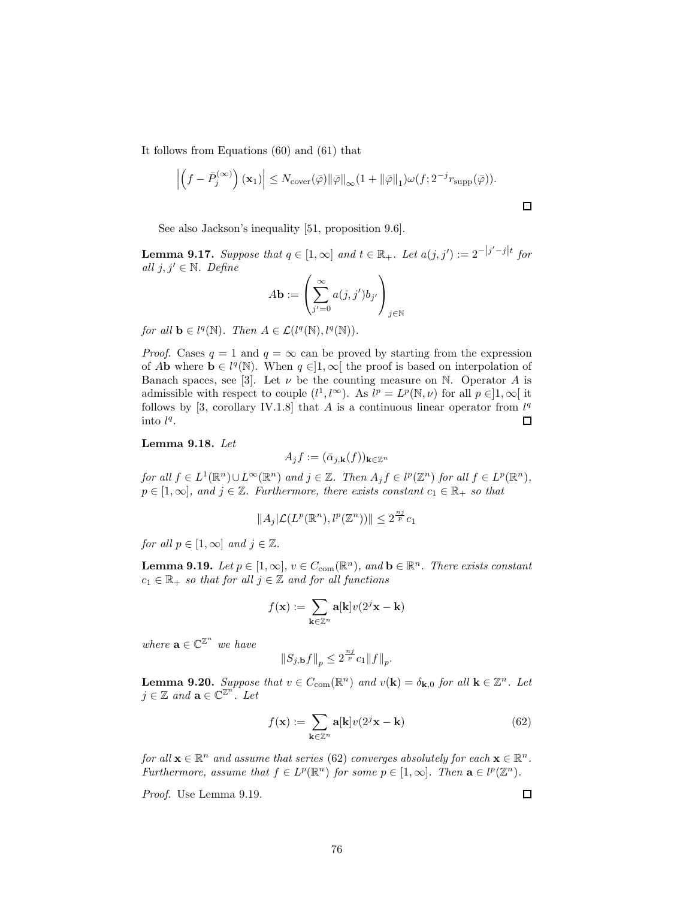It follows from Equations (60) and (61) that

$$\left| \left( f - \bar{P}_j^{(\infty)} \right) (\mathbf{x}_1) \right| \leq N_{\mathrm{cover}}(\bar{\varphi}) \|\bar{\varphi}\|_\infty (1 + \|\bar{\varphi}\|_1) \omega(f; 2^{-j} r_{\mathrm{supp}}(\bar{\varphi})).$$

□

See also Jackson's inequality [51, proposition 9.6].

**Lemma 9.17.** *Suppose that $q \in [1, \infty]$ and $t \in \mathbb{R}_+$. Let $a(j, j') := 2^{-|j'-j|t}$ for all $j, j' \in \mathbb{N}$. Define*

$$A\mathbf{b} := \left( \sum_{j'=0}^{\infty} a(j, j') b_{j'} \right)_{j \in \mathbb{N}}$$

*for all $\mathbf{b} \in l^q(\mathbb{N})$. Then $A \in \mathcal{L}(l^q(\mathbb{N}), l^q(\mathbb{N}))$.*

*Proof.* Cases $q = 1$ and $q = \infty$ can be proved by starting from the expression of $A\mathbf{b}$ where $\mathbf{b} \in l^q(\mathbb{N})$. When $q \in ]1, \infty[$ the proof is based on interpolation of Banach spaces, see [3]. Let $\nu$ be the counting measure on $\mathbb{N}$. Operator $A$ is admissible with respect to couple $(l^1, l^\infty)$. As $l^p = L^p(\mathbb{N}, \nu)$ for all $p \in ]1, \infty[$ it follows by [3, corollary IV.1.8] that $A$ is a continuous linear operator from $l^q$ into $l^q$. □

**Lemma 9.18.** *Let*

$$A_j f := (\bar{\alpha}_{j,\mathbf{k}}(f))_{\mathbf{k} \in \mathbb{Z}^n}$$

*for all $f \in L^1(\mathbb{R}^n) \cup L^\infty(\mathbb{R}^n)$ and $j \in \mathbb{Z}$. Then $A_j f \in l^p(\mathbb{Z}^n)$ for all $f \in L^p(\mathbb{R}^n)$, $p \in [1, \infty]$, and $j \in \mathbb{Z}$. Furthermore, there exists constant $c_1 \in \mathbb{R}_+$ so that*

$$\|A_j | \mathcal{L}(L^p(\mathbb{R}^n), l^p(\mathbb{Z}^n))\| \leq 2^{\frac{nj}{p}} c_1$$

*for all $p \in [1, \infty]$ and $j \in \mathbb{Z}$.*

**Lemma 9.19.** *Let $p \in [1, \infty]$, $v \in C_{\mathrm{com}}(\mathbb{R}^n)$, and $\mathbf{b} \in \mathbb{R}^n$. There exists constant $c_1 \in \mathbb{R}_+$ so that for all $j \in \mathbb{Z}$ and for all functions*

$$f(\mathbf{x}) := \sum_{\mathbf{k} \in \mathbb{Z}^n} \mathbf{a}[\mathbf{k}] v(2^j \mathbf{x} - \mathbf{k})$$

*where $\mathbf{a} \in \mathbb{C}^{\mathbb{Z}^n}$ we have*

$$\|S_{j,\mathbf{b}} f\|_p \leq 2^{\frac{nj}{p}} c_1 \|f\|_p.$$

**Lemma 9.20.** *Suppose that $v \in C_{\mathrm{com}}(\mathbb{R}^n)$ and $v(\mathbf{k}) = \delta_{\mathbf{k},0}$ for all $\mathbf{k} \in \mathbb{Z}^n$. Let $j \in \mathbb{Z}$ and $\mathbf{a} \in \mathbb{C}^{\mathbb{Z}^n}$. Let*

$$f(\mathbf{x}) := \sum_{\mathbf{k} \in \mathbb{Z}^n} \mathbf{a}[\mathbf{k}] v(2^j \mathbf{x} - \mathbf{k}) \tag{62}$$

*for all $\mathbf{x} \in \mathbb{R}^n$ and assume that series (62) converges absolutely for each $\mathbf{x} \in \mathbb{R}^n$. Furthermore, assume that $f \in L^p(\mathbb{R}^n)$ for some $p \in [1, \infty]$. Then $\mathbf{a} \in l^p(\mathbb{Z}^n)$.*

*Proof.* Use Lemma 9.19. □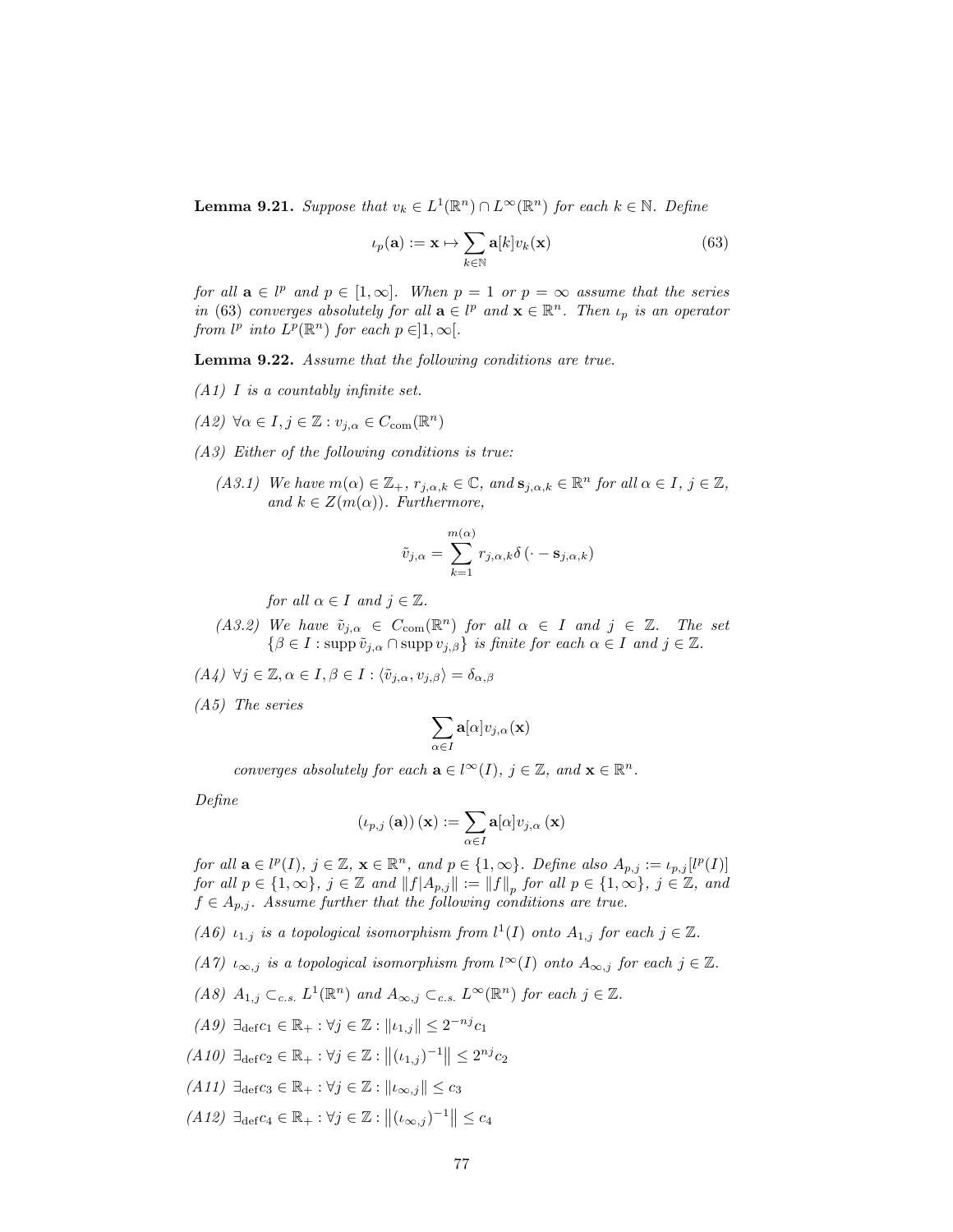**Lemma 9.21.** *Suppose that $v_k \in L^1(\mathbb{R}^n) \cap L^\infty(\mathbb{R}^n)$ for each $k \in \mathbb{N}$. Define*

$$\iota_p(\mathbf{a}) := \mathbf{x} \mapsto \sum_{k \in \mathbb{N}} \mathbf{a}[k] v_k(\mathbf{x}) \tag{63}$$

*for all $\mathbf{a} \in l^p$ and $p \in [1, \infty]$. When $p = 1$ or $p = \infty$ assume that the series in (63) converges absolutely for all $\mathbf{a} \in l^p$ and $\mathbf{x} \in \mathbb{R}^n$. Then $\iota_p$ is an operator from $l^p$ into $L^p(\mathbb{R}^n)$ for each $p \in ]1, \infty[$.*

**Lemma 9.22.** *Assume that the following conditions are true.*

*(A1) $I$ is a countably infinite set.*

*(A2) $\forall \alpha \in I, j \in \mathbb{Z} : v_{j,\alpha} \in C_{\mathrm{com}}(\mathbb{R}^n)$*

*(A3) Either of the following conditions is true:*

*(A3.1) We have $m(\alpha) \in \mathbb{Z}_+$, $r_{j,\alpha,k} \in \mathbb{C}$, and $\mathbf{s}_{j,\alpha,k} \in \mathbb{R}^n$ for all $\alpha \in I$, $j \in \mathbb{Z}$, and $k \in Z(m(\alpha))$. Furthermore,*

$$\tilde{v}_{j,\alpha} = \sum_{k=1}^{m(\alpha)} r_{j,\alpha,k} \delta\left(\cdot - \mathbf{s}_{j,\alpha,k}\right)$$

*for all $\alpha \in I$ and $j \in \mathbb{Z}$.*

*(A3.2) We have $\tilde{v}_{j,\alpha} \in C_{\mathrm{com}}(\mathbb{R}^n)$ for all $\alpha \in I$ and $j \in \mathbb{Z}$. The set $\{\beta \in I : \operatorname{supp} \tilde{v}_{j,\alpha} \cap \operatorname{supp} v_{j,\beta}\}$ is finite for each $\alpha \in I$ and $j \in \mathbb{Z}$.*

*(A4) $\forall j \in \mathbb{Z}, \alpha \in I, \beta \in I : \langle \tilde{v}_{j,\alpha}, v_{j,\beta} \rangle = \delta_{\alpha,\beta}$*

*(A5) The series*

$$\sum_{\alpha \in I} \mathbf{a}[\alpha] v_{j,\alpha}(\mathbf{x})$$

*converges absolutely for each $\mathbf{a} \in l^\infty(I)$, $j \in \mathbb{Z}$, and $\mathbf{x} \in \mathbb{R}^n$.*

*Define*

$$\left(\iota_{p,j}(\mathbf{a})\right)(\mathbf{x}) := \sum_{\alpha \in I} \mathbf{a}[\alpha] v_{j,\alpha}(\mathbf{x})$$

*for all $\mathbf{a} \in l^p(I)$, $j \in \mathbb{Z}$, $\mathbf{x} \in \mathbb{R}^n$, and $p \in \{1, \infty\}$. Define also $A_{p,j} := \iota_{p,j}[l^p(I)]$ for all $p \in \{1, \infty\}$, $j \in \mathbb{Z}$ and $\|f|A_{p,j}\| := \|f\|_p$ for all $p \in \{1, \infty\}$, $j \in \mathbb{Z}$, and $f \in A_{p,j}$. Assume further that the following conditions are true.*

*(A6) $\iota_{1,j}$ is a topological isomorphism from $l^1(I)$ onto $A_{1,j}$ for each $j \in \mathbb{Z}$.*

*(A7) $\iota_{\infty,j}$ is a topological isomorphism from $l^\infty(I)$ onto $A_{\infty,j}$ for each $j \in \mathbb{Z}$.*

*(A8) $A_{1,j} \subset_{c.s.} L^1(\mathbb{R}^n)$ and $A_{\infty,j} \subset_{c.s.} L^\infty(\mathbb{R}^n)$ for each $j \in \mathbb{Z}$.*

*(A9) $\exists_{\mathrm{def}} c_1 \in \mathbb{R}_+ : \forall j \in \mathbb{Z} : \|\iota_{1,j}\| \leq 2^{-nj} c_1$*

*(A10) $\exists_{\mathrm{def}} c_2 \in \mathbb{R}_+ : \forall j \in \mathbb{Z} : \left\|(\iota_{1,j})^{-1}\right\| \leq 2^{nj} c_2$*

*(A11) $\exists_{\mathrm{def}} c_3 \in \mathbb{R}_+ : \forall j \in \mathbb{Z} : \|\iota_{\infty,j}\| \leq c_3$*

*(A12) $\exists_{\mathrm{def}} c_4 \in \mathbb{R}_+ : \forall j \in \mathbb{Z} : \left\|(\iota_{\infty,j})^{-1}\right\| \leq c_4$*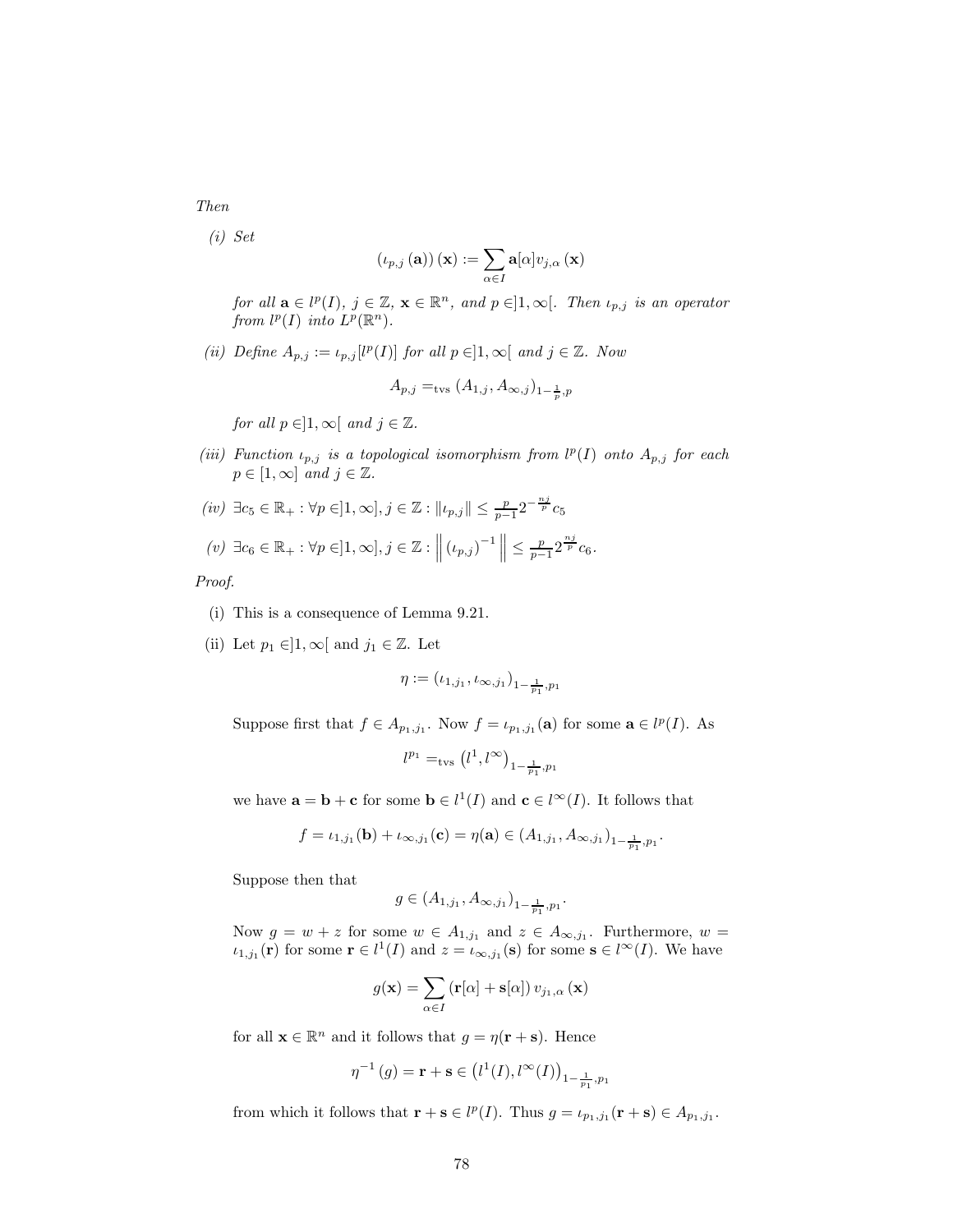*Then*

*(i) Set*

$$(\iota_{p,j}(\mathbf{a}))(\mathbf{x}) := \sum_{\alpha \in I} \mathbf{a}[\alpha] v_{j,\alpha}(\mathbf{x})$$

*for all $\mathbf{a} \in l^p(I)$, $j \in \mathbb{Z}$, $\mathbf{x} \in \mathbb{R}^n$, and $p \in ]1, \infty[$. Then $\iota_{p,j}$ is an operator from $l^p(I)$ into $L^p(\mathbb{R}^n)$.*

*(ii) Define $A_{p,j} := \iota_{p,j}[l^p(I)]$ for all $p \in ]1, \infty[$ and $j \in \mathbb{Z}$. Now*

$$A_{p,j} =_{\text{tvs}} (A_{1,j}, A_{\infty,j})_{1-\frac{1}{p},p}$$

*for all $p \in ]1, \infty[$ and $j \in \mathbb{Z}$.*

*(iii) Function $\iota_{p,j}$ is a topological isomorphism from $l^p(I)$ onto $A_{p,j}$ for each $p \in [1, \infty]$ and $j \in \mathbb{Z}$.*

*(iv) $\exists c_5 \in \mathbb{R}_+ : \forall p \in ]1, \infty], j \in \mathbb{Z} : \|\iota_{p,j}\| \leq \frac{p}{p-1} 2^{-\frac{nj}{p}} c_5$*

*(v) $\exists c_6 \in \mathbb{R}_+ : \forall p \in ]1, \infty], j \in \mathbb{Z} : \left\| (\iota_{p,j})^{-1} \right\| \leq \frac{p}{p-1} 2^{\frac{nj}{p}} c_6$.*

*Proof.*

(i) This is a consequence of Lemma 9.21.

(ii) Let $p_1 \in ]1, \infty[$ and $j_1 \in \mathbb{Z}$. Let

$$\eta := (\iota_{1,j_1}, \iota_{\infty,j_1})_{1-\frac{1}{p_1},p_1}$$

Suppose first that $f \in A_{p_1,j_1}$. Now $f = \iota_{p_1,j_1}(\mathbf{a})$ for some $\mathbf{a} \in l^p(I)$. As

$$l^{p_1} =_{\text{tvs}} \left(l^1, l^\infty\right)_{1-\frac{1}{p_1},p_1}$$

we have $\mathbf{a} = \mathbf{b} + \mathbf{c}$ for some $\mathbf{b} \in l^1(I)$ and $\mathbf{c} \in l^\infty(I)$. It follows that

$$f = \iota_{1,j_1}(\mathbf{b}) + \iota_{\infty,j_1}(\mathbf{c}) = \eta(\mathbf{a}) \in (A_{1,j_1}, A_{\infty,j_1})_{1-\frac{1}{p_1},p_1}.$$

Suppose then that

$$g \in (A_{1,j_1}, A_{\infty,j_1})_{1-\frac{1}{p_1},p_1}.$$

Now $g = w + z$ for some $w \in A_{1,j_1}$ and $z \in A_{\infty,j_1}$. Furthermore, $w = \iota_{1,j_1}(\mathbf{r})$ for some $\mathbf{r} \in l^1(I)$ and $z = \iota_{\infty,j_1}(\mathbf{s})$ for some $\mathbf{s} \in l^\infty(I)$. We have

$$g(\mathbf{x}) = \sum_{\alpha \in I} (\mathbf{r}[\alpha] + \mathbf{s}[\alpha]) \, v_{j_1,\alpha}(\mathbf{x})$$

for all $\mathbf{x} \in \mathbb{R}^n$ and it follows that $g = \eta(\mathbf{r} + \mathbf{s})$. Hence

$$\eta^{-1}(g) = \mathbf{r} + \mathbf{s} \in \left(l^1(I), l^\infty(I)\right)_{1-\frac{1}{p_1},p_1}$$

from which it follows that $\mathbf{r} + \mathbf{s} \in l^p(I)$. Thus $g = \iota_{p_1,j_1}(\mathbf{r} + \mathbf{s}) \in A_{p_1,j_1}$.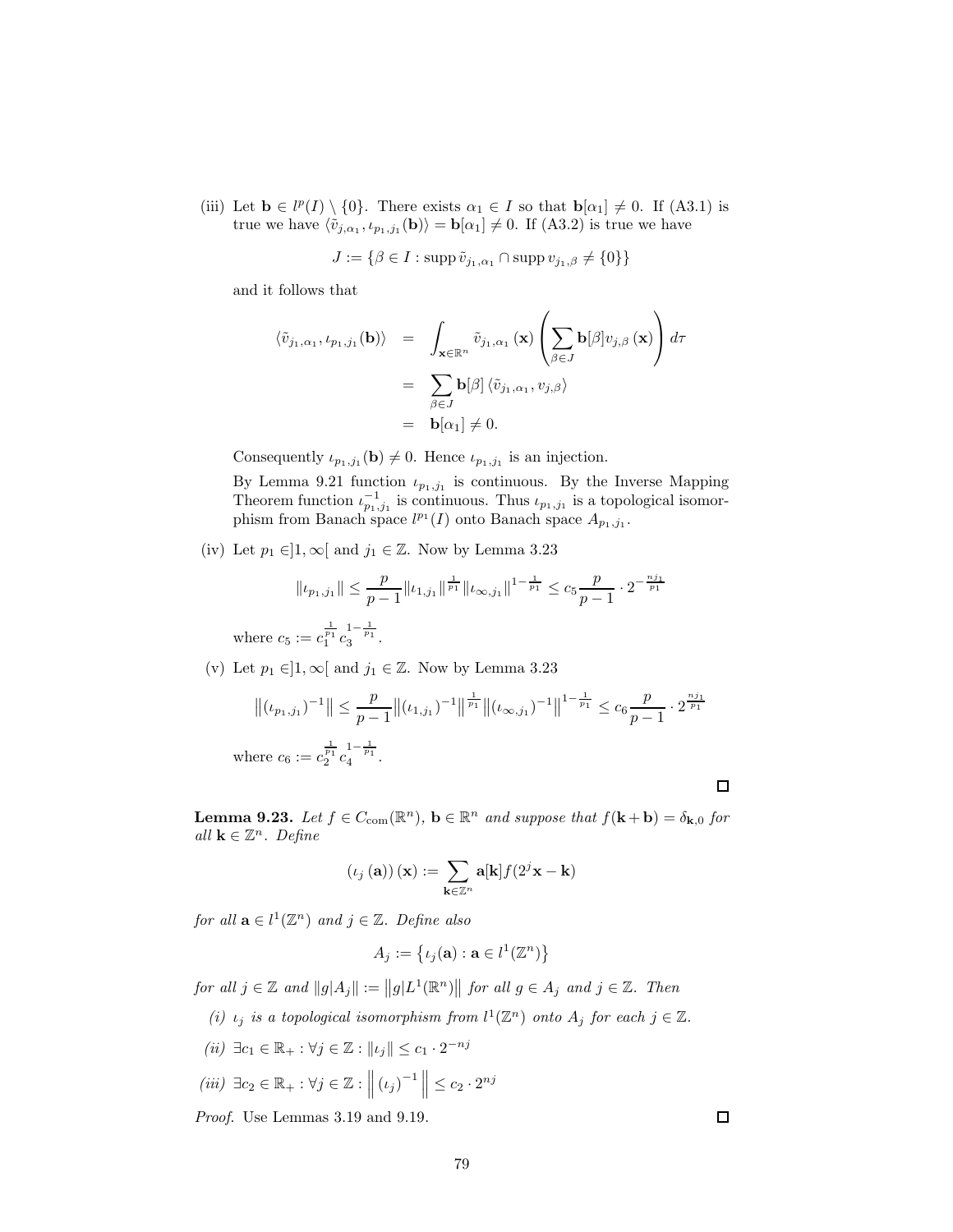(iii) Let $\mathbf{b} \in l^p(I) \setminus \{0\}$. There exists $\alpha_1 \in I$ so that $\mathbf{b}[\alpha_1] \neq 0$. If (A3.1) is true we have $\langle \tilde{v}_{j,\alpha_1}, \iota_{p_1,j_1}(\mathbf{b}) \rangle = \mathbf{b}[\alpha_1] \neq 0$. If (A3.2) is true we have

$$J := \{\beta \in I : \operatorname{supp} \tilde{v}_{j_1,\alpha_1} \cap \operatorname{supp} v_{j_1,\beta} \neq \{0\}\}$$

and it follows that

$$\begin{aligned}
\langle \tilde{v}_{j_1,\alpha_1}, \iota_{p_1,j_1}(\mathbf{b}) \rangle &= \int_{\mathbf{x} \in \mathbb{R}^n} \tilde{v}_{j_1,\alpha_1}(\mathbf{x}) \left( \sum_{\beta \in J} \mathbf{b}[\beta] v_{j,\beta}(\mathbf{x}) \right) d\tau \\
&= \sum_{\beta \in J} \mathbf{b}[\beta] \langle \tilde{v}_{j_1,\alpha_1}, v_{j,\beta} \rangle \\
&= \mathbf{b}[\alpha_1] \neq 0.
\end{aligned}$$

Consequently $\iota_{p_1,j_1}(\mathbf{b}) \neq 0$. Hence $\iota_{p_1,j_1}$ is an injection.

By Lemma 9.21 function $\iota_{p_1,j_1}$ is continuous. By the Inverse Mapping Theorem function $\iota_{p_1,j_1}^{-1}$ is continuous. Thus $\iota_{p_1,j_1}$ is a topological isomorphism from Banach space $l^{p_1}(I)$ onto Banach space $A_{p_1,j_1}$.

(iv) Let $p_1 \in ]1, \infty[$ and $j_1 \in \mathbb{Z}$. Now by Lemma 3.23

$$\|\iota_{p_1,j_1}\| \leq \frac{p}{p-1} \|\iota_{1,j_1}\|^{\frac{1}{p_1}} \|\iota_{\infty,j_1}\|^{1-\frac{1}{p_1}} \leq c_5 \frac{p}{p-1} \cdot 2^{-\frac{nj_1}{p_1}}$$

where $c_5 := c_1^{\frac{1}{p_1}} c_3^{1-\frac{1}{p_1}}$.

(v) Let $p_1 \in ]1, \infty[$ and $j_1 \in \mathbb{Z}$. Now by Lemma 3.23

$$\left\|(\iota_{p_1,j_1})^{-1}\right\| \leq \frac{p}{p-1} \left\|(\iota_{1,j_1})^{-1}\right\|^{\frac{1}{p_1}} \left\|(\iota_{\infty,j_1})^{-1}\right\|^{1-\frac{1}{p_1}} \leq c_6 \frac{p}{p-1} \cdot 2^{\frac{nj_1}{p_1}}$$

where $c_6 := c_2^{\frac{1}{p_1}} c_4^{1-\frac{1}{p_1}}$.

□

**Lemma 9.23.** *Let $f \in C_{\mathrm{com}}(\mathbb{R}^n)$, $\mathbf{b} \in \mathbb{R}^n$ and suppose that $f(\mathbf{k}+\mathbf{b}) = \delta_{\mathbf{k},0}$ for all $\mathbf{k} \in \mathbb{Z}^n$. Define*

$$(\iota_j(\mathbf{a}))(\mathbf{x}) := \sum_{\mathbf{k} \in \mathbb{Z}^n} \mathbf{a}[\mathbf{k}] f(2^j \mathbf{x} - \mathbf{k})$$

*for all $\mathbf{a} \in l^1(\mathbb{Z}^n)$ and $j \in \mathbb{Z}$. Define also*

$$A_j := \left\{\iota_j(\mathbf{a}) : \mathbf{a} \in l^1(\mathbb{Z}^n)\right\}$$

*for all $j \in \mathbb{Z}$ and $\|g|A_j\| := \left\|g|L^1(\mathbb{R}^n)\right\|$ for all $g \in A_j$ and $j \in \mathbb{Z}$. Then*

*(i) $\iota_j$ is a topological isomorphism from $l^1(\mathbb{Z}^n)$ onto $A_j$ for each $j \in \mathbb{Z}$.*

*(ii) $\exists c_1 \in \mathbb{R}_+ : \forall j \in \mathbb{Z} : \|\iota_j\| \leq c_1 \cdot 2^{-nj}$*

*(iii) $\exists c_2 \in \mathbb{R}_+ : \forall j \in \mathbb{Z} : \left\|(\iota_j)^{-1}\right\| \leq c_2 \cdot 2^{nj}$*

*Proof.* Use Lemmas 3.19 and 9.19. □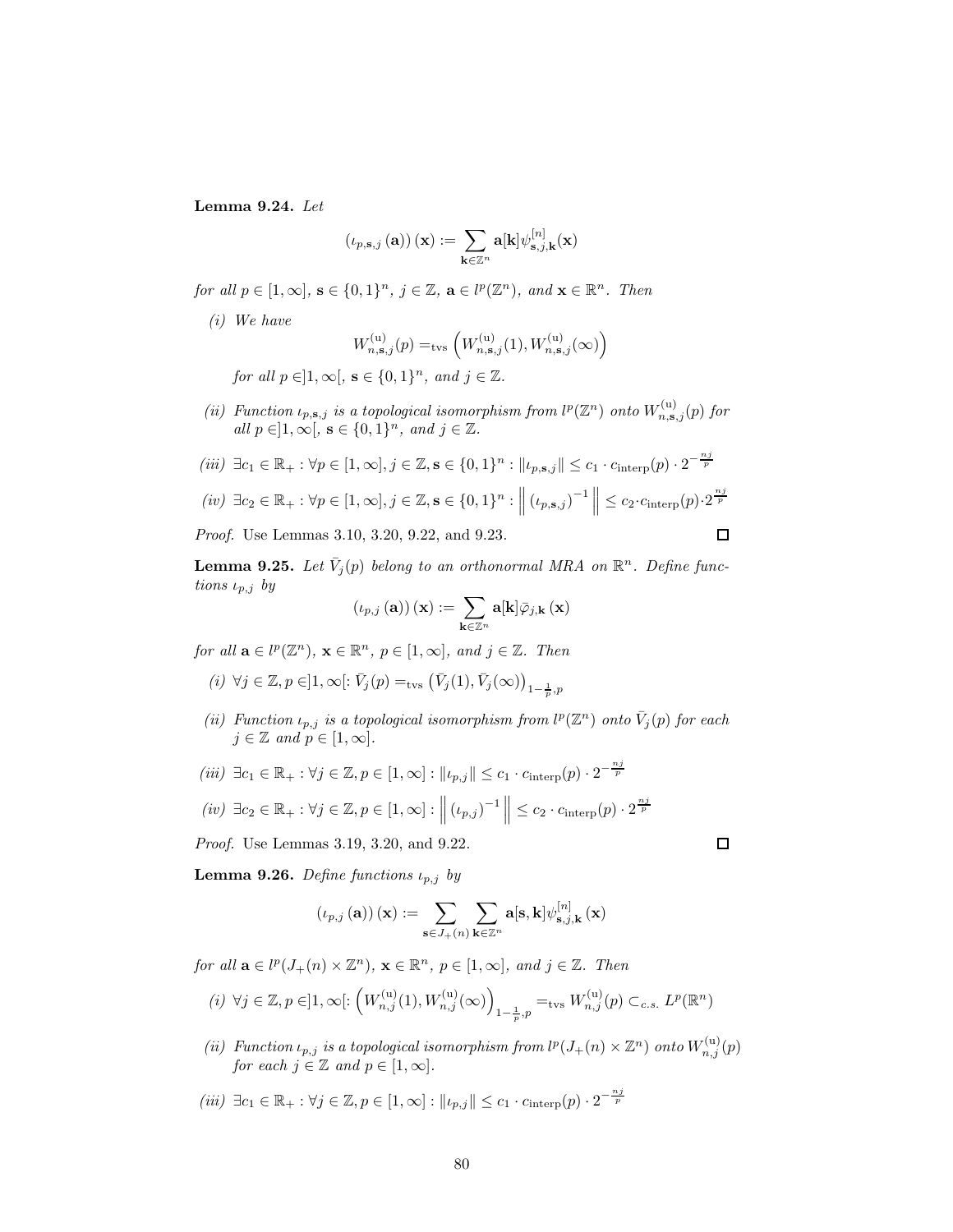**Lemma 9.24.** *Let*

$$\left(\iota_{p,\mathbf{s},j}\left(\mathbf{a}\right)\right)(\mathbf{x}) := \sum_{\mathbf{k}\in\mathbb{Z}^n} \mathbf{a}[\mathbf{k}]\psi^{[n]}_{\mathbf{s},j,\mathbf{k}}(\mathbf{x})$$

*for all* $p \in [1,\infty]$*,* $\mathbf{s} \in \{0,1\}^n$*,* $j \in \mathbb{Z}$*,* $\mathbf{a} \in l^p(\mathbb{Z}^n)$*, and* $\mathbf{x} \in \mathbb{R}^n$*. Then*

*(i) We have*

$$W^{(\mathrm{u})}_{n,\mathbf{s},j}(p) =_{\mathrm{tvs}} \left(W^{(\mathrm{u})}_{n,\mathbf{s},j}(1), W^{(\mathrm{u})}_{n,\mathbf{s},j}(\infty)\right)$$

*for all* $p \in ]1,\infty[$*,* $\mathbf{s} \in \{0,1\}^n$*, and* $j \in \mathbb{Z}$*.*

*(ii) Function* $\iota_{p,\mathbf{s},j}$ *is a topological isomorphism from* $l^p(\mathbb{Z}^n)$ *onto* $W^{(\mathrm{u})}_{n,\mathbf{s},j}(p)$ *for all* $p \in ]1,\infty[$*,* $\mathbf{s} \in \{0,1\}^n$*, and* $j \in \mathbb{Z}$*.*

*(iii)* $\exists c_1 \in \mathbb{R}_+ : \forall p \in [1,\infty], j \in \mathbb{Z}, \mathbf{s} \in \{0,1\}^n : \|\iota_{p,\mathbf{s},j}\| \leq c_1 \cdot c_{\mathrm{interp}}(p) \cdot 2^{-\frac{nj}{p}}$

*(iv)* $\exists c_2 \in \mathbb{R}_+ : \forall p \in [1,\infty], j \in \mathbb{Z}, \mathbf{s} \in \{0,1\}^n : \left\| \left(\iota_{p,\mathbf{s},j}\right)^{-1} \right\| \leq c_2 \cdot c_{\mathrm{interp}}(p) \cdot 2^{\frac{nj}{p}}$

*Proof.* Use Lemmas 3.10, 3.20, 9.22, and 9.23. □

**Lemma 9.25.** *Let* $\bar{V}_j(p)$ *belong to an orthonormal MRA on* $\mathbb{R}^n$*. Define functions* $\iota_{p,j}$ *by*

$$\left(\iota_{p,j}\left(\mathbf{a}\right)\right)(\mathbf{x}) := \sum_{\mathbf{k}\in\mathbb{Z}^n} \mathbf{a}[\mathbf{k}]\bar{\varphi}_{j,\mathbf{k}}\left(\mathbf{x}\right)$$

*for all* $\mathbf{a} \in l^p(\mathbb{Z}^n)$*,* $\mathbf{x} \in \mathbb{R}^n$*,* $p \in [1,\infty]$*, and* $j \in \mathbb{Z}$*. Then*

*(i)* $\forall j \in \mathbb{Z}, p \in ]1,\infty[: \bar{V}_j(p) =_{\mathrm{tvs}} \left(\bar{V}_j(1), \bar{V}_j(\infty)\right)_{1-\frac{1}{p},p}$

*(ii) Function* $\iota_{p,j}$ *is a topological isomorphism from* $l^p(\mathbb{Z}^n)$ *onto* $\bar{V}_j(p)$ *for each* $j \in \mathbb{Z}$ *and* $p \in [1,\infty]$*.*

*(iii)* $\exists c_1 \in \mathbb{R}_+ : \forall j \in \mathbb{Z}, p \in [1,\infty] : \|\iota_{p,j}\| \leq c_1 \cdot c_{\mathrm{interp}}(p) \cdot 2^{-\frac{nj}{p}}$

*(iv)* $\exists c_2 \in \mathbb{R}_+ : \forall j \in \mathbb{Z}, p \in [1,\infty] : \left\| \left(\iota_{p,j}\right)^{-1} \right\| \leq c_2 \cdot c_{\mathrm{interp}}(p) \cdot 2^{\frac{nj}{p}}$

*Proof.* Use Lemmas 3.19, 3.20, and 9.22. □

**Lemma 9.26.** *Define functions* $\iota_{p,j}$ *by*

$$\left(\iota_{p,j}\left(\mathbf{a}\right)\right)(\mathbf{x}) := \sum_{\mathbf{s}\in J_+(n)} \sum_{\mathbf{k}\in\mathbb{Z}^n} \mathbf{a}[\mathbf{s},\mathbf{k}]\psi^{[n]}_{\mathbf{s},j,\mathbf{k}}\left(\mathbf{x}\right)$$

*for all* $\mathbf{a} \in l^p(J_+(n) \times \mathbb{Z}^n)$*,* $\mathbf{x} \in \mathbb{R}^n$*,* $p \in [1,\infty]$*, and* $j \in \mathbb{Z}$*. Then*

*(i)* $\forall j \in \mathbb{Z}, p \in ]1,\infty[: \left(W^{(\mathrm{u})}_{n,j}(1), W^{(\mathrm{u})}_{n,j}(\infty)\right)_{1-\frac{1}{p},p} =_{\mathrm{tvs}} W^{(\mathrm{u})}_{n,j}(p) \subset_{c.s.} L^p(\mathbb{R}^n)$

*(ii) Function* $\iota_{p,j}$ *is a topological isomorphism from* $l^p(J_+(n) \times \mathbb{Z}^n)$ *onto* $W^{(\mathrm{u})}_{n,j}(p)$ *for each* $j \in \mathbb{Z}$ *and* $p \in [1,\infty]$*.*

*(iii)* $\exists c_1 \in \mathbb{R}_+ : \forall j \in \mathbb{Z}, p \in [1,\infty] : \|\iota_{p,j}\| \leq c_1 \cdot c_{\mathrm{interp}}(p) \cdot 2^{-\frac{nj}{p}}$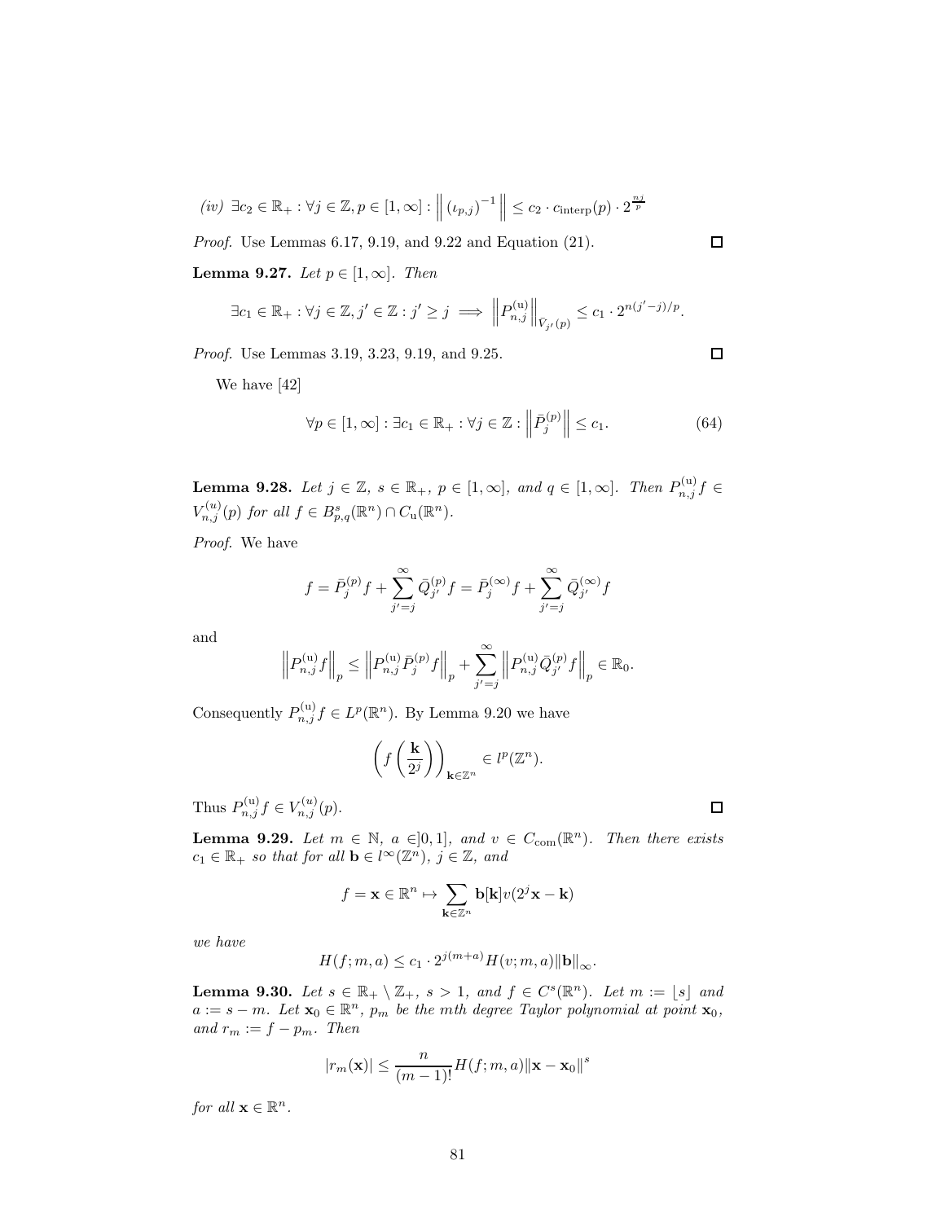*(iv)* $\exists c_2 \in \mathbb{R}_+ : \forall j \in \mathbb{Z}, p \in [1, \infty] : \left\| (\iota_{p,j})^{-1} \right\| \leq c_2 \cdot c_{\mathrm{interp}}(p) \cdot 2^{\frac{nj}{p}}$

*Proof.* Use Lemmas 6.17, 9.19, and 9.22 and Equation (21). □

**Lemma 9.27.** *Let $p \in [1, \infty]$. Then*

$$\exists c_1 \in \mathbb{R}_+ : \forall j \in \mathbb{Z}, j' \in \mathbb{Z} : j' \geq j \implies \left\| P_{n,j}^{(\mathrm{u})} \right\|_{\bar{V}_{j'}(p)} \leq c_1 \cdot 2^{n(j'-j)/p}.$$

*Proof.* Use Lemmas 3.19, 3.23, 9.19, and 9.25. □

We have [42]

$$\forall p \in [1, \infty] : \exists c_1 \in \mathbb{R}_+ : \forall j \in \mathbb{Z} : \left\| \bar{P}_j^{(p)} \right\| \leq c_1. \tag{64}$$

**Lemma 9.28.** *Let $j \in \mathbb{Z}$, $s \in \mathbb{R}_+$, $p \in [1, \infty]$, and $q \in [1, \infty]$. Then $P_{n,j}^{(\mathrm{u})} f \in V_{n,j}^{(u)}(p)$ for all $f \in B_{p,q}^s(\mathbb{R}^n) \cap C_{\mathrm{u}}(\mathbb{R}^n)$.*

*Proof.* We have

$$f = \bar{P}_j^{(p)} f + \sum_{j'=j}^{\infty} \bar{Q}_{j'}^{(p)} f = \bar{P}_j^{(\infty)} f + \sum_{j'=j}^{\infty} \bar{Q}_{j'}^{(\infty)} f$$

and

$$\left\| P_{n,j}^{(\mathrm{u})} f \right\|_p \leq \left\| P_{n,j}^{(\mathrm{u})} \bar{P}_j^{(p)} f \right\|_p + \sum_{j'=j}^{\infty} \left\| P_{n,j}^{(\mathrm{u})} \bar{Q}_{j'}^{(p)} f \right\|_p \in \mathbb{R}_0.$$

Consequently $P_{n,j}^{(\mathrm{u})} f \in L^p(\mathbb{R}^n)$. By Lemma 9.20 we have

$$\left( f\left( \frac{\mathbf{k}}{2^j} \right) \right)_{\mathbf{k} \in \mathbb{Z}^n} \in l^p(\mathbb{Z}^n).$$

Thus $P_{n,j}^{(\mathrm{u})} f \in V_{n,j}^{(u)}(p)$. □

**Lemma 9.29.** *Let $m \in \mathbb{N}$, $a \in ]0, 1]$, and $v \in C_{\mathrm{com}}(\mathbb{R}^n)$. Then there exists $c_1 \in \mathbb{R}_+$ so that for all $\mathbf{b} \in l^\infty(\mathbb{Z}^n)$, $j \in \mathbb{Z}$, and*

$$f = \mathbf{x} \in \mathbb{R}^n \mapsto \sum_{\mathbf{k} \in \mathbb{Z}^n} \mathbf{b}[\mathbf{k}] v(2^j \mathbf{x} - \mathbf{k})$$

*we have*

$$H(f; m, a) \leq c_1 \cdot 2^{j(m+a)} H(v; m, a) \|\mathbf{b}\|_\infty.$$

**Lemma 9.30.** *Let $s \in \mathbb{R}_+ \setminus \mathbb{Z}_+$, $s > 1$, and $f \in C^s(\mathbb{R}^n)$. Let $m := \lfloor s \rfloor$ and $a := s - m$. Let $\mathbf{x}_0 \in \mathbb{R}^n$, $p_m$ be the $m$th degree Taylor polynomial at point $\mathbf{x}_0$, and $r_m := f - p_m$. Then*

$$|r_m(\mathbf{x})| \leq \frac{n}{(m-1)!} H(f; m, a) \|\mathbf{x} - \mathbf{x}_0\|^s$$

*for all $\mathbf{x} \in \mathbb{R}^n$.*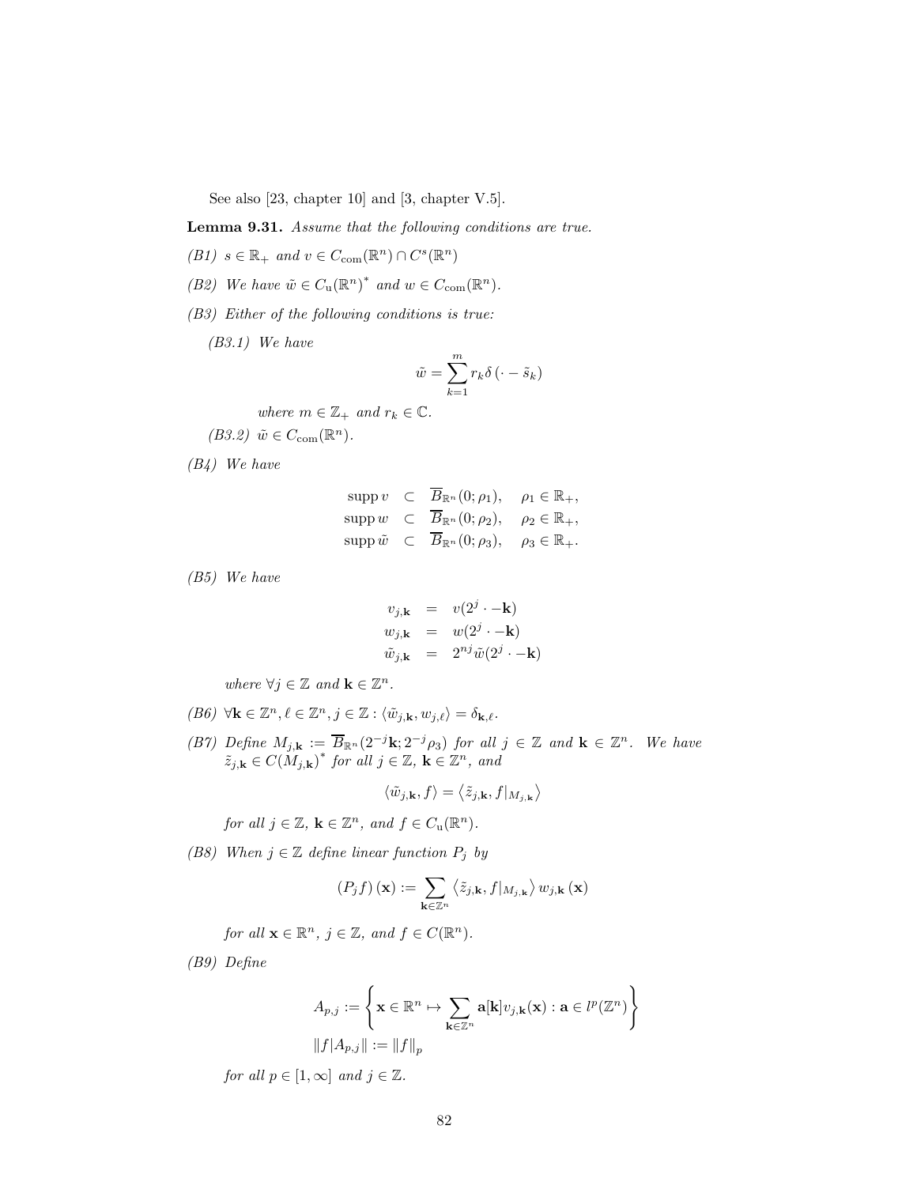See also [23, chapter 10] and [3, chapter V.5].

**Lemma 9.31.** *Assume that the following conditions are true.*

*(B1)* $s \in \mathbb{R}_+$ *and* $v \in C_{\mathrm{com}}(\mathbb{R}^n) \cap C^s(\mathbb{R}^n)$

*(B2) We have* $\tilde{w} \in C_{\mathrm{u}}(\mathbb{R}^n)^*$ *and* $w \in C_{\mathrm{com}}(\mathbb{R}^n)$.

*(B3) Either of the following conditions is true:*

*(B3.1) We have*

$$\tilde{w} = \sum_{k=1}^{m} r_k \delta\left(\cdot - \tilde{s}_k\right)$$

*where* $m \in \mathbb{Z}_+$ *and* $r_k \in \mathbb{C}$.

*(B3.2)* $\tilde{w} \in C_{\mathrm{com}}(\mathbb{R}^n)$.

*(B4) We have*

$$\begin{aligned}
\operatorname{supp} v &\subset \overline{B}_{\mathbb{R}^n}(0;\rho_1), \quad \rho_1 \in \mathbb{R}_+, \\
\operatorname{supp} w &\subset \overline{B}_{\mathbb{R}^n}(0;\rho_2), \quad \rho_2 \in \mathbb{R}_+, \\
\operatorname{supp} \tilde{w} &\subset \overline{B}_{\mathbb{R}^n}(0;\rho_3), \quad \rho_3 \in \mathbb{R}_+.
\end{aligned}$$

*(B5) We have*

$$\begin{aligned}
v_{j,\mathbf{k}} &= v(2^j \cdot - \mathbf{k}) \\
w_{j,\mathbf{k}} &= w(2^j \cdot - \mathbf{k}) \\
\tilde{w}_{j,\mathbf{k}} &= 2^{nj} \tilde{w}(2^j \cdot - \mathbf{k})
\end{aligned}$$

*where* $\forall j \in \mathbb{Z}$ *and* $\mathbf{k} \in \mathbb{Z}^n$.

*(B6)* $\forall \mathbf{k} \in \mathbb{Z}^n, \ell \in \mathbb{Z}^n, j \in \mathbb{Z} : \langle \tilde{w}_{j,\mathbf{k}}, w_{j,\ell} \rangle = \delta_{\mathbf{k},\ell}$.

*(B7) Define* $M_{j,\mathbf{k}} := \overline{B}_{\mathbb{R}^n}(2^{-j}\mathbf{k}; 2^{-j}\rho_3)$ *for all* $j \in \mathbb{Z}$ *and* $\mathbf{k} \in \mathbb{Z}^n$. *We have* $\tilde{z}_{j,\mathbf{k}} \in C(M_{j,\mathbf{k}})^*$ *for all* $j \in \mathbb{Z}$, $\mathbf{k} \in \mathbb{Z}^n$, *and*

$$\langle \tilde{w}_{j,\mathbf{k}}, f \rangle = \left\langle \tilde{z}_{j,\mathbf{k}}, f|_{M_{j,\mathbf{k}}} \right\rangle$$

*for all* $j \in \mathbb{Z}$, $\mathbf{k} \in \mathbb{Z}^n$, *and* $f \in C_{\mathrm{u}}(\mathbb{R}^n)$.

*(B8) When* $j \in \mathbb{Z}$ *define linear function* $P_j$ *by*

$$\left(P_j f\right)(\mathbf{x}) := \sum_{\mathbf{k} \in \mathbb{Z}^n} \left\langle \tilde{z}_{j,\mathbf{k}}, f|_{M_{j,\mathbf{k}}} \right\rangle w_{j,\mathbf{k}}\left(\mathbf{x}\right)$$

*for all* $\mathbf{x} \in \mathbb{R}^n$, $j \in \mathbb{Z}$, *and* $f \in C(\mathbb{R}^n)$.

*(B9) Define*

$$\begin{aligned}
A_{p,j} &:= \left\{ \mathbf{x} \in \mathbb{R}^n \mapsto \sum_{\mathbf{k} \in \mathbb{Z}^n} \mathbf{a}[\mathbf{k}] v_{j,\mathbf{k}}(\mathbf{x}) : \mathbf{a} \in l^p(\mathbb{Z}^n) \right\} \\
\|f|A_{p,j}\| &:= \|f\|_p
\end{aligned}$$

*for all* $p \in [1,\infty]$ *and* $j \in \mathbb{Z}$.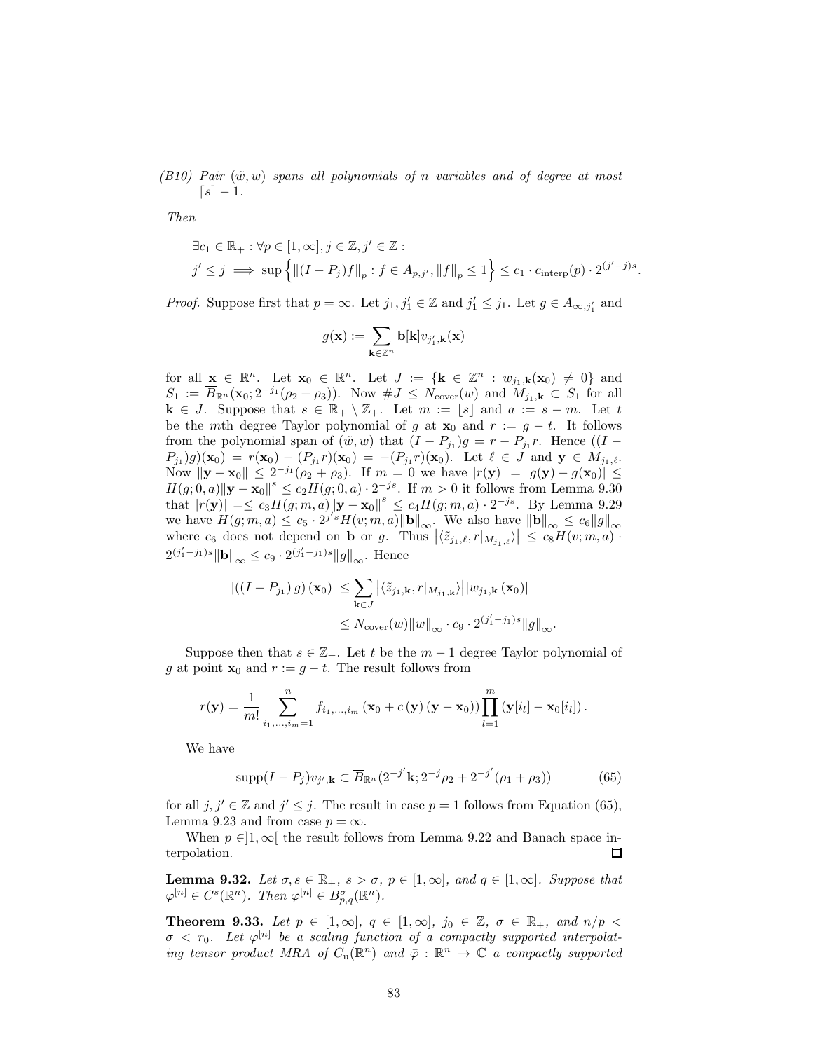*(B10) Pair $(\tilde{w}, w)$ spans all polynomials of $n$ variables and of degree at most $\lceil s \rceil - 1$.*

*Then*

$$\exists c_1 \in \mathbb{R}_+ : \forall p \in [1, \infty], j \in \mathbb{Z}, j' \in \mathbb{Z} :$$
$$j' \leq j \implies \sup \left\{ \left\| (I - P_j) f \right\|_p : f \in A_{p,j'}, \left\| f \right\|_p \leq 1 \right\} \leq c_1 \cdot c_{\mathrm{interp}}(p) \cdot 2^{(j'-j)s}.$$

*Proof.* Suppose first that $p = \infty$. Let $j_1, j_1' \in \mathbb{Z}$ and $j_1' \leq j_1$. Let $g \in A_{\infty, j_1'}$ and

$$g(\mathbf{x}) := \sum_{\mathbf{k} \in \mathbb{Z}^n} \mathbf{b}[\mathbf{k}] v_{j_1', \mathbf{k}}(\mathbf{x})$$

for all $\mathbf{x} \in \mathbb{R}^n$. Let $\mathbf{x}_0 \in \mathbb{R}^n$. Let $J := \{\mathbf{k} \in \mathbb{Z}^n : w_{j_1, \mathbf{k}}(\mathbf{x}_0) \neq 0\}$ and $S_1 := \overline{B}_{\mathbb{R}^n}(\mathbf{x}_0; 2^{-j_1}(\rho_2 + \rho_3))$. Now $\# J \leq N_{\mathrm{cover}}(w)$ and $M_{j_1, \mathbf{k}} \subset S_1$ for all $\mathbf{k} \in J$. Suppose that $s \in \mathbb{R}_+ \setminus \mathbb{Z}_+$. Let $m := \lfloor s \rfloor$ and $a := s - m$. Let $t$ be the $m$th degree Taylor polynomial of $g$ at $\mathbf{x}_0$ and $r := g - t$. It follows from the polynomial span of $(\tilde{w}, w)$ that $(I - P_{j_1}) g = r - P_{j_1} r$. Hence $((I - P_{j_1}) g)(\mathbf{x}_0) = r(\mathbf{x}_0) - (P_{j_1} r)(\mathbf{x}_0) = -(P_{j_1} r)(\mathbf{x}_0)$. Let $\ell \in J$ and $\mathbf{y} \in M_{j_1, \ell}$. Now $\left\| \mathbf{y} - \mathbf{x}_0 \right\| \leq 2^{-j_1}(\rho_2 + \rho_3)$. If $m = 0$ we have $|r(\mathbf{y})| = |g(\mathbf{y}) - g(\mathbf{x}_0)| \leq H(g; 0, a) \left\| \mathbf{y} - \mathbf{x}_0 \right\|^s \leq c_2 H(g; 0, a) \cdot 2^{-js}$. If $m > 0$ it follows from Lemma 9.30 that $|r(\mathbf{y})| =\leq c_3 H(g; m, a) \left\| \mathbf{y} - \mathbf{x}_0 \right\|^s \leq c_4 H(g; m, a) \cdot 2^{-js}$. By Lemma 9.29 we have $H(g; m, a) \leq c_5 \cdot 2^{j' s} H(v; m, a) \left\| \mathbf{b} \right\|_\infty$. We also have $\left\| \mathbf{b} \right\|_\infty \leq c_6 \left\| g \right\|_\infty$ where $c_6$ does not depend on $\mathbf{b}$ or $g$. Thus $\left| \langle \tilde{z}_{j_1, \ell}, r|_{M_{j_1, \ell}} \rangle \right| \leq c_8 H(v; m, a) \cdot 2^{(j_1' - j_1)s} \left\| \mathbf{b} \right\|_\infty \leq c_9 \cdot 2^{(j_1' - j_1)s} \left\| g \right\|_\infty$. Hence

$$\begin{aligned} \left| \left( (I - P_{j_1}) g \right)(\mathbf{x}_0) \right| &\leq \sum_{\mathbf{k} \in J} \left| \langle \tilde{z}_{j_1, \mathbf{k}}, r|_{M_{j_1, \mathbf{k}}} \rangle \right| \left| w_{j_1, \mathbf{k}}(\mathbf{x}_0) \right| \\ &\leq N_{\mathrm{cover}}(w) \left\| w \right\|_\infty \cdot c_9 \cdot 2^{(j_1' - j_1)s} \left\| g \right\|_\infty. \end{aligned}$$

Suppose then that $s \in \mathbb{Z}_+$. Let $t$ be the $m - 1$ degree Taylor polynomial of $g$ at point $\mathbf{x}_0$ and $r := g - t$. The result follows from

$$r(\mathbf{y}) = \frac{1}{m!} \sum_{i_1, \ldots, i_m = 1}^{n} f_{i_1, \ldots, i_m}\left( \mathbf{x}_0 + c(\mathbf{y})(\mathbf{y} - \mathbf{x}_0) \right) \prod_{l=1}^{m} \left( \mathbf{y}[i_l] - \mathbf{x}_0[i_l] \right).$$

We have

$$\operatorname{supp}(I - P_j) v_{j', \mathbf{k}} \subset \overline{B}_{\mathbb{R}^n}(2^{-j'} \mathbf{k}; 2^{-j} \rho_2 + 2^{-j'}(\rho_1 + \rho_3)) \tag{65}$$

for all $j, j' \in \mathbb{Z}$ and $j' \leq j$. The result in case $p = 1$ follows from Equation (65), Lemma 9.23 and from case $p = \infty$.

When $p \in ]1, \infty[$ the result follows from Lemma 9.22 and Banach space interpolation. ◻

**Lemma 9.32.** *Let $\sigma, s \in \mathbb{R}_+$, $s > \sigma$, $p \in [1, \infty]$, and $q \in [1, \infty]$. Suppose that $\varphi^{[n]} \in C^s(\mathbb{R}^n)$. Then $\varphi^{[n]} \in B^\sigma_{p,q}(\mathbb{R}^n)$.*

**Theorem 9.33.** *Let $p \in [1, \infty]$, $q \in [1, \infty]$, $j_0 \in \mathbb{Z}$, $\sigma \in \mathbb{R}_+$, and $n/p < \sigma < r_0$. Let $\varphi^{[n]}$ be a scaling function of a compactly supported interpolating tensor product MRA of $C_{\mathrm{u}}(\mathbb{R}^n)$ and $\bar{\varphi} : \mathbb{R}^n \to \mathbb{C}$ a compactly supported*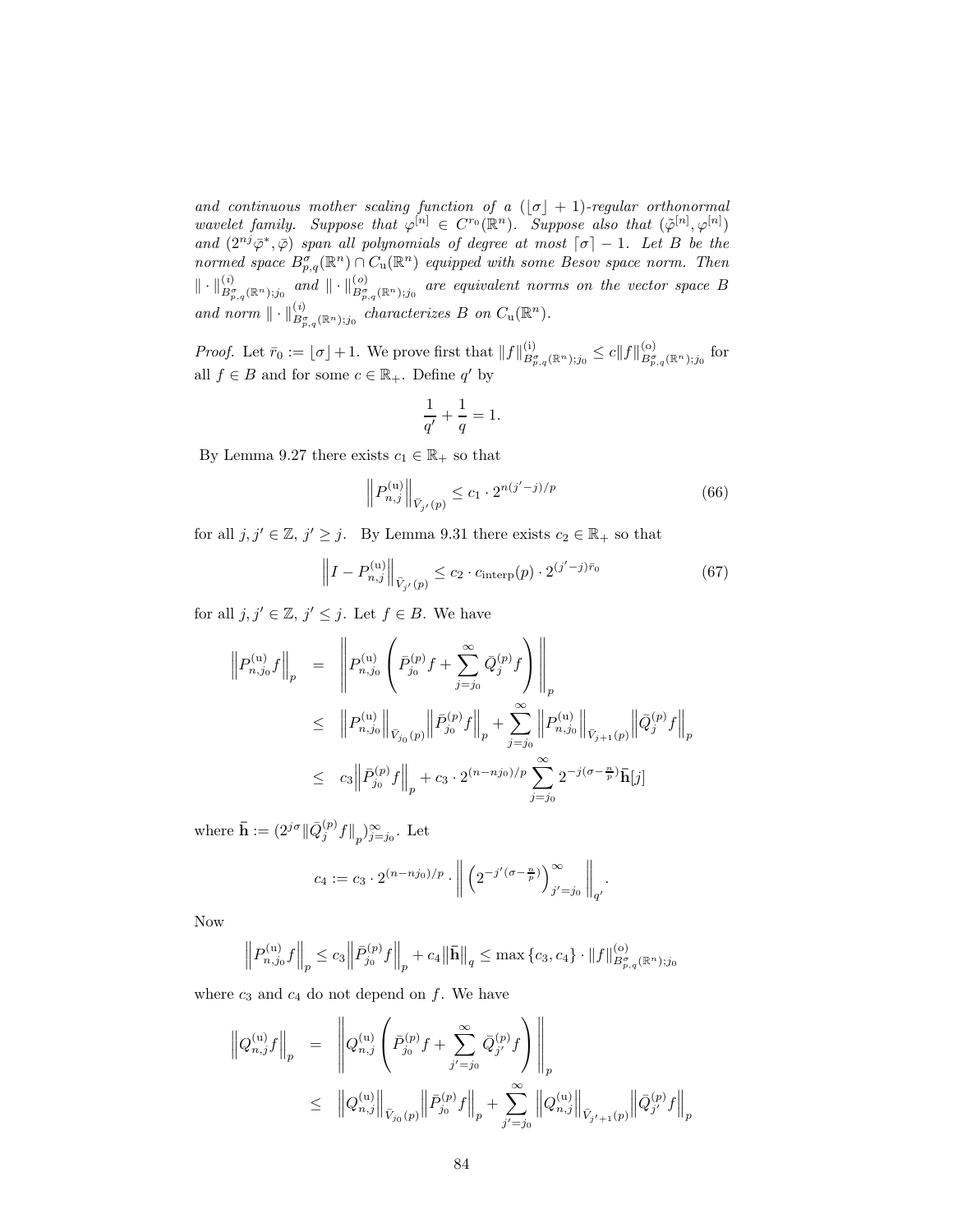*and continuous mother scaling function of a $(\lfloor \sigma \rfloor + 1)$-regular orthonormal wavelet family. Suppose that $\varphi^{[n]} \in C^{r_0}(\mathbb{R}^n)$. Suppose also that $(\tilde{\varphi}^{[n]}, \varphi^{[n]})$ and $(2^{nj}\bar{\varphi}^*, \bar{\varphi})$ span all polynomials of degree at most $\lceil \sigma \rceil - 1$. Let $B$ be the normed space $B^\sigma_{p,q}(\mathbb{R}^n) \cap C_{\mathrm{u}}(\mathbb{R}^n)$ equipped with some Besov space norm. Then $\| \cdot \|^{(i)}_{B^\sigma_{p,q}(\mathbb{R}^n);j_0}$ and $\| \cdot \|^{(o)}_{B^\sigma_{p,q}(\mathbb{R}^n);j_0}$ are equivalent norms on the vector space $B$ and norm $\| \cdot \|^{(i)}_{B^\sigma_{p,q}(\mathbb{R}^n);j_0}$ characterizes $B$ on $C_{\mathrm{u}}(\mathbb{R}^n)$.*

*Proof.* Let $\bar{r}_0 := \lfloor \sigma \rfloor + 1$. We prove first that $\|f\|^{(\mathrm{i})}_{B^\sigma_{p,q}(\mathbb{R}^n);j_0} \leq c \|f\|^{(\mathrm{o})}_{B^\sigma_{p,q}(\mathbb{R}^n);j_0}$ for all $f \in B$ and for some $c \in \mathbb{R}_+$. Define $q'$ by

$$\frac{1}{q'} + \frac{1}{q} = 1.$$

By Lemma 9.27 there exists $c_1 \in \mathbb{R}_+$ so that

$$\left\| P^{(\mathrm{u})}_{n,j} \right\|_{\bar{V}_{j'}(p)} \leq c_1 \cdot 2^{n(j'-j)/p} \tag{66}$$

for all $j, j' \in \mathbb{Z}$, $j' \geq j$. By Lemma 9.31 there exists $c_2 \in \mathbb{R}_+$ so that

$$\left\| I - P^{(\mathrm{u})}_{n,j} \right\|_{\bar{V}_{j'}(p)} \leq c_2 \cdot c_{\mathrm{interp}}(p) \cdot 2^{(j'-j)\bar{r}_0} \tag{67}$$

for all $j, j' \in \mathbb{Z}$, $j' \leq j$. Let $f \in B$. We have

$$\begin{aligned}
\left\| P^{(\mathrm{u})}_{n,j_0} f \right\|_p &= \left\| P^{(\mathrm{u})}_{n,j_0} \left( \bar{P}^{(p)}_{j_0} f + \sum_{j=j_0}^{\infty} \bar{Q}^{(p)}_j f \right) \right\|_p \\
&\leq \left\| P^{(\mathrm{u})}_{n,j_0} \right\|_{\bar{V}_{j_0}(p)} \left\| \bar{P}^{(p)}_{j_0} f \right\|_p + \sum_{j=j_0}^{\infty} \left\| P^{(\mathrm{u})}_{n,j_0} \right\|_{\bar{V}_{j+1}(p)} \left\| \bar{Q}^{(p)}_j f \right\|_p \\
&\leq c_3 \left\| \bar{P}^{(p)}_{j_0} f \right\|_p + c_3 \cdot 2^{(n-nj_0)/p} \sum_{j=j_0}^{\infty} 2^{-j(\sigma - \frac{n}{p})} \bar{\mathbf{h}}[j]
\end{aligned}$$

where $\bar{\mathbf{h}} := (2^{j\sigma} \|\bar{Q}^{(p)}_j f\|_p)_{j=j_0}^{\infty}$. Let

$$c_4 := c_3 \cdot 2^{(n-nj_0)/p} \cdot \left\| \left( 2^{-j'(\sigma - \frac{n}{p})} \right)_{j'=j_0}^{\infty} \right\|_{q'}.$$

Now

$$\left\| P^{(\mathrm{u})}_{n,j_0} f \right\|_p \leq c_3 \left\| \bar{P}^{(p)}_{j_0} f \right\|_p + c_4 \|\bar{\mathbf{h}}\|_q \leq \max\{c_3, c_4\} \cdot \|f\|^{(\mathrm{o})}_{B^\sigma_{p,q}(\mathbb{R}^n);j_0}$$

where $c_3$ and $c_4$ do not depend on $f$. We have

$$\begin{aligned}
\left\| Q^{(\mathrm{u})}_{n,j} f \right\|_p &= \left\| Q^{(\mathrm{u})}_{n,j} \left( \bar{P}^{(p)}_{j_0} f + \sum_{j'=j_0}^{\infty} \bar{Q}^{(p)}_{j'} f \right) \right\|_p \\
&\leq \left\| Q^{(\mathrm{u})}_{n,j} \right\|_{\bar{V}_{j_0}(p)} \left\| \bar{P}^{(p)}_{j_0} f \right\|_p + \sum_{j'=j_0}^{\infty} \left\| Q^{(\mathrm{u})}_{n,j} \right\|_{\bar{V}_{j'+1}(p)} \left\| \bar{Q}^{(p)}_{j'} f \right\|_p
\end{aligned}$$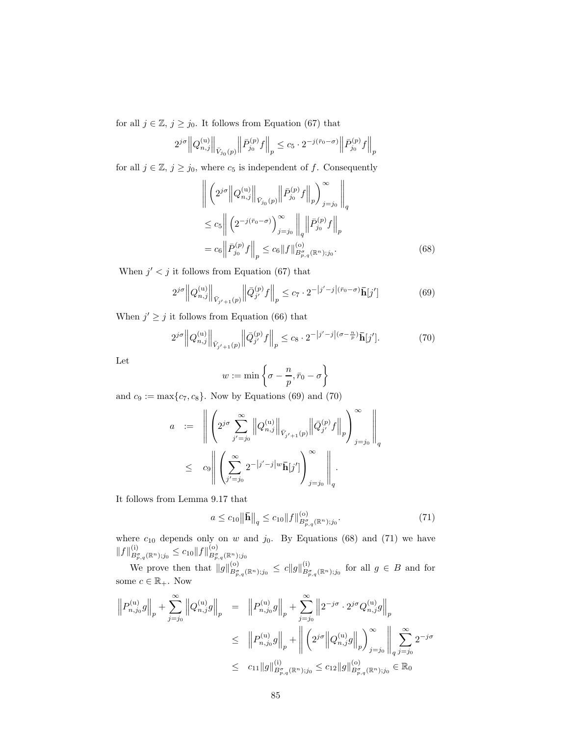for all $j \in \mathbb{Z}$, $j \geq j_0$. It follows from Equation (67) that

$$2^{j\sigma}\left\|Q_{n,j}^{(\mathrm{u})}\right\|_{\bar{V}_{j_0}(p)}\left\|\bar{P}_{j_0}^{(p)} f\right\|_p \leq c_5 \cdot 2^{-j(\bar{r}_0-\sigma)}\left\|\bar{P}_{j_0}^{(p)} f\right\|_p$$

for all $j \in \mathbb{Z}$, $j \geq j_0$, where $c_5$ is independent of $f$. Consequently

$$\begin{aligned}
&\left\|\left(2^{j\sigma}\left\|Q_{n,j}^{(\mathrm{u})}\right\|_{\bar{V}_{j_0}(p)}\left\|\bar{P}_{j_0}^{(p)} f\right\|_p\right)_{j=j_0}^{\infty}\right\|_q \\
&\leq c_5\left\|\left(2^{-j(\bar{r}_0-\sigma)}\right)_{j=j_0}^{\infty}\right\|_q\left\|\bar{P}_{j_0}^{(p)} f\right\|_p \\
&= c_6\left\|\bar{P}_{j_0}^{(p)} f\right\|_p \leq c_6\|f\|_{B_{p,q}^{\sigma}(\mathbb{R}^n);j_0}^{(\mathrm{o})}.
\end{aligned} \tag{68}$$

When $j' < j$ it follows from Equation (67) that

$$2^{j\sigma}\left\|Q_{n,j}^{(\mathrm{u})}\right\|_{\bar{V}_{j'+1}(p)}\left\|\bar{Q}_{j'}^{(p)} f\right\|_p \leq c_7 \cdot 2^{-\left|j'-j\right|(\bar{r}_0-\sigma)}\bar{\mathbf{h}}[j'] \tag{69}$$

When $j' \geq j$ it follows from Equation (66) that

$$2^{j\sigma}\left\|Q_{n,j}^{(\mathrm{u})}\right\|_{\bar{V}_{j'+1}(p)}\left\|\bar{Q}_{j'}^{(p)} f\right\|_p \leq c_8 \cdot 2^{-\left|j'-j\right|(\sigma-\frac{n}{p})}\bar{\mathbf{h}}[j']. \tag{70}$$

Let

$$w := \min\left\{\sigma - \frac{n}{p}, \bar{r}_0 - \sigma\right\}$$

and $c_9 := \max\{c_7, c_8\}$. Now by Equations (69) and (70)

$$\begin{aligned}
a &:= \left\|\left(2^{j\sigma}\sum_{j'=j_0}^{\infty}\left\|Q_{n,j}^{(\mathrm{u})}\right\|_{\bar{V}_{j'+1}(p)}\left\|\bar{Q}_{j'}^{(p)} f\right\|_p\right)_{j=j_0}^{\infty}\right\|_q \\
&\leq c_9\left\|\left(\sum_{j'=j_0}^{\infty}2^{-\left|j'-j\right|w}\bar{\mathbf{h}}[j']\right)_{j=j_0}^{\infty}\right\|_q.
\end{aligned}$$

It follows from Lemma 9.17 that

$$a \leq c_{10}\left\|\bar{\mathbf{h}}\right\|_q \leq c_{10}\|f\|_{B_{p,q}^{\sigma}(\mathbb{R}^n);j_0}^{(\mathrm{o})}. \tag{71}$$

where $c_{10}$ depends only on $w$ and $j_0$. By Equations (68) and (71) we have $\|f\|_{B_{p,q}^{\sigma}(\mathbb{R}^n);j_0}^{(\mathrm{i})} \leq c_{10}\|f\|_{B_{p,q}^{\sigma}(\mathbb{R}^n);j_0}^{(\mathrm{o})}$

We prove then that $\|g\|_{B_{p,q}^{\sigma}(\mathbb{R}^n);j_0}^{(\mathrm{o})} \leq c\|g\|_{B_{p,q}^{\sigma}(\mathbb{R}^n);j_0}^{(\mathrm{i})}$ for all $g \in B$ and for some $c \in \mathbb{R}_+$. Now

$$\begin{aligned}
\left\|P_{n,j_0}^{(\mathrm{u})} g\right\|_p + \sum_{j=j_0}^{\infty}\left\|Q_{n,j}^{(\mathrm{u})} g\right\|_p &= \left\|P_{n,j_0}^{(\mathrm{u})} g\right\|_p + \sum_{j=j_0}^{\infty}\left\|2^{-j\sigma}\cdot 2^{j\sigma}Q_{n,j}^{(\mathrm{u})} g\right\|_p \\
&\leq \left\|P_{n,j_0}^{(\mathrm{u})} g\right\|_p + \left\|\left(2^{j\sigma}\left\|Q_{n,j}^{(\mathrm{u})} g\right\|_p\right)_{j=j_0}^{\infty}\right\|_q \sum_{j=j_0}^{\infty} 2^{-j\sigma} \\
&\leq c_{11}\|g\|_{B_{p,q}^{\sigma}(\mathbb{R}^n);j_0}^{(\mathrm{i})} \leq c_{12}\|g\|_{B_{p,q}^{\sigma}(\mathbb{R}^n);j_0}^{(\mathrm{o})} \in \mathbb{R}_0
\end{aligned}$$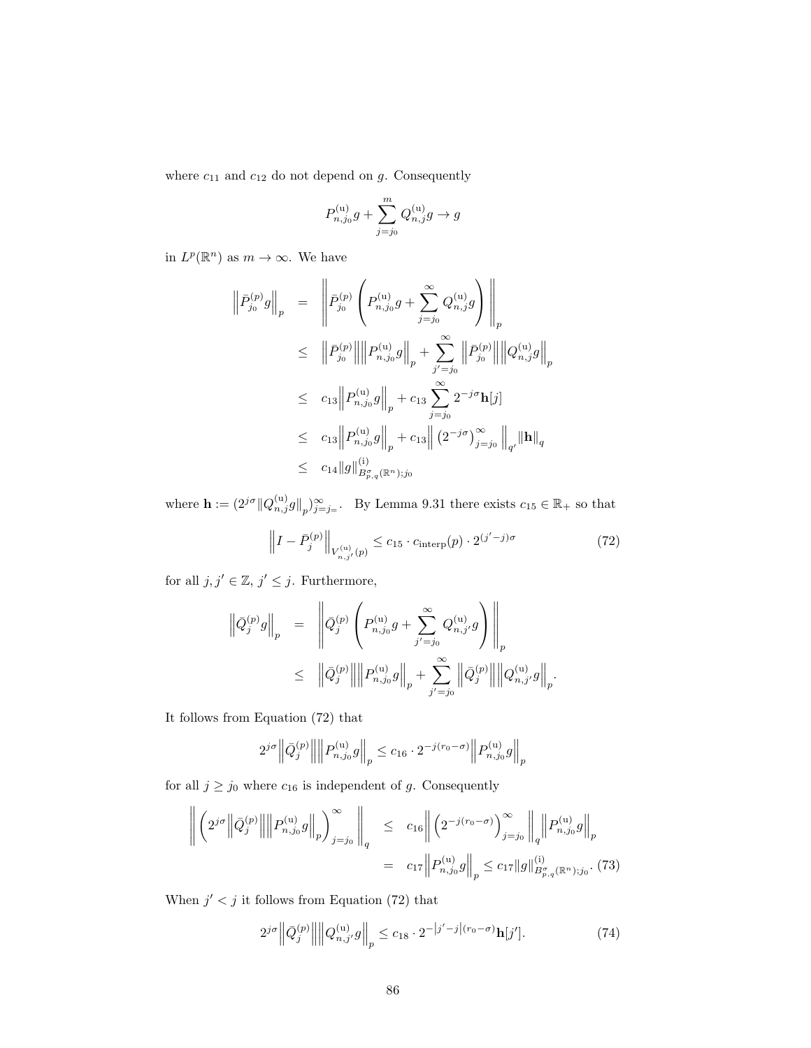where $c_{11}$ and $c_{12}$ do not depend on $g$. Consequently

$$P_{n,j_0}^{(\mathrm{u})} g + \sum_{j=j_0}^{m} Q_{n,j}^{(\mathrm{u})} g \to g$$

in $L^p(\mathbb{R}^n)$ as $m \to \infty$. We have

$$\begin{aligned}
\left\| \bar{P}_{j_0}^{(p)} g \right\|_p &= \left\| \bar{P}_{j_0}^{(p)} \left( P_{n,j_0}^{(\mathrm{u})} g + \sum_{j=j_0}^{\infty} Q_{n,j}^{(\mathrm{u})} g \right) \right\|_p \\
&\leq \left\| \bar{P}_{j_0}^{(p)} \right\| \left\| P_{n,j_0}^{(\mathrm{u})} g \right\|_p + \sum_{j'=j_0}^{\infty} \left\| \bar{P}_{j_0}^{(p)} \right\| \left\| Q_{n,j}^{(\mathrm{u})} g \right\|_p \\
&\leq c_{13} \left\| P_{n,j_0}^{(\mathrm{u})} g \right\|_p + c_{13} \sum_{j=j_0}^{\infty} 2^{-j\sigma} \mathbf{h}[j] \\
&\leq c_{13} \left\| P_{n,j_0}^{(\mathrm{u})} g \right\|_p + c_{13} \left\| \left( 2^{-j\sigma} \right)_{j=j_0}^{\infty} \right\|_{q'} \|\mathbf{h}\|_q \\
&\leq c_{14} \|g\|_{B_{p,q}^{\sigma}(\mathbb{R}^n);j_0}^{(\mathrm{i})}
\end{aligned}$$

where $\mathbf{h} := (2^{j\sigma} \|Q_{n,j}^{(\mathrm{u})} g\|_p)_{j=j=}^{\infty}$. By Lemma 9.31 there exists $c_{15} \in \mathbb{R}_+$ so that

$$\left\| I - \bar{P}_j^{(p)} \right\|_{V_{n,j'}^{(\mathrm{u})}(p)} \leq c_{15} \cdot c_{\mathrm{interp}}(p) \cdot 2^{(j'-j)\sigma} \tag{72}$$

for all $j, j' \in \mathbb{Z}$, $j' \leq j$. Furthermore,

$$\begin{aligned}
\left\| \bar{Q}_j^{(p)} g \right\|_p &= \left\| \bar{Q}_j^{(p)} \left( P_{n,j_0}^{(\mathrm{u})} g + \sum_{j'=j_0}^{\infty} Q_{n,j'}^{(\mathrm{u})} g \right) \right\|_p \\
&\leq \left\| \bar{Q}_j^{(p)} \right\| \left\| P_{n,j_0}^{(\mathrm{u})} g \right\|_p + \sum_{j'=j_0}^{\infty} \left\| \bar{Q}_j^{(p)} \right\| \left\| Q_{n,j'}^{(\mathrm{u})} g \right\|_p .
\end{aligned}$$

It follows from Equation (72) that

$$2^{j\sigma} \left\| \bar{Q}_j^{(p)} \right\| \left\| P_{n,j_0}^{(\mathrm{u})} g \right\|_p \leq c_{16} \cdot 2^{-j(r_0 - \sigma)} \left\| P_{n,j_0}^{(\mathrm{u})} g \right\|_p$$

for all $j \geq j_0$ where $c_{16}$ is independent of $g$. Consequently

$$\begin{aligned}
\left\| \left( 2^{j\sigma} \left\| \bar{Q}_j^{(p)} \right\| \left\| P_{n,j_0}^{(\mathrm{u})} g \right\|_p \right)_{j=j_0}^{\infty} \right\|_q &\leq c_{16} \left\| \left( 2^{-j(r_0-\sigma)} \right)_{j=j_0}^{\infty} \right\|_q \left\| P_{n,j_0}^{(\mathrm{u})} g \right\|_p \\
&= c_{17} \left\| P_{n,j_0}^{(\mathrm{u})} g \right\|_p \leq c_{17} \|g\|_{B_{p,q}^{\sigma}(\mathbb{R}^n);j_0}^{(\mathrm{i})}. \quad (73)
\end{aligned}$$

When $j' < j$ it follows from Equation (72) that

$$2^{j\sigma} \left\| \bar{Q}_j^{(p)} \right\| \left\| Q_{n,j'}^{(\mathrm{u})} g \right\|_p \leq c_{18} \cdot 2^{-\left|j'-j\right|(r_0-\sigma)} \mathbf{h}[j']. \tag{74}$$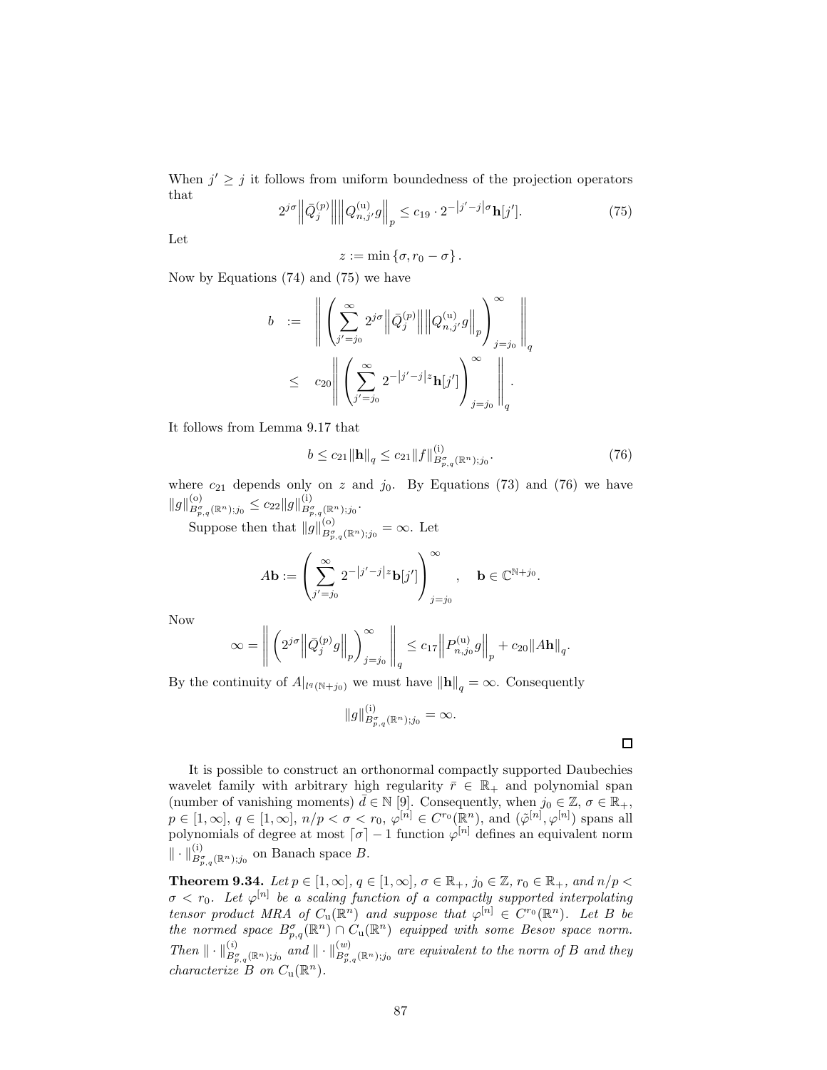When $j' \geq j$ it follows from uniform boundedness of the projection operators that

$$2^{j\sigma} \left\| \bar{Q}_j^{(p)} \right\| \left\| Q_{n,j'}^{(\mathrm{u})} g \right\|_p \leq c_{19} \cdot 2^{-|j'-j|\sigma} \mathbf{h}[j']. \tag{75}$$

Let

$$z := \min \{\sigma, r_0 - \sigma\}.$$

Now by Equations (74) and (75) we have

$$\begin{aligned} b &:= \left\| \left( \sum_{j'=j_0}^{\infty} 2^{j\sigma} \left\| \bar{Q}_j^{(p)} \right\| \left\| Q_{n,j'}^{(\mathrm{u})} g \right\|_p \right)_{j=j_0}^{\infty} \right\|_q \\ &\leq c_{20} \left\| \left( \sum_{j'=j_0}^{\infty} 2^{-|j'-j|z} \mathbf{h}[j'] \right)_{j=j_0}^{\infty} \right\|_q . \end{aligned}$$

It follows from Lemma 9.17 that

$$b \leq c_{21} \|\mathbf{h}\|_q \leq c_{21} \|f\|_{B_{p,q}^{\sigma}(\mathbb{R}^n);j_0}^{(\mathrm{i})}. \tag{76}$$

where $c_{21}$ depends only on $z$ and $j_0$. By Equations (73) and (76) we have $\|g\|_{B_{p,q}^{\sigma}(\mathbb{R}^n);j_0}^{(\mathrm{o})} \leq c_{22} \|g\|_{B_{p,q}^{\sigma}(\mathbb{R}^n);j_0}^{(\mathrm{i})}$.

Suppose then that $\|g\|_{B_{p,q}^{\sigma}(\mathbb{R}^n);j_0}^{(\mathrm{o})} = \infty$. Let

$$A\mathbf{b} := \left( \sum_{j'=j_0}^{\infty} 2^{-|j'-j|z} \mathbf{b}[j'] \right)_{j=j_0}^{\infty}, \quad \mathbf{b} \in \mathbb{C}^{\mathbb{N}+j_0}.$$

Now

$$\infty = \left\| \left( 2^{j\sigma} \left\| \bar{Q}_j^{(p)} g \right\|_p \right)_{j=j_0}^{\infty} \right\|_q \leq c_{17} \left\| P_{n,j_0}^{(\mathrm{u})} g \right\|_p + c_{20} \|A\mathbf{h}\|_q.$$

By the continuity of $A|_{l^q(\mathbb{N}+j_0)}$ we must have $\|\mathbf{h}\|_q = \infty$. Consequently

$$\|g\|_{B_{p,q}^{\sigma}(\mathbb{R}^n);j_0}^{(\mathrm{i})} = \infty.$$

□

It is possible to construct an orthonormal compactly supported Daubechies wavelet family with arbitrary high regularity $\bar{r} \in \mathbb{R}_+$ and polynomial span (number of vanishing moments) $\bar{d} \in \mathbb{N}$ [9]. Consequently, when $j_0 \in \mathbb{Z}$, $\sigma \in \mathbb{R}_+$, $p \in [1, \infty]$, $q \in [1, \infty]$, $n/p < \sigma < r_0$, $\varphi^{[n]} \in C^{r_0}(\mathbb{R}^n)$, and $(\tilde{\varphi}^{[n]}, \varphi^{[n]})$ spans all polynomials of degree at most $\lceil \sigma \rceil - 1$ function $\varphi^{[n]}$ defines an equivalent norm $\| \cdot \|_{B_{p,q}^{\sigma}(\mathbb{R}^n);j_0}^{(\mathrm{i})}$ on Banach space $B$.

**Theorem 9.34.** *Let $p \in [1, \infty]$, $q \in [1, \infty]$, $\sigma \in \mathbb{R}_+$, $j_0 \in \mathbb{Z}$, $r_0 \in \mathbb{R}_+$, and $n/p < \sigma < r_0$. Let $\varphi^{[n]}$ be a scaling function of a compactly supported interpolating tensor product MRA of $C_{\mathrm{u}}(\mathbb{R}^n)$ and suppose that $\varphi^{[n]} \in C^{r_0}(\mathbb{R}^n)$. Let $B$ be the normed space $B_{p,q}^{\sigma}(\mathbb{R}^n) \cap C_{\mathrm{u}}(\mathbb{R}^n)$ equipped with some Besov space norm. Then $\| \cdot \|_{B_{p,q}^{\sigma}(\mathbb{R}^n);j_0}^{(i)}$ and $\| \cdot \|_{B_{p,q}^{\sigma}(\mathbb{R}^n);j_0}^{(w)}$ are equivalent to the norm of $B$ and they characterize $B$ on $C_{\mathrm{u}}(\mathbb{R}^n)$.*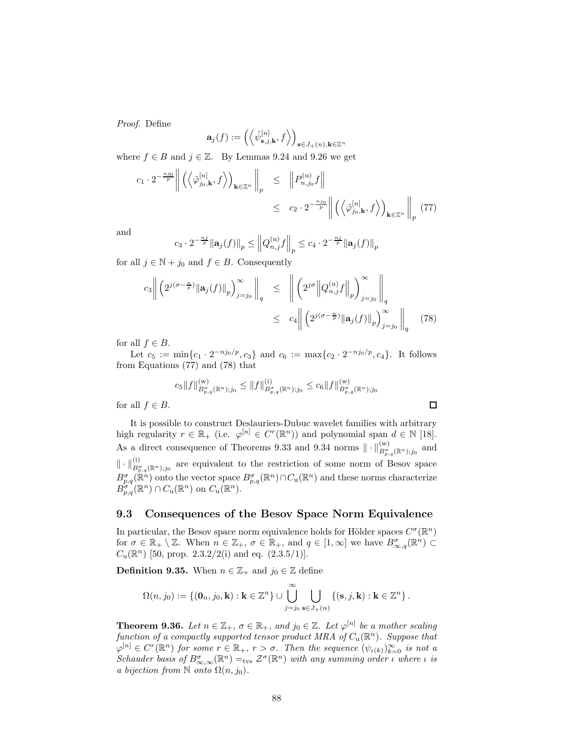*Proof.* Define

$$\mathbf{a}_j(f) := \left( \left\langle \tilde{\psi}^{[n]}_{\mathbf{s},j,\mathbf{k}}, f \right\rangle \right)_{\mathbf{s} \in J_+(n), \mathbf{k} \in \mathbb{Z}^n}$$

where $f \in B$ and $j \in \mathbb{Z}$. By Lemmas 9.24 and 9.26 we get

$$\begin{aligned} c_1 \cdot 2^{-\frac{nj_0}{p}} \left\| \left( \left\langle \tilde{\varphi}^{[n]}_{j_0,\mathbf{k}}, f \right\rangle \right)_{\mathbf{k} \in \mathbb{Z}^n} \right\|_p &\leq \left\| P^{(\mathrm{u})}_{n,j_0} f \right\| \\ &\leq c_2 \cdot 2^{-\frac{nj_0}{p}} \left\| \left( \left\langle \tilde{\varphi}^{[n]}_{j_0,\mathbf{k}}, f \right\rangle \right)_{\mathbf{k} \in \mathbb{Z}^n} \right\|_p \end{aligned} \tag{77}$$

and

$$c_3 \cdot 2^{-\frac{nj}{p}} \left\| \mathbf{a}_j(f) \right\|_p \leq \left\| Q^{(\mathrm{u})}_{n,j} f \right\|_p \leq c_4 \cdot 2^{-\frac{nj}{p}} \left\| \mathbf{a}_j(f) \right\|_p$$

for all $j \in \mathbb{N} + j_0$ and $f \in B$. Consequently

$$\begin{aligned} c_3 \left\| \left( 2^{j(\sigma - \frac{n}{p})} \left\| \mathbf{a}_j(f) \right\|_p \right)_{j=j_0}^{\infty} \right\|_q &\leq \left\| \left( 2^{j\sigma} \left\| Q^{(\mathrm{u})}_{n,j} f \right\|_p \right)_{j=j_0}^{\infty} \right\|_q \\ &\leq c_4 \left\| \left( 2^{j(\sigma - \frac{n}{p})} \left\| \mathbf{a}_j(f) \right\|_p \right)_{j=j_0}^{\infty} \right\|_q \end{aligned} \tag{78}$$

for all $f \in B$.

Let $c_5 := \min\{c_1 \cdot 2^{-nj_0/p}, c_3\}$ and $c_6 := \max\{c_2 \cdot 2^{-nj_0/p}, c_4\}$. It follows from Equations (77) and (78) that

$$c_5 \|f\|^{(\mathrm{w})}_{B^{\sigma}_{p,q}(\mathbb{R}^n);j_0} \leq \|f\|^{(\mathrm{i})}_{B^{\sigma}_{p,q}(\mathbb{R}^n);j_0} \leq c_6 \|f\|^{(\mathrm{w})}_{B^{\sigma}_{p,q}(\mathbb{R}^n);j_0}$$

for all $f \in B$. □

It is possible to construct Deslauriers-Dubuc wavelet families with arbitrary high regularity $r \in \mathbb{R}_+$ (i.e. $\varphi^{[n]} \in C^r(\mathbb{R}^n)$) and polynomial span $d \in \mathbb{N}$ [18]. As a direct consequence of Theorems 9.33 and 9.34 norms $\| \cdot \|^{(\mathrm{w})}_{B^{\sigma}_{p,q}(\mathbb{R}^n);j_0}$ and $\| \cdot \|^{(\mathrm{i})}_{B^{\sigma}_{p,q}(\mathbb{R}^n);j_0}$ are equivalent to the restriction of some norm of Besov space $B^{\sigma}_{p,q}(\mathbb{R}^n)$ onto the vector space $B^{\sigma}_{p,q}(\mathbb{R}^n) \cap C_{\mathrm{u}}(\mathbb{R}^n)$ and these norms characterize $B^{\sigma}_{p,q}(\mathbb{R}^n) \cap C_{\mathrm{u}}(\mathbb{R}^n)$ on $C_{\mathrm{u}}(\mathbb{R}^n)$.

## 9.3 Consequences of the Besov Space Norm Equivalence

In particular, the Besov space norm equivalence holds for Hölder spaces $C^{\sigma}(\mathbb{R}^n)$ for $\sigma \in \mathbb{R}_+ \setminus \mathbb{Z}$. When $n \in \mathbb{Z}_+$, $\sigma \in \mathbb{R}_+$, and $q \in [1, \infty]$ we have $B^{\sigma}_{\infty,q}(\mathbb{R}^n) \subset C_{\mathrm{u}}(\mathbb{R}^n)$ [50, prop. 2.3.2/2(i) and eq. (2.3.5/1)].

**Definition 9.35.** When $n \in \mathbb{Z}_+$ and $j_0 \in \mathbb{Z}$ define

$$\Omega(n, j_0) := \{(\mathbf{0}_n, j_0, \mathbf{k}) : \mathbf{k} \in \mathbb{Z}^n\} \cup \bigcup_{j=j_0}^{\infty} \bigcup_{\mathbf{s} \in J_+(n)} \{(\mathbf{s}, j, \mathbf{k}) : \mathbf{k} \in \mathbb{Z}^n\}.$$

**Theorem 9.36.** *Let $n \in \mathbb{Z}_+$, $\sigma \in \mathbb{R}_+$, and $j_0 \in \mathbb{Z}$. Let $\varphi^{[n]}$ be a mother scaling function of a compactly supported tensor product MRA of $C_{\mathrm{u}}(\mathbb{R}^n)$. Suppose that $\varphi^{[n]} \in C^r(\mathbb{R}^n)$ for some $r \in \mathbb{R}_+$, $r > \sigma$. Then the sequence $(\psi_{\iota(k)})_{k=0}^{\infty}$ is not a Schauder basis of $B^{\sigma}_{\infty,\infty}(\mathbb{R}^n) =_{\mathrm{tvs}} \mathcal{Z}^{\sigma}(\mathbb{R}^n)$ with any summing order $\iota$ where $\iota$ is a bijection from $\mathbb{N}$ onto $\Omega(n, j_0)$.*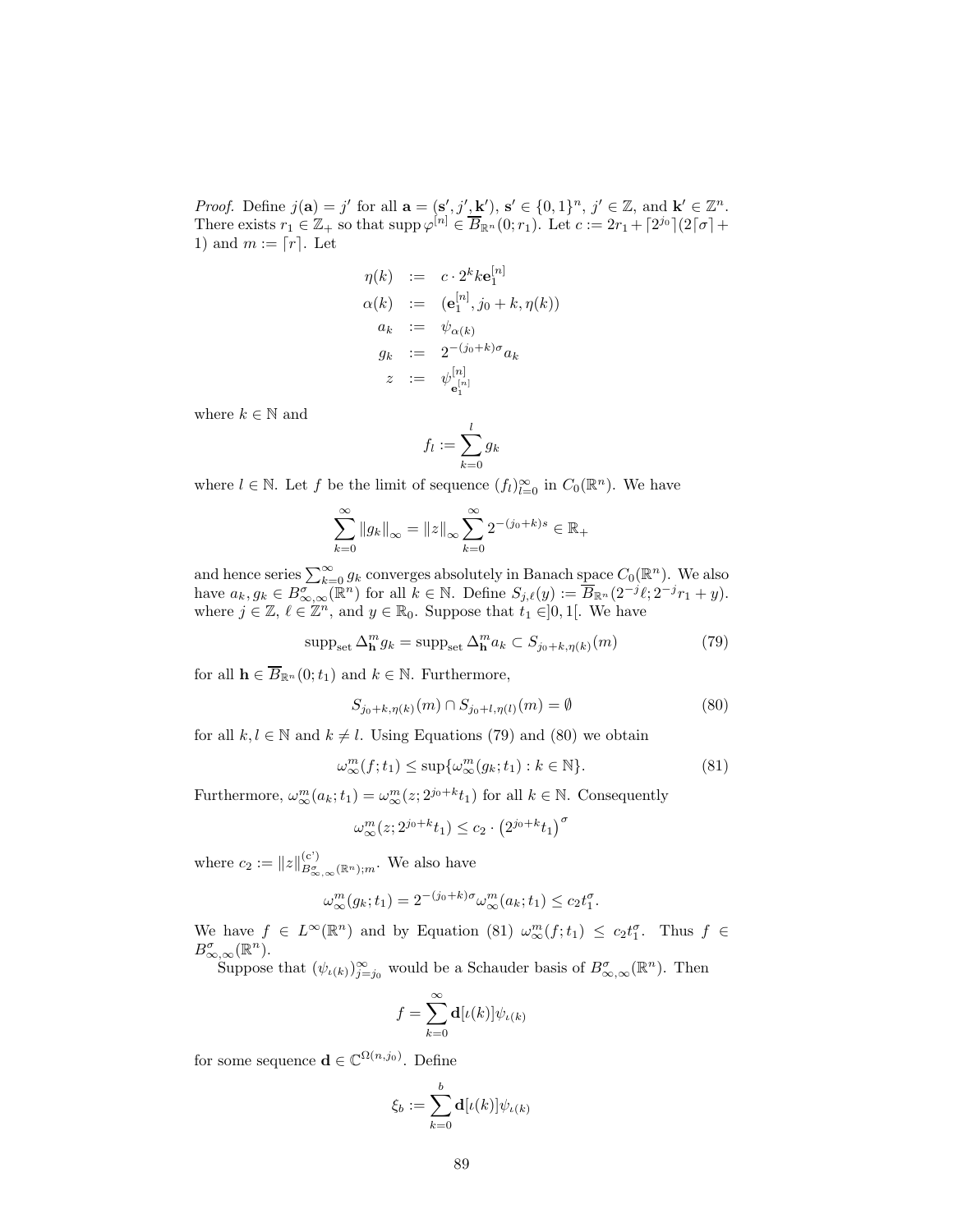*Proof.* Define $j(\mathbf{a}) = j'$ for all $\mathbf{a} = (\mathbf{s}', j', \mathbf{k}')$, $\mathbf{s}' \in \{0,1\}^n$, $j' \in \mathbb{Z}$, and $\mathbf{k}' \in \mathbb{Z}^n$. There exists $r_1 \in \mathbb{Z}_+$ so that $\operatorname{supp} \varphi^{[n]} \in \overline{B}_{\mathbb{R}^n}(0; r_1)$. Let $c := 2r_1 + \lceil 2^{j_0} \rceil (2\lceil \sigma \rceil + 1)$ and $m := \lceil r \rceil$. Let

$$
\begin{aligned}
\eta(k) &:= c \cdot 2^k k \mathbf{e}_1^{[n]} \\
\alpha(k) &:= (\mathbf{e}_1^{[n]}, j_0 + k, \eta(k)) \\
a_k &:= \psi_{\alpha(k)} \\
g_k &:= 2^{-(j_0+k)\sigma} a_k \\
z &:= \psi^{[n]}_{\mathbf{e}_1^{[n]}}
\end{aligned}
$$

where $k \in \mathbb{N}$ and

$$
f_l := \sum_{k=0}^{l} g_k
$$

where $l \in \mathbb{N}$. Let $f$ be the limit of sequence $(f_l)_{l=0}^{\infty}$ in $C_0(\mathbb{R}^n)$. We have

$$
\sum_{k=0}^{\infty} \|g_k\|_{\infty} = \|z\|_{\infty} \sum_{k=0}^{\infty} 2^{-(j_0+k)s} \in \mathbb{R}_+
$$

and hence series $\sum_{k=0}^{\infty} g_k$ converges absolutely in Banach space $C_0(\mathbb{R}^n)$. We also have $a_k, g_k \in B^{\sigma}_{\infty,\infty}(\mathbb{R}^n)$ for all $k \in \mathbb{N}$. Define $S_{j,\ell}(y) := \overline{B}_{\mathbb{R}^n}(2^{-j}\ell; 2^{-j}r_1 + y)$. where $j \in \mathbb{Z}$, $\ell \in \mathbb{Z}^n$, and $y \in \mathbb{R}_0$. Suppose that $t_1 \in ]0,1[$. We have

$$
\operatorname{supp}_{\mathrm{set}} \Delta^m_{\mathbf{h}} g_k = \operatorname{supp}_{\mathrm{set}} \Delta^m_{\mathbf{h}} a_k \subset S_{j_0+k,\eta(k)}(m) \tag{79}
$$

for all $\mathbf{h} \in \overline{B}_{\mathbb{R}^n}(0; t_1)$ and $k \in \mathbb{N}$. Furthermore,

$$
S_{j_0+k,\eta(k)}(m) \cap S_{j_0+l,\eta(l)}(m) = \emptyset \tag{80}
$$

for all $k, l \in \mathbb{N}$ and $k \neq l$. Using Equations (79) and (80) we obtain

$$
\omega^m_{\infty}(f; t_1) \leq \sup\{\omega^m_{\infty}(g_k; t_1) : k \in \mathbb{N}\}. \tag{81}
$$

Furthermore, $\omega^m_{\infty}(a_k; t_1) = \omega^m_{\infty}(z; 2^{j_0+k} t_1)$ for all $k \in \mathbb{N}$. Consequently

$$
\omega^m_{\infty}(z; 2^{j_0+k} t_1) \leq c_2 \cdot \left(2^{j_0+k} t_1\right)^{\sigma}
$$

where $c_2 := \|z\|^{(c')}_{B^{\sigma}_{\infty,\infty}(\mathbb{R}^n);m}$. We also have

$$
\omega^m_{\infty}(g_k; t_1) = 2^{-(j_0+k)\sigma} \omega^m_{\infty}(a_k; t_1) \leq c_2 t_1^{\sigma}.
$$

We have $f \in L^{\infty}(\mathbb{R}^n)$ and by Equation (81) $\omega^m_{\infty}(f; t_1) \leq c_2 t_1^{\sigma}$. Thus $f \in B^{\sigma}_{\infty,\infty}(\mathbb{R}^n)$.

Suppose that $(\psi_{\iota(k)})_{j=j_0}^{\infty}$ would be a Schauder basis of $B^{\sigma}_{\infty,\infty}(\mathbb{R}^n)$. Then

$$
f = \sum_{k=0}^{\infty} \mathbf{d}[\iota(k)] \psi_{\iota(k)}
$$

for some sequence $\mathbf{d} \in \mathbb{C}^{\Omega(n,j_0)}$. Define

$$
\xi_b := \sum_{k=0}^{b} \mathbf{d}[\iota(k)] \psi_{\iota(k)}
$$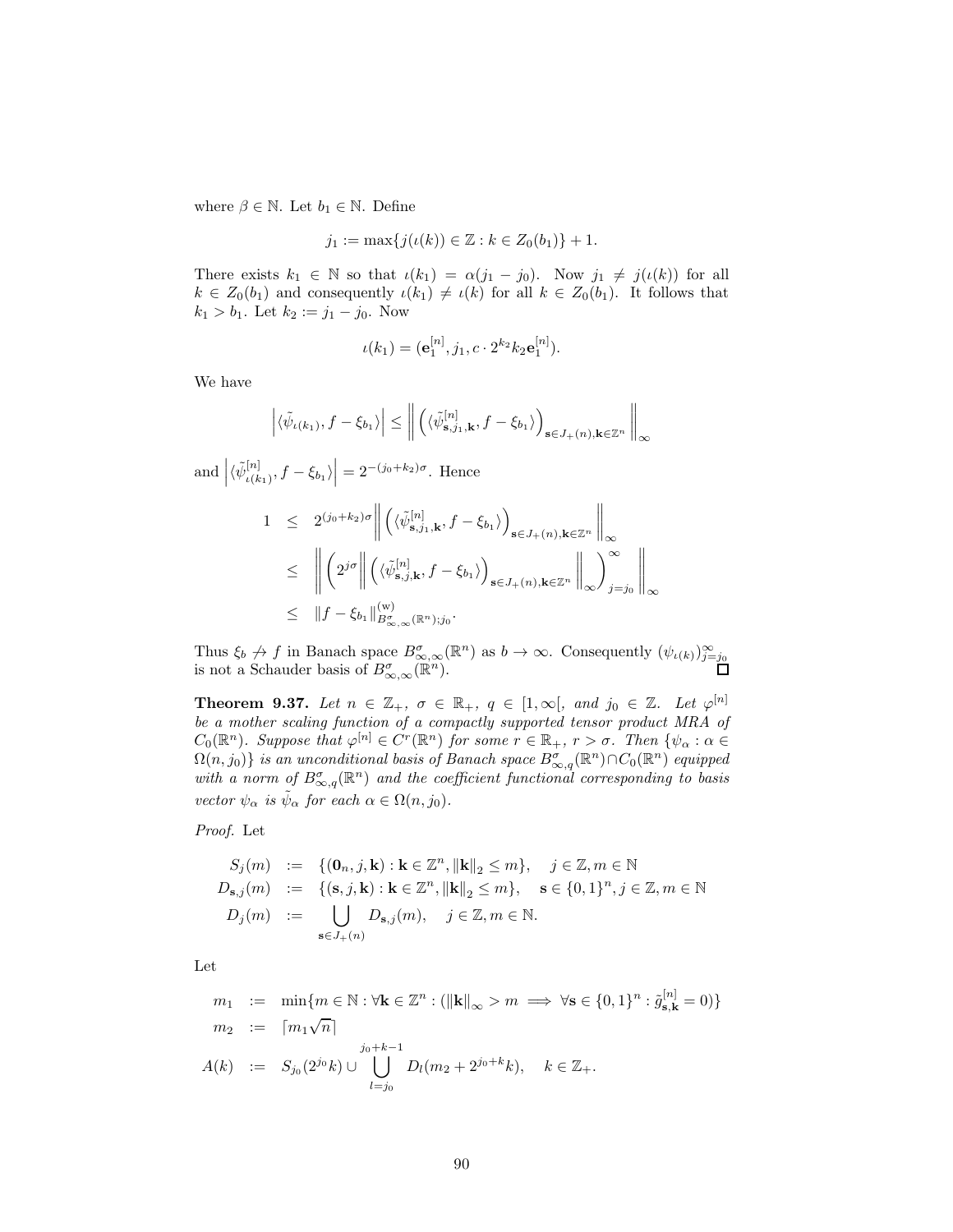where $\beta \in \mathbb{N}$. Let $b_1 \in \mathbb{N}$. Define

$$j_1 := \max\{j(\iota(k)) \in \mathbb{Z} : k \in Z_0(b_1)\} + 1.$$

There exists $k_1 \in \mathbb{N}$ so that $\iota(k_1) = \alpha(j_1 - j_0)$. Now $j_1 \neq j(\iota(k))$ for all $k \in Z_0(b_1)$ and consequently $\iota(k_1) \neq \iota(k)$ for all $k \in Z_0(b_1)$. It follows that $k_1 > b_1$. Let $k_2 := j_1 - j_0$. Now

$$\iota(k_1) = (\mathbf{e}_1^{[n]}, j_1, c \cdot 2^{k_2} k_2 \mathbf{e}_1^{[n]}).$$

We have

$$\left|\langle \tilde{\psi}_{\iota(k_1)}, f - \xi_{b_1}\rangle\right| \leq \left\| \left(\langle \tilde{\psi}_{\mathbf{s},j_1,\mathbf{k}}^{[n]}, f - \xi_{b_1}\rangle\right)_{\mathbf{s}\in J_+(n),\mathbf{k}\in\mathbb{Z}^n} \right\|_\infty$$

and $\left|\langle \tilde{\psi}_{\iota(k_1)}^{[n]}, f - \xi_{b_1}\rangle\right| = 2^{-(j_0+k_2)\sigma}$. Hence

$$\begin{aligned}
1 &\leq 2^{(j_0+k_2)\sigma} \left\| \left(\langle \tilde{\psi}_{\mathbf{s},j_1,\mathbf{k}}^{[n]}, f - \xi_{b_1}\rangle\right)_{\mathbf{s}\in J_+(n),\mathbf{k}\in\mathbb{Z}^n} \right\|_\infty \\
&\leq \left\| \left( 2^{j\sigma} \left\| \left(\langle \tilde{\psi}_{\mathbf{s},j,\mathbf{k}}^{[n]}, f - \xi_{b_1}\rangle\right)_{\mathbf{s}\in J_+(n),\mathbf{k}\in\mathbb{Z}^n} \right\|_\infty \right)_{j=j_0}^\infty \right\|_\infty \\
&\leq \|f - \xi_{b_1}\|_{B^\sigma_{\infty,\infty}(\mathbb{R}^n);j_0}^{(\mathrm{w})}.
\end{aligned}$$

Thus $\xi_b \not\to f$ in Banach space $B^\sigma_{\infty,\infty}(\mathbb{R}^n)$ as $b \to \infty$. Consequently $(\psi_{\iota(k)})_{j=j_0}^\infty$ is not a Schauder basis of $B^\sigma_{\infty,\infty}(\mathbb{R}^n)$. □

**Theorem 9.37.** *Let $n \in \mathbb{Z}_+$, $\sigma \in \mathbb{R}_+$, $q \in [1,\infty[$, and $j_0 \in \mathbb{Z}$. Let $\varphi^{[n]}$ be a mother scaling function of a compactly supported tensor product MRA of $C_0(\mathbb{R}^n)$. Suppose that $\varphi^{[n]} \in C^r(\mathbb{R}^n)$ for some $r \in \mathbb{R}_+$, $r > \sigma$. Then $\{\psi_\alpha : \alpha \in \Omega(n,j_0)\}$ is an unconditional basis of Banach space $B^\sigma_{\infty,q}(\mathbb{R}^n) \cap C_0(\mathbb{R}^n)$ equipped with a norm of $B^\sigma_{\infty,q}(\mathbb{R}^n)$ and the coefficient functional corresponding to basis vector $\psi_\alpha$ is $\tilde{\psi}_\alpha$ for each $\alpha \in \Omega(n,j_0)$.*

*Proof.* Let

$$\begin{aligned}
S_j(m) &:= \{(\mathbf{0}_n, j, \mathbf{k}) : \mathbf{k} \in \mathbb{Z}^n, \|\mathbf{k}\|_2 \leq m\}, \quad j \in \mathbb{Z}, m \in \mathbb{N} \\
D_{\mathbf{s},j}(m) &:= \{(\mathbf{s}, j, \mathbf{k}) : \mathbf{k} \in \mathbb{Z}^n, \|\mathbf{k}\|_2 \leq m\}, \quad \mathbf{s} \in \{0,1\}^n, j \in \mathbb{Z}, m \in \mathbb{N} \\
D_j(m) &:= \bigcup_{\mathbf{s}\in J_+(n)} D_{\mathbf{s},j}(m), \quad j \in \mathbb{Z}, m \in \mathbb{N}.
\end{aligned}$$

Let

$$\begin{aligned}
m_1 &:= \min\{m \in \mathbb{N} : \forall \mathbf{k} \in \mathbb{Z}^n : (\|\mathbf{k}\|_\infty > m \implies \forall \mathbf{s} \in \{0,1\}^n : \tilde{g}_{\mathbf{s},\mathbf{k}}^{[n]} = 0)\} \\
m_2 &:= \lceil m_1 \sqrt{n} \rceil \\
A(k) &:= S_{j_0}(2^{j_0} k) \cup \bigcup_{l=j_0}^{j_0+k-1} D_l(m_2 + 2^{j_0+k} k), \quad k \in \mathbb{Z}_+.
\end{aligned}$$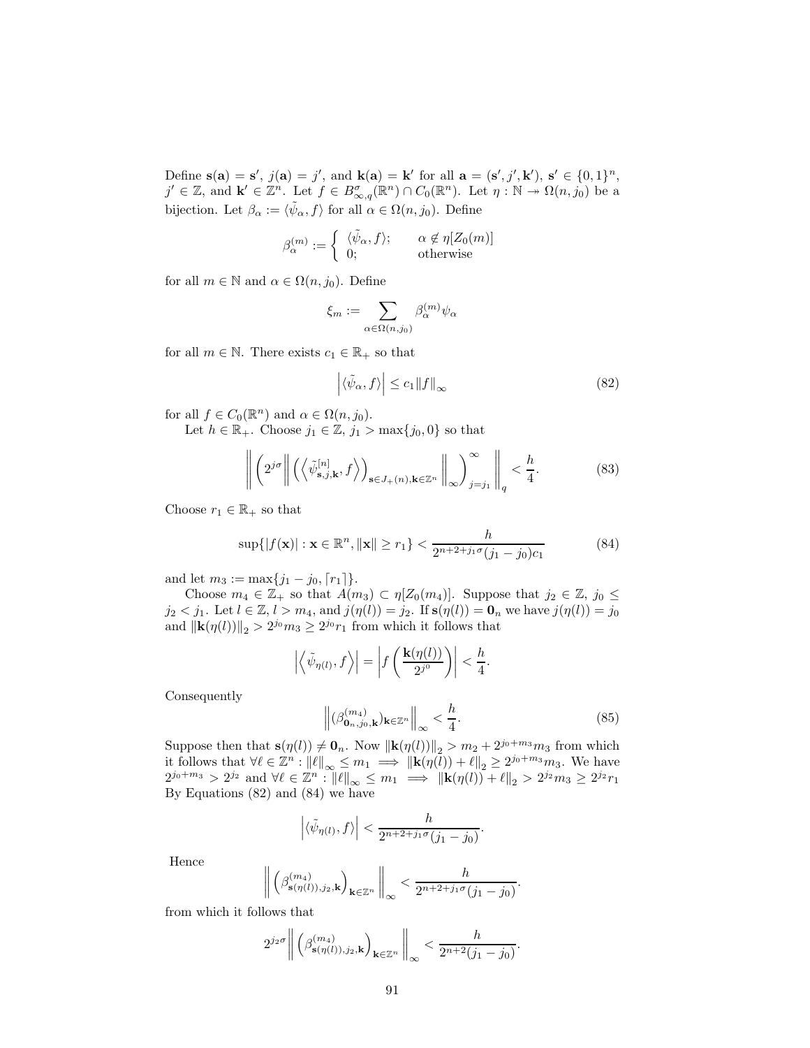Define $\mathbf{s}(\mathbf{a}) = \mathbf{s}'$, $j(\mathbf{a}) = j'$, and $\mathbf{k}(\mathbf{a}) = \mathbf{k}'$ for all $\mathbf{a} = (\mathbf{s}', j', \mathbf{k}')$, $\mathbf{s}' \in \{0,1\}^n$, $j' \in \mathbb{Z}$, and $\mathbf{k}' \in \mathbb{Z}^n$. Let $f \in B^\sigma_{\infty,q}(\mathbb{R}^n) \cap C_0(\mathbb{R}^n)$. Let $\eta : \mathbb{N} \twoheadrightarrow \Omega(n, j_0)$ be a bijection. Let $\beta_\alpha := \langle \tilde{\psi}_\alpha, f \rangle$ for all $\alpha \in \Omega(n, j_0)$. Define

$$\beta^{(m)}_\alpha := \begin{cases} \langle \tilde{\psi}_\alpha, f \rangle; & \alpha \notin \eta[Z_0(m)] \\ 0; & \text{otherwise} \end{cases}$$

for all $m \in \mathbb{N}$ and $\alpha \in \Omega(n, j_0)$. Define

$$\xi_m := \sum_{\alpha \in \Omega(n,j_0)} \beta^{(m)}_\alpha \psi_\alpha$$

for all $m \in \mathbb{N}$. There exists $c_1 \in \mathbb{R}_+$ so that

$$\left| \langle \tilde{\psi}_\alpha, f \rangle \right| \leq c_1 \|f\|_\infty \tag{82}$$

for all $f \in C_0(\mathbb{R}^n)$ and $\alpha \in \Omega(n, j_0)$.

Let $h \in \mathbb{R}_+$. Choose $j_1 \in \mathbb{Z}$, $j_1 > \max\{j_0, 0\}$ so that

$$\left\| \left( 2^{j\sigma} \left\| \left( \left\langle \tilde{\psi}^{[n]}_{\mathbf{s},j,\mathbf{k}}, f \right\rangle \right)_{\mathbf{s} \in J_+(n), \mathbf{k} \in \mathbb{Z}^n} \right\|_\infty \right)_{j=j_1}^\infty \right\|_q < \frac{h}{4}. \tag{83}$$

Choose $r_1 \in \mathbb{R}_+$ so that

$$\sup\{|f(\mathbf{x})| : \mathbf{x} \in \mathbb{R}^n, \|\mathbf{x}\| \geq r_1\} < \frac{h}{2^{n+2+j_1\sigma}(j_1 - j_0)c_1} \tag{84}$$

and let $m_3 := \max\{j_1 - j_0, \lceil r_1 \rceil\}$.

Choose $m_4 \in \mathbb{Z}_+$ so that $A(m_3) \subset \eta[Z_0(m_4)]$. Suppose that $j_2 \in \mathbb{Z}$, $j_0 \leq j_2 < j_1$. Let $l \in \mathbb{Z}$, $l > m_4$, and $j(\eta(l)) = j_2$. If $\mathbf{s}(\eta(l)) = \mathbf{0}_n$ we have $j(\eta(l)) = j_0$ and $\|\mathbf{k}(\eta(l))\|_2 > 2^{j_0} m_3 \geq 2^{j_0} r_1$ from which it follows that

$$\left| \left\langle \tilde{\psi}_{\eta(l)}, f \right\rangle \right| = \left| f\left( \frac{\mathbf{k}(\eta(l))}{2^{j_0}} \right) \right| < \frac{h}{4}.$$

Consequently

$$\left\| (\beta^{(m_4)}_{\mathbf{0}_n, j_0, \mathbf{k}})_{\mathbf{k} \in \mathbb{Z}^n} \right\|_\infty < \frac{h}{4}. \tag{85}$$

Suppose then that $\mathbf{s}(\eta(l)) \neq \mathbf{0}_n$. Now $\|\mathbf{k}(\eta(l))\|_2 > m_2 + 2^{j_0+m_3} m_3$ from which it follows that $\forall \ell \in \mathbb{Z}^n : \|\ell\|_\infty \leq m_1 \implies \|\mathbf{k}(\eta(l)) + \ell\|_2 \geq 2^{j_0+m_3} m_3$. We have $2^{j_0+m_3} > 2^{j_2}$ and $\forall \ell \in \mathbb{Z}^n : \|\ell\|_\infty \leq m_1 \implies \|\mathbf{k}(\eta(l)) + \ell\|_2 > 2^{j_2} m_3 \geq 2^{j_2} r_1$ By Equations (82) and (84) we have

$$\left| \langle \tilde{\psi}_{\eta(l)}, f \rangle \right| < \frac{h}{2^{n+2+j_1\sigma}(j_1 - j_0)}.$$

Hence

$$\left\| \left( \beta^{(m_4)}_{\mathbf{s}(\eta(l)), j_2, \mathbf{k}} \right)_{\mathbf{k} \in \mathbb{Z}^n} \right\|_\infty < \frac{h}{2^{n+2+j_1\sigma}(j_1 - j_0)}.$$

from which it follows that

$$2^{j_2\sigma} \left\| \left( \beta^{(m_4)}_{\mathbf{s}(\eta(l)), j_2, \mathbf{k}} \right)_{\mathbf{k} \in \mathbb{Z}^n} \right\|_\infty < \frac{h}{2^{n+2}(j_1 - j_0)}.$$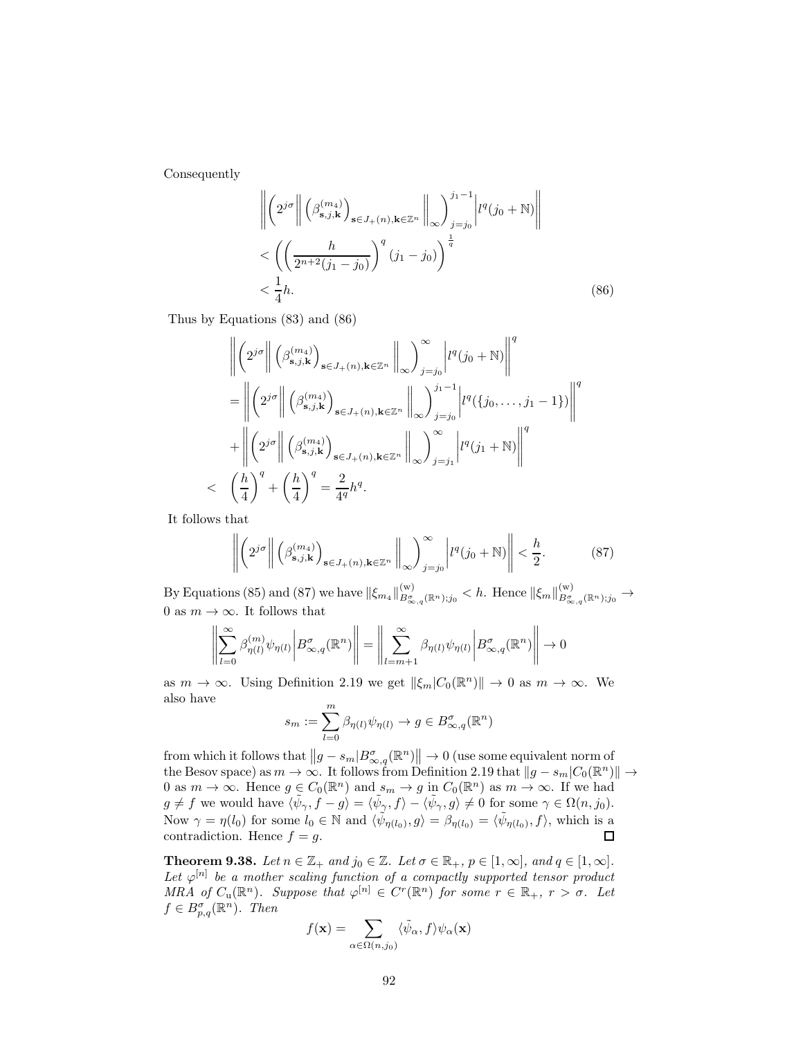Consequently

$$\left\| \left( 2^{j\sigma} \left\| \left( \beta^{(m_4)}_{\mathbf{s},j,\mathbf{k}} \right)_{\mathbf{s}\in J_+(n),\mathbf{k}\in\mathbb{Z}^n} \right\|_\infty \right)_{j=j_0}^{j_1-1} \middle| l^q(j_0+\mathbb{N}) \right\|$$
$$< \left( \left( \frac{h}{2^{n+2}(j_1-j_0)} \right)^q (j_1-j_0) \right)^{\frac{1}{q}}$$
$$< \frac{1}{4}h. \tag{86}$$

Thus by Equations (83) and (86)

$$\left\| \left( 2^{j\sigma} \left\| \left( \beta^{(m_4)}_{\mathbf{s},j,\mathbf{k}} \right)_{\mathbf{s}\in J_+(n),\mathbf{k}\in\mathbb{Z}^n} \right\|_\infty \right)_{j=j_0}^{\infty} \middle| l^q(j_0+\mathbb{N}) \right\|^q$$
$$= \left\| \left( 2^{j\sigma} \left\| \left( \beta^{(m_4)}_{\mathbf{s},j,\mathbf{k}} \right)_{\mathbf{s}\in J_+(n),\mathbf{k}\in\mathbb{Z}^n} \right\|_\infty \right)_{j=j_0}^{j_1-1} \middle| l^q(\{j_0,\ldots,j_1-1\}) \right\|^q$$
$$+ \left\| \left( 2^{j\sigma} \left\| \left( \beta^{(m_4)}_{\mathbf{s},j,\mathbf{k}} \right)_{\mathbf{s}\in J_+(n),\mathbf{k}\in\mathbb{Z}^n} \right\|_\infty \right)_{j=j_1}^{\infty} \middle| l^q(j_1+\mathbb{N}) \right\|^q$$
$$< \left( \frac{h}{4} \right)^q + \left( \frac{h}{4} \right)^q = \frac{2}{4^q} h^q.$$

It follows that

$$\left\| \left( 2^{j\sigma} \left\| \left( \beta^{(m_4)}_{\mathbf{s},j,\mathbf{k}} \right)_{\mathbf{s}\in J_+(n),\mathbf{k}\in\mathbb{Z}^n} \right\|_\infty \right)_{j=j_0}^{\infty} \middle| l^q(j_0+\mathbb{N}) \right\| < \frac{h}{2}. \tag{87}$$

By Equations (85) and (87) we have $\|\xi_{m_4}\|^{(\mathrm{w})}_{B^\sigma_{\infty,q}(\mathbb{R}^n);j_0} < h$. Hence $\|\xi_m\|^{(\mathrm{w})}_{B^\sigma_{\infty,q}(\mathbb{R}^n);j_0} \to 0$ as $m\to\infty$. It follows that

$$\left\| \sum_{l=0}^{\infty} \beta^{(m)}_{\eta(l)} \psi_{\eta(l)} \middle| B^\sigma_{\infty,q}(\mathbb{R}^n) \right\| = \left\| \sum_{l=m+1}^{\infty} \beta_{\eta(l)} \psi_{\eta(l)} \middle| B^\sigma_{\infty,q}(\mathbb{R}^n) \right\| \to 0$$

as $m\to\infty$. Using Definition 2.19 we get $\|\xi_m|C_0(\mathbb{R}^n)\| \to 0$ as $m\to\infty$. We also have

$$s_m := \sum_{l=0}^{m} \beta_{\eta(l)} \psi_{\eta(l)} \to g \in B^\sigma_{\infty,q}(\mathbb{R}^n)$$

from which it follows that $\left\|g - s_m | B^\sigma_{\infty,q}(\mathbb{R}^n)\right\| \to 0$ (use some equivalent norm of the Besov space) as $m\to\infty$. It follows from Definition 2.19 that $\|g - s_m|C_0(\mathbb{R}^n)\| \to 0$ as $m\to\infty$. Hence $g\in C_0(\mathbb{R}^n)$ and $s_m \to g$ in $C_0(\mathbb{R}^n)$ as $m\to\infty$. If we had $g\neq f$ we would have $\langle\tilde{\psi}_\gamma, f-g\rangle = \langle\tilde{\psi}_\gamma, f\rangle - \langle\tilde{\psi}_\gamma, g\rangle \neq 0$ for some $\gamma\in\Omega(n,j_0)$. Now $\gamma = \eta(l_0)$ for some $l_0\in\mathbb{N}$ and $\langle\tilde{\psi}_{\eta(l_0)}, g\rangle = \beta_{\eta(l_0)} = \langle\tilde{\psi}_{\eta(l_0)}, f\rangle$, which is a contradiction. Hence $f = g$. □

**Theorem 9.38.** *Let $n\in\mathbb{Z}_+$ and $j_0\in\mathbb{Z}$. Let $\sigma\in\mathbb{R}_+$, $p\in[1,\infty]$, and $q\in[1,\infty]$. Let $\varphi^{[n]}$ be a mother scaling function of a compactly supported tensor product MRA of $C_{\mathrm{u}}(\mathbb{R}^n)$. Suppose that $\varphi^{[n]}\in C^r(\mathbb{R}^n)$ for some $r\in\mathbb{R}_+$, $r>\sigma$. Let $f\in B^\sigma_{p,q}(\mathbb{R}^n)$. Then*

$$f(\mathbf{x}) = \sum_{\alpha\in\Omega(n,j_0)} \langle\tilde{\psi}_\alpha, f\rangle \psi_\alpha(\mathbf{x})$$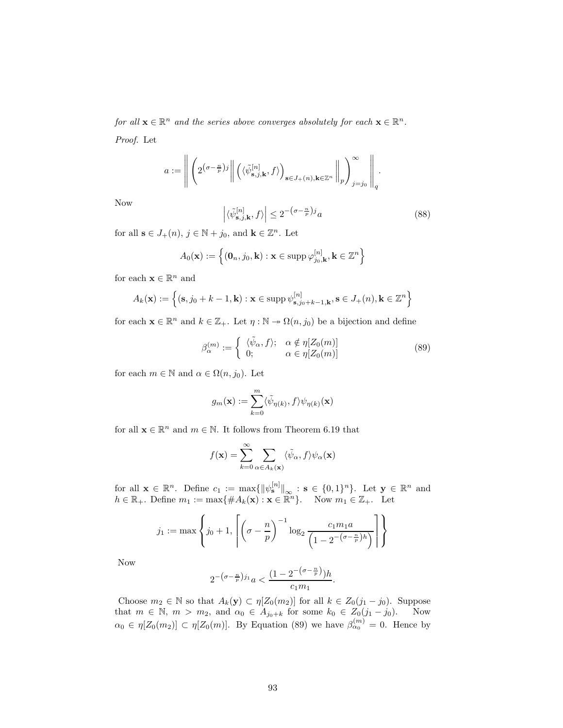*for all* $\mathbf{x} \in \mathbb{R}^n$ *and the series above converges absolutely for each* $\mathbf{x} \in \mathbb{R}^n$.

*Proof.* Let

$$a := \left\| \left( 2^{\left(\sigma - \frac{n}{p}\right)j} \left\| \left( \langle \tilde{\psi}^{[n]}_{\mathbf{s},j,\mathbf{k}}, f \rangle \right)_{\mathbf{s} \in J_+(n), \mathbf{k} \in \mathbb{Z}^n} \right\|_p \right)_{j=j_0}^{\infty} \right\|_q .$$

Now

$$\left| \langle \tilde{\psi}^{[n]}_{\mathbf{s},j,\mathbf{k}}, f \rangle \right| \leq 2^{-\left(\sigma - \frac{n}{p}\right)j} a \tag{88}$$

for all $\mathbf{s} \in J_+(n)$, $j \in \mathbb{N} + j_0$, and $\mathbf{k} \in \mathbb{Z}^n$. Let

$$A_0(\mathbf{x}) := \left\{ (\mathbf{0}_n, j_0, \mathbf{k}) : \mathbf{x} \in \operatorname{supp} \varphi^{[n]}_{j_0,\mathbf{k}}, \mathbf{k} \in \mathbb{Z}^n \right\}$$

for each $\mathbf{x} \in \mathbb{R}^n$ and

$$A_k(\mathbf{x}) := \left\{ (\mathbf{s}, j_0 + k - 1, \mathbf{k}) : \mathbf{x} \in \operatorname{supp} \psi^{[n]}_{\mathbf{s},j_0+k-1,\mathbf{k}}, \mathbf{s} \in J_+(n), \mathbf{k} \in \mathbb{Z}^n \right\}$$

for each $\mathbf{x} \in \mathbb{R}^n$ and $k \in \mathbb{Z}_+$. Let $\eta : \mathbb{N} \twoheadrightarrow \Omega(n, j_0)$ be a bijection and define

$$\beta^{(m)}_{\alpha} := \begin{cases} \langle \tilde{\psi}_{\alpha}, f \rangle; & \alpha \notin \eta[Z_0(m)] \\ 0; & \alpha \in \eta[Z_0(m)] \end{cases} \tag{89}$$

for each $m \in \mathbb{N}$ and $\alpha \in \Omega(n, j_0)$. Let

$$g_m(\mathbf{x}) := \sum_{k=0}^{m} \langle \tilde{\psi}_{\eta(k)}, f \rangle \psi_{\eta(k)}(\mathbf{x})$$

for all $\mathbf{x} \in \mathbb{R}^n$ and $m \in \mathbb{N}$. It follows from Theorem 6.19 that

$$f(\mathbf{x}) = \sum_{k=0}^{\infty} \sum_{\alpha \in A_k(\mathbf{x})} \langle \tilde{\psi}_{\alpha}, f \rangle \psi_{\alpha}(\mathbf{x})$$

for all $\mathbf{x} \in \mathbb{R}^n$. Define $c_1 := \max\{ \|\psi^{[n]}_{\mathbf{s}}\|_{\infty} : \mathbf{s} \in \{0,1\}^n \}$. Let $\mathbf{y} \in \mathbb{R}^n$ and $h \in \mathbb{R}_+$. Define $m_1 := \max\{ \# A_k(\mathbf{x}) : \mathbf{x} \in \mathbb{R}^n \}$. Now $m_1 \in \mathbb{Z}_+$. Let

$$j_1 := \max \left\{ j_0 + 1, \left\lceil \left( \sigma - \frac{n}{p} \right)^{-1} \log_2 \frac{c_1 m_1 a}{\left( 1 - 2^{-\left(\sigma - \frac{n}{p}\right)h} \right)} \right\rceil \right\}$$

Now

$$2^{-\left(\sigma - \frac{n}{p}\right)j_1} a < \frac{(1 - 2^{-\left(\sigma - \frac{n}{p}\right)})h}{c_1 m_1}.$$

Choose $m_2 \in \mathbb{N}$ so that $A_k(\mathbf{y}) \subset \eta[Z_0(m_2)]$ for all $k \in Z_0(j_1 - j_0)$. Suppose that $m \in \mathbb{N}$, $m > m_2$, and $\alpha_0 \in A_{j_0+k}$ for some $k_0 \in Z_0(j_1 - j_0)$. Now $\alpha_0 \in \eta[Z_0(m_2)] \subset \eta[Z_0(m)]$. By Equation (89) we have $\beta^{(m)}_{\alpha_0} = 0$. Hence by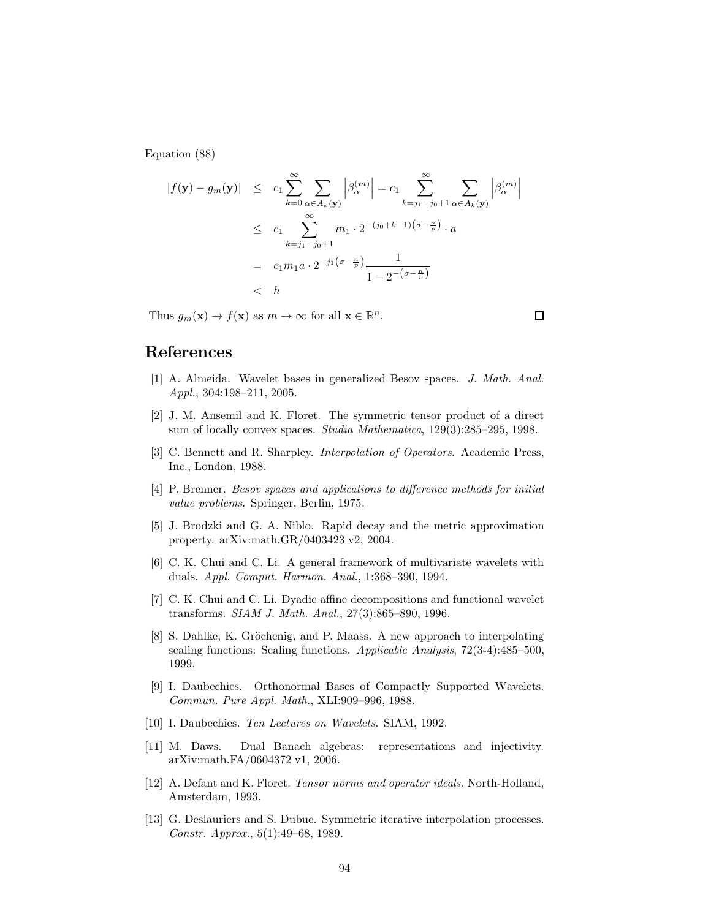Equation (88)

$$
\begin{aligned}
|f(\mathbf{y}) - g_m(\mathbf{y})| &\leq c_1 \sum_{k=0}^{\infty} \sum_{\alpha \in A_k(\mathbf{y})} \left|\beta_\alpha^{(m)}\right| = c_1 \sum_{k=j_1-j_0+1}^{\infty} \sum_{\alpha \in A_k(\mathbf{y})} \left|\beta_\alpha^{(m)}\right| \\
&\leq c_1 \sum_{k=j_1-j_0+1}^{\infty} m_1 \cdot 2^{-(j_0+k-1)\left(\sigma - \frac{n}{p}\right)} \cdot a \\
&= c_1 m_1 a \cdot 2^{-j_1\left(\sigma - \frac{n}{p}\right)} \frac{1}{1 - 2^{-\left(\sigma - \frac{n}{p}\right)}} \\
&< h
\end{aligned}
$$

Thus $g_m(\mathbf{x}) \to f(\mathbf{x})$ as $m \to \infty$ for all $\mathbf{x} \in \mathbb{R}^n$. □

# References

[1] A. Almeida. Wavelet bases in generalized Besov spaces. *J. Math. Anal. Appl.*, 304:198–211, 2005.

[2] J. M. Ansemil and K. Floret. The symmetric tensor product of a direct sum of locally convex spaces. *Studia Mathematica*, 129(3):285–295, 1998.

[3] C. Bennett and R. Sharpley. *Interpolation of Operators*. Academic Press, Inc., London, 1988.

[4] P. Brenner. *Besov spaces and applications to difference methods for initial value problems*. Springer, Berlin, 1975.

[5] J. Brodzki and G. A. Niblo. Rapid decay and the metric approximation property. arXiv:math.GR/0403423 v2, 2004.

[6] C. K. Chui and C. Li. A general framework of multivariate wavelets with duals. *Appl. Comput. Harmon. Anal.*, 1:368–390, 1994.

[7] C. K. Chui and C. Li. Dyadic affine decompositions and functional wavelet transforms. *SIAM J. Math. Anal.*, 27(3):865–890, 1996.

[8] S. Dahlke, K. Gröchenig, and P. Maass. A new approach to interpolating scaling functions: Scaling functions. *Applicable Analysis*, 72(3-4):485–500, 1999.

[9] I. Daubechies. Orthonormal Bases of Compactly Supported Wavelets. *Commun. Pure Appl. Math.*, XLI:909–996, 1988.

[10] I. Daubechies. *Ten Lectures on Wavelets*. SIAM, 1992.

[11] M. Daws. Dual Banach algebras: representations and injectivity. arXiv:math.FA/0604372 v1, 2006.

[12] A. Defant and K. Floret. *Tensor norms and operator ideals*. North-Holland, Amsterdam, 1993.

[13] G. Deslauriers and S. Dubuc. Symmetric iterative interpolation processes. *Constr. Approx.*, 5(1):49–68, 1989.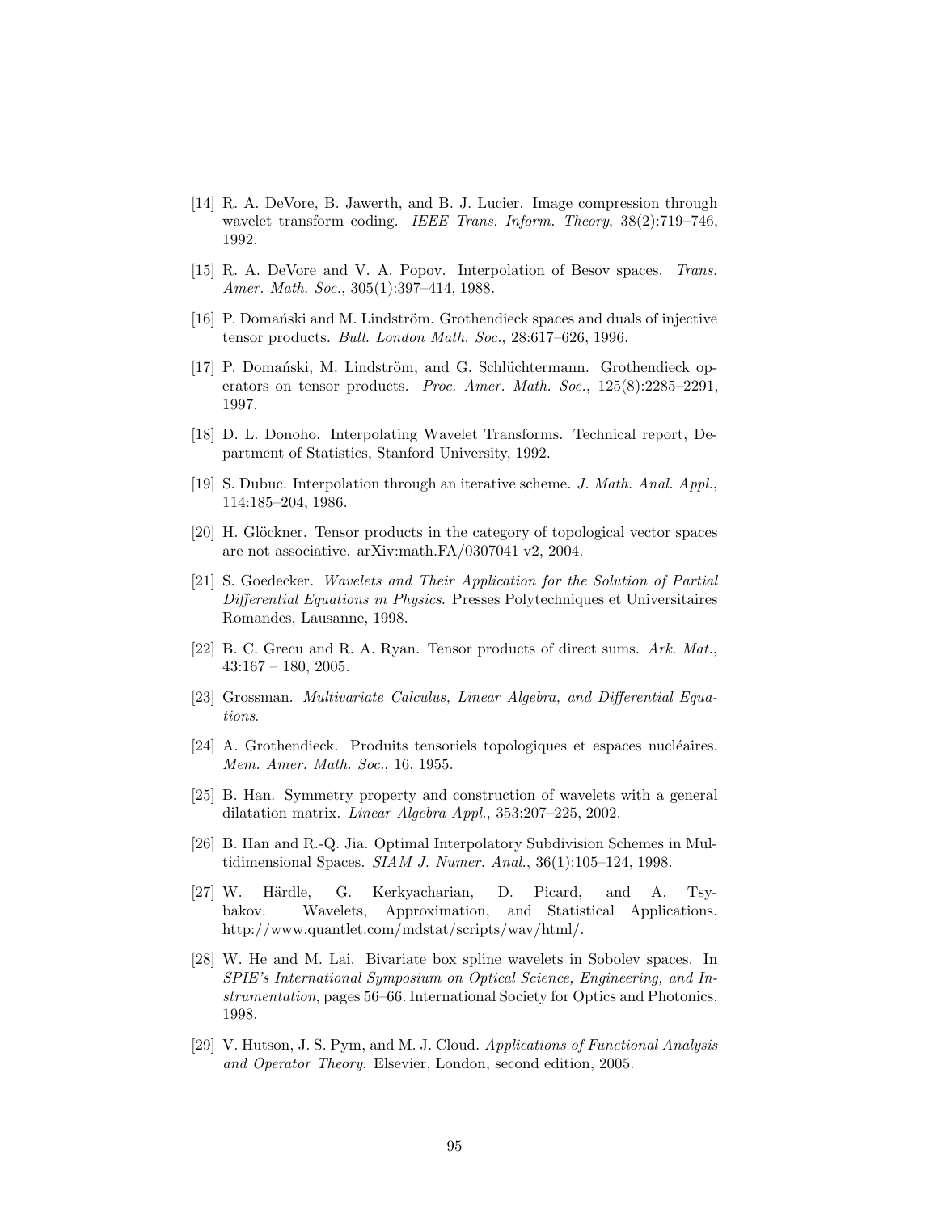[14] R. A. DeVore, B. Jawerth, and B. J. Lucier. Image compression through wavelet transform coding. *IEEE Trans. Inform. Theory*, 38(2):719–746, 1992.

[15] R. A. DeVore and V. A. Popov. Interpolation of Besov spaces. *Trans. Amer. Math. Soc.*, 305(1):397–414, 1988.

[16] P. Domański and M. Lindström. Grothendieck spaces and duals of injective tensor products. *Bull. London Math. Soc.*, 28:617–626, 1996.

[17] P. Domański, M. Lindström, and G. Schlüchtermann. Grothendieck operators on tensor products. *Proc. Amer. Math. Soc.*, 125(8):2285–2291, 1997.

[18] D. L. Donoho. Interpolating Wavelet Transforms. Technical report, Department of Statistics, Stanford University, 1992.

[19] S. Dubuc. Interpolation through an iterative scheme. *J. Math. Anal. Appl.*, 114:185–204, 1986.

[20] H. Glöckner. Tensor products in the category of topological vector spaces are not associative. arXiv:math.FA/0307041 v2, 2004.

[21] S. Goedecker. *Wavelets and Their Application for the Solution of Partial Differential Equations in Physics*. Presses Polytechniques et Universitaires Romandes, Lausanne, 1998.

[22] B. C. Grecu and R. A. Ryan. Tensor products of direct sums. *Ark. Mat.*, 43:167 – 180, 2005.

[23] Grossman. *Multivariate Calculus, Linear Algebra, and Differential Equations*.

[24] A. Grothendieck. Produits tensoriels topologiques et espaces nucléaires. *Mem. Amer. Math. Soc.*, 16, 1955.

[25] B. Han. Symmetry property and construction of wavelets with a general dilatation matrix. *Linear Algebra Appl.*, 353:207–225, 2002.

[26] B. Han and R.-Q. Jia. Optimal Interpolatory Subdivision Schemes in Multidimensional Spaces. *SIAM J. Numer. Anal.*, 36(1):105–124, 1998.

[27] W. Härdle, G. Kerkyacharian, D. Picard, and A. Tsybakov. Wavelets, Approximation, and Statistical Applications. http://www.quantlet.com/mdstat/scripts/wav/html/.

[28] W. He and M. Lai. Bivariate box spline wavelets in Sobolev spaces. In *SPIE's International Symposium on Optical Science, Engineering, and Instrumentation*, pages 56–66. International Society for Optics and Photonics, 1998.

[29] V. Hutson, J. S. Pym, and M. J. Cloud. *Applications of Functional Analysis and Operator Theory*. Elsevier, London, second edition, 2005.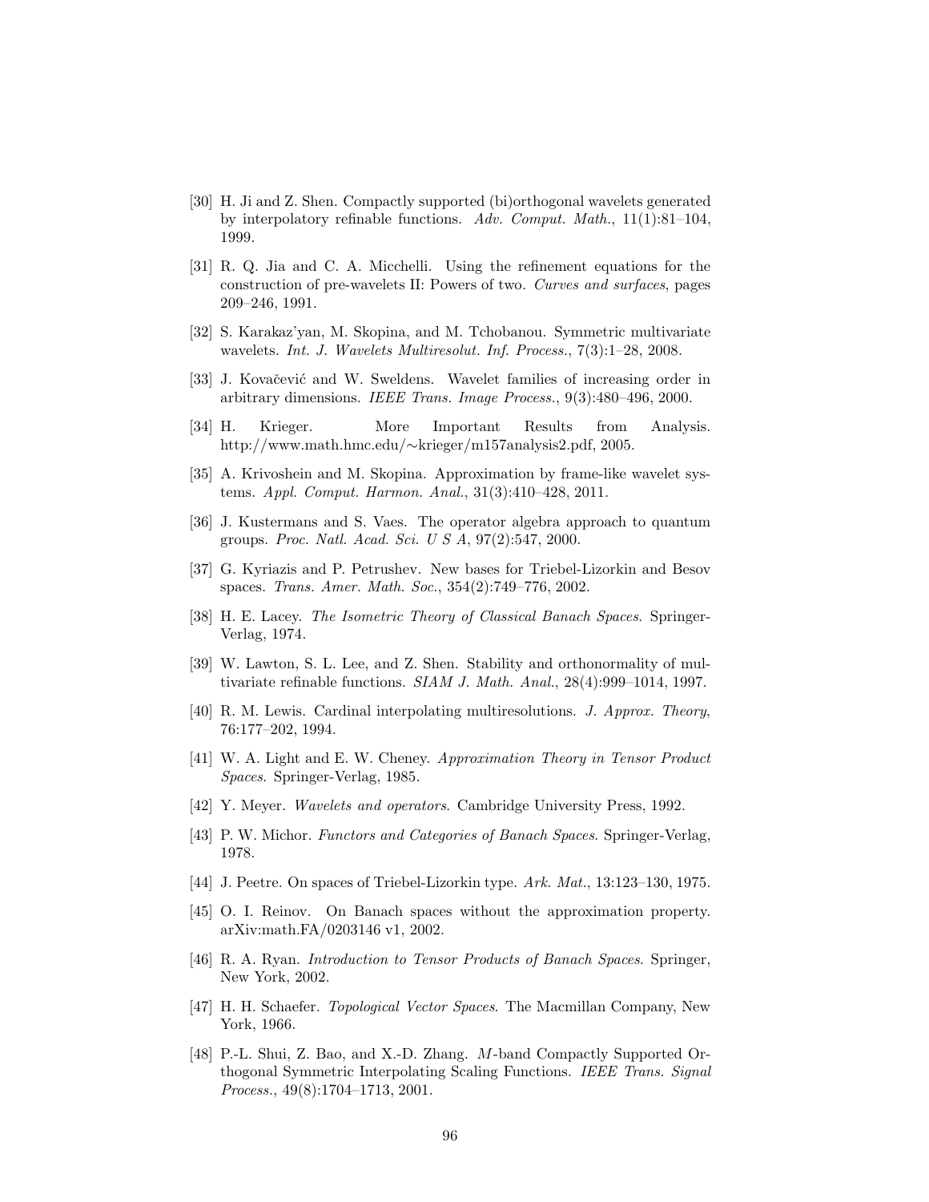[30] H. Ji and Z. Shen. Compactly supported (bi)orthogonal wavelets generated by interpolatory refinable functions. *Adv. Comput. Math.*, 11(1):81–104, 1999.

[31] R. Q. Jia and C. A. Micchelli. Using the refinement equations for the construction of pre-wavelets II: Powers of two. *Curves and surfaces*, pages 209–246, 1991.

[32] S. Karakaz'yan, M. Skopina, and M. Tchobanou. Symmetric multivariate wavelets. *Int. J. Wavelets Multiresolut. Inf. Process.*, 7(3):1–28, 2008.

[33] J. Kovačević and W. Sweldens. Wavelet families of increasing order in arbitrary dimensions. *IEEE Trans. Image Process.*, 9(3):480–496, 2000.

[34] H. Krieger. More Important Results from Analysis. http://www.math.hmc.edu/∼krieger/m157analysis2.pdf, 2005.

[35] A. Krivoshein and M. Skopina. Approximation by frame-like wavelet systems. *Appl. Comput. Harmon. Anal.*, 31(3):410–428, 2011.

[36] J. Kustermans and S. Vaes. The operator algebra approach to quantum groups. *Proc. Natl. Acad. Sci. U S A*, 97(2):547, 2000.

[37] G. Kyriazis and P. Petrushev. New bases for Triebel-Lizorkin and Besov spaces. *Trans. Amer. Math. Soc.*, 354(2):749–776, 2002.

[38] H. E. Lacey. *The Isometric Theory of Classical Banach Spaces*. Springer-Verlag, 1974.

[39] W. Lawton, S. L. Lee, and Z. Shen. Stability and orthonormality of multivariate refinable functions. *SIAM J. Math. Anal.*, 28(4):999–1014, 1997.

[40] R. M. Lewis. Cardinal interpolating multiresolutions. *J. Approx. Theory*, 76:177–202, 1994.

[41] W. A. Light and E. W. Cheney. *Approximation Theory in Tensor Product Spaces*. Springer-Verlag, 1985.

[42] Y. Meyer. *Wavelets and operators*. Cambridge University Press, 1992.

[43] P. W. Michor. *Functors and Categories of Banach Spaces*. Springer-Verlag, 1978.

[44] J. Peetre. On spaces of Triebel-Lizorkin type. *Ark. Mat.*, 13:123–130, 1975.

[45] O. I. Reinov. On Banach spaces without the approximation property. arXiv:math.FA/0203146 v1, 2002.

[46] R. A. Ryan. *Introduction to Tensor Products of Banach Spaces*. Springer, New York, 2002.

[47] H. H. Schaefer. *Topological Vector Spaces*. The Macmillan Company, New York, 1966.

[48] P.-L. Shui, Z. Bao, and X.-D. Zhang. *M*-band Compactly Supported Orthogonal Symmetric Interpolating Scaling Functions. *IEEE Trans. Signal Process.*, 49(8):1704–1713, 2001.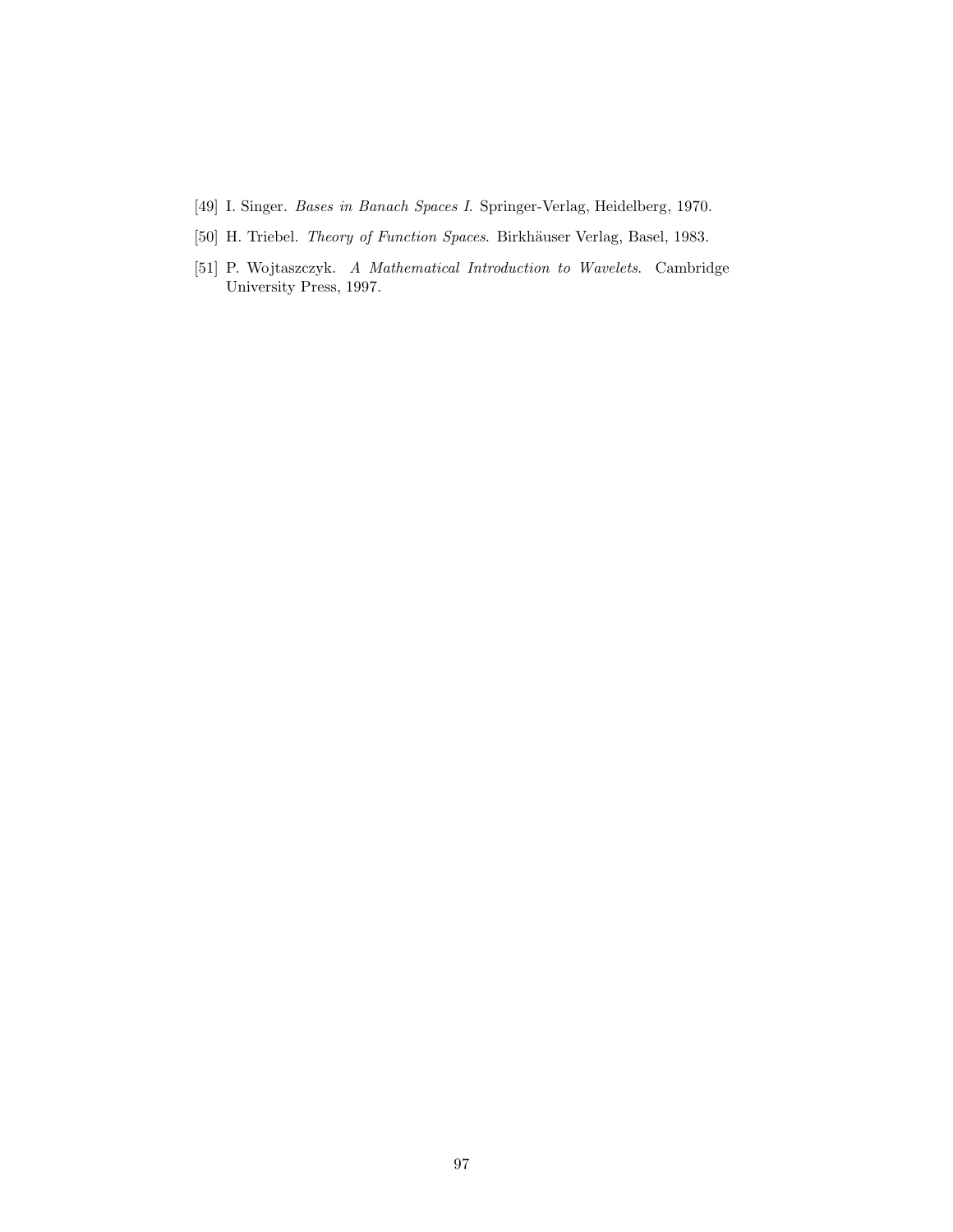[49] I. Singer. *Bases in Banach Spaces I*. Springer-Verlag, Heidelberg, 1970.

[50] H. Triebel. *Theory of Function Spaces*. Birkhäuser Verlag, Basel, 1983.

[51] P. Wojtaszczyk. *A Mathematical Introduction to Wavelets*. Cambridge University Press, 1997.